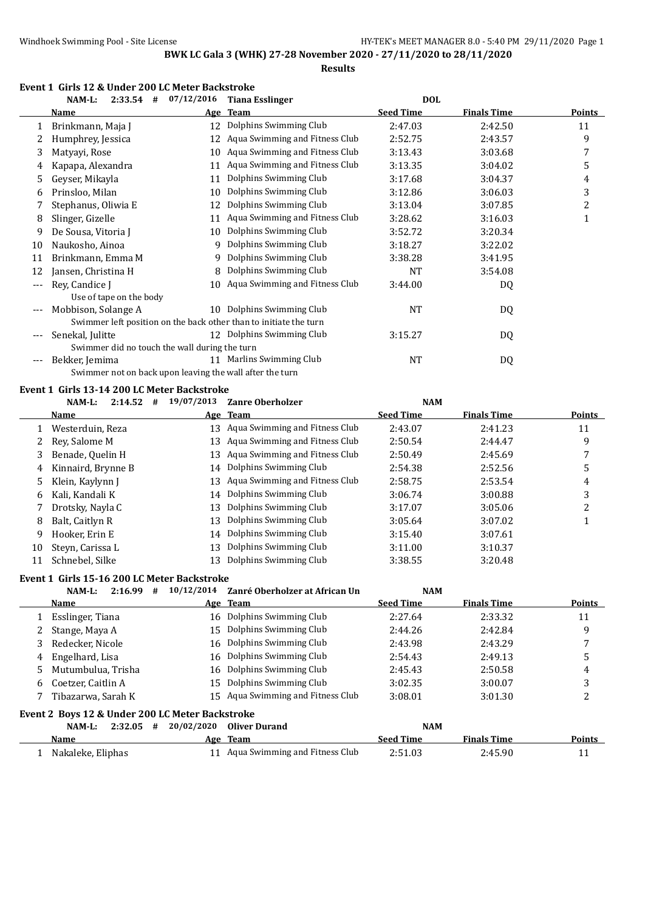Windhoek Swimming Pool - Site License HY-TEK's MEET MANAGER 8.0 - 5:40 PM 29/11/2020

**BWK LC Gala 3 (WHK) 27-28 November 2020 - 27/11/2020 to 28/11/2020**

**Results**

### Event 1 Girls 12 & Under 200 LC Meter Backstroke

NAM-L: 2:33.54 # 07/12/2016 Tiana Esslinger DOL

| | Name | Age | Team | Seed Time | Finals Time | Points |
|---|---|---|---|---|---|---|
| 1 | Brinkmann, Maja J | 12 | Dolphins Swimming Club | 2:47.03 | 2:42.50 | 11 |
| 2 | Humphrey, Jessica | 12 | Aqua Swimming and Fitness Club | 2:52.75 | 2:43.57 | 9 |
| 3 | Matyayi, Rose | 10 | Aqua Swimming and Fitness Club | 3:13.43 | 3:03.68 | 7 |
| 4 | Kapapa, Alexandra | 11 | Aqua Swimming and Fitness Club | 3:13.35 | 3:04.02 | 5 |
| 5 | Geyser, Mikayla | 11 | Dolphins Swimming Club | 3:17.68 | 3:04.37 | 4 |
| 6 | Prinsloo, Milan | 10 | Dolphins Swimming Club | 3:12.86 | 3:06.03 | 3 |
| 7 | Stephanus, Oliwia E | 12 | Dolphins Swimming Club | 3:13.04 | 3:07.85 | 2 |
| 8 | Slinger, Gizelle | 11 | Aqua Swimming and Fitness Club | 3:28.62 | 3:16.03 | 1 |
| 9 | De Sousa, Vitoria J | 10 | Dolphins Swimming Club | 3:52.72 | 3:20.34 | |
| 10 | Naukosho, Ainoa | 9 | Dolphins Swimming Club | 3:18.27 | 3:22.02 | |
| 11 | Brinkmann, Emma M | 9 | Dolphins Swimming Club | 3:38.28 | 3:41.95 | |
| 12 | Jansen, Christina H | 8 | Dolphins Swimming Club | NT | 3:54.08 | |
| --- | Rey, Candice J | 10 | Aqua Swimming and Fitness Club | 3:44.00 | DQ | |
| | Use of tape on the body | | | | | |
| --- | Mobbison, Solange A | 10 | Dolphins Swimming Club | NT | DQ | |
| | Swimmer left position on the back other than to initiate the turn | | | | | |
| --- | Senekal, Julitte | 12 | Dolphins Swimming Club | 3:15.27 | DQ | |
| | Swimmer did no touch the wall during the turn | | | | | |
| --- | Bekker, Jemima | 11 | Marlins Swimming Club | NT | DQ | |
| | Swimmer not on back upon leaving the wall after the turn | | | | | |

### Event 1 Girls 13-14 200 LC Meter Backstroke

NAM-L: 2:14.52 # 19/07/2013 Zanre Oberholzer NAM

| | Name | Age | Team | Seed Time | Finals Time | Points |
|---|---|---|---|---|---|---|
| 1 | Westerduin, Reza | 13 | Aqua Swimming and Fitness Club | 2:43.07 | 2:41.23 | 11 |
| 2 | Rey, Salome M | 13 | Aqua Swimming and Fitness Club | 2:50.54 | 2:44.47 | 9 |
| 3 | Benade, Quelin H | 13 | Aqua Swimming and Fitness Club | 2:50.49 | 2:45.69 | 7 |
| 4 | Kinnaird, Brynne B | 14 | Dolphins Swimming Club | 2:54.38 | 2:52.56 | 5 |
| 5 | Klein, Kaylynn J | 13 | Aqua Swimming and Fitness Club | 2:58.75 | 2:53.54 | 4 |
| 6 | Kali, Kandali K | 14 | Dolphins Swimming Club | 3:06.74 | 3:00.88 | 3 |
| 7 | Drotsky, Nayla C | 13 | Dolphins Swimming Club | 3:17.07 | 3:05.06 | 2 |
| 8 | Balt, Caitlyn R | 13 | Dolphins Swimming Club | 3:05.64 | 3:07.02 | 1 |
| 9 | Hooker, Erin E | 14 | Dolphins Swimming Club | 3:15.40 | 3:07.61 | |
| 10 | Steyn, Carissa L | 13 | Dolphins Swimming Club | 3:11.00 | 3:10.37 | |
| 11 | Schnebel, Silke | 13 | Dolphins Swimming Club | 3:38.55 | 3:20.48 | |

### Event 1 Girls 15-16 200 LC Meter Backstroke

NAM-L: 2:16.99 # 10/12/2014 Zanré Oberholzer at African Un NAM

| | Name | Age | Team | Seed Time | Finals Time | Points |
|---|---|---|---|---|---|---|
| 1 | Esslinger, Tiana | 16 | Dolphins Swimming Club | 2:27.64 | 2:33.32 | 11 |
| 2 | Stange, Maya A | 15 | Dolphins Swimming Club | 2:44.26 | 2:42.84 | 9 |
| 3 | Redecker, Nicole | 16 | Dolphins Swimming Club | 2:43.98 | 2:43.29 | 7 |
| 4 | Engelhard, Lisa | 16 | Dolphins Swimming Club | 2:54.43 | 2:49.13 | 5 |
| 5 | Mutumbulua, Trisha | 16 | Dolphins Swimming Club | 2:45.43 | 2:50.58 | 4 |
| 6 | Coetzer, Caitlin A | 15 | Dolphins Swimming Club | 3:02.35 | 3:00.07 | 3 |
| 7 | Tibazarwa, Sarah K | 15 | Aqua Swimming and Fitness Club | 3:08.01 | 3:01.30 | 2 |

### Event 2 Boys 12 & Under 200 LC Meter Backstroke

NAM-L: 2:32.05 # 20/02/2020 Oliver Durand NAM

| | Name | Age | Team | Seed Time | Finals Time | Points |
|---|---|---|---|---|---|---|
| 1 | Nakaleke, Eliphas | 11 | Aqua Swimming and Fitness Club | 2:51.03 | 2:45.90 | 11 |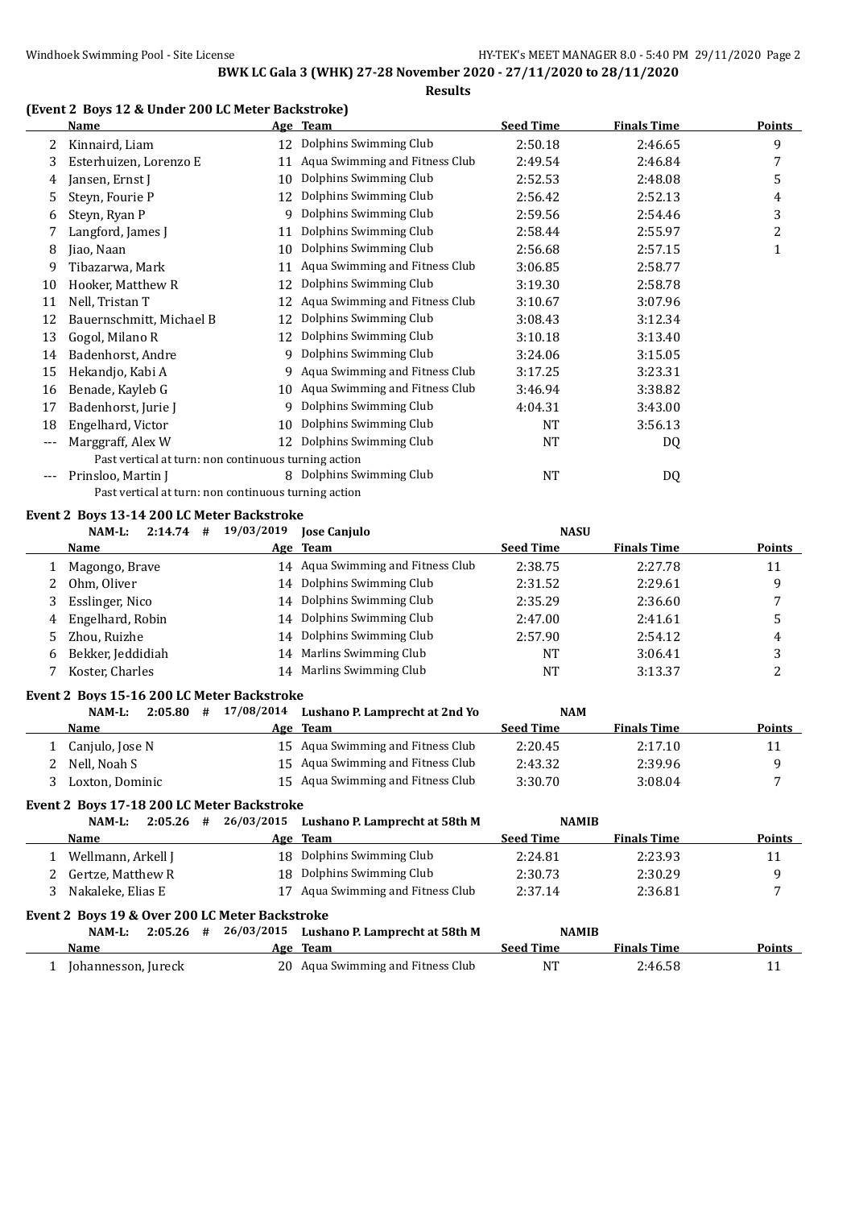**BWK LC Gala 3 (WHK) 27-28 November 2020 - 27/11/2020 to 28/11/2020**

**Results**

### (Event 2 Boys 12 & Under 200 LC Meter Backstroke)

| | Name | Age | Team | Seed Time | Finals Time | Points |
|---|---|---|---|---|---|---|
| 2 | Kinnaird, Liam | 12 | Dolphins Swimming Club | 2:50.18 | 2:46.65 | 9 |
| 3 | Esterhuizen, Lorenzo E | 11 | Aqua Swimming and Fitness Club | 2:49.54 | 2:46.84 | 7 |
| 4 | Jansen, Ernst J | 10 | Dolphins Swimming Club | 2:52.53 | 2:48.08 | 5 |
| 5 | Steyn, Fourie P | 12 | Dolphins Swimming Club | 2:56.42 | 2:52.13 | 4 |
| 6 | Steyn, Ryan P | 9 | Dolphins Swimming Club | 2:59.56 | 2:54.46 | 3 |
| 7 | Langford, James J | 11 | Dolphins Swimming Club | 2:58.44 | 2:55.97 | 2 |
| 8 | Jiao, Naan | 10 | Dolphins Swimming Club | 2:56.68 | 2:57.15 | 1 |
| 9 | Tibazarwa, Mark | 11 | Aqua Swimming and Fitness Club | 3:06.85 | 2:58.77 | |
| 10 | Hooker, Matthew R | 12 | Dolphins Swimming Club | 3:19.30 | 2:58.78 | |
| 11 | Nell, Tristan T | 12 | Aqua Swimming and Fitness Club | 3:10.67 | 3:07.96 | |
| 12 | Bauernschmitt, Michael B | 12 | Dolphins Swimming Club | 3:08.43 | 3:12.34 | |
| 13 | Gogol, Milano R | 12 | Dolphins Swimming Club | 3:10.18 | 3:13.40 | |
| 14 | Badenhorst, Andre | 9 | Dolphins Swimming Club | 3:24.06 | 3:15.05 | |
| 15 | Hekandjo, Kabi A | 9 | Aqua Swimming and Fitness Club | 3:17.25 | 3:23.31 | |
| 16 | Benade, Kayleb G | 10 | Aqua Swimming and Fitness Club | 3:46.94 | 3:38.82 | |
| 17 | Badenhorst, Jurie J | 9 | Dolphins Swimming Club | 4:04.31 | 3:43.00 | |
| 18 | Engelhard, Victor | 10 | Dolphins Swimming Club | NT | 3:56.13 | |
| --- | Marggraff, Alex W | 12 | Dolphins Swimming Club | NT | DQ | |
| | Past vertical at turn: non continuous turning action | | | | | |
| --- | Prinsloo, Martin J | 8 | Dolphins Swimming Club | NT | DQ | |
| | Past vertical at turn: non continuous turning action | | | | | |

### Event 2 Boys 13-14 200 LC Meter Backstroke

NAM-L: 2:14.74 # 19/03/2019 Jose Canjulo NASU

| | Name | Age | Team | Seed Time | Finals Time | Points |
|---|---|---|---|---|---|---|
| 1 | Magongo, Brave | 14 | Aqua Swimming and Fitness Club | 2:38.75 | 2:27.78 | 11 |
| 2 | Ohm, Oliver | 14 | Dolphins Swimming Club | 2:31.52 | 2:29.61 | 9 |
| 3 | Esslinger, Nico | 14 | Dolphins Swimming Club | 2:35.29 | 2:36.60 | 7 |
| 4 | Engelhard, Robin | 14 | Dolphins Swimming Club | 2:47.00 | 2:41.61 | 5 |
| 5 | Zhou, Ruizhe | 14 | Dolphins Swimming Club | 2:57.90 | 2:54.12 | 4 |
| 6 | Bekker, Jeddidiah | 14 | Marlins Swimming Club | NT | 3:06.41 | 3 |
| 7 | Koster, Charles | 14 | Marlins Swimming Club | NT | 3:13.37 | 2 |

### Event 2 Boys 15-16 200 LC Meter Backstroke

NAM-L: 2:05.80 # 17/08/2014 Lushano P. Lamprecht at 2nd Yo NAM

| | Name | Age | Team | Seed Time | Finals Time | Points |
|---|---|---|---|---|---|---|
| 1 | Canjulo, Jose N | 15 | Aqua Swimming and Fitness Club | 2:20.45 | 2:17.10 | 11 |
| 2 | Nell, Noah S | 15 | Aqua Swimming and Fitness Club | 2:43.32 | 2:39.96 | 9 |
| 3 | Loxton, Dominic | 15 | Aqua Swimming and Fitness Club | 3:30.70 | 3:08.04 | 7 |

### Event 2 Boys 17-18 200 LC Meter Backstroke

NAM-L: 2:05.26 # 26/03/2015 Lushano P. Lamprecht at 58th M NAMIB

| | Name | Age | Team | Seed Time | Finals Time | Points |
|---|---|---|---|---|---|---|
| 1 | Wellmann, Arkell J | 18 | Dolphins Swimming Club | 2:24.81 | 2:23.93 | 11 |
| 2 | Gertze, Matthew R | 18 | Dolphins Swimming Club | 2:30.73 | 2:30.29 | 9 |
| 3 | Nakaleke, Elias E | 17 | Aqua Swimming and Fitness Club | 2:37.14 | 2:36.81 | 7 |

### Event 2 Boys 19 & Over 200 LC Meter Backstroke

NAM-L: 2:05.26 # 26/03/2015 Lushano P. Lamprecht at 58th M NAMIB

| | Name | Age | Team | Seed Time | Finals Time | Points |
|---|---|---|---|---|---|---|
| 1 | Johannesson, Jureck | 20 | Aqua Swimming and Fitness Club | NT | 2:46.58 | 11 |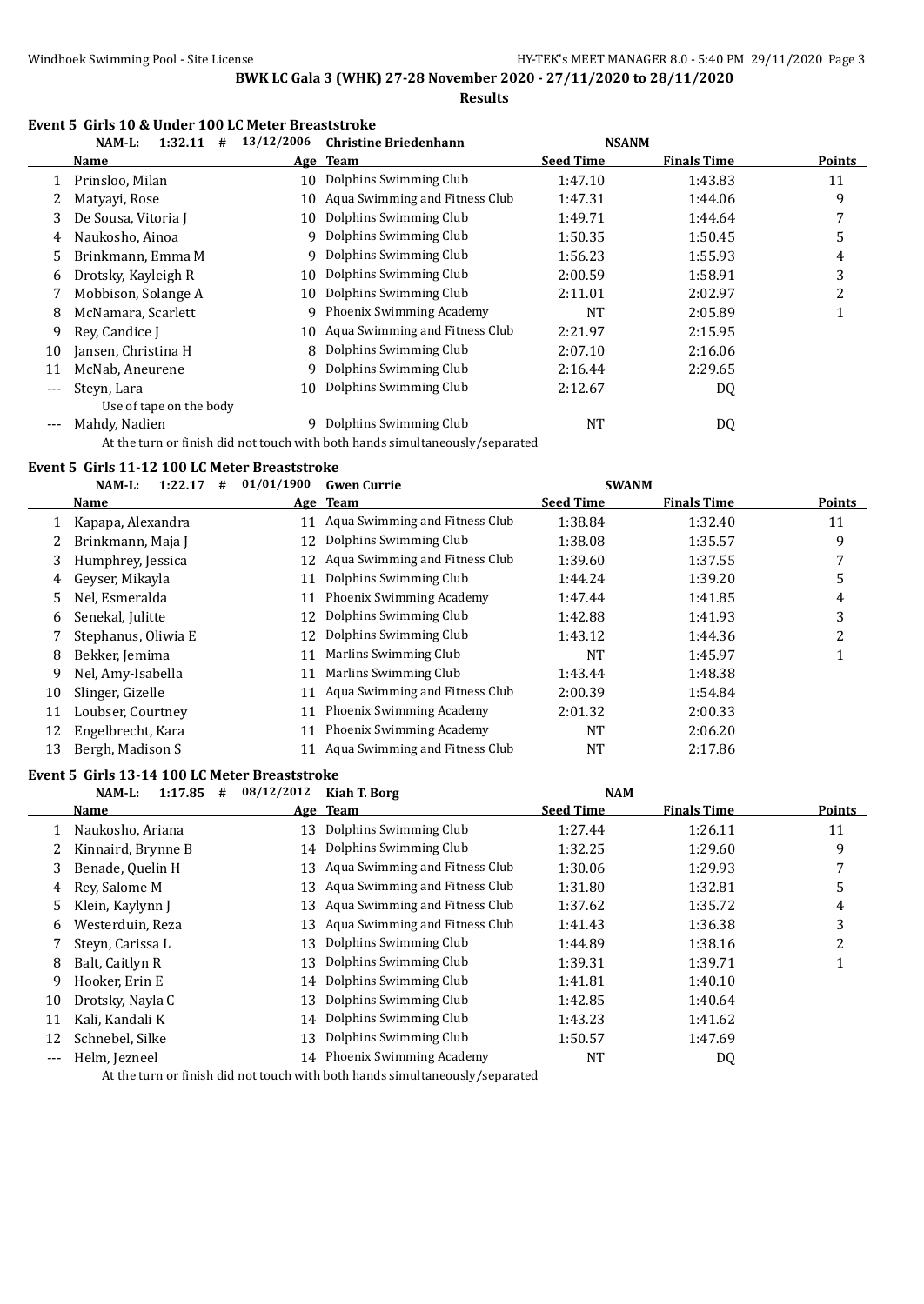**BWK LC Gala 3 (WHK) 27-28 November 2020 - 27/11/2020 to 28/11/2020**

**Results**

## Event 5 Girls 10 & Under 100 LC Meter Breaststroke

NAM-L: 1:32.11 # 13/12/2006 Christine Briedenhann NSANM

| | Name | Age | Team | Seed Time | Finals Time | Points |
|---|---|---|---|---|---|---|
| 1 | Prinsloo, Milan | 10 | Dolphins Swimming Club | 1:47.10 | 1:43.83 | 11 |
| 2 | Matyayi, Rose | 10 | Aqua Swimming and Fitness Club | 1:47.31 | 1:44.06 | 9 |
| 3 | De Sousa, Vitoria J | 10 | Dolphins Swimming Club | 1:49.71 | 1:44.64 | 7 |
| 4 | Naukosho, Ainoa | 9 | Dolphins Swimming Club | 1:50.35 | 1:50.45 | 5 |
| 5 | Brinkmann, Emma M | 9 | Dolphins Swimming Club | 1:56.23 | 1:55.93 | 4 |
| 6 | Drotsky, Kayleigh R | 10 | Dolphins Swimming Club | 2:00.59 | 1:58.91 | 3 |
| 7 | Mobbison, Solange A | 10 | Dolphins Swimming Club | 2:11.01 | 2:02.97 | 2 |
| 8 | McNamara, Scarlett | 9 | Phoenix Swimming Academy | NT | 2:05.89 | 1 |
| 9 | Rey, Candice J | 10 | Aqua Swimming and Fitness Club | 2:21.97 | 2:15.95 | |
| 10 | Jansen, Christina H | 8 | Dolphins Swimming Club | 2:07.10 | 2:16.06 | |
| 11 | McNab, Aneurene | 9 | Dolphins Swimming Club | 2:16.44 | 2:29.65 | |
| --- | Steyn, Lara | 10 | Dolphins Swimming Club | 2:12.67 | DQ | |
| | Use of tape on the body | | | | | |
| --- | Mahdy, Nadien | 9 | Dolphins Swimming Club | NT | DQ | |
| | At the turn or finish did not touch with both hands simultaneously/separated | | | | | |

## Event 5 Girls 11-12 100 LC Meter Breaststroke

NAM-L: 1:22.17 # 01/01/1900 Gwen Currie SWANM

| | Name | Age | Team | Seed Time | Finals Time | Points |
|---|---|---|---|---|---|---|
| 1 | Kapapa, Alexandra | 11 | Aqua Swimming and Fitness Club | 1:38.84 | 1:32.40 | 11 |
| 2 | Brinkmann, Maja J | 12 | Dolphins Swimming Club | 1:38.08 | 1:35.57 | 9 |
| 3 | Humphrey, Jessica | 12 | Aqua Swimming and Fitness Club | 1:39.60 | 1:37.55 | 7 |
| 4 | Geyser, Mikayla | 11 | Dolphins Swimming Club | 1:44.24 | 1:39.20 | 5 |
| 5 | Nel, Esmeralda | 11 | Phoenix Swimming Academy | 1:47.44 | 1:41.85 | 4 |
| 6 | Senekal, Julitte | 12 | Dolphins Swimming Club | 1:42.88 | 1:41.93 | 3 |
| 7 | Stephanus, Oliwia E | 12 | Dolphins Swimming Club | 1:43.12 | 1:44.36 | 2 |
| 8 | Bekker, Jemima | 11 | Marlins Swimming Club | NT | 1:45.97 | 1 |
| 9 | Nel, Amy-Isabella | 11 | Marlins Swimming Club | 1:43.44 | 1:48.38 | |
| 10 | Slinger, Gizelle | 11 | Aqua Swimming and Fitness Club | 2:00.39 | 1:54.84 | |
| 11 | Loubser, Courtney | 11 | Phoenix Swimming Academy | 2:01.32 | 2:00.33 | |
| 12 | Engelbrecht, Kara | 11 | Phoenix Swimming Academy | NT | 2:06.20 | |
| 13 | Bergh, Madison S | 11 | Aqua Swimming and Fitness Club | NT | 2:17.86 | |

## Event 5 Girls 13-14 100 LC Meter Breaststroke

NAM-L: 1:17.85 # 08/12/2012 Kiah T. Borg NAM

| | Name | Age | Team | Seed Time | Finals Time | Points |
|---|---|---|---|---|---|---|
| 1 | Naukosho, Ariana | 13 | Dolphins Swimming Club | 1:27.44 | 1:26.11 | 11 |
| 2 | Kinnaird, Brynne B | 14 | Dolphins Swimming Club | 1:32.25 | 1:29.60 | 9 |
| 3 | Benade, Quelin H | 13 | Aqua Swimming and Fitness Club | 1:30.06 | 1:29.93 | 7 |
| 4 | Rey, Salome M | 13 | Aqua Swimming and Fitness Club | 1:31.80 | 1:32.81 | 5 |
| 5 | Klein, Kaylynn J | 13 | Aqua Swimming and Fitness Club | 1:37.62 | 1:35.72 | 4 |
| 6 | Westerduin, Reza | 13 | Aqua Swimming and Fitness Club | 1:41.43 | 1:36.38 | 3 |
| 7 | Steyn, Carissa L | 13 | Dolphins Swimming Club | 1:44.89 | 1:38.16 | 2 |
| 8 | Balt, Caitlyn R | 13 | Dolphins Swimming Club | 1:39.31 | 1:39.71 | 1 |
| 9 | Hooker, Erin E | 14 | Dolphins Swimming Club | 1:41.81 | 1:40.10 | |
| 10 | Drotsky, Nayla C | 13 | Dolphins Swimming Club | 1:42.85 | 1:40.64 | |
| 11 | Kali, Kandali K | 14 | Dolphins Swimming Club | 1:43.23 | 1:41.62 | |
| 12 | Schnebel, Silke | 13 | Dolphins Swimming Club | 1:50.57 | 1:47.69 | |
| --- | Helm, Jezneel | 14 | Phoenix Swimming Academy | NT | DQ | |
| | At the turn or finish did not touch with both hands simultaneously/separated | | | | | |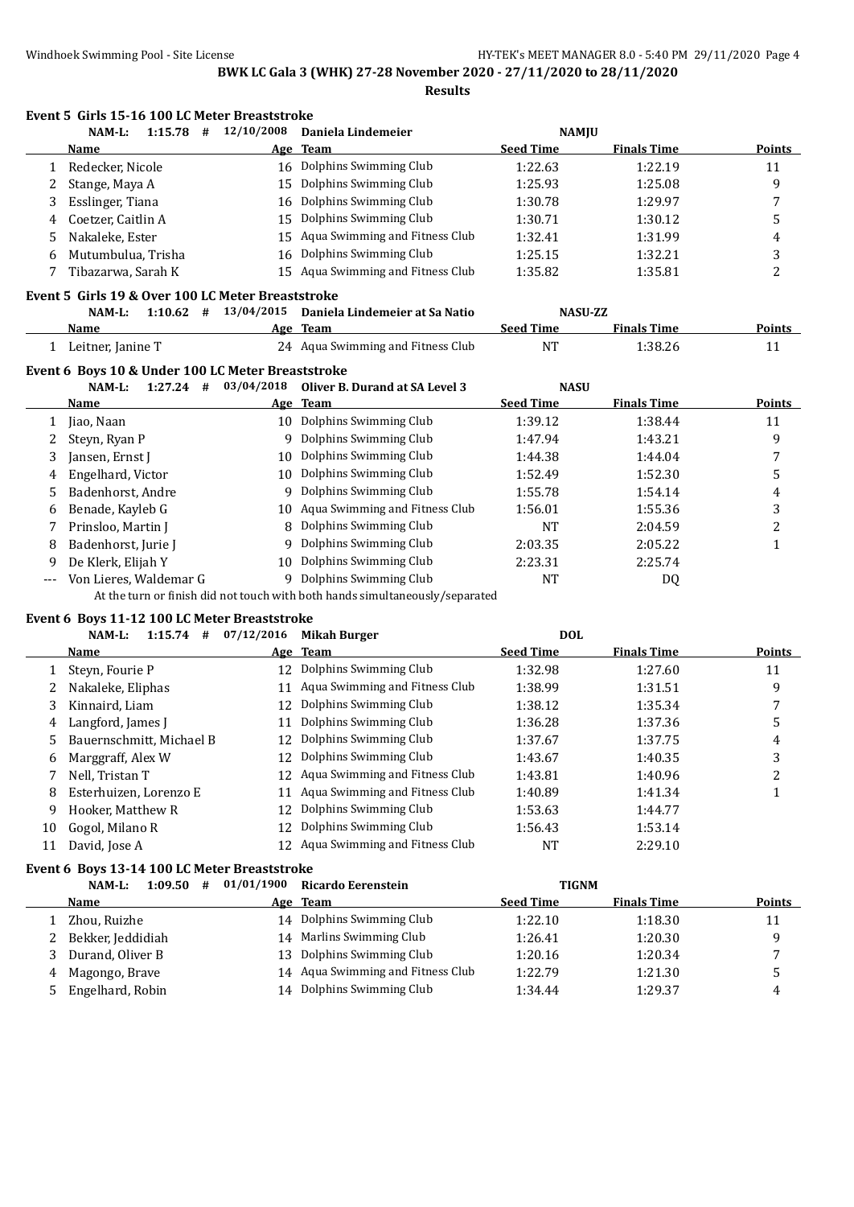**BWK LC Gala 3 (WHK) 27-28 November 2020 - 27/11/2020 to 28/11/2020**

**Results**

### Event 5 Girls 15-16 100 LC Meter Breaststroke

NAM-L: 1:15.78 # 12/10/2008 Daniela Lindemeier NAMJU

| | Name | Age | Team | Seed Time | Finals Time | Points |
|---|---|---|---|---|---|---|
| 1 | Redecker, Nicole | 16 | Dolphins Swimming Club | 1:22.63 | 1:22.19 | 11 |
| 2 | Stange, Maya A | 15 | Dolphins Swimming Club | 1:25.93 | 1:25.08 | 9 |
| 3 | Esslinger, Tiana | 16 | Dolphins Swimming Club | 1:30.78 | 1:29.97 | 7 |
| 4 | Coetzer, Caitlin A | 15 | Dolphins Swimming Club | 1:30.71 | 1:30.12 | 5 |
| 5 | Nakaleke, Ester | 15 | Aqua Swimming and Fitness Club | 1:32.41 | 1:31.99 | 4 |
| 6 | Mutumbulua, Trisha | 16 | Dolphins Swimming Club | 1:25.15 | 1:32.21 | 3 |
| 7 | Tibazarwa, Sarah K | 15 | Aqua Swimming and Fitness Club | 1:35.82 | 1:35.81 | 2 |

### Event 5 Girls 19 & Over 100 LC Meter Breaststroke

NAM-L: 1:10.62 # 13/04/2015 Daniela Lindemeier at Sa Natio NASU-ZZ

| | Name | Age | Team | Seed Time | Finals Time | Points |
|---|---|---|---|---|---|---|
| 1 | Leitner, Janine T | 24 | Aqua Swimming and Fitness Club | NT | 1:38.26 | 11 |

### Event 6 Boys 10 & Under 100 LC Meter Breaststroke

NAM-L: 1:27.24 # 03/04/2018 Oliver B. Durand at SA Level 3 NASU

| | Name | Age | Team | Seed Time | Finals Time | Points |
|---|---|---|---|---|---|---|
| 1 | Jiao, Naan | 10 | Dolphins Swimming Club | 1:39.12 | 1:38.44 | 11 |
| 2 | Steyn, Ryan P | 9 | Dolphins Swimming Club | 1:47.94 | 1:43.21 | 9 |
| 3 | Jansen, Ernst J | 10 | Dolphins Swimming Club | 1:44.38 | 1:44.04 | 7 |
| 4 | Engelhard, Victor | 10 | Dolphins Swimming Club | 1:52.49 | 1:52.30 | 5 |
| 5 | Badenhorst, Andre | 9 | Dolphins Swimming Club | 1:55.78 | 1:54.14 | 4 |
| 6 | Benade, Kayleb G | 10 | Aqua Swimming and Fitness Club | 1:56.01 | 1:55.36 | 3 |
| 7 | Prinsloo, Martin J | 8 | Dolphins Swimming Club | NT | 2:04.59 | 2 |
| 8 | Badenhorst, Jurie J | 9 | Dolphins Swimming Club | 2:03.35 | 2:05.22 | 1 |
| 9 | De Klerk, Elijah Y | 10 | Dolphins Swimming Club | 2:23.31 | 2:25.74 | |
| --- | Von Lieres, Waldemar G | 9 | Dolphins Swimming Club | NT | DQ | |

At the turn or finish did not touch with both hands simultaneously/separated

### Event 6 Boys 11-12 100 LC Meter Breaststroke

NAM-L: 1:15.74 # 07/12/2016 Mikah Burger DOL

| | Name | Age | Team | Seed Time | Finals Time | Points |
|---|---|---|---|---|---|---|
| 1 | Steyn, Fourie P | 12 | Dolphins Swimming Club | 1:32.98 | 1:27.60 | 11 |
| 2 | Nakaleke, Eliphas | 11 | Aqua Swimming and Fitness Club | 1:38.99 | 1:31.51 | 9 |
| 3 | Kinnaird, Liam | 12 | Dolphins Swimming Club | 1:38.12 | 1:35.34 | 7 |
| 4 | Langford, James J | 11 | Dolphins Swimming Club | 1:36.28 | 1:37.36 | 5 |
| 5 | Bauernschmitt, Michael B | 12 | Dolphins Swimming Club | 1:37.67 | 1:37.75 | 4 |
| 6 | Marggraff, Alex W | 12 | Dolphins Swimming Club | 1:43.67 | 1:40.35 | 3 |
| 7 | Nell, Tristan T | 12 | Aqua Swimming and Fitness Club | 1:43.81 | 1:40.96 | 2 |
| 8 | Esterhuizen, Lorenzo E | 11 | Aqua Swimming and Fitness Club | 1:40.89 | 1:41.34 | 1 |
| 9 | Hooker, Matthew R | 12 | Dolphins Swimming Club | 1:53.63 | 1:44.77 | |
| 10 | Gogol, Milano R | 12 | Dolphins Swimming Club | 1:56.43 | 1:53.14 | |
| 11 | David, Jose A | 12 | Aqua Swimming and Fitness Club | NT | 2:29.10 | |

### Event 6 Boys 13-14 100 LC Meter Breaststroke

NAM-L: 1:09.50 # 01/01/1900 Ricardo Eerenstein TIGNM

| | Name | Age | Team | Seed Time | Finals Time | Points |
|---|---|---|---|---|---|---|
| 1 | Zhou, Ruizhe | 14 | Dolphins Swimming Club | 1:22.10 | 1:18.30 | 11 |
| 2 | Bekker, Jeddidiah | 14 | Marlins Swimming Club | 1:26.41 | 1:20.30 | 9 |
| 3 | Durand, Oliver B | 13 | Dolphins Swimming Club | 1:20.16 | 1:20.34 | 7 |
| 4 | Magongo, Brave | 14 | Aqua Swimming and Fitness Club | 1:22.79 | 1:21.30 | 5 |
| 5 | Engelhard, Robin | 14 | Dolphins Swimming Club | 1:34.44 | 1:29.37 | 4 |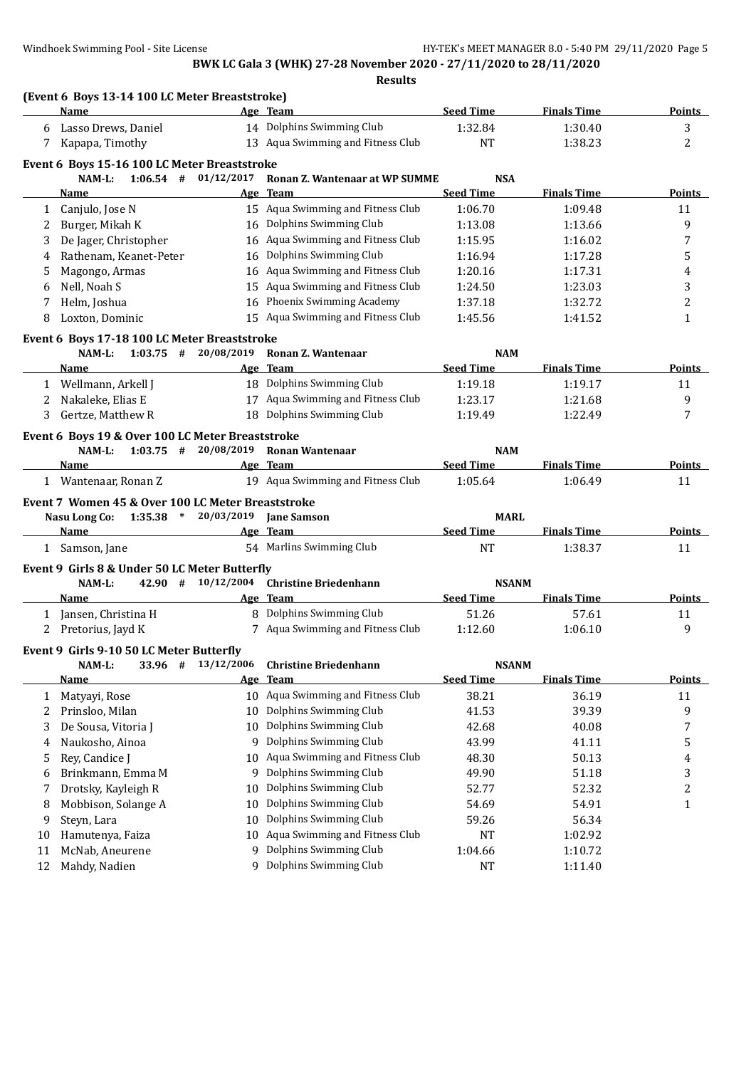**BWK LC Gala 3 (WHK) 27-28 November 2020 - 27/11/2020 to 28/11/2020**

**Results**

### (Event 6 Boys 13-14 100 LC Meter Breaststroke)

| | Name | Age | Team | Seed Time | Finals Time | Points |
|---|---|---|---|---|---|---|
| 6 | Lasso Drews, Daniel | 14 | Dolphins Swimming Club | 1:32.84 | 1:30.40 | 3 |
| 7 | Kapapa, Timothy | 13 | Aqua Swimming and Fitness Club | NT | 1:38.23 | 2 |

### Event 6 Boys 15-16 100 LC Meter Breaststroke

NAM-L: 1:06.54 # 01/12/2017 Ronan Z. Wantenaar at WP SUMME NSA

| | Name | Age | Team | Seed Time | Finals Time | Points |
|---|---|---|---|---|---|---|
| 1 | Canjulo, Jose N | 15 | Aqua Swimming and Fitness Club | 1:06.70 | 1:09.48 | 11 |
| 2 | Burger, Mikah K | 16 | Dolphins Swimming Club | 1:13.08 | 1:13.66 | 9 |
| 3 | De Jager, Christopher | 16 | Aqua Swimming and Fitness Club | 1:15.95 | 1:16.02 | 7 |
| 4 | Rathenam, Keanet-Peter | 16 | Dolphins Swimming Club | 1:16.94 | 1:17.28 | 5 |
| 5 | Magongo, Armas | 16 | Aqua Swimming and Fitness Club | 1:20.16 | 1:17.31 | 4 |
| 6 | Nell, Noah S | 15 | Aqua Swimming and Fitness Club | 1:24.50 | 1:23.03 | 3 |
| 7 | Helm, Joshua | 16 | Phoenix Swimming Academy | 1:37.18 | 1:32.72 | 2 |
| 8 | Loxton, Dominic | 15 | Aqua Swimming and Fitness Club | 1:45.56 | 1:41.52 | 1 |

### Event 6 Boys 17-18 100 LC Meter Breaststroke

NAM-L: 1:03.75 # 20/08/2019 Ronan Z. Wantenaar NAM

| | Name | Age | Team | Seed Time | Finals Time | Points |
|---|---|---|---|---|---|---|
| 1 | Wellmann, Arkell J | 18 | Dolphins Swimming Club | 1:19.18 | 1:19.17 | 11 |
| 2 | Nakaleke, Elias E | 17 | Aqua Swimming and Fitness Club | 1:23.17 | 1:21.68 | 9 |
| 3 | Gertze, Matthew R | 18 | Dolphins Swimming Club | 1:19.49 | 1:22.49 | 7 |

### Event 6 Boys 19 & Over 100 LC Meter Breaststroke

NAM-L: 1:03.75 # 20/08/2019 Ronan Wantenaar NAM

| | Name | Age | Team | Seed Time | Finals Time | Points |
|---|---|---|---|---|---|---|
| 1 | Wantenaar, Ronan Z | 19 | Aqua Swimming and Fitness Club | 1:05.64 | 1:06.49 | 11 |

### Event 7 Women 45 & Over 100 LC Meter Breaststroke

Nasu Long Co: 1:35.38 * 20/03/2019 Jane Samson MARL

| | Name | Age | Team | Seed Time | Finals Time | Points |
|---|---|---|---|---|---|---|
| 1 | Samson, Jane | 54 | Marlins Swimming Club | NT | 1:38.37 | 11 |

### Event 9 Girls 8 & Under 50 LC Meter Butterfly

NAM-L: 42.90 # 10/12/2004 Christine Briedenhann NSANM

| | Name | Age | Team | Seed Time | Finals Time | Points |
|---|---|---|---|---|---|---|
| 1 | Jansen, Christina H | 8 | Dolphins Swimming Club | 51.26 | 57.61 | 11 |
| 2 | Pretorius, Jayd K | 7 | Aqua Swimming and Fitness Club | 1:12.60 | 1:06.10 | 9 |

### Event 9 Girls 9-10 50 LC Meter Butterfly

NAM-L: 33.96 # 13/12/2006 Christine Briedenhann NSANM

| | Name | Age | Team | Seed Time | Finals Time | Points |
|---|---|---|---|---|---|---|
| 1 | Matyayi, Rose | 10 | Aqua Swimming and Fitness Club | 38.21 | 36.19 | 11 |
| 2 | Prinsloo, Milan | 10 | Dolphins Swimming Club | 41.53 | 39.39 | 9 |
| 3 | De Sousa, Vitoria J | 10 | Dolphins Swimming Club | 42.68 | 40.08 | 7 |
| 4 | Naukosho, Ainoa | 9 | Dolphins Swimming Club | 43.99 | 41.11 | 5 |
| 5 | Rey, Candice J | 10 | Aqua Swimming and Fitness Club | 48.30 | 50.13 | 4 |
| 6 | Brinkmann, Emma M | 9 | Dolphins Swimming Club | 49.90 | 51.18 | 3 |
| 7 | Drotsky, Kayleigh R | 10 | Dolphins Swimming Club | 52.77 | 52.32 | 2 |
| 8 | Mobbison, Solange A | 10 | Dolphins Swimming Club | 54.69 | 54.91 | 1 |
| 9 | Steyn, Lara | 10 | Dolphins Swimming Club | 59.26 | 56.34 | |
| 10 | Hamutenya, Faiza | 10 | Aqua Swimming and Fitness Club | NT | 1:02.92 | |
| 11 | McNab, Aneurene | 9 | Dolphins Swimming Club | 1:04.66 | 1:10.72 | |
| 12 | Mahdy, Nadien | 9 | Dolphins Swimming Club | NT | 1:11.40 | |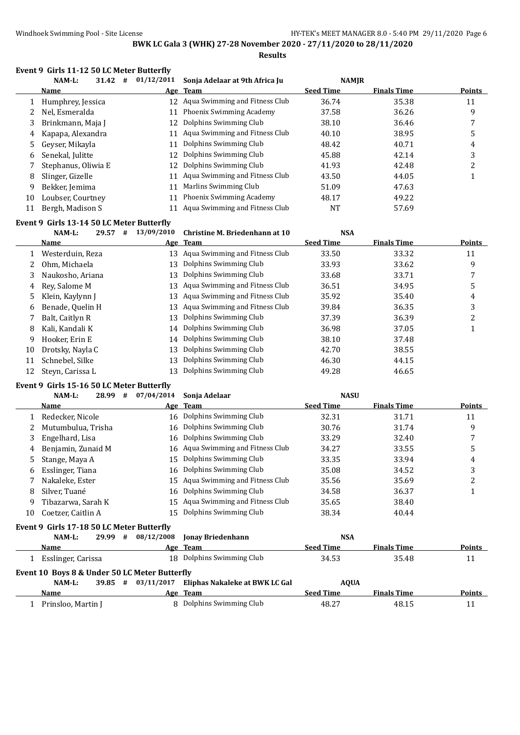**BWK LC Gala 3 (WHK) 27-28 November 2020 - 27/11/2020 to 28/11/2020**

**Results**

### Event 9 Girls 11-12 50 LC Meter Butterfly

NAM-L: 31.42 # 01/12/2011 Sonja Adelaar at 9th Africa Ju NAMJR

| | Name | Age | Team | Seed Time | Finals Time | Points |
|---|---|---|---|---|---|---|
| 1 | Humphrey, Jessica | 12 | Aqua Swimming and Fitness Club | 36.74 | 35.38 | 11 |
| 2 | Nel, Esmeralda | 11 | Phoenix Swimming Academy | 37.58 | 36.26 | 9 |
| 3 | Brinkmann, Maja J | 12 | Dolphins Swimming Club | 38.10 | 36.46 | 7 |
| 4 | Kapapa, Alexandra | 11 | Aqua Swimming and Fitness Club | 40.10 | 38.95 | 5 |
| 5 | Geyser, Mikayla | 11 | Dolphins Swimming Club | 48.42 | 40.71 | 4 |
| 6 | Senekal, Julitte | 12 | Dolphins Swimming Club | 45.88 | 42.14 | 3 |
| 7 | Stephanus, Oliwia E | 12 | Dolphins Swimming Club | 41.93 | 42.48 | 2 |
| 8 | Slinger, Gizelle | 11 | Aqua Swimming and Fitness Club | 43.50 | 44.05 | 1 |
| 9 | Bekker, Jemima | 11 | Marlins Swimming Club | 51.09 | 47.63 | |
| 10 | Loubser, Courtney | 11 | Phoenix Swimming Academy | 48.17 | 49.22 | |
| 11 | Bergh, Madison S | 11 | Aqua Swimming and Fitness Club | NT | 57.69 | |

### Event 9 Girls 13-14 50 LC Meter Butterfly

NAM-L: 29.57 # 13/09/2010 Christine M. Briedenhann at 10 NSA

| | Name | Age | Team | Seed Time | Finals Time | Points |
|---|---|---|---|---|---|---|
| 1 | Westerduin, Reza | 13 | Aqua Swimming and Fitness Club | 33.50 | 33.32 | 11 |
| 2 | Ohm, Michaela | 13 | Dolphins Swimming Club | 33.93 | 33.62 | 9 |
| 3 | Naukosho, Ariana | 13 | Dolphins Swimming Club | 33.68 | 33.71 | 7 |
| 4 | Rey, Salome M | 13 | Aqua Swimming and Fitness Club | 36.51 | 34.95 | 5 |
| 5 | Klein, Kaylynn J | 13 | Aqua Swimming and Fitness Club | 35.92 | 35.40 | 4 |
| 6 | Benade, Quelin H | 13 | Aqua Swimming and Fitness Club | 39.84 | 36.35 | 3 |
| 7 | Balt, Caitlyn R | 13 | Dolphins Swimming Club | 37.39 | 36.39 | 2 |
| 8 | Kali, Kandali K | 14 | Dolphins Swimming Club | 36.98 | 37.05 | 1 |
| 9 | Hooker, Erin E | 14 | Dolphins Swimming Club | 38.10 | 37.48 | |
| 10 | Drotsky, Nayla C | 13 | Dolphins Swimming Club | 42.70 | 38.55 | |
| 11 | Schnebel, Silke | 13 | Dolphins Swimming Club | 46.30 | 44.15 | |
| 12 | Steyn, Carissa L | 13 | Dolphins Swimming Club | 49.28 | 46.65 | |

### Event 9 Girls 15-16 50 LC Meter Butterfly

NAM-L: 28.99 # 07/04/2014 Sonja Adelaar NASU

| | Name | Age | Team | Seed Time | Finals Time | Points |
|---|---|---|---|---|---|---|
| 1 | Redecker, Nicole | 16 | Dolphins Swimming Club | 32.31 | 31.71 | 11 |
| 2 | Mutumbulua, Trisha | 16 | Dolphins Swimming Club | 30.76 | 31.74 | 9 |
| 3 | Engelhard, Lisa | 16 | Dolphins Swimming Club | 33.29 | 32.40 | 7 |
| 4 | Benjamin, Zunaid M | 16 | Aqua Swimming and Fitness Club | 34.27 | 33.55 | 5 |
| 5 | Stange, Maya A | 15 | Dolphins Swimming Club | 33.35 | 33.94 | 4 |
| 6 | Esslinger, Tiana | 16 | Dolphins Swimming Club | 35.08 | 34.52 | 3 |
| 7 | Nakaleke, Ester | 15 | Aqua Swimming and Fitness Club | 35.56 | 35.69 | 2 |
| 8 | Silver, Tuané | 16 | Dolphins Swimming Club | 34.58 | 36.37 | 1 |
| 9 | Tibazarwa, Sarah K | 15 | Aqua Swimming and Fitness Club | 35.65 | 38.40 | |
| 10 | Coetzer, Caitlin A | 15 | Dolphins Swimming Club | 38.34 | 40.44 | |

### Event 9 Girls 17-18 50 LC Meter Butterfly

NAM-L: 29.99 # 08/12/2008 Jonay Briedenhann NSA

| | Name | Age | Team | Seed Time | Finals Time | Points |
|---|---|---|---|---|---|---|
| 1 | Esslinger, Carissa | 18 | Dolphins Swimming Club | 34.53 | 35.48 | 11 |

### Event 10 Boys 8 & Under 50 LC Meter Butterfly

NAM-L: 39.85 # 03/11/2017 Eliphas Nakaleke at BWK LC Gal AQUA

| | Name | Age | Team | Seed Time | Finals Time | Points |
|---|---|---|---|---|---|---|
| 1 | Prinsloo, Martin J | 8 | Dolphins Swimming Club | 48.27 | 48.15 | 11 |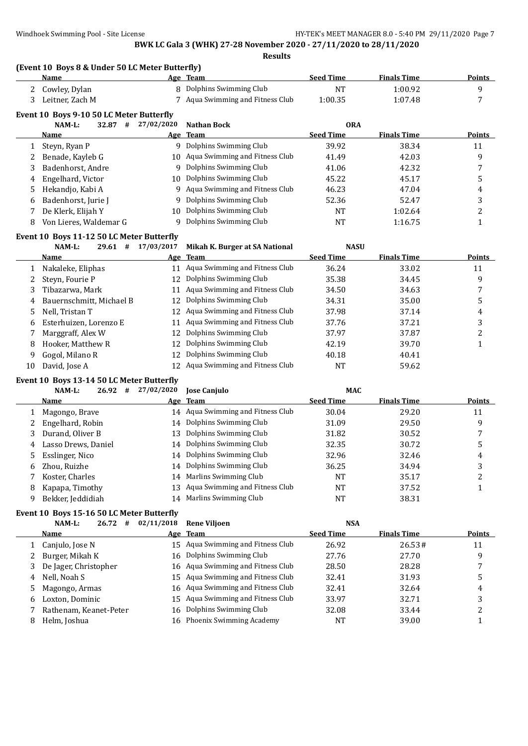**BWK LC Gala 3 (WHK) 27-28 November 2020 - 27/11/2020 to 28/11/2020**

**Results**

### (Event 10 Boys 8 & Under 50 LC Meter Butterfly)

| | Name | Age | Team | Seed Time | Finals Time | Points |
|---|---|---|---|---|---|---|
| 2 | Cowley, Dylan | 8 | Dolphins Swimming Club | NT | 1:00.92 | 9 |
| 3 | Leitner, Zach M | 7 | Aqua Swimming and Fitness Club | 1:00.35 | 1:07.48 | 7 |

### Event 10 Boys 9-10 50 LC Meter Butterfly

NAM-L: 32.87 # 27/02/2020 Nathan Bock ORA

| | Name | Age | Team | Seed Time | Finals Time | Points |
|---|---|---|---|---|---|---|
| 1 | Steyn, Ryan P | 9 | Dolphins Swimming Club | 39.92 | 38.34 | 11 |
| 2 | Benade, Kayleb G | 10 | Aqua Swimming and Fitness Club | 41.49 | 42.03 | 9 |
| 3 | Badenhorst, Andre | 9 | Dolphins Swimming Club | 41.06 | 42.32 | 7 |
| 4 | Engelhard, Victor | 10 | Dolphins Swimming Club | 45.22 | 45.17 | 5 |
| 5 | Hekandjo, Kabi A | 9 | Aqua Swimming and Fitness Club | 46.23 | 47.04 | 4 |
| 6 | Badenhorst, Jurie J | 9 | Dolphins Swimming Club | 52.36 | 52.47 | 3 |
| 7 | De Klerk, Elijah Y | 10 | Dolphins Swimming Club | NT | 1:02.64 | 2 |
| 8 | Von Lieres, Waldemar G | 9 | Dolphins Swimming Club | NT | 1:16.75 | 1 |

### Event 10 Boys 11-12 50 LC Meter Butterfly

NAM-L: 29.61 # 17/03/2017 Mikah K. Burger at SA National NASU

| | Name | Age | Team | Seed Time | Finals Time | Points |
|---|---|---|---|---|---|---|
| 1 | Nakaleke, Eliphas | 11 | Aqua Swimming and Fitness Club | 36.24 | 33.02 | 11 |
| 2 | Steyn, Fourie P | 12 | Dolphins Swimming Club | 35.38 | 34.45 | 9 |
| 3 | Tibazarwa, Mark | 11 | Aqua Swimming and Fitness Club | 34.50 | 34.63 | 7 |
| 4 | Bauernschmitt, Michael B | 12 | Dolphins Swimming Club | 34.31 | 35.00 | 5 |
| 5 | Nell, Tristan T | 12 | Aqua Swimming and Fitness Club | 37.98 | 37.14 | 4 |
| 6 | Esterhuizen, Lorenzo E | 11 | Aqua Swimming and Fitness Club | 37.76 | 37.21 | 3 |
| 7 | Marggraff, Alex W | 12 | Dolphins Swimming Club | 37.97 | 37.87 | 2 |
| 8 | Hooker, Matthew R | 12 | Dolphins Swimming Club | 42.19 | 39.70 | 1 |
| 9 | Gogol, Milano R | 12 | Dolphins Swimming Club | 40.18 | 40.41 | |
| 10 | David, Jose A | 12 | Aqua Swimming and Fitness Club | NT | 59.62 | |

### Event 10 Boys 13-14 50 LC Meter Butterfly

NAM-L: 26.92 # 27/02/2020 Jose Canjulo MAC

| | Name | Age | Team | Seed Time | Finals Time | Points |
|---|---|---|---|---|---|---|
| 1 | Magongo, Brave | 14 | Aqua Swimming and Fitness Club | 30.04 | 29.20 | 11 |
| 2 | Engelhard, Robin | 14 | Dolphins Swimming Club | 31.09 | 29.50 | 9 |
| 3 | Durand, Oliver B | 13 | Dolphins Swimming Club | 31.82 | 30.52 | 7 |
| 4 | Lasso Drews, Daniel | 14 | Dolphins Swimming Club | 32.35 | 30.72 | 5 |
| 5 | Esslinger, Nico | 14 | Dolphins Swimming Club | 32.96 | 32.46 | 4 |
| 6 | Zhou, Ruizhe | 14 | Dolphins Swimming Club | 36.25 | 34.94 | 3 |
| 7 | Koster, Charles | 14 | Marlins Swimming Club | NT | 35.17 | 2 |
| 8 | Kapapa, Timothy | 13 | Aqua Swimming and Fitness Club | NT | 37.52 | 1 |
| 9 | Bekker, Jeddidiah | 14 | Marlins Swimming Club | NT | 38.31 | |

### Event 10 Boys 15-16 50 LC Meter Butterfly

NAM-L: 26.72 # 02/11/2018 Rene Viljoen NSA

| | Name | Age | Team | Seed Time | Finals Time | Points |
|---|---|---|---|---|---|---|
| 1 | Canjulo, Jose N | 15 | Aqua Swimming and Fitness Club | 26.92 | 26.53# | 11 |
| 2 | Burger, Mikah K | 16 | Dolphins Swimming Club | 27.76 | 27.70 | 9 |
| 3 | De Jager, Christopher | 16 | Aqua Swimming and Fitness Club | 28.50 | 28.28 | 7 |
| 4 | Nell, Noah S | 15 | Aqua Swimming and Fitness Club | 32.41 | 31.93 | 5 |
| 5 | Magongo, Armas | 16 | Aqua Swimming and Fitness Club | 32.41 | 32.64 | 4 |
| 6 | Loxton, Dominic | 15 | Aqua Swimming and Fitness Club | 33.97 | 32.71 | 3 |
| 7 | Rathenam, Keanet-Peter | 16 | Dolphins Swimming Club | 32.08 | 33.44 | 2 |
| 8 | Helm, Joshua | 16 | Phoenix Swimming Academy | NT | 39.00 | 1 |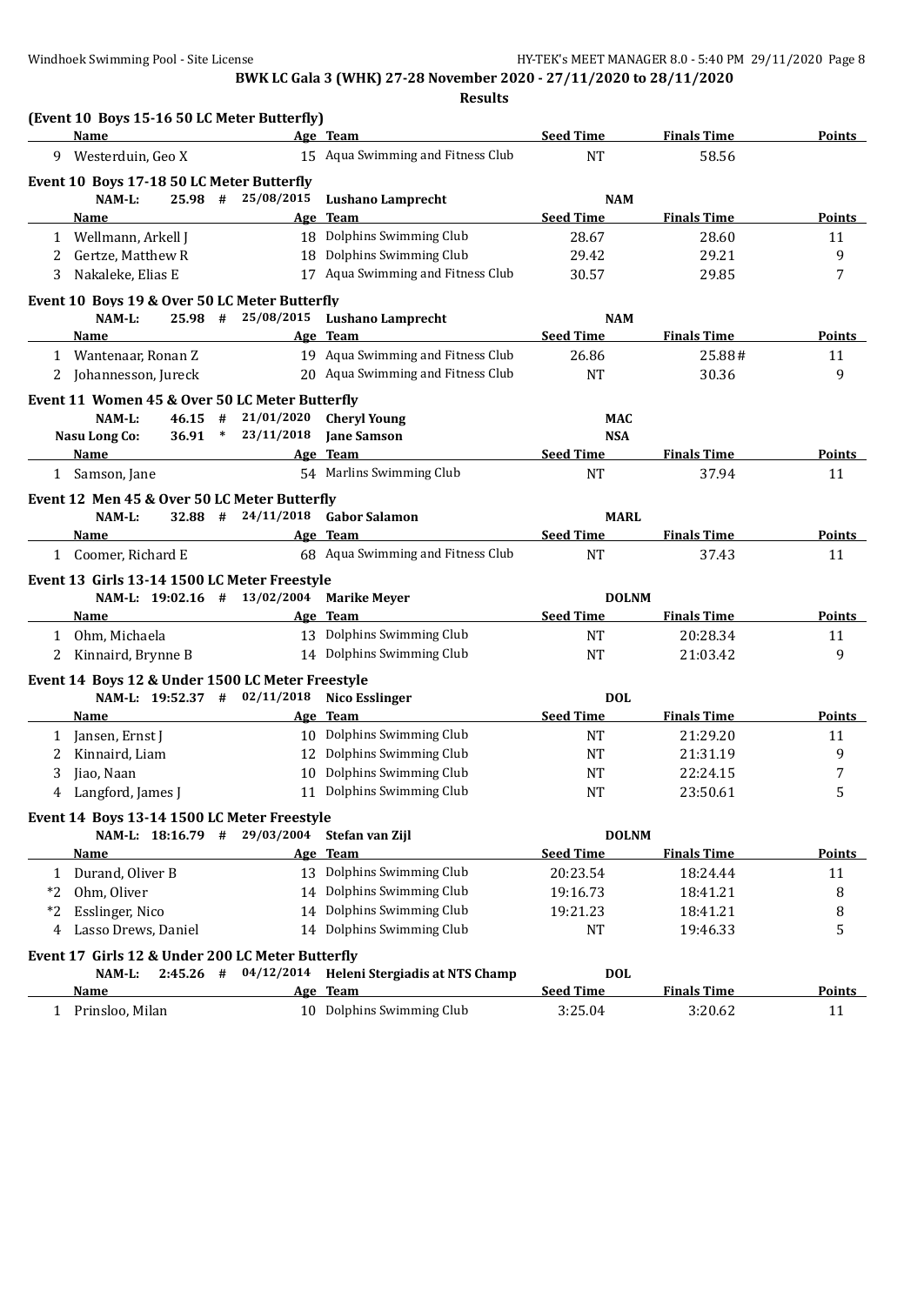**BWK LC Gala 3 (WHK) 27-28 November 2020 - 27/11/2020 to 28/11/2020**

**Results**

**(Event 10 Boys 15-16 50 LC Meter Butterfly)**

| | Name | Age | Team | Seed Time | Finals Time | Points |
|---|---|---|---|---|---|---|
| 9 | Westerduin, Geo X | 15 | Aqua Swimming and Fitness Club | NT | 58.56 | |

**Event 10 Boys 17-18 50 LC Meter Butterfly**

NAM-L: 25.98 # 25/08/2015 **Lushano Lamprecht** NAM

| | Name | Age | Team | Seed Time | Finals Time | Points |
|---|---|---|---|---|---|---|
| 1 | Wellmann, Arkell J | 18 | Dolphins Swimming Club | 28.67 | 28.60 | 11 |
| 2 | Gertze, Matthew R | 18 | Dolphins Swimming Club | 29.42 | 29.21 | 9 |
| 3 | Nakaleke, Elias E | 17 | Aqua Swimming and Fitness Club | 30.57 | 29.85 | 7 |

**Event 10 Boys 19 & Over 50 LC Meter Butterfly**

NAM-L: 25.98 # 25/08/2015 **Lushano Lamprecht** NAM

| | Name | Age | Team | Seed Time | Finals Time | Points |
|---|---|---|---|---|---|---|
| 1 | Wantenaar, Ronan Z | 19 | Aqua Swimming and Fitness Club | 26.86 | 25.88# | 11 |
| 2 | Johannesson, Jureck | 20 | Aqua Swimming and Fitness Club | NT | 30.36 | 9 |

**Event 11 Women 45 & Over 50 LC Meter Butterfly**

NAM-L: 46.15 # 21/01/2020 **Cheryl Young** MAC
Nasu Long Co: 36.91 * 23/11/2018 **Jane Samson** NSA

| | Name | Age | Team | Seed Time | Finals Time | Points |
|---|---|---|---|---|---|---|
| 1 | Samson, Jane | 54 | Marlins Swimming Club | NT | 37.94 | 11 |

**Event 12 Men 45 & Over 50 LC Meter Butterfly**

NAM-L: 32.88 # 24/11/2018 **Gabor Salamon** MARL

| | Name | Age | Team | Seed Time | Finals Time | Points |
|---|---|---|---|---|---|---|
| 1 | Coomer, Richard E | 68 | Aqua Swimming and Fitness Club | NT | 37.43 | 11 |

**Event 13 Girls 13-14 1500 LC Meter Freestyle**

NAM-L: 19:02.16 # 13/02/2004 **Marike Meyer** DOLNM

| | Name | Age | Team | Seed Time | Finals Time | Points |
|---|---|---|---|---|---|---|
| 1 | Ohm, Michaela | 13 | Dolphins Swimming Club | NT | 20:28.34 | 11 |
| 2 | Kinnaird, Brynne B | 14 | Dolphins Swimming Club | NT | 21:03.42 | 9 |

**Event 14 Boys 12 & Under 1500 LC Meter Freestyle**

NAM-L: 19:52.37 # 02/11/2018 **Nico Esslinger** DOL

| | Name | Age | Team | Seed Time | Finals Time | Points |
|---|---|---|---|---|---|---|
| 1 | Jansen, Ernst J | 10 | Dolphins Swimming Club | NT | 21:29.20 | 11 |
| 2 | Kinnaird, Liam | 12 | Dolphins Swimming Club | NT | 21:31.19 | 9 |
| 3 | Jiao, Naan | 10 | Dolphins Swimming Club | NT | 22:24.15 | 7 |
| 4 | Langford, James J | 11 | Dolphins Swimming Club | NT | 23:50.61 | 5 |

**Event 14 Boys 13-14 1500 LC Meter Freestyle**

NAM-L: 18:16.79 # 29/03/2004 **Stefan van Zijl** DOLNM

| | Name | Age | Team | Seed Time | Finals Time | Points |
|---|---|---|---|---|---|---|
| 1 | Durand, Oliver B | 13 | Dolphins Swimming Club | 20:23.54 | 18:24.44 | 11 |
| *2 | Ohm, Oliver | 14 | Dolphins Swimming Club | 19:16.73 | 18:41.21 | 8 |
| *2 | Esslinger, Nico | 14 | Dolphins Swimming Club | 19:21.23 | 18:41.21 | 8 |
| 4 | Lasso Drews, Daniel | 14 | Dolphins Swimming Club | NT | 19:46.33 | 5 |

**Event 17 Girls 12 & Under 200 LC Meter Butterfly**

NAM-L: 2:45.26 # 04/12/2014 **Heleni Stergiadis at NTS Champ** DOL

| | Name | Age | Team | Seed Time | Finals Time | Points |
|---|---|---|---|---|---|---|
| 1 | Prinsloo, Milan | 10 | Dolphins Swimming Club | 3:25.04 | 3:20.62 | 11 |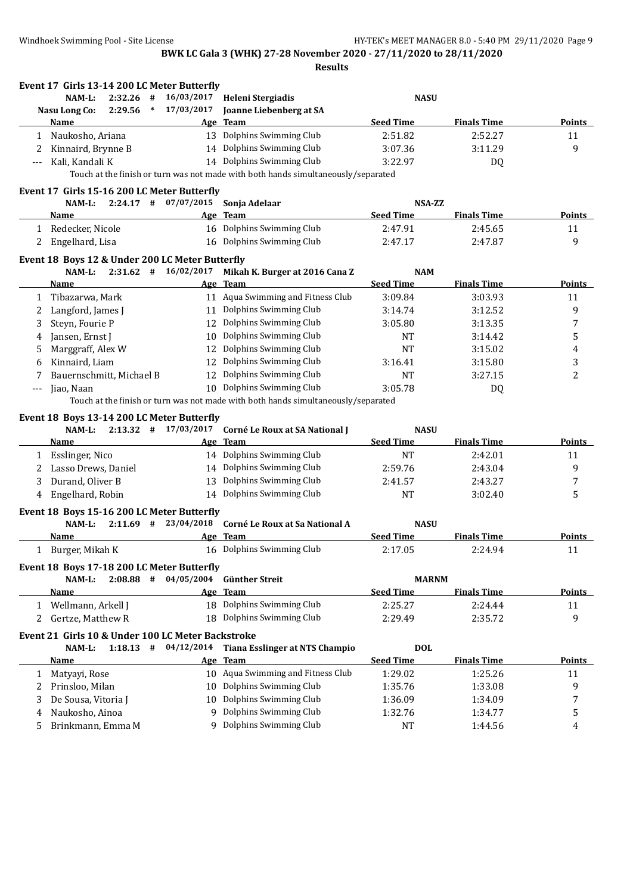**BWK LC Gala 3 (WHK) 27-28 November 2020 - 27/11/2020 to 28/11/2020**

**Results**

### Event 17 Girls 13-14 200 LC Meter Butterfly

NAM-L: 2:32.26 # 16/03/2017 Heleni Stergiadis NASU
Nasu Long Co: 2:29.56 * 17/03/2017 Joanne Liebenberg at SA

| | Name | Age | Team | Seed Time | Finals Time | Points |
|---|---|---|---|---|---|---|
| 1 | Naukosho, Ariana | 13 | Dolphins Swimming Club | 2:51.82 | 2:52.27 | 11 |
| 2 | Kinnaird, Brynne B | 14 | Dolphins Swimming Club | 3:07.36 | 3:11.29 | 9 |
| --- | Kali, Kandali K | 14 | Dolphins Swimming Club | 3:22.97 | DQ | |

Touch at the finish or turn was not made with both hands simultaneously/separated

### Event 17 Girls 15-16 200 LC Meter Butterfly

NAM-L: 2:24.17 # 07/07/2015 Sonja Adelaar NSA-ZZ

| | Name | Age | Team | Seed Time | Finals Time | Points |
|---|---|---|---|---|---|---|
| 1 | Redecker, Nicole | 16 | Dolphins Swimming Club | 2:47.91 | 2:45.65 | 11 |
| 2 | Engelhard, Lisa | 16 | Dolphins Swimming Club | 2:47.17 | 2:47.87 | 9 |

### Event 18 Boys 12 & Under 200 LC Meter Butterfly

NAM-L: 2:31.62 # 16/02/2017 Mikah K. Burger at 2016 Cana Z NAM

| | Name | Age | Team | Seed Time | Finals Time | Points |
|---|---|---|---|---|---|---|
| 1 | Tibazarwa, Mark | 11 | Aqua Swimming and Fitness Club | 3:09.84 | 3:03.93 | 11 |
| 2 | Langford, James J | 11 | Dolphins Swimming Club | 3:14.74 | 3:12.52 | 9 |
| 3 | Steyn, Fourie P | 12 | Dolphins Swimming Club | 3:05.80 | 3:13.35 | 7 |
| 4 | Jansen, Ernst J | 10 | Dolphins Swimming Club | NT | 3:14.42 | 5 |
| 5 | Marggraff, Alex W | 12 | Dolphins Swimming Club | NT | 3:15.02 | 4 |
| 6 | Kinnaird, Liam | 12 | Dolphins Swimming Club | 3:16.41 | 3:15.80 | 3 |
| 7 | Bauernschmitt, Michael B | 12 | Dolphins Swimming Club | NT | 3:27.15 | 2 |
| --- | Jiao, Naan | 10 | Dolphins Swimming Club | 3:05.78 | DQ | |

Touch at the finish or turn was not made with both hands simultaneously/separated

### Event 18 Boys 13-14 200 LC Meter Butterfly

NAM-L: 2:13.32 # 17/03/2017 Corné Le Roux at SA National J NASU

| | Name | Age | Team | Seed Time | Finals Time | Points |
|---|---|---|---|---|---|---|
| 1 | Esslinger, Nico | 14 | Dolphins Swimming Club | NT | 2:42.01 | 11 |
| 2 | Lasso Drews, Daniel | 14 | Dolphins Swimming Club | 2:59.76 | 2:43.04 | 9 |
| 3 | Durand, Oliver B | 13 | Dolphins Swimming Club | 2:41.57 | 2:43.27 | 7 |
| 4 | Engelhard, Robin | 14 | Dolphins Swimming Club | NT | 3:02.40 | 5 |

### Event 18 Boys 15-16 200 LC Meter Butterfly

NAM-L: 2:11.69 # 23/04/2018 Corné Le Roux at Sa National A NASU

| | Name | Age | Team | Seed Time | Finals Time | Points |
|---|---|---|---|---|---|---|
| 1 | Burger, Mikah K | 16 | Dolphins Swimming Club | 2:17.05 | 2:24.94 | 11 |

### Event 18 Boys 17-18 200 LC Meter Butterfly

NAM-L: 2:08.88 # 04/05/2004 Günther Streit MARNM

| | Name | Age | Team | Seed Time | Finals Time | Points |
|---|---|---|---|---|---|---|
| 1 | Wellmann, Arkell J | 18 | Dolphins Swimming Club | 2:25.27 | 2:24.44 | 11 |
| 2 | Gertze, Matthew R | 18 | Dolphins Swimming Club | 2:29.49 | 2:35.72 | 9 |

### Event 21 Girls 10 & Under 100 LC Meter Backstroke

NAM-L: 1:18.13 # 04/12/2014 Tiana Esslinger at NTS Champio DOL

| | Name | Age | Team | Seed Time | Finals Time | Points |
|---|---|---|---|---|---|---|
| 1 | Matyayi, Rose | 10 | Aqua Swimming and Fitness Club | 1:29.02 | 1:25.26 | 11 |
| 2 | Prinsloo, Milan | 10 | Dolphins Swimming Club | 1:35.76 | 1:33.08 | 9 |
| 3 | De Sousa, Vitoria J | 10 | Dolphins Swimming Club | 1:36.09 | 1:34.09 | 7 |
| 4 | Naukosho, Ainoa | 9 | Dolphins Swimming Club | 1:32.76 | 1:34.77 | 5 |
| 5 | Brinkmann, Emma M | 9 | Dolphins Swimming Club | NT | 1:44.56 | 4 |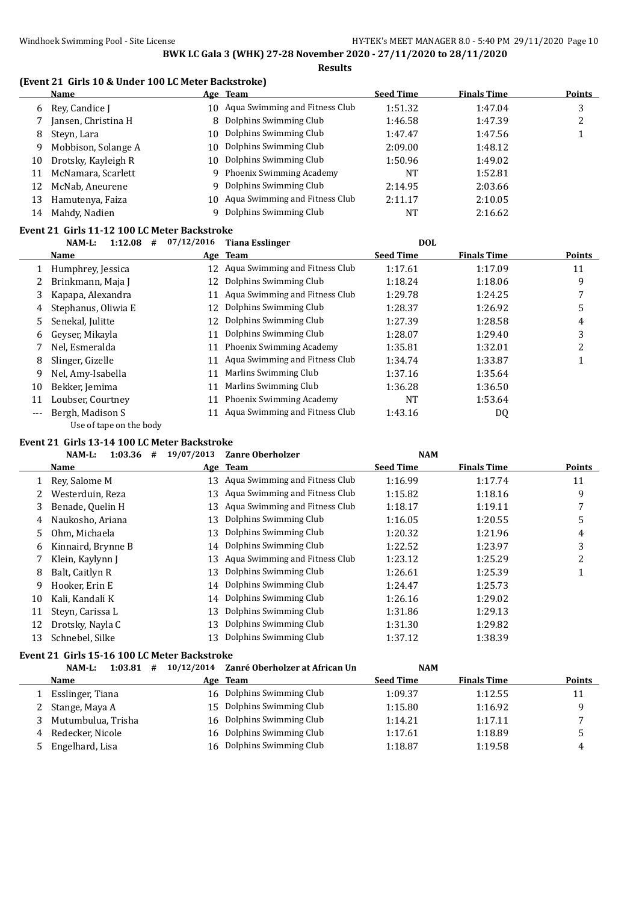**BWK LC Gala 3 (WHK) 27-28 November 2020 - 27/11/2020 to 28/11/2020**

**Results**

### (Event 21 Girls 10 & Under 100 LC Meter Backstroke)

| | Name | Age | Team | Seed Time | Finals Time | Points |
|---|---|---|---|---|---|---|
| 6 | Rey, Candice J | 10 | Aqua Swimming and Fitness Club | 1:51.32 | 1:47.04 | 3 |
| 7 | Jansen, Christina H | 8 | Dolphins Swimming Club | 1:46.58 | 1:47.39 | 2 |
| 8 | Steyn, Lara | 10 | Dolphins Swimming Club | 1:47.47 | 1:47.56 | 1 |
| 9 | Mobbison, Solange A | 10 | Dolphins Swimming Club | 2:09.00 | 1:48.12 | |
| 10 | Drotsky, Kayleigh R | 10 | Dolphins Swimming Club | 1:50.96 | 1:49.02 | |
| 11 | McNamara, Scarlett | 9 | Phoenix Swimming Academy | NT | 1:52.81 | |
| 12 | McNab, Aneurene | 9 | Dolphins Swimming Club | 2:14.95 | 2:03.66 | |
| 13 | Hamutenya, Faiza | 10 | Aqua Swimming and Fitness Club | 2:11.17 | 2:10.05 | |
| 14 | Mahdy, Nadien | 9 | Dolphins Swimming Club | NT | 2:16.62 | |

### Event 21 Girls 11-12 100 LC Meter Backstroke

NAM-L: 1:12.08 # 07/12/2016 Tiana Esslinger DOL

| | Name | Age | Team | Seed Time | Finals Time | Points |
|---|---|---|---|---|---|---|
| 1 | Humphrey, Jessica | 12 | Aqua Swimming and Fitness Club | 1:17.61 | 1:17.09 | 11 |
| 2 | Brinkmann, Maja J | 12 | Dolphins Swimming Club | 1:18.24 | 1:18.06 | 9 |
| 3 | Kapapa, Alexandra | 11 | Aqua Swimming and Fitness Club | 1:29.78 | 1:24.25 | 7 |
| 4 | Stephanus, Oliwia E | 12 | Dolphins Swimming Club | 1:28.37 | 1:26.92 | 5 |
| 5 | Senekal, Julitte | 12 | Dolphins Swimming Club | 1:27.39 | 1:28.58 | 4 |
| 6 | Geyser, Mikayla | 11 | Dolphins Swimming Club | 1:28.07 | 1:29.40 | 3 |
| 7 | Nel, Esmeralda | 11 | Phoenix Swimming Academy | 1:35.81 | 1:32.01 | 2 |
| 8 | Slinger, Gizelle | 11 | Aqua Swimming and Fitness Club | 1:34.74 | 1:33.87 | 1 |
| 9 | Nel, Amy-Isabella | 11 | Marlins Swimming Club | 1:37.16 | 1:35.64 | |
| 10 | Bekker, Jemima | 11 | Marlins Swimming Club | 1:36.28 | 1:36.50 | |
| 11 | Loubser, Courtney | 11 | Phoenix Swimming Academy | NT | 1:53.64 | |
| --- | Bergh, Madison S | 11 | Aqua Swimming and Fitness Club | 1:43.16 | DQ | |
| | Use of tape on the body | | | | | |

### Event 21 Girls 13-14 100 LC Meter Backstroke

NAM-L: 1:03.36 # 19/07/2013 Zanre Oberholzer NAM

| | Name | Age | Team | Seed Time | Finals Time | Points |
|---|---|---|---|---|---|---|
| 1 | Rey, Salome M | 13 | Aqua Swimming and Fitness Club | 1:16.99 | 1:17.74 | 11 |
| 2 | Westerduin, Reza | 13 | Aqua Swimming and Fitness Club | 1:15.82 | 1:18.16 | 9 |
| 3 | Benade, Quelin H | 13 | Aqua Swimming and Fitness Club | 1:18.17 | 1:19.11 | 7 |
| 4 | Naukosho, Ariana | 13 | Dolphins Swimming Club | 1:16.05 | 1:20.55 | 5 |
| 5 | Ohm, Michaela | 13 | Dolphins Swimming Club | 1:20.32 | 1:21.96 | 4 |
| 6 | Kinnaird, Brynne B | 14 | Dolphins Swimming Club | 1:22.52 | 1:23.97 | 3 |
| 7 | Klein, Kaylynn J | 13 | Aqua Swimming and Fitness Club | 1:23.12 | 1:25.29 | 2 |
| 8 | Balt, Caitlyn R | 13 | Dolphins Swimming Club | 1:26.61 | 1:25.39 | 1 |
| 9 | Hooker, Erin E | 14 | Dolphins Swimming Club | 1:24.47 | 1:25.73 | |
| 10 | Kali, Kandali K | 14 | Dolphins Swimming Club | 1:26.16 | 1:29.02 | |
| 11 | Steyn, Carissa L | 13 | Dolphins Swimming Club | 1:31.86 | 1:29.13 | |
| 12 | Drotsky, Nayla C | 13 | Dolphins Swimming Club | 1:31.30 | 1:29.82 | |
| 13 | Schnebel, Silke | 13 | Dolphins Swimming Club | 1:37.12 | 1:38.39 | |

### Event 21 Girls 15-16 100 LC Meter Backstroke

NAM-L: 1:03.81 # 10/12/2014 Zanré Oberholzer at African Un NAM

| | Name | Age | Team | Seed Time | Finals Time | Points |
|---|---|---|---|---|---|---|
| 1 | Esslinger, Tiana | 16 | Dolphins Swimming Club | 1:09.37 | 1:12.55 | 11 |
| 2 | Stange, Maya A | 15 | Dolphins Swimming Club | 1:15.80 | 1:16.92 | 9 |
| 3 | Mutumbulua, Trisha | 16 | Dolphins Swimming Club | 1:14.21 | 1:17.11 | 7 |
| 4 | Redecker, Nicole | 16 | Dolphins Swimming Club | 1:17.61 | 1:18.89 | 5 |
| 5 | Engelhard, Lisa | 16 | Dolphins Swimming Club | 1:18.87 | 1:19.58 | 4 |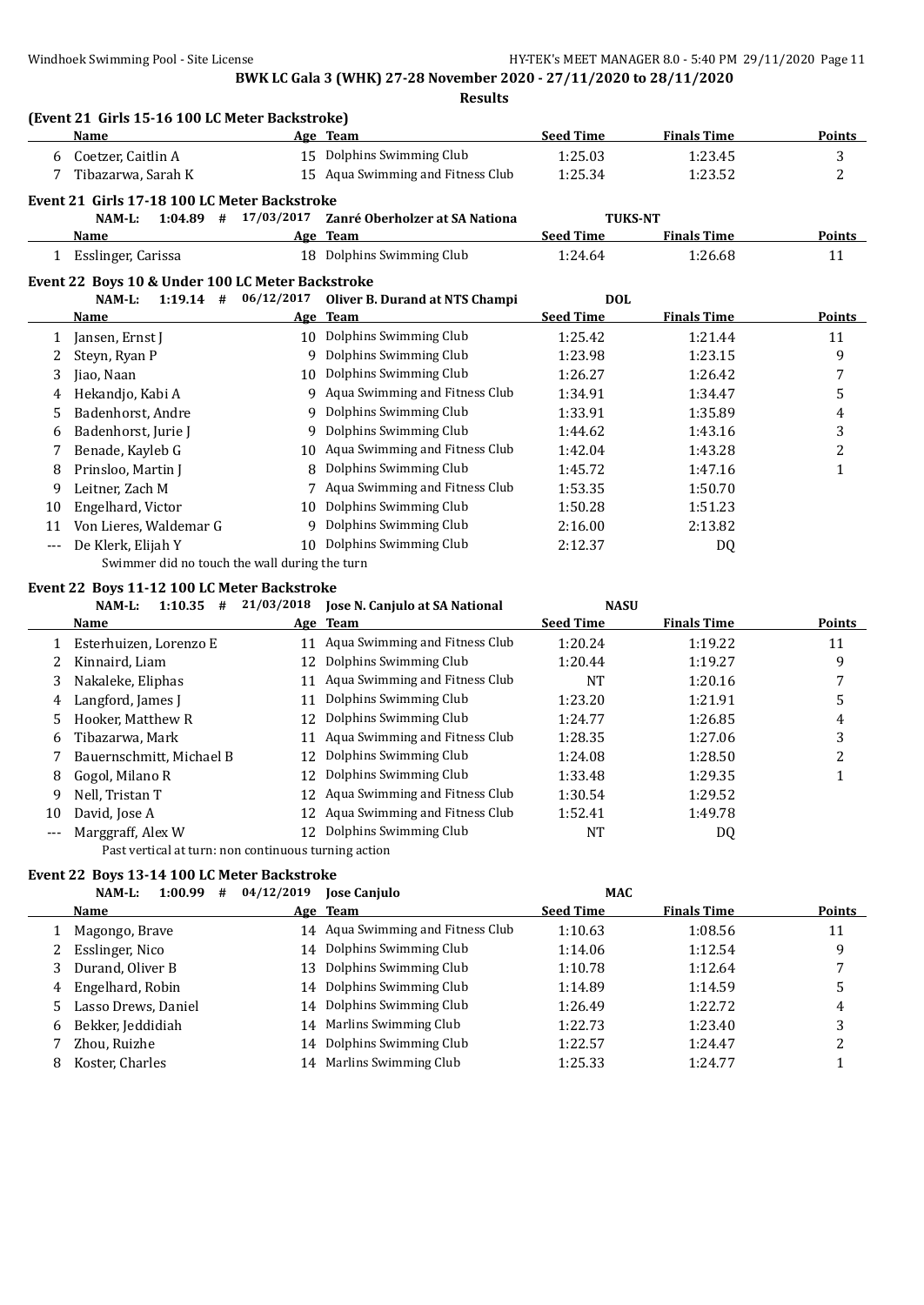**BWK LC Gala 3 (WHK) 27-28 November 2020 - 27/11/2020 to 28/11/2020**

**Results**

### (Event 21 Girls 15-16 100 LC Meter Backstroke)

| | Name | Age | Team | Seed Time | Finals Time | Points |
|---|---|---|---|---|---|---|
| 6 | Coetzer, Caitlin A | 15 | Dolphins Swimming Club | 1:25.03 | 1:23.45 | 3 |
| 7 | Tibazarwa, Sarah K | 15 | Aqua Swimming and Fitness Club | 1:25.34 | 1:23.52 | 2 |

### Event 21 Girls 17-18 100 LC Meter Backstroke

NAM-L: 1:04.89 # 17/03/2017 Zanré Oberholzer at SA Nationa TUKS-NT

| | Name | Age | Team | Seed Time | Finals Time | Points |
|---|---|---|---|---|---|---|
| 1 | Esslinger, Carissa | 18 | Dolphins Swimming Club | 1:24.64 | 1:26.68 | 11 |

### Event 22 Boys 10 & Under 100 LC Meter Backstroke

NAM-L: 1:19.14 # 06/12/2017 Oliver B. Durand at NTS Champi DOL

| | Name | Age | Team | Seed Time | Finals Time | Points |
|---|---|---|---|---|---|---|
| 1 | Jansen, Ernst J | 10 | Dolphins Swimming Club | 1:25.42 | 1:21.44 | 11 |
| 2 | Steyn, Ryan P | 9 | Dolphins Swimming Club | 1:23.98 | 1:23.15 | 9 |
| 3 | Jiao, Naan | 10 | Dolphins Swimming Club | 1:26.27 | 1:26.42 | 7 |
| 4 | Hekandjo, Kabi A | 9 | Aqua Swimming and Fitness Club | 1:34.91 | 1:34.47 | 5 |
| 5 | Badenhorst, Andre | 9 | Dolphins Swimming Club | 1:33.91 | 1:35.89 | 4 |
| 6 | Badenhorst, Jurie J | 9 | Dolphins Swimming Club | 1:44.62 | 1:43.16 | 3 |
| 7 | Benade, Kayleb G | 10 | Aqua Swimming and Fitness Club | 1:42.04 | 1:43.28 | 2 |
| 8 | Prinsloo, Martin J | 8 | Dolphins Swimming Club | 1:45.72 | 1:47.16 | 1 |
| 9 | Leitner, Zach M | 7 | Aqua Swimming and Fitness Club | 1:53.35 | 1:50.70 | |
| 10 | Engelhard, Victor | 10 | Dolphins Swimming Club | 1:50.28 | 1:51.23 | |
| 11 | Von Lieres, Waldemar G | 9 | Dolphins Swimming Club | 2:16.00 | 2:13.82 | |
| --- | De Klerk, Elijah Y | 10 | Dolphins Swimming Club | 2:12.37 | DQ | |

Swimmer did no touch the wall during the turn

### Event 22 Boys 11-12 100 LC Meter Backstroke

NAM-L: 1:10.35 # 21/03/2018 Jose N. Canjulo at SA National NASU

| | Name | Age | Team | Seed Time | Finals Time | Points |
|---|---|---|---|---|---|---|
| 1 | Esterhuizen, Lorenzo E | 11 | Aqua Swimming and Fitness Club | 1:20.24 | 1:19.22 | 11 |
| 2 | Kinnaird, Liam | 12 | Dolphins Swimming Club | 1:20.44 | 1:19.27 | 9 |
| 3 | Nakaleke, Eliphas | 11 | Aqua Swimming and Fitness Club | NT | 1:20.16 | 7 |
| 4 | Langford, James J | 11 | Dolphins Swimming Club | 1:23.20 | 1:21.91 | 5 |
| 5 | Hooker, Matthew R | 12 | Dolphins Swimming Club | 1:24.77 | 1:26.85 | 4 |
| 6 | Tibazarwa, Mark | 11 | Aqua Swimming and Fitness Club | 1:28.35 | 1:27.06 | 3 |
| 7 | Bauernschmitt, Michael B | 12 | Dolphins Swimming Club | 1:24.08 | 1:28.50 | 2 |
| 8 | Gogol, Milano R | 12 | Dolphins Swimming Club | 1:33.48 | 1:29.35 | 1 |
| 9 | Nell, Tristan T | 12 | Aqua Swimming and Fitness Club | 1:30.54 | 1:29.52 | |
| 10 | David, Jose A | 12 | Aqua Swimming and Fitness Club | 1:52.41 | 1:49.78 | |
| --- | Marggraff, Alex W | 12 | Dolphins Swimming Club | NT | DQ | |

Past vertical at turn: non continuous turning action

### Event 22 Boys 13-14 100 LC Meter Backstroke

NAM-L: 1:00.99 # 04/12/2019 Jose Canjulo MAC

| | Name | Age | Team | Seed Time | Finals Time | Points |
|---|---|---|---|---|---|---|
| 1 | Magongo, Brave | 14 | Aqua Swimming and Fitness Club | 1:10.63 | 1:08.56 | 11 |
| 2 | Esslinger, Nico | 14 | Dolphins Swimming Club | 1:14.06 | 1:12.54 | 9 |
| 3 | Durand, Oliver B | 13 | Dolphins Swimming Club | 1:10.78 | 1:12.64 | 7 |
| 4 | Engelhard, Robin | 14 | Dolphins Swimming Club | 1:14.89 | 1:14.59 | 5 |
| 5 | Lasso Drews, Daniel | 14 | Dolphins Swimming Club | 1:26.49 | 1:22.72 | 4 |
| 6 | Bekker, Jeddidiah | 14 | Marlins Swimming Club | 1:22.73 | 1:23.40 | 3 |
| 7 | Zhou, Ruizhe | 14 | Dolphins Swimming Club | 1:22.57 | 1:24.47 | 2 |
| 8 | Koster, Charles | 14 | Marlins Swimming Club | 1:25.33 | 1:24.77 | 1 |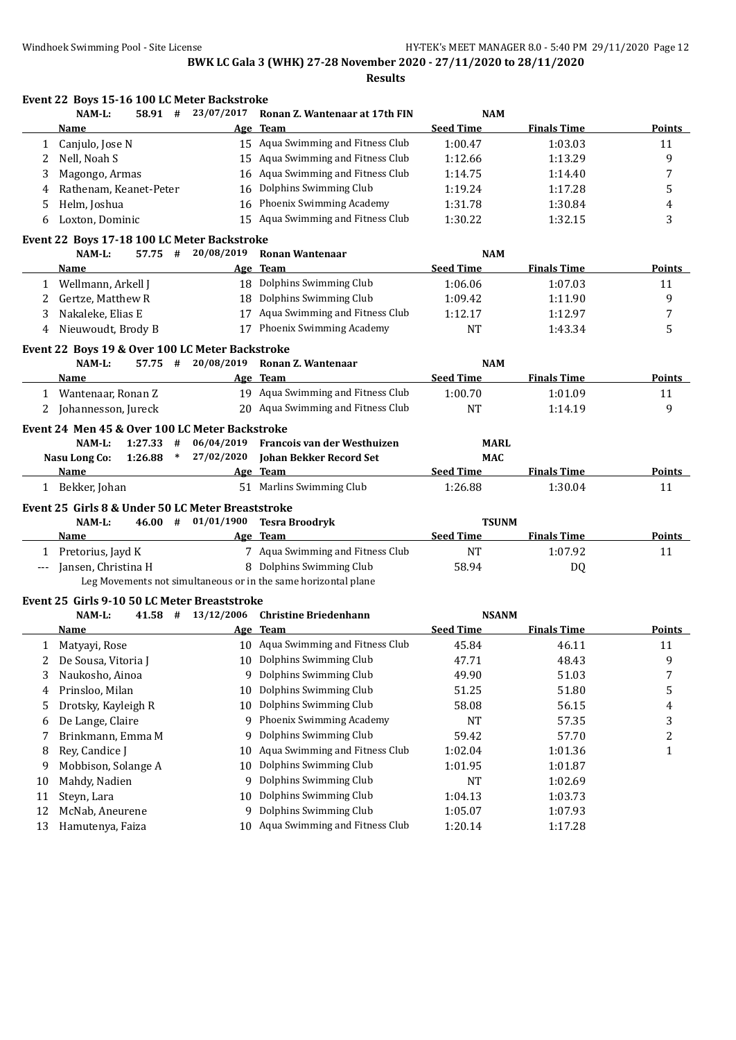**BWK LC Gala 3 (WHK) 27-28 November 2020 - 27/11/2020 to 28/11/2020**

**Results**

### Event 22 Boys 15-16 100 LC Meter Backstroke

NAM-L: 58.91 # 23/07/2017 Ronan Z. Wantenaar at 17th FIN NAM

| | Name | Age | Team | Seed Time | Finals Time | Points |
|---|---|---|---|---|---|---|
| 1 | Canjulo, Jose N | 15 | Aqua Swimming and Fitness Club | 1:00.47 | 1:03.03 | 11 |
| 2 | Nell, Noah S | 15 | Aqua Swimming and Fitness Club | 1:12.66 | 1:13.29 | 9 |
| 3 | Magongo, Armas | 16 | Aqua Swimming and Fitness Club | 1:14.75 | 1:14.40 | 7 |
| 4 | Rathenam, Keanet-Peter | 16 | Dolphins Swimming Club | 1:19.24 | 1:17.28 | 5 |
| 5 | Helm, Joshua | 16 | Phoenix Swimming Academy | 1:31.78 | 1:30.84 | 4 |
| 6 | Loxton, Dominic | 15 | Aqua Swimming and Fitness Club | 1:30.22 | 1:32.15 | 3 |

### Event 22 Boys 17-18 100 LC Meter Backstroke

NAM-L: 57.75 # 20/08/2019 Ronan Wantenaar NAM

| | Name | Age | Team | Seed Time | Finals Time | Points |
|---|---|---|---|---|---|---|
| 1 | Wellmann, Arkell J | 18 | Dolphins Swimming Club | 1:06.06 | 1:07.03 | 11 |
| 2 | Gertze, Matthew R | 18 | Dolphins Swimming Club | 1:09.42 | 1:11.90 | 9 |
| 3 | Nakaleke, Elias E | 17 | Aqua Swimming and Fitness Club | 1:12.17 | 1:12.97 | 7 |
| 4 | Nieuwoudt, Brody B | 17 | Phoenix Swimming Academy | NT | 1:43.34 | 5 |

### Event 22 Boys 19 & Over 100 LC Meter Backstroke

NAM-L: 57.75 # 20/08/2019 Ronan Z. Wantenaar NAM

| | Name | Age | Team | Seed Time | Finals Time | Points |
|---|---|---|---|---|---|---|
| 1 | Wantenaar, Ronan Z | 19 | Aqua Swimming and Fitness Club | 1:00.70 | 1:01.09 | 11 |
| 2 | Johannesson, Jureck | 20 | Aqua Swimming and Fitness Club | NT | 1:14.19 | 9 |

### Event 24 Men 45 & Over 100 LC Meter Backstroke

NAM-L: 1:27.33 # 06/04/2019 Francois van der Westhuizen MARL

Nasu Long Co: 1:26.88 * 27/02/2020 Johan Bekker Record Set MAC

| | Name | Age | Team | Seed Time | Finals Time | Points |
|---|---|---|---|---|---|---|
| 1 | Bekker, Johan | 51 | Marlins Swimming Club | 1:26.88 | 1:30.04 | 11 |

### Event 25 Girls 8 & Under 50 LC Meter Breaststroke

NAM-L: 46.00 # 01/01/1900 Tesra Broodryk TSUNM

| | Name | Age | Team | Seed Time | Finals Time | Points |
|---|---|---|---|---|---|---|
| 1 | Pretorius, Jayd K | 7 | Aqua Swimming and Fitness Club | NT | 1:07.92 | 11 |
| --- | Jansen, Christina H | 8 | Dolphins Swimming Club | 58.94 | DQ | |
| | Leg Movements not simultaneous or in the same horizontal plane | | | | | |

### Event 25 Girls 9-10 50 LC Meter Breaststroke

NAM-L: 41.58 # 13/12/2006 Christine Briedenhann NSANM

| | Name | Age | Team | Seed Time | Finals Time | Points |
|---|---|---|---|---|---|---|
| 1 | Matyayi, Rose | 10 | Aqua Swimming and Fitness Club | 45.84 | 46.11 | 11 |
| 2 | De Sousa, Vitoria J | 10 | Dolphins Swimming Club | 47.71 | 48.43 | 9 |
| 3 | Naukosho, Ainoa | 9 | Dolphins Swimming Club | 49.90 | 51.03 | 7 |
| 4 | Prinsloo, Milan | 10 | Dolphins Swimming Club | 51.25 | 51.80 | 5 |
| 5 | Drotsky, Kayleigh R | 10 | Dolphins Swimming Club | 58.08 | 56.15 | 4 |
| 6 | De Lange, Claire | 9 | Phoenix Swimming Academy | NT | 57.35 | 3 |
| 7 | Brinkmann, Emma M | 9 | Dolphins Swimming Club | 59.42 | 57.70 | 2 |
| 8 | Rey, Candice J | 10 | Aqua Swimming and Fitness Club | 1:02.04 | 1:01.36 | 1 |
| 9 | Mobbison, Solange A | 10 | Dolphins Swimming Club | 1:01.95 | 1:01.87 | |
| 10 | Mahdy, Nadien | 9 | Dolphins Swimming Club | NT | 1:02.69 | |
| 11 | Steyn, Lara | 10 | Dolphins Swimming Club | 1:04.13 | 1:03.73 | |
| 12 | McNab, Aneurene | 9 | Dolphins Swimming Club | 1:05.07 | 1:07.93 | |
| 13 | Hamutenya, Faiza | 10 | Aqua Swimming and Fitness Club | 1:20.14 | 1:17.28 | |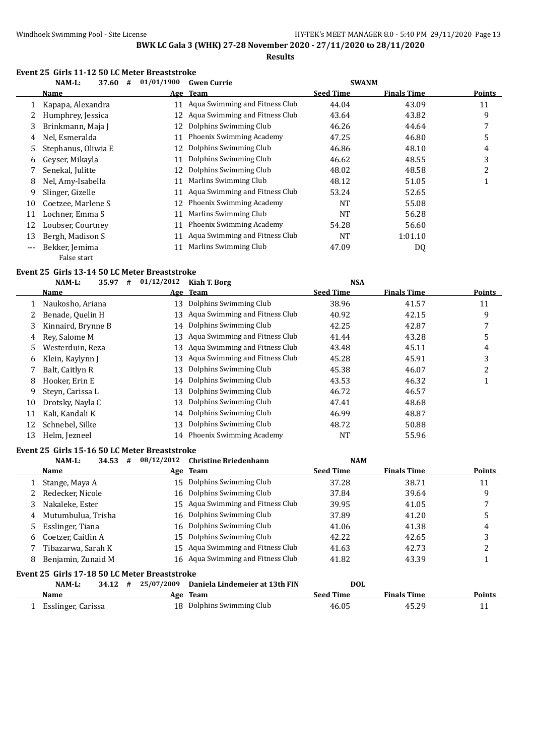**BWK LC Gala 3 (WHK) 27-28 November 2020 - 27/11/2020 to 28/11/2020**

**Results**

### Event 25 Girls 11-12 50 LC Meter Breaststroke

NAM-L: 37.60 # 01/01/1900 Gwen Currie SWANM

| | Name | Age | Team | Seed Time | Finals Time | Points |
|---|---|---|---|---|---|---|
| 1 | Kapapa, Alexandra | 11 | Aqua Swimming and Fitness Club | 44.04 | 43.09 | 11 |
| 2 | Humphrey, Jessica | 12 | Aqua Swimming and Fitness Club | 43.64 | 43.82 | 9 |
| 3 | Brinkmann, Maja J | 12 | Dolphins Swimming Club | 46.26 | 44.64 | 7 |
| 4 | Nel, Esmeralda | 11 | Phoenix Swimming Academy | 47.25 | 46.80 | 5 |
| 5 | Stephanus, Oliwia E | 12 | Dolphins Swimming Club | 46.86 | 48.10 | 4 |
| 6 | Geyser, Mikayla | 11 | Dolphins Swimming Club | 46.62 | 48.55 | 3 |
| 7 | Senekal, Julitte | 12 | Dolphins Swimming Club | 48.02 | 48.58 | 2 |
| 8 | Nel, Amy-Isabella | 11 | Marlins Swimming Club | 48.12 | 51.05 | 1 |
| 9 | Slinger, Gizelle | 11 | Aqua Swimming and Fitness Club | 53.24 | 52.65 | |
| 10 | Coetzee, Marlene S | 12 | Phoenix Swimming Academy | NT | 55.08 | |
| 11 | Lochner, Emma S | 11 | Marlins Swimming Club | NT | 56.28 | |
| 12 | Loubser, Courtney | 11 | Phoenix Swimming Academy | 54.28 | 56.60 | |
| 13 | Bergh, Madison S | 11 | Aqua Swimming and Fitness Club | NT | 1:01.10 | |
| --- | Bekker, Jemima | 11 | Marlins Swimming Club | 47.09 | DQ | |
| | False start | | | | | |

### Event 25 Girls 13-14 50 LC Meter Breaststroke

NAM-L: 35.97 # 01/12/2012 Kiah T. Borg NSA

| | Name | Age | Team | Seed Time | Finals Time | Points |
|---|---|---|---|---|---|---|
| 1 | Naukosho, Ariana | 13 | Dolphins Swimming Club | 38.96 | 41.57 | 11 |
| 2 | Benade, Quelin H | 13 | Aqua Swimming and Fitness Club | 40.92 | 42.15 | 9 |
| 3 | Kinnaird, Brynne B | 14 | Dolphins Swimming Club | 42.25 | 42.87 | 7 |
| 4 | Rey, Salome M | 13 | Aqua Swimming and Fitness Club | 41.44 | 43.28 | 5 |
| 5 | Westerduin, Reza | 13 | Aqua Swimming and Fitness Club | 43.48 | 45.11 | 4 |
| 6 | Klein, Kaylynn J | 13 | Aqua Swimming and Fitness Club | 45.28 | 45.91 | 3 |
| 7 | Balt, Caitlyn R | 13 | Dolphins Swimming Club | 45.38 | 46.07 | 2 |
| 8 | Hooker, Erin E | 14 | Dolphins Swimming Club | 43.53 | 46.32 | 1 |
| 9 | Steyn, Carissa L | 13 | Dolphins Swimming Club | 46.72 | 46.57 | |
| 10 | Drotsky, Nayla C | 13 | Dolphins Swimming Club | 47.41 | 48.68 | |
| 11 | Kali, Kandali K | 14 | Dolphins Swimming Club | 46.99 | 48.87 | |
| 12 | Schnebel, Silke | 13 | Dolphins Swimming Club | 48.72 | 50.88 | |
| 13 | Helm, Jezneel | 14 | Phoenix Swimming Academy | NT | 55.96 | |

### Event 25 Girls 15-16 50 LC Meter Breaststroke

NAM-L: 34.53 # 08/12/2012 Christine Briedenhann NAM

| | Name | Age | Team | Seed Time | Finals Time | Points |
|---|---|---|---|---|---|---|
| 1 | Stange, Maya A | 15 | Dolphins Swimming Club | 37.28 | 38.71 | 11 |
| 2 | Redecker, Nicole | 16 | Dolphins Swimming Club | 37.84 | 39.64 | 9 |
| 3 | Nakaleke, Ester | 15 | Aqua Swimming and Fitness Club | 39.95 | 41.05 | 7 |
| 4 | Mutumbulua, Trisha | 16 | Dolphins Swimming Club | 37.89 | 41.20 | 5 |
| 5 | Esslinger, Tiana | 16 | Dolphins Swimming Club | 41.06 | 41.38 | 4 |
| 6 | Coetzer, Caitlin A | 15 | Dolphins Swimming Club | 42.22 | 42.65 | 3 |
| 7 | Tibazarwa, Sarah K | 15 | Aqua Swimming and Fitness Club | 41.63 | 42.73 | 2 |
| 8 | Benjamin, Zunaid M | 16 | Aqua Swimming and Fitness Club | 41.82 | 43.39 | 1 |

### Event 25 Girls 17-18 50 LC Meter Breaststroke

NAM-L: 34.12 # 25/07/2009 Daniela Lindemeier at 13th FIN DOL

| | Name | Age | Team | Seed Time | Finals Time | Points |
|---|---|---|---|---|---|---|
| 1 | Esslinger, Carissa | 18 | Dolphins Swimming Club | 46.05 | 45.29 | 11 |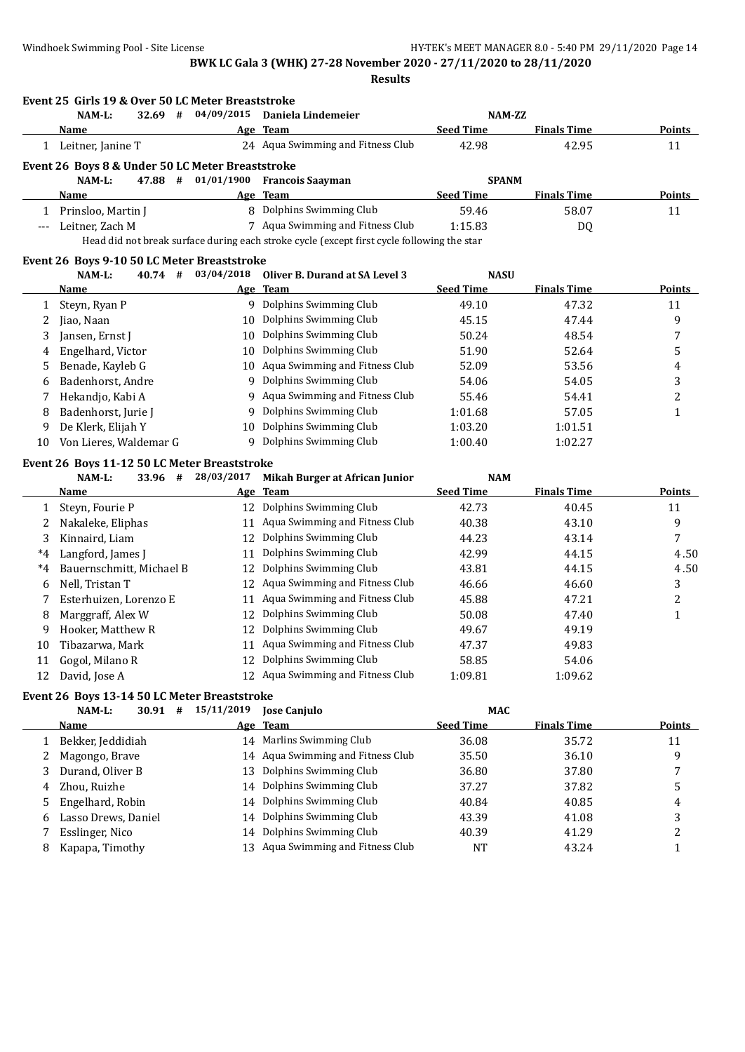**BWK LC Gala 3 (WHK) 27-28 November 2020 - 27/11/2020 to 28/11/2020**

**Results**

### Event 25 Girls 19 & Over 50 LC Meter Breaststroke

NAM-L: 32.69 # 04/09/2015 Daniela Lindemeier NAM-ZZ

| | Name | Age | Team | Seed Time | Finals Time | Points |
|---|---|---|---|---|---|---|
| 1 | Leitner, Janine T | 24 | Aqua Swimming and Fitness Club | 42.98 | 42.95 | 11 |

### Event 26 Boys 8 & Under 50 LC Meter Breaststroke

NAM-L: 47.88 # 01/01/1900 Francois Saayman SPANM

| | Name | Age | Team | Seed Time | Finals Time | Points |
|---|---|---|---|---|---|---|
| 1 | Prinsloo, Martin J | 8 | Dolphins Swimming Club | 59.46 | 58.07 | 11 |
| --- | Leitner, Zach M | 7 | Aqua Swimming and Fitness Club | 1:15.83 | DQ | |

Head did not break surface during each stroke cycle (except first cycle following the star

### Event 26 Boys 9-10 50 LC Meter Breaststroke

NAM-L: 40.74 # 03/04/2018 Oliver B. Durand at SA Level 3 NASU

| | Name | Age | Team | Seed Time | Finals Time | Points |
|---|---|---|---|---|---|---|
| 1 | Steyn, Ryan P | 9 | Dolphins Swimming Club | 49.10 | 47.32 | 11 |
| 2 | Jiao, Naan | 10 | Dolphins Swimming Club | 45.15 | 47.44 | 9 |
| 3 | Jansen, Ernst J | 10 | Dolphins Swimming Club | 50.24 | 48.54 | 7 |
| 4 | Engelhard, Victor | 10 | Dolphins Swimming Club | 51.90 | 52.64 | 5 |
| 5 | Benade, Kayleb G | 10 | Aqua Swimming and Fitness Club | 52.09 | 53.56 | 4 |
| 6 | Badenhorst, Andre | 9 | Dolphins Swimming Club | 54.06 | 54.05 | 3 |
| 7 | Hekandjo, Kabi A | 9 | Aqua Swimming and Fitness Club | 55.46 | 54.41 | 2 |
| 8 | Badenhorst, Jurie J | 9 | Dolphins Swimming Club | 1:01.68 | 57.05 | 1 |
| 9 | De Klerk, Elijah Y | 10 | Dolphins Swimming Club | 1:03.20 | 1:01.51 | |
| 10 | Von Lieres, Waldemar G | 9 | Dolphins Swimming Club | 1:00.40 | 1:02.27 | |

### Event 26 Boys 11-12 50 LC Meter Breaststroke

NAM-L: 33.96 # 28/03/2017 Mikah Burger at African Junior NAM

| | Name | Age | Team | Seed Time | Finals Time | Points |
|---|---|---|---|---|---|---|
| 1 | Steyn, Fourie P | 12 | Dolphins Swimming Club | 42.73 | 40.45 | 11 |
| 2 | Nakaleke, Eliphas | 11 | Aqua Swimming and Fitness Club | 40.38 | 43.10 | 9 |
| 3 | Kinnaird, Liam | 12 | Dolphins Swimming Club | 44.23 | 43.14 | 7 |
| *4 | Langford, James J | 11 | Dolphins Swimming Club | 42.99 | 44.15 | 4.50 |
| *4 | Bauernschmitt, Michael B | 12 | Dolphins Swimming Club | 43.81 | 44.15 | 4.50 |
| 6 | Nell, Tristan T | 12 | Aqua Swimming and Fitness Club | 46.66 | 46.60 | 3 |
| 7 | Esterhuizen, Lorenzo E | 11 | Aqua Swimming and Fitness Club | 45.88 | 47.21 | 2 |
| 8 | Marggraff, Alex W | 12 | Dolphins Swimming Club | 50.08 | 47.40 | 1 |
| 9 | Hooker, Matthew R | 12 | Dolphins Swimming Club | 49.67 | 49.19 | |
| 10 | Tibazarwa, Mark | 11 | Aqua Swimming and Fitness Club | 47.37 | 49.83 | |
| 11 | Gogol, Milano R | 12 | Dolphins Swimming Club | 58.85 | 54.06 | |
| 12 | David, Jose A | 12 | Aqua Swimming and Fitness Club | 1:09.81 | 1:09.62 | |

### Event 26 Boys 13-14 50 LC Meter Breaststroke

NAM-L: 30.91 # 15/11/2019 Jose Canjulo MAC

| | Name | Age | Team | Seed Time | Finals Time | Points |
|---|---|---|---|---|---|---|
| 1 | Bekker, Jeddidiah | 14 | Marlins Swimming Club | 36.08 | 35.72 | 11 |
| 2 | Magongo, Brave | 14 | Aqua Swimming and Fitness Club | 35.50 | 36.10 | 9 |
| 3 | Durand, Oliver B | 13 | Dolphins Swimming Club | 36.80 | 37.80 | 7 |
| 4 | Zhou, Ruizhe | 14 | Dolphins Swimming Club | 37.27 | 37.82 | 5 |
| 5 | Engelhard, Robin | 14 | Dolphins Swimming Club | 40.84 | 40.85 | 4 |
| 6 | Lasso Drews, Daniel | 14 | Dolphins Swimming Club | 43.39 | 41.08 | 3 |
| 7 | Esslinger, Nico | 14 | Dolphins Swimming Club | 40.39 | 41.29 | 2 |
| 8 | Kapapa, Timothy | 13 | Aqua Swimming and Fitness Club | NT | 43.24 | 1 |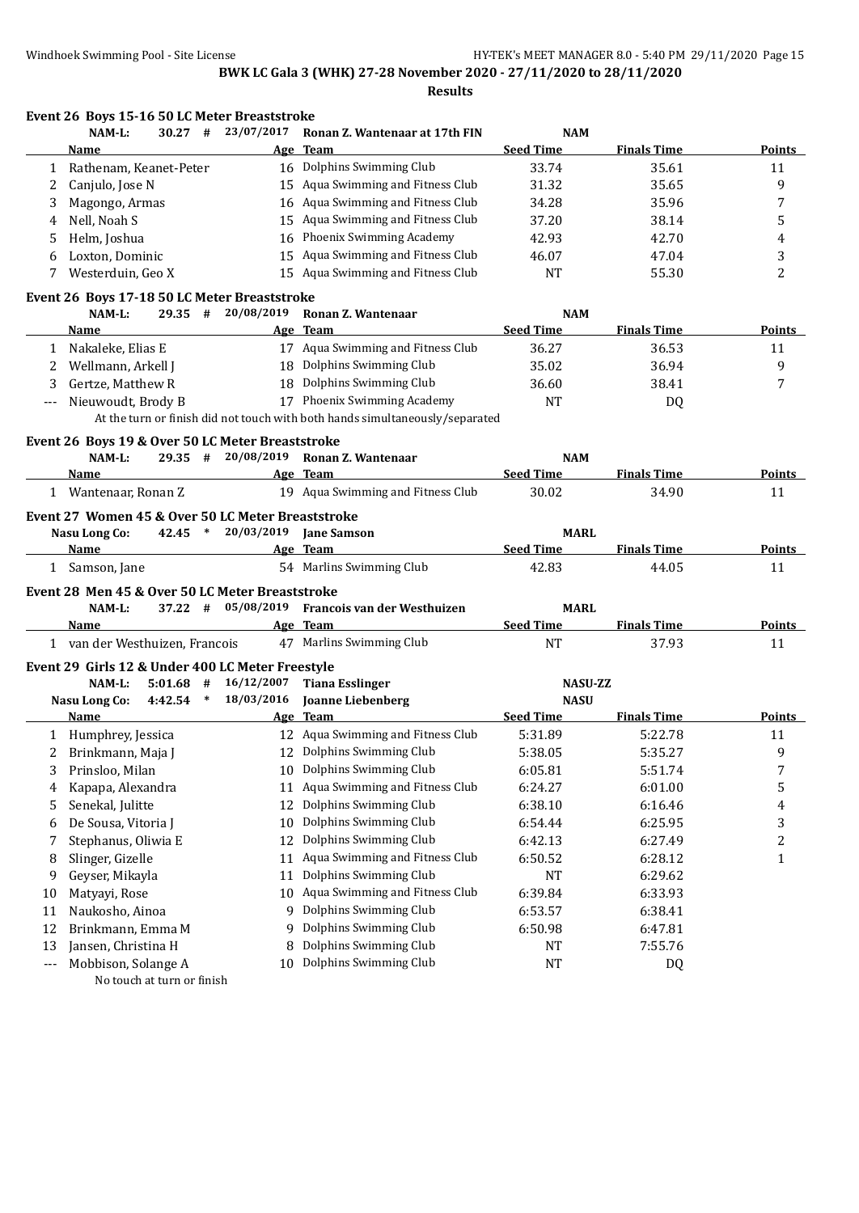**BWK LC Gala 3 (WHK) 27-28 November 2020 - 27/11/2020 to 28/11/2020**

**Results**

### Event 26 Boys 15-16 50 LC Meter Breaststroke

NAM-L: 30.27 # 23/07/2017 Ronan Z. Wantenaar at 17th FIN NAM

| | Name | Age | Team | Seed Time | Finals Time | Points |
|---|---|---|---|---|---|---|
| 1 | Rathenam, Keanet-Peter | 16 | Dolphins Swimming Club | 33.74 | 35.61 | 11 |
| 2 | Canjulo, Jose N | 15 | Aqua Swimming and Fitness Club | 31.32 | 35.65 | 9 |
| 3 | Magongo, Armas | 16 | Aqua Swimming and Fitness Club | 34.28 | 35.96 | 7 |
| 4 | Nell, Noah S | 15 | Aqua Swimming and Fitness Club | 37.20 | 38.14 | 5 |
| 5 | Helm, Joshua | 16 | Phoenix Swimming Academy | 42.93 | 42.70 | 4 |
| 6 | Loxton, Dominic | 15 | Aqua Swimming and Fitness Club | 46.07 | 47.04 | 3 |
| 7 | Westerduin, Geo X | 15 | Aqua Swimming and Fitness Club | NT | 55.30 | 2 |

### Event 26 Boys 17-18 50 LC Meter Breaststroke

NAM-L: 29.35 # 20/08/2019 Ronan Z. Wantenaar NAM

| | Name | Age | Team | Seed Time | Finals Time | Points |
|---|---|---|---|---|---|---|
| 1 | Nakaleke, Elias E | 17 | Aqua Swimming and Fitness Club | 36.27 | 36.53 | 11 |
| 2 | Wellmann, Arkell J | 18 | Dolphins Swimming Club | 35.02 | 36.94 | 9 |
| 3 | Gertze, Matthew R | 18 | Dolphins Swimming Club | 36.60 | 38.41 | 7 |
| --- | Nieuwoudt, Brody B | 17 | Phoenix Swimming Academy | NT | DQ | |

At the turn or finish did not touch with both hands simultaneously/separated

### Event 26 Boys 19 & Over 50 LC Meter Breaststroke

NAM-L: 29.35 # 20/08/2019 Ronan Z. Wantenaar NAM

| | Name | Age | Team | Seed Time | Finals Time | Points |
|---|---|---|---|---|---|---|
| 1 | Wantenaar, Ronan Z | 19 | Aqua Swimming and Fitness Club | 30.02 | 34.90 | 11 |

### Event 27 Women 45 & Over 50 LC Meter Breaststroke

Nasu Long Co: 42.45 * 20/03/2019 Jane Samson MARL

| | Name | Age | Team | Seed Time | Finals Time | Points |
|---|---|---|---|---|---|---|
| 1 | Samson, Jane | 54 | Marlins Swimming Club | 42.83 | 44.05 | 11 |

### Event 28 Men 45 & Over 50 LC Meter Breaststroke

NAM-L: 37.22 # 05/08/2019 Francois van der Westhuizen MARL

| | Name | Age | Team | Seed Time | Finals Time | Points |
|---|---|---|---|---|---|---|
| 1 | van der Westhuizen, Francois | 47 | Marlins Swimming Club | NT | 37.93 | 11 |

### Event 29 Girls 12 & Under 400 LC Meter Freestyle

NAM-L: 5:01.68 # 16/12/2007 Tiana Esslinger NASU-ZZ

Nasu Long Co: 4:42.54 * 18/03/2016 Joanne Liebenberg NASU

| | Name | Age | Team | Seed Time | Finals Time | Points |
|---|---|---|---|---|---|---|
| 1 | Humphrey, Jessica | 12 | Aqua Swimming and Fitness Club | 5:31.89 | 5:22.78 | 11 |
| 2 | Brinkmann, Maja J | 12 | Dolphins Swimming Club | 5:38.05 | 5:35.27 | 9 |
| 3 | Prinsloo, Milan | 10 | Dolphins Swimming Club | 6:05.81 | 5:51.74 | 7 |
| 4 | Kapapa, Alexandra | 11 | Aqua Swimming and Fitness Club | 6:24.27 | 6:01.00 | 5 |
| 5 | Senekal, Julitte | 12 | Dolphins Swimming Club | 6:38.10 | 6:16.46 | 4 |
| 6 | De Sousa, Vitoria J | 10 | Dolphins Swimming Club | 6:54.44 | 6:25.95 | 3 |
| 7 | Stephanus, Oliwia E | 12 | Dolphins Swimming Club | 6:42.13 | 6:27.49 | 2 |
| 8 | Slinger, Gizelle | 11 | Aqua Swimming and Fitness Club | 6:50.52 | 6:28.12 | 1 |
| 9 | Geyser, Mikayla | 11 | Dolphins Swimming Club | NT | 6:29.62 | |
| 10 | Matyayi, Rose | 10 | Aqua Swimming and Fitness Club | 6:39.84 | 6:33.93 | |
| 11 | Naukosho, Ainoa | 9 | Dolphins Swimming Club | 6:53.57 | 6:38.41 | |
| 12 | Brinkmann, Emma M | 9 | Dolphins Swimming Club | 6:50.98 | 6:47.81 | |
| 13 | Jansen, Christina H | 8 | Dolphins Swimming Club | NT | 7:55.76 | |
| --- | Mobbison, Solange A | 10 | Dolphins Swimming Club | NT | DQ | |

No touch at turn or finish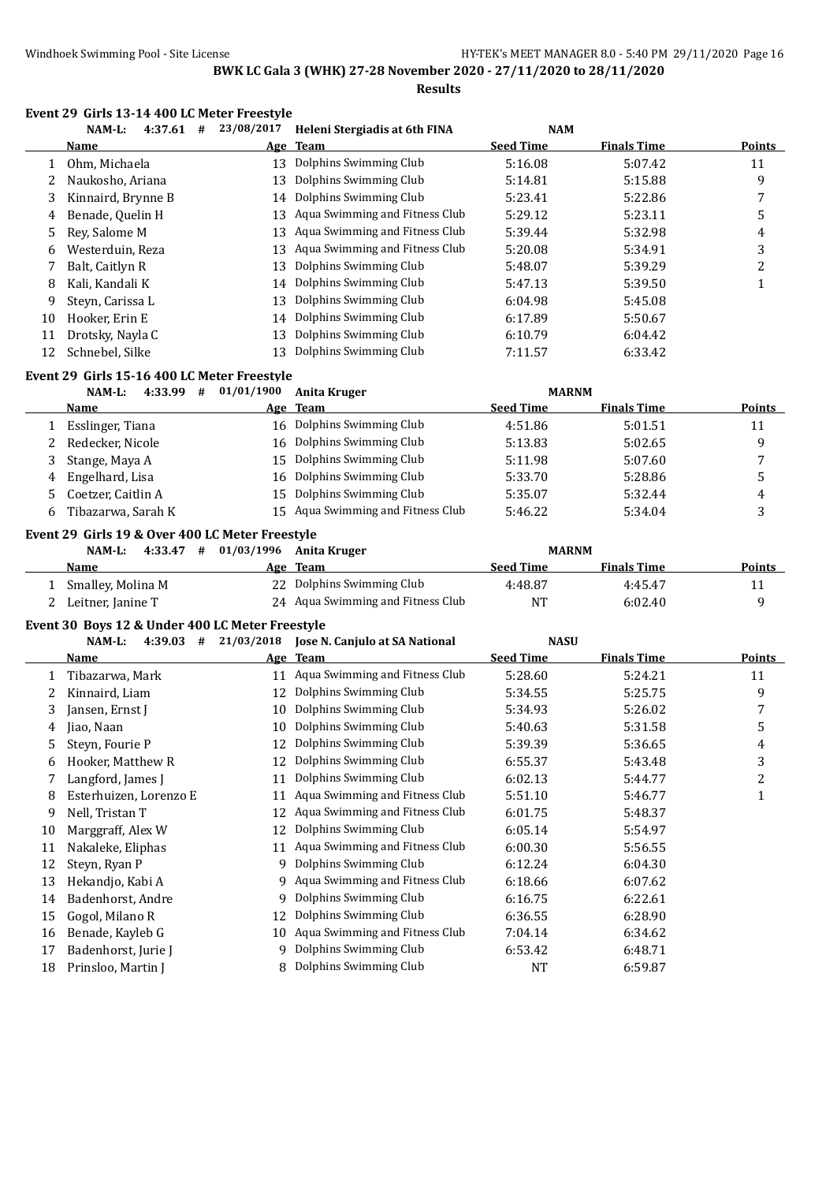**BWK LC Gala 3 (WHK) 27-28 November 2020 - 27/11/2020 to 28/11/2020**

**Results**

### Event 29 Girls 13-14 400 LC Meter Freestyle

NAM-L: 4:37.61 # 23/08/2017 Heleni Stergiadis at 6th FINA NAM

| | Name | Age | Team | Seed Time | Finals Time | Points |
|---|---|---|---|---|---|---|
| 1 | Ohm, Michaela | 13 | Dolphins Swimming Club | 5:16.08 | 5:07.42 | 11 |
| 2 | Naukosho, Ariana | 13 | Dolphins Swimming Club | 5:14.81 | 5:15.88 | 9 |
| 3 | Kinnaird, Brynne B | 14 | Dolphins Swimming Club | 5:23.41 | 5:22.86 | 7 |
| 4 | Benade, Quelin H | 13 | Aqua Swimming and Fitness Club | 5:29.12 | 5:23.11 | 5 |
| 5 | Rey, Salome M | 13 | Aqua Swimming and Fitness Club | 5:39.44 | 5:32.98 | 4 |
| 6 | Westerduin, Reza | 13 | Aqua Swimming and Fitness Club | 5:20.08 | 5:34.91 | 3 |
| 7 | Balt, Caitlyn R | 13 | Dolphins Swimming Club | 5:48.07 | 5:39.29 | 2 |
| 8 | Kali, Kandali K | 14 | Dolphins Swimming Club | 5:47.13 | 5:39.50 | 1 |
| 9 | Steyn, Carissa L | 13 | Dolphins Swimming Club | 6:04.98 | 5:45.08 | |
| 10 | Hooker, Erin E | 14 | Dolphins Swimming Club | 6:17.89 | 5:50.67 | |
| 11 | Drotsky, Nayla C | 13 | Dolphins Swimming Club | 6:10.79 | 6:04.42 | |
| 12 | Schnebel, Silke | 13 | Dolphins Swimming Club | 7:11.57 | 6:33.42 | |

### Event 29 Girls 15-16 400 LC Meter Freestyle

NAM-L: 4:33.99 # 01/01/1900 Anita Kruger MARNM

| | Name | Age | Team | Seed Time | Finals Time | Points |
|---|---|---|---|---|---|---|
| 1 | Esslinger, Tiana | 16 | Dolphins Swimming Club | 4:51.86 | 5:01.51 | 11 |
| 2 | Redecker, Nicole | 16 | Dolphins Swimming Club | 5:13.83 | 5:02.65 | 9 |
| 3 | Stange, Maya A | 15 | Dolphins Swimming Club | 5:11.98 | 5:07.60 | 7 |
| 4 | Engelhard, Lisa | 16 | Dolphins Swimming Club | 5:33.70 | 5:28.86 | 5 |
| 5 | Coetzer, Caitlin A | 15 | Dolphins Swimming Club | 5:35.07 | 5:32.44 | 4 |
| 6 | Tibazarwa, Sarah K | 15 | Aqua Swimming and Fitness Club | 5:46.22 | 5:34.04 | 3 |

### Event 29 Girls 19 & Over 400 LC Meter Freestyle

NAM-L: 4:33.47 # 01/03/1996 Anita Kruger MARNM

| | Name | Age | Team | Seed Time | Finals Time | Points |
|---|---|---|---|---|---|---|
| 1 | Smalley, Molina M | 22 | Dolphins Swimming Club | 4:48.87 | 4:45.47 | 11 |
| 2 | Leitner, Janine T | 24 | Aqua Swimming and Fitness Club | NT | 6:02.40 | 9 |

### Event 30 Boys 12 & Under 400 LC Meter Freestyle

NAM-L: 4:39.03 # 21/03/2018 Jose N. Canjulo at SA National NASU

| | Name | Age | Team | Seed Time | Finals Time | Points |
|---|---|---|---|---|---|---|
| 1 | Tibazarwa, Mark | 11 | Aqua Swimming and Fitness Club | 5:28.60 | 5:24.21 | 11 |
| 2 | Kinnaird, Liam | 12 | Dolphins Swimming Club | 5:34.55 | 5:25.75 | 9 |
| 3 | Jansen, Ernst J | 10 | Dolphins Swimming Club | 5:34.93 | 5:26.02 | 7 |
| 4 | Jiao, Naan | 10 | Dolphins Swimming Club | 5:40.63 | 5:31.58 | 5 |
| 5 | Steyn, Fourie P | 12 | Dolphins Swimming Club | 5:39.39 | 5:36.65 | 4 |
| 6 | Hooker, Matthew R | 12 | Dolphins Swimming Club | 6:55.37 | 5:43.48 | 3 |
| 7 | Langford, James J | 11 | Dolphins Swimming Club | 6:02.13 | 5:44.77 | 2 |
| 8 | Esterhuizen, Lorenzo E | 11 | Aqua Swimming and Fitness Club | 5:51.10 | 5:46.77 | 1 |
| 9 | Nell, Tristan T | 12 | Aqua Swimming and Fitness Club | 6:01.75 | 5:48.37 | |
| 10 | Marggraff, Alex W | 12 | Dolphins Swimming Club | 6:05.14 | 5:54.97 | |
| 11 | Nakaleke, Eliphas | 11 | Aqua Swimming and Fitness Club | 6:00.30 | 5:56.55 | |
| 12 | Steyn, Ryan P | 9 | Dolphins Swimming Club | 6:12.24 | 6:04.30 | |
| 13 | Hekandjo, Kabi A | 9 | Aqua Swimming and Fitness Club | 6:18.66 | 6:07.62 | |
| 14 | Badenhorst, Andre | 9 | Dolphins Swimming Club | 6:16.75 | 6:22.61 | |
| 15 | Gogol, Milano R | 12 | Dolphins Swimming Club | 6:36.55 | 6:28.90 | |
| 16 | Benade, Kayleb G | 10 | Aqua Swimming and Fitness Club | 7:04.14 | 6:34.62 | |
| 17 | Badenhorst, Jurie J | 9 | Dolphins Swimming Club | 6:53.42 | 6:48.71 | |
| 18 | Prinsloo, Martin J | 8 | Dolphins Swimming Club | NT | 6:59.87 | |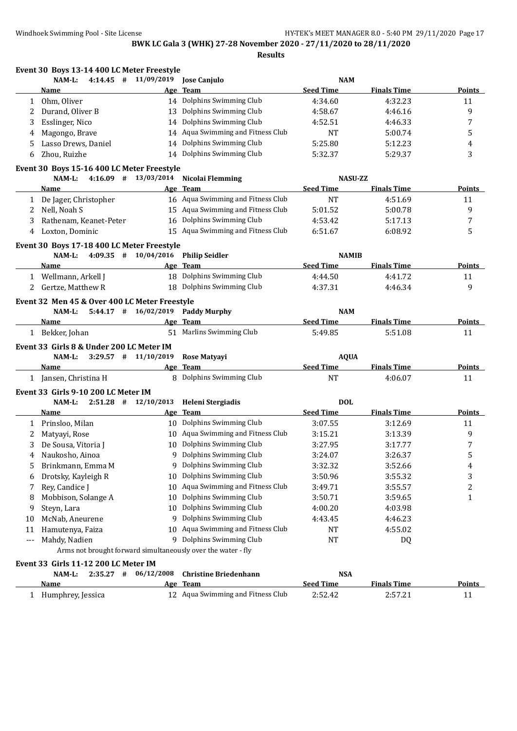**BWK LC Gala 3 (WHK) 27-28 November 2020 - 27/11/2020 to 28/11/2020**

**Results**

### Event 30 Boys 13-14 400 LC Meter Freestyle

NAM-L: 4:14.45 # 11/09/2019 Jose Canjulo NAM

| | Name | Age | Team | Seed Time | Finals Time | Points |
|---|---|---|---|---|---|---|
| 1 | Ohm, Oliver | 14 | Dolphins Swimming Club | 4:34.60 | 4:32.23 | 11 |
| 2 | Durand, Oliver B | 13 | Dolphins Swimming Club | 4:58.67 | 4:46.16 | 9 |
| 3 | Esslinger, Nico | 14 | Dolphins Swimming Club | 4:52.51 | 4:46.33 | 7 |
| 4 | Magongo, Brave | 14 | Aqua Swimming and Fitness Club | NT | 5:00.74 | 5 |
| 5 | Lasso Drews, Daniel | 14 | Dolphins Swimming Club | 5:25.80 | 5:12.23 | 4 |
| 6 | Zhou, Ruizhe | 14 | Dolphins Swimming Club | 5:32.37 | 5:29.37 | 3 |

### Event 30 Boys 15-16 400 LC Meter Freestyle

NAM-L: 4:16.09 # 13/03/2014 Nicolai Flemming NASU-ZZ

| | Name | Age | Team | Seed Time | Finals Time | Points |
|---|---|---|---|---|---|---|
| 1 | De Jager, Christopher | 16 | Aqua Swimming and Fitness Club | NT | 4:51.69 | 11 |
| 2 | Nell, Noah S | 15 | Aqua Swimming and Fitness Club | 5:01.52 | 5:00.78 | 9 |
| 3 | Rathenam, Keanet-Peter | 16 | Dolphins Swimming Club | 4:53.42 | 5:17.13 | 7 |
| 4 | Loxton, Dominic | 15 | Aqua Swimming and Fitness Club | 6:51.67 | 6:08.92 | 5 |

### Event 30 Boys 17-18 400 LC Meter Freestyle

NAM-L: 4:09.35 # 10/04/2016 Philip Seidler NAMIB

| | Name | Age | Team | Seed Time | Finals Time | Points |
|---|---|---|---|---|---|---|
| 1 | Wellmann, Arkell J | 18 | Dolphins Swimming Club | 4:44.50 | 4:41.72 | 11 |
| 2 | Gertze, Matthew R | 18 | Dolphins Swimming Club | 4:37.31 | 4:46.34 | 9 |

### Event 32 Men 45 & Over 400 LC Meter Freestyle

NAM-L: 5:44.17 # 16/02/2019 Paddy Murphy NAM

| | Name | Age | Team | Seed Time | Finals Time | Points |
|---|---|---|---|---|---|---|
| 1 | Bekker, Johan | 51 | Marlins Swimming Club | 5:49.85 | 5:51.08 | 11 |

### Event 33 Girls 8 & Under 200 LC Meter IM

NAM-L: 3:29.57 # 11/10/2019 Rose Matyayi AQUA

| | Name | Age | Team | Seed Time | Finals Time | Points |
|---|---|---|---|---|---|---|
| 1 | Jansen, Christina H | 8 | Dolphins Swimming Club | NT | 4:06.07 | 11 |

### Event 33 Girls 9-10 200 LC Meter IM

NAM-L: 2:51.28 # 12/10/2013 Heleni Stergiadis DOL

| | Name | Age | Team | Seed Time | Finals Time | Points |
|---|---|---|---|---|---|---|
| 1 | Prinsloo, Milan | 10 | Dolphins Swimming Club | 3:07.55 | 3:12.69 | 11 |
| 2 | Matyayi, Rose | 10 | Aqua Swimming and Fitness Club | 3:15.21 | 3:13.39 | 9 |
| 3 | De Sousa, Vitoria J | 10 | Dolphins Swimming Club | 3:27.95 | 3:17.77 | 7 |
| 4 | Naukosho, Ainoa | 9 | Dolphins Swimming Club | 3:24.07 | 3:26.37 | 5 |
| 5 | Brinkmann, Emma M | 9 | Dolphins Swimming Club | 3:32.32 | 3:52.66 | 4 |
| 6 | Drotsky, Kayleigh R | 10 | Dolphins Swimming Club | 3:50.96 | 3:55.32 | 3 |
| 7 | Rey, Candice J | 10 | Aqua Swimming and Fitness Club | 3:49.71 | 3:55.57 | 2 |
| 8 | Mobbison, Solange A | 10 | Dolphins Swimming Club | 3:50.71 | 3:59.65 | 1 |
| 9 | Steyn, Lara | 10 | Dolphins Swimming Club | 4:00.20 | 4:03.98 | |
| 10 | McNab, Aneurene | 9 | Dolphins Swimming Club | 4:43.45 | 4:46.23 | |
| 11 | Hamutenya, Faiza | 10 | Aqua Swimming and Fitness Club | NT | 4:55.02 | |
| --- | Mahdy, Nadien | 9 | Dolphins Swimming Club | NT | DQ | |

Arms not brought forward simultaneously over the water - fly

### Event 33 Girls 11-12 200 LC Meter IM

NAM-L: 2:35.27 # 06/12/2008 Christine Briedenhann NSA

| | Name | Age | Team | Seed Time | Finals Time | Points |
|---|---|---|---|---|---|---|
| 1 | Humphrey, Jessica | 12 | Aqua Swimming and Fitness Club | 2:52.42 | 2:57.21 | 11 |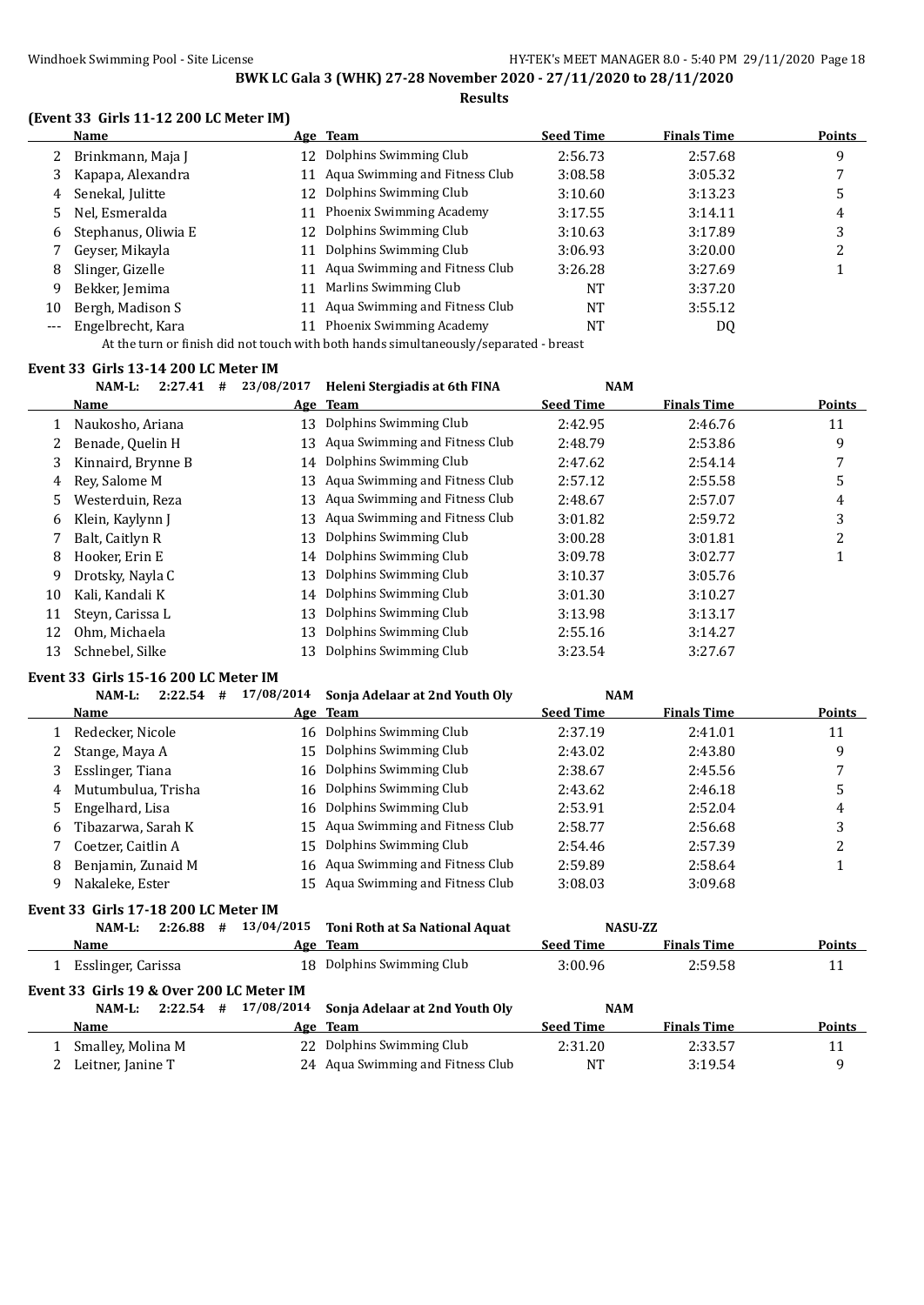**BWK LC Gala 3 (WHK) 27-28 November 2020 - 27/11/2020 to 28/11/2020**

**Results**

### (Event 33 Girls 11-12 200 LC Meter IM)

| | Name | Age | Team | Seed Time | Finals Time | Points |
|---|---|---|---|---|---|---|
| 2 | Brinkmann, Maja J | 12 | Dolphins Swimming Club | 2:56.73 | 2:57.68 | 9 |
| 3 | Kapapa, Alexandra | 11 | Aqua Swimming and Fitness Club | 3:08.58 | 3:05.32 | 7 |
| 4 | Senekal, Julitte | 12 | Dolphins Swimming Club | 3:10.60 | 3:13.23 | 5 |
| 5 | Nel, Esmeralda | 11 | Phoenix Swimming Academy | 3:17.55 | 3:14.11 | 4 |
| 6 | Stephanus, Oliwia E | 12 | Dolphins Swimming Club | 3:10.63 | 3:17.89 | 3 |
| 7 | Geyser, Mikayla | 11 | Dolphins Swimming Club | 3:06.93 | 3:20.00 | 2 |
| 8 | Slinger, Gizelle | 11 | Aqua Swimming and Fitness Club | 3:26.28 | 3:27.69 | 1 |
| 9 | Bekker, Jemima | 11 | Marlins Swimming Club | NT | 3:37.20 | |
| 10 | Bergh, Madison S | 11 | Aqua Swimming and Fitness Club | NT | 3:55.12 | |
| --- | Engelbrecht, Kara | 11 | Phoenix Swimming Academy | NT | DQ | |

At the turn or finish did not touch with both hands simultaneously/separated - breast

### Event 33 Girls 13-14 200 LC Meter IM

NAM-L: 2:27.41 # 23/08/2017 Heleni Stergiadis at 6th FINA NAM

| | Name | Age | Team | Seed Time | Finals Time | Points |
|---|---|---|---|---|---|---|
| 1 | Naukosho, Ariana | 13 | Dolphins Swimming Club | 2:42.95 | 2:46.76 | 11 |
| 2 | Benade, Quelin H | 13 | Aqua Swimming and Fitness Club | 2:48.79 | 2:53.86 | 9 |
| 3 | Kinnaird, Brynne B | 14 | Dolphins Swimming Club | 2:47.62 | 2:54.14 | 7 |
| 4 | Rey, Salome M | 13 | Aqua Swimming and Fitness Club | 2:57.12 | 2:55.58 | 5 |
| 5 | Westerduin, Reza | 13 | Aqua Swimming and Fitness Club | 2:48.67 | 2:57.07 | 4 |
| 6 | Klein, Kaylynn J | 13 | Aqua Swimming and Fitness Club | 3:01.82 | 2:59.72 | 3 |
| 7 | Balt, Caitlyn R | 13 | Dolphins Swimming Club | 3:00.28 | 3:01.81 | 2 |
| 8 | Hooker, Erin E | 14 | Dolphins Swimming Club | 3:09.78 | 3:02.77 | 1 |
| 9 | Drotsky, Nayla C | 13 | Dolphins Swimming Club | 3:10.37 | 3:05.76 | |
| 10 | Kali, Kandali K | 14 | Dolphins Swimming Club | 3:01.30 | 3:10.27 | |
| 11 | Steyn, Carissa L | 13 | Dolphins Swimming Club | 3:13.98 | 3:13.17 | |
| 12 | Ohm, Michaela | 13 | Dolphins Swimming Club | 2:55.16 | 3:14.27 | |
| 13 | Schnebel, Silke | 13 | Dolphins Swimming Club | 3:23.54 | 3:27.67 | |

### Event 33 Girls 15-16 200 LC Meter IM

NAM-L: 2:22.54 # 17/08/2014 Sonja Adelaar at 2nd Youth Oly NAM

| | Name | Age | Team | Seed Time | Finals Time | Points |
|---|---|---|---|---|---|---|
| 1 | Redecker, Nicole | 16 | Dolphins Swimming Club | 2:37.19 | 2:41.01 | 11 |
| 2 | Stange, Maya A | 15 | Dolphins Swimming Club | 2:43.02 | 2:43.80 | 9 |
| 3 | Esslinger, Tiana | 16 | Dolphins Swimming Club | 2:38.67 | 2:45.56 | 7 |
| 4 | Mutumbulua, Trisha | 16 | Dolphins Swimming Club | 2:43.62 | 2:46.18 | 5 |
| 5 | Engelhard, Lisa | 16 | Dolphins Swimming Club | 2:53.91 | 2:52.04 | 4 |
| 6 | Tibazarwa, Sarah K | 15 | Aqua Swimming and Fitness Club | 2:58.77 | 2:56.68 | 3 |
| 7 | Coetzer, Caitlin A | 15 | Dolphins Swimming Club | 2:54.46 | 2:57.39 | 2 |
| 8 | Benjamin, Zunaid M | 16 | Aqua Swimming and Fitness Club | 2:59.89 | 2:58.64 | 1 |
| 9 | Nakaleke, Ester | 15 | Aqua Swimming and Fitness Club | 3:08.03 | 3:09.68 | |

### Event 33 Girls 17-18 200 LC Meter IM

NAM-L: 2:26.88 # 13/04/2015 Toni Roth at Sa National Aquat NASU-ZZ

| | Name | Age | Team | Seed Time | Finals Time | Points |
|---|---|---|---|---|---|---|
| 1 | Esslinger, Carissa | 18 | Dolphins Swimming Club | 3:00.96 | 2:59.58 | 11 |

### Event 33 Girls 19 & Over 200 LC Meter IM

NAM-L: 2:22.54 # 17/08/2014 Sonja Adelaar at 2nd Youth Oly NAM

| | Name | Age | Team | Seed Time | Finals Time | Points |
|---|---|---|---|---|---|---|
| 1 | Smalley, Molina M | 22 | Dolphins Swimming Club | 2:31.20 | 2:33.57 | 11 |
| 2 | Leitner, Janine T | 24 | Aqua Swimming and Fitness Club | NT | 3:19.54 | 9 |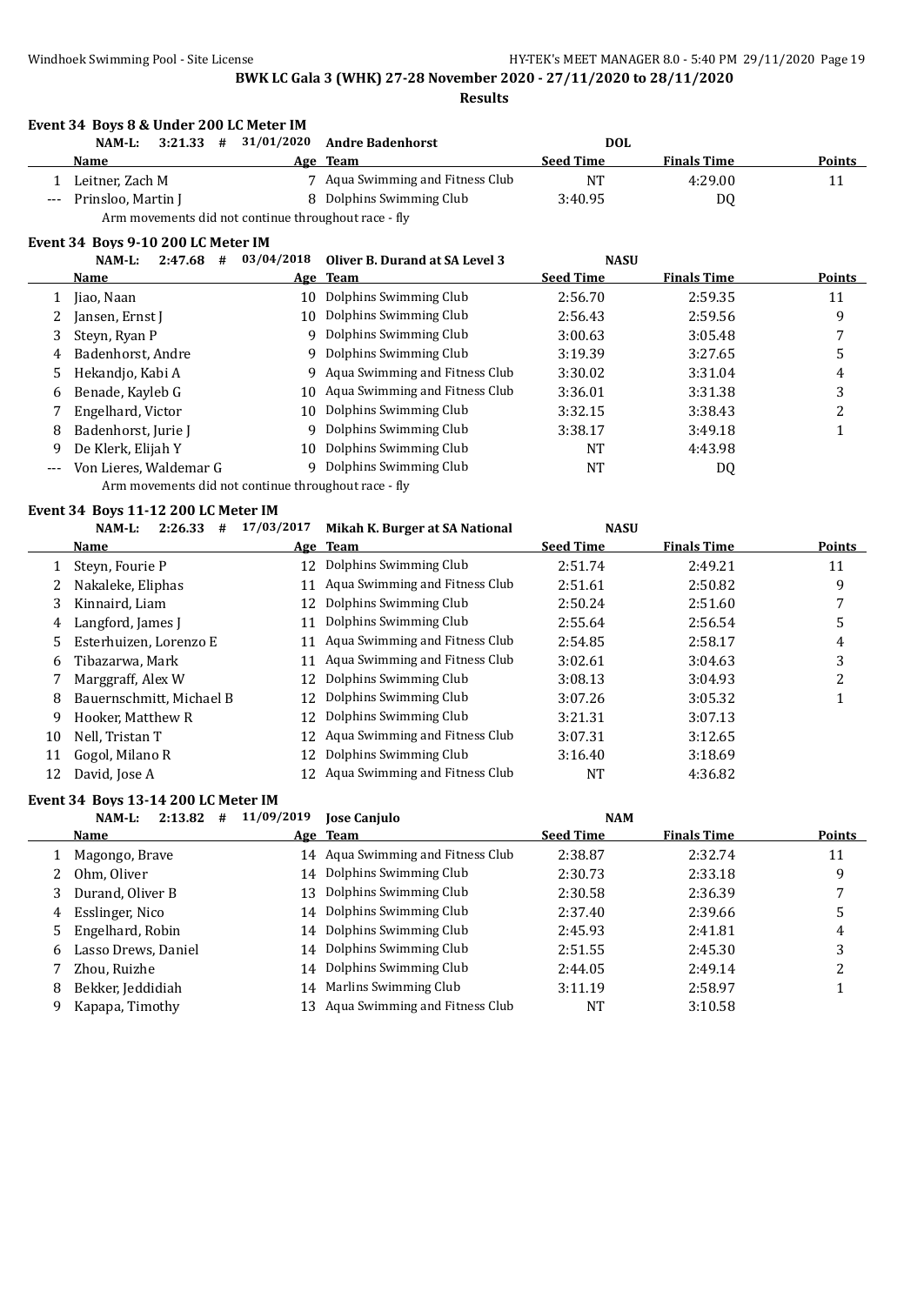**BWK LC Gala 3 (WHK) 27-28 November 2020 - 27/11/2020 to 28/11/2020**

**Results**

### Event 34 Boys 8 & Under 200 LC Meter IM

NAM-L: 3:21.33 # 31/01/2020 Andre Badenhorst DOL

| | Name | Age | Team | Seed Time | Finals Time | Points |
|---|---|---|---|---|---|---|
| 1 | Leitner, Zach M | 7 | Aqua Swimming and Fitness Club | NT | 4:29.00 | 11 |
| --- | Prinsloo, Martin J | 8 | Dolphins Swimming Club | 3:40.95 | DQ | |

Arm movements did not continue throughout race - fly

### Event 34 Boys 9-10 200 LC Meter IM

NAM-L: 2:47.68 # 03/04/2018 Oliver B. Durand at SA Level 3 NASU

| | Name | Age | Team | Seed Time | Finals Time | Points |
|---|---|---|---|---|---|---|
| 1 | Jiao, Naan | 10 | Dolphins Swimming Club | 2:56.70 | 2:59.35 | 11 |
| 2 | Jansen, Ernst J | 10 | Dolphins Swimming Club | 2:56.43 | 2:59.56 | 9 |
| 3 | Steyn, Ryan P | 9 | Dolphins Swimming Club | 3:00.63 | 3:05.48 | 7 |
| 4 | Badenhorst, Andre | 9 | Dolphins Swimming Club | 3:19.39 | 3:27.65 | 5 |
| 5 | Hekandjo, Kabi A | 9 | Aqua Swimming and Fitness Club | 3:30.02 | 3:31.04 | 4 |
| 6 | Benade, Kayleb G | 10 | Aqua Swimming and Fitness Club | 3:36.01 | 3:31.38 | 3 |
| 7 | Engelhard, Victor | 10 | Dolphins Swimming Club | 3:32.15 | 3:38.43 | 2 |
| 8 | Badenhorst, Jurie J | 9 | Dolphins Swimming Club | 3:38.17 | 3:49.18 | 1 |
| 9 | De Klerk, Elijah Y | 10 | Dolphins Swimming Club | NT | 4:43.98 | |
| --- | Von Lieres, Waldemar G | 9 | Dolphins Swimming Club | NT | DQ | |

Arm movements did not continue throughout race - fly

### Event 34 Boys 11-12 200 LC Meter IM

NAM-L: 2:26.33 # 17/03/2017 Mikah K. Burger at SA National NASU

| | Name | Age | Team | Seed Time | Finals Time | Points |
|---|---|---|---|---|---|---|
| 1 | Steyn, Fourie P | 12 | Dolphins Swimming Club | 2:51.74 | 2:49.21 | 11 |
| 2 | Nakaleke, Eliphas | 11 | Aqua Swimming and Fitness Club | 2:51.61 | 2:50.82 | 9 |
| 3 | Kinnaird, Liam | 12 | Dolphins Swimming Club | 2:50.24 | 2:51.60 | 7 |
| 4 | Langford, James J | 11 | Dolphins Swimming Club | 2:55.64 | 2:56.54 | 5 |
| 5 | Esterhuizen, Lorenzo E | 11 | Aqua Swimming and Fitness Club | 2:54.85 | 2:58.17 | 4 |
| 6 | Tibazarwa, Mark | 11 | Aqua Swimming and Fitness Club | 3:02.61 | 3:04.63 | 3 |
| 7 | Marggraff, Alex W | 12 | Dolphins Swimming Club | 3:08.13 | 3:04.93 | 2 |
| 8 | Bauernschmitt, Michael B | 12 | Dolphins Swimming Club | 3:07.26 | 3:05.32 | 1 |
| 9 | Hooker, Matthew R | 12 | Dolphins Swimming Club | 3:21.31 | 3:07.13 | |
| 10 | Nell, Tristan T | 12 | Aqua Swimming and Fitness Club | 3:07.31 | 3:12.65 | |
| 11 | Gogol, Milano R | 12 | Dolphins Swimming Club | 3:16.40 | 3:18.69 | |
| 12 | David, Jose A | 12 | Aqua Swimming and Fitness Club | NT | 4:36.82 | |

### Event 34 Boys 13-14 200 LC Meter IM

NAM-L: 2:13.82 # 11/09/2019 Jose Canjulo NAM

| | Name | Age | Team | Seed Time | Finals Time | Points |
|---|---|---|---|---|---|---|
| 1 | Magongo, Brave | 14 | Aqua Swimming and Fitness Club | 2:38.87 | 2:32.74 | 11 |
| 2 | Ohm, Oliver | 14 | Dolphins Swimming Club | 2:30.73 | 2:33.18 | 9 |
| 3 | Durand, Oliver B | 13 | Dolphins Swimming Club | 2:30.58 | 2:36.39 | 7 |
| 4 | Esslinger, Nico | 14 | Dolphins Swimming Club | 2:37.40 | 2:39.66 | 5 |
| 5 | Engelhard, Robin | 14 | Dolphins Swimming Club | 2:45.93 | 2:41.81 | 4 |
| 6 | Lasso Drews, Daniel | 14 | Dolphins Swimming Club | 2:51.55 | 2:45.30 | 3 |
| 7 | Zhou, Ruizhe | 14 | Dolphins Swimming Club | 2:44.05 | 2:49.14 | 2 |
| 8 | Bekker, Jeddidiah | 14 | Marlins Swimming Club | 3:11.19 | 2:58.97 | 1 |
| 9 | Kapapa, Timothy | 13 | Aqua Swimming and Fitness Club | NT | 3:10.58 | |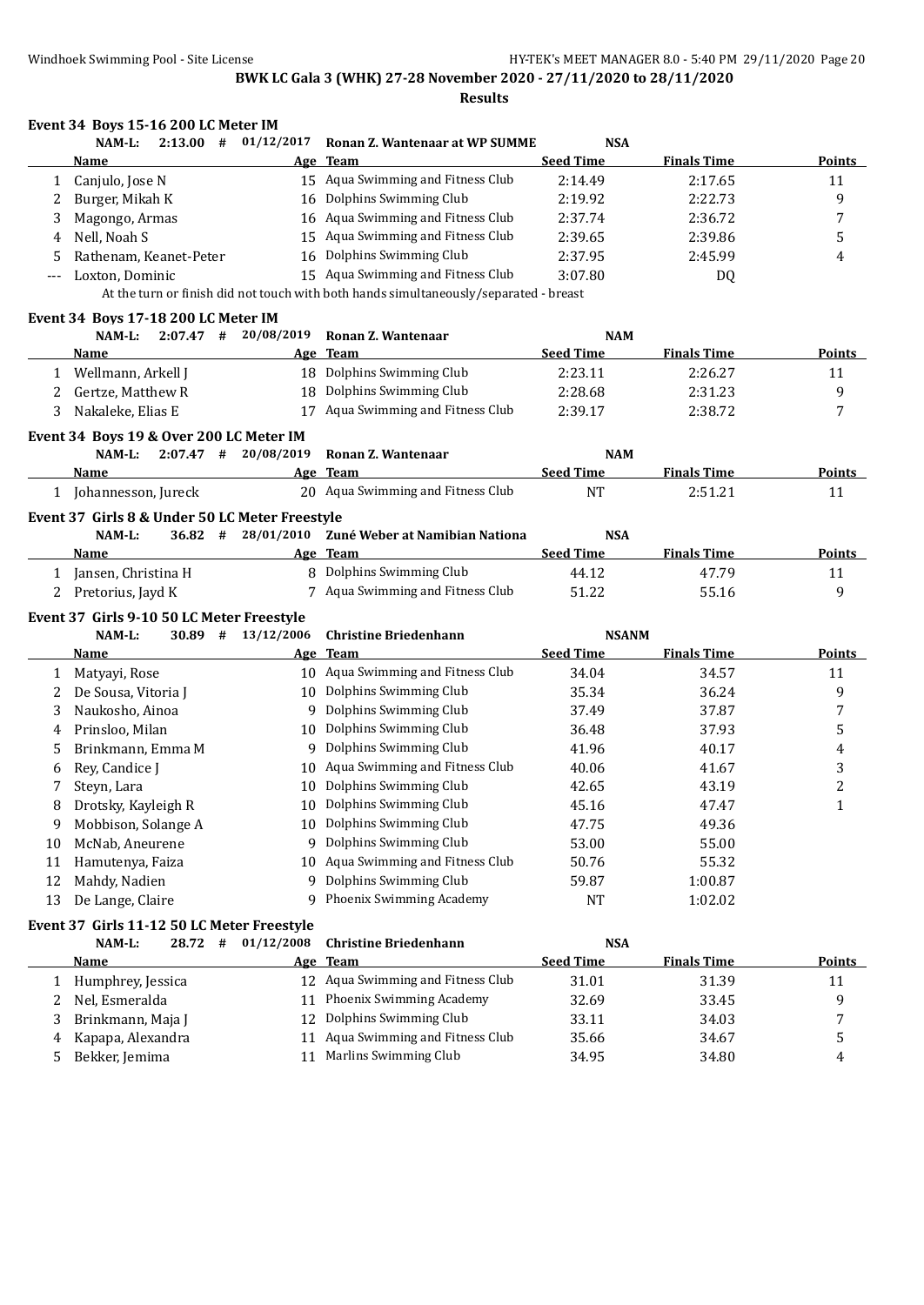**BWK LC Gala 3 (WHK) 27-28 November 2020 - 27/11/2020 to 28/11/2020**

**Results**

### Event 34 Boys 15-16 200 LC Meter IM

NAM-L: 2:13.00 # 01/12/2017 Ronan Z. Wantenaar at WP SUMME NSA

| | Name | Age | Team | Seed Time | Finals Time | Points |
|---|---|---|---|---|---|---|
| 1 | Canjulo, Jose N | 15 | Aqua Swimming and Fitness Club | 2:14.49 | 2:17.65 | 11 |
| 2 | Burger, Mikah K | 16 | Dolphins Swimming Club | 2:19.92 | 2:22.73 | 9 |
| 3 | Magongo, Armas | 16 | Aqua Swimming and Fitness Club | 2:37.74 | 2:36.72 | 7 |
| 4 | Nell, Noah S | 15 | Aqua Swimming and Fitness Club | 2:39.65 | 2:39.86 | 5 |
| 5 | Rathenam, Keanet-Peter | 16 | Dolphins Swimming Club | 2:37.95 | 2:45.99 | 4 |
| --- | Loxton, Dominic | 15 | Aqua Swimming and Fitness Club | 3:07.80 | DQ | |

At the turn or finish did not touch with both hands simultaneously/separated - breast

### Event 34 Boys 17-18 200 LC Meter IM

NAM-L: 2:07.47 # 20/08/2019 Ronan Z. Wantenaar NAM

| | Name | Age | Team | Seed Time | Finals Time | Points |
|---|---|---|---|---|---|---|
| 1 | Wellmann, Arkell J | 18 | Dolphins Swimming Club | 2:23.11 | 2:26.27 | 11 |
| 2 | Gertze, Matthew R | 18 | Dolphins Swimming Club | 2:28.68 | 2:31.23 | 9 |
| 3 | Nakaleke, Elias E | 17 | Aqua Swimming and Fitness Club | 2:39.17 | 2:38.72 | 7 |

### Event 34 Boys 19 & Over 200 LC Meter IM

NAM-L: 2:07.47 # 20/08/2019 Ronan Z. Wantenaar NAM

| | Name | Age | Team | Seed Time | Finals Time | Points |
|---|---|---|---|---|---|---|
| 1 | Johannesson, Jureck | 20 | Aqua Swimming and Fitness Club | NT | 2:51.21 | 11 |

### Event 37 Girls 8 & Under 50 LC Meter Freestyle

NAM-L: 36.82 # 28/01/2010 Zuné Weber at Namibian Nationa NSA

| | Name | Age | Team | Seed Time | Finals Time | Points |
|---|---|---|---|---|---|---|
| 1 | Jansen, Christina H | 8 | Dolphins Swimming Club | 44.12 | 47.79 | 11 |
| 2 | Pretorius, Jayd K | 7 | Aqua Swimming and Fitness Club | 51.22 | 55.16 | 9 |

### Event 37 Girls 9-10 50 LC Meter Freestyle

NAM-L: 30.89 # 13/12/2006 Christine Briedenhann NSANM

| | Name | Age | Team | Seed Time | Finals Time | Points |
|---|---|---|---|---|---|---|
| 1 | Matyayi, Rose | 10 | Aqua Swimming and Fitness Club | 34.04 | 34.57 | 11 |
| 2 | De Sousa, Vitoria J | 10 | Dolphins Swimming Club | 35.34 | 36.24 | 9 |
| 3 | Naukosho, Ainoa | 9 | Dolphins Swimming Club | 37.49 | 37.87 | 7 |
| 4 | Prinsloo, Milan | 10 | Dolphins Swimming Club | 36.48 | 37.93 | 5 |
| 5 | Brinkmann, Emma M | 9 | Dolphins Swimming Club | 41.96 | 40.17 | 4 |
| 6 | Rey, Candice J | 10 | Aqua Swimming and Fitness Club | 40.06 | 41.67 | 3 |
| 7 | Steyn, Lara | 10 | Dolphins Swimming Club | 42.65 | 43.19 | 2 |
| 8 | Drotsky, Kayleigh R | 10 | Dolphins Swimming Club | 45.16 | 47.47 | 1 |
| 9 | Mobbison, Solange A | 10 | Dolphins Swimming Club | 47.75 | 49.36 | |
| 10 | McNab, Aneurene | 9 | Dolphins Swimming Club | 53.00 | 55.00 | |
| 11 | Hamutenya, Faiza | 10 | Aqua Swimming and Fitness Club | 50.76 | 55.32 | |
| 12 | Mahdy, Nadien | 9 | Dolphins Swimming Club | 59.87 | 1:00.87 | |
| 13 | De Lange, Claire | 9 | Phoenix Swimming Academy | NT | 1:02.02 | |

### Event 37 Girls 11-12 50 LC Meter Freestyle

NAM-L: 28.72 # 01/12/2008 Christine Briedenhann NSA

| | Name | Age | Team | Seed Time | Finals Time | Points |
|---|---|---|---|---|---|---|
| 1 | Humphrey, Jessica | 12 | Aqua Swimming and Fitness Club | 31.01 | 31.39 | 11 |
| 2 | Nel, Esmeralda | 11 | Phoenix Swimming Academy | 32.69 | 33.45 | 9 |
| 3 | Brinkmann, Maja J | 12 | Dolphins Swimming Club | 33.11 | 34.03 | 7 |
| 4 | Kapapa, Alexandra | 11 | Aqua Swimming and Fitness Club | 35.66 | 34.67 | 5 |
| 5 | Bekker, Jemima | 11 | Marlins Swimming Club | 34.95 | 34.80 | 4 |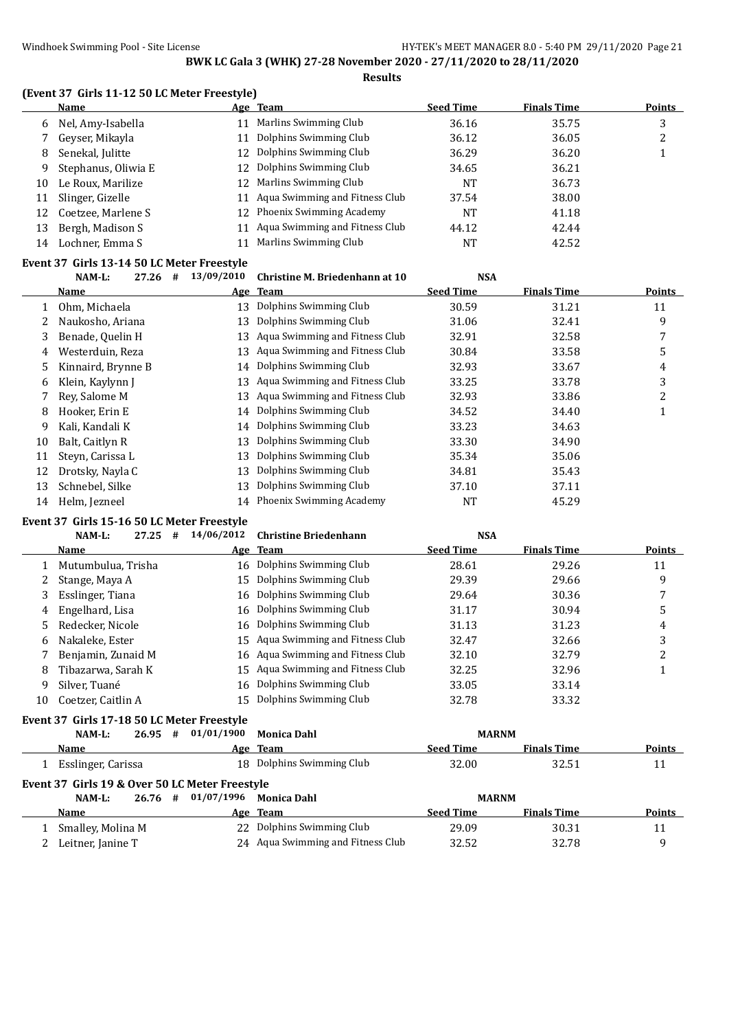**BWK LC Gala 3 (WHK) 27-28 November 2020 - 27/11/2020 to 28/11/2020**

**Results**

### (Event 37 Girls 11-12 50 LC Meter Freestyle)

| | Name | Age | Team | Seed Time | Finals Time | Points |
|---|---|---|---|---|---|---|
| 6 | Nel, Amy-Isabella | 11 | Marlins Swimming Club | 36.16 | 35.75 | 3 |
| 7 | Geyser, Mikayla | 11 | Dolphins Swimming Club | 36.12 | 36.05 | 2 |
| 8 | Senekal, Julitte | 12 | Dolphins Swimming Club | 36.29 | 36.20 | 1 |
| 9 | Stephanus, Oliwia E | 12 | Dolphins Swimming Club | 34.65 | 36.21 | |
| 10 | Le Roux, Marilize | 12 | Marlins Swimming Club | NT | 36.73 | |
| 11 | Slinger, Gizelle | 11 | Aqua Swimming and Fitness Club | 37.54 | 38.00 | |
| 12 | Coetzee, Marlene S | 12 | Phoenix Swimming Academy | NT | 41.18 | |
| 13 | Bergh, Madison S | 11 | Aqua Swimming and Fitness Club | 44.12 | 42.44 | |
| 14 | Lochner, Emma S | 11 | Marlins Swimming Club | NT | 42.52 | |

### Event 37 Girls 13-14 50 LC Meter Freestyle

NAM-L: 27.26 # 13/09/2010 Christine M. Briedenhann at 10 NSA

| | Name | Age | Team | Seed Time | Finals Time | Points |
|---|---|---|---|---|---|---|
| 1 | Ohm, Michaela | 13 | Dolphins Swimming Club | 30.59 | 31.21 | 11 |
| 2 | Naukosho, Ariana | 13 | Dolphins Swimming Club | 31.06 | 32.41 | 9 |
| 3 | Benade, Quelin H | 13 | Aqua Swimming and Fitness Club | 32.91 | 32.58 | 7 |
| 4 | Westerduin, Reza | 13 | Aqua Swimming and Fitness Club | 30.84 | 33.58 | 5 |
| 5 | Kinnaird, Brynne B | 14 | Dolphins Swimming Club | 32.93 | 33.67 | 4 |
| 6 | Klein, Kaylynn J | 13 | Aqua Swimming and Fitness Club | 33.25 | 33.78 | 3 |
| 7 | Rey, Salome M | 13 | Aqua Swimming and Fitness Club | 32.93 | 33.86 | 2 |
| 8 | Hooker, Erin E | 14 | Dolphins Swimming Club | 34.52 | 34.40 | 1 |
| 9 | Kali, Kandali K | 14 | Dolphins Swimming Club | 33.23 | 34.63 | |
| 10 | Balt, Caitlyn R | 13 | Dolphins Swimming Club | 33.30 | 34.90 | |
| 11 | Steyn, Carissa L | 13 | Dolphins Swimming Club | 35.34 | 35.06 | |
| 12 | Drotsky, Nayla C | 13 | Dolphins Swimming Club | 34.81 | 35.43 | |
| 13 | Schnebel, Silke | 13 | Dolphins Swimming Club | 37.10 | 37.11 | |
| 14 | Helm, Jezneel | 14 | Phoenix Swimming Academy | NT | 45.29 | |

### Event 37 Girls 15-16 50 LC Meter Freestyle

NAM-L: 27.25 # 14/06/2012 Christine Briedenhann NSA

| | Name | Age | Team | Seed Time | Finals Time | Points |
|---|---|---|---|---|---|---|
| 1 | Mutumbulua, Trisha | 16 | Dolphins Swimming Club | 28.61 | 29.26 | 11 |
| 2 | Stange, Maya A | 15 | Dolphins Swimming Club | 29.39 | 29.66 | 9 |
| 3 | Esslinger, Tiana | 16 | Dolphins Swimming Club | 29.64 | 30.36 | 7 |
| 4 | Engelhard, Lisa | 16 | Dolphins Swimming Club | 31.17 | 30.94 | 5 |
| 5 | Redecker, Nicole | 16 | Dolphins Swimming Club | 31.13 | 31.23 | 4 |
| 6 | Nakaleke, Ester | 15 | Aqua Swimming and Fitness Club | 32.47 | 32.66 | 3 |
| 7 | Benjamin, Zunaid M | 16 | Aqua Swimming and Fitness Club | 32.10 | 32.79 | 2 |
| 8 | Tibazarwa, Sarah K | 15 | Aqua Swimming and Fitness Club | 32.25 | 32.96 | 1 |
| 9 | Silver, Tuané | 16 | Dolphins Swimming Club | 33.05 | 33.14 | |
| 10 | Coetzer, Caitlin A | 15 | Dolphins Swimming Club | 32.78 | 33.32 | |

### Event 37 Girls 17-18 50 LC Meter Freestyle

NAM-L: 26.95 # 01/01/1900 Monica Dahl MARNM

| | Name | Age | Team | Seed Time | Finals Time | Points |
|---|---|---|---|---|---|---|
| 1 | Esslinger, Carissa | 18 | Dolphins Swimming Club | 32.00 | 32.51 | 11 |

### Event 37 Girls 19 & Over 50 LC Meter Freestyle

NAM-L: 26.76 # 01/07/1996 Monica Dahl MARNM

| | Name | Age | Team | Seed Time | Finals Time | Points |
|---|---|---|---|---|---|---|
| 1 | Smalley, Molina M | 22 | Dolphins Swimming Club | 29.09 | 30.31 | 11 |
| 2 | Leitner, Janine T | 24 | Aqua Swimming and Fitness Club | 32.52 | 32.78 | 9 |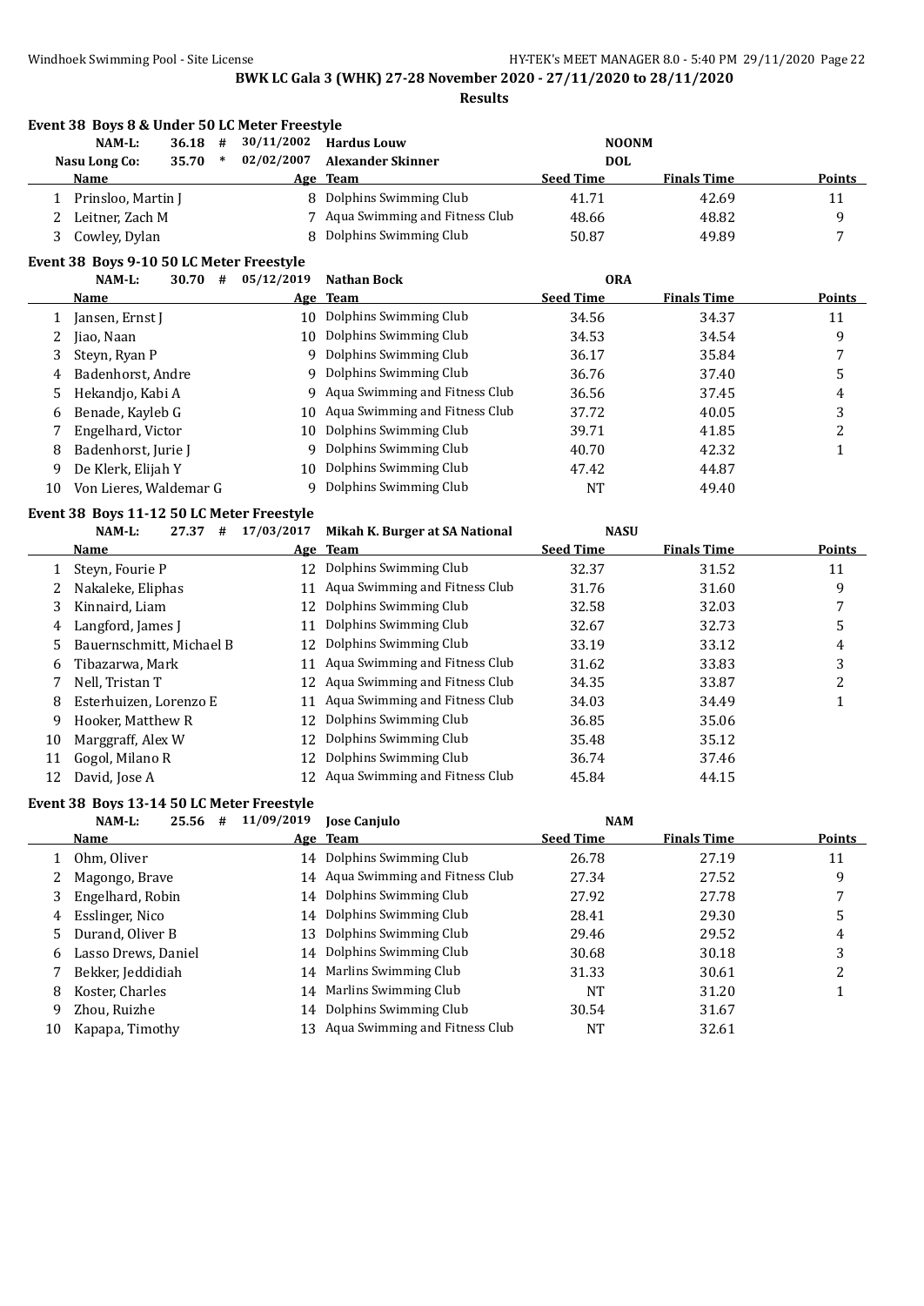**BWK LC Gala 3 (WHK) 27-28 November 2020 - 27/11/2020 to 28/11/2020**

**Results**

### Event 38 Boys 8 & Under 50 LC Meter Freestyle

| | NAM-L: 36.18 # | 30/11/2002 | Hardus Louw | NOONM | | |
|---|---|---|---|---|---|---|
| | Nasu Long Co: 35.70 * | 02/02/2007 | Alexander Skinner | DOL | | |
| | **Name** | **Age** | **Team** | **Seed Time** | **Finals Time** | **Points** |
| 1 | Prinsloo, Martin J | 8 | Dolphins Swimming Club | 41.71 | 42.69 | 11 |
| 2 | Leitner, Zach M | 7 | Aqua Swimming and Fitness Club | 48.66 | 48.82 | 9 |
| 3 | Cowley, Dylan | 8 | Dolphins Swimming Club | 50.87 | 49.89 | 7 |

### Event 38 Boys 9-10 50 LC Meter Freestyle

| | NAM-L: 30.70 # | 05/12/2019 | Nathan Bock | ORA | | |
|---|---|---|---|---|---|---|
| | **Name** | **Age** | **Team** | **Seed Time** | **Finals Time** | **Points** |
| 1 | Jansen, Ernst J | 10 | Dolphins Swimming Club | 34.56 | 34.37 | 11 |
| 2 | Jiao, Naan | 10 | Dolphins Swimming Club | 34.53 | 34.54 | 9 |
| 3 | Steyn, Ryan P | 9 | Dolphins Swimming Club | 36.17 | 35.84 | 7 |
| 4 | Badenhorst, Andre | 9 | Dolphins Swimming Club | 36.76 | 37.40 | 5 |
| 5 | Hekandjo, Kabi A | 9 | Aqua Swimming and Fitness Club | 36.56 | 37.45 | 4 |
| 6 | Benade, Kayleb G | 10 | Aqua Swimming and Fitness Club | 37.72 | 40.05 | 3 |
| 7 | Engelhard, Victor | 10 | Dolphins Swimming Club | 39.71 | 41.85 | 2 |
| 8 | Badenhorst, Jurie J | 9 | Dolphins Swimming Club | 40.70 | 42.32 | 1 |
| 9 | De Klerk, Elijah Y | 10 | Dolphins Swimming Club | 47.42 | 44.87 | |
| 10 | Von Lieres, Waldemar G | 9 | Dolphins Swimming Club | NT | 49.40 | |

### Event 38 Boys 11-12 50 LC Meter Freestyle

| | NAM-L: 27.37 # | 17/03/2017 | Mikah K. Burger at SA National | NASU | | |
|---|---|---|---|---|---|---|
| | **Name** | **Age** | **Team** | **Seed Time** | **Finals Time** | **Points** |
| 1 | Steyn, Fourie P | 12 | Dolphins Swimming Club | 32.37 | 31.52 | 11 |
| 2 | Nakaleke, Eliphas | 11 | Aqua Swimming and Fitness Club | 31.76 | 31.60 | 9 |
| 3 | Kinnaird, Liam | 12 | Dolphins Swimming Club | 32.58 | 32.03 | 7 |
| 4 | Langford, James J | 11 | Dolphins Swimming Club | 32.67 | 32.73 | 5 |
| 5 | Bauernschmitt, Michael B | 12 | Dolphins Swimming Club | 33.19 | 33.12 | 4 |
| 6 | Tibazarwa, Mark | 11 | Aqua Swimming and Fitness Club | 31.62 | 33.83 | 3 |
| 7 | Nell, Tristan T | 12 | Aqua Swimming and Fitness Club | 34.35 | 33.87 | 2 |
| 8 | Esterhuizen, Lorenzo E | 11 | Aqua Swimming and Fitness Club | 34.03 | 34.49 | 1 |
| 9 | Hooker, Matthew R | 12 | Dolphins Swimming Club | 36.85 | 35.06 | |
| 10 | Marggraff, Alex W | 12 | Dolphins Swimming Club | 35.48 | 35.12 | |
| 11 | Gogol, Milano R | 12 | Dolphins Swimming Club | 36.74 | 37.46 | |
| 12 | David, Jose A | 12 | Aqua Swimming and Fitness Club | 45.84 | 44.15 | |

### Event 38 Boys 13-14 50 LC Meter Freestyle

| | NAM-L: 25.56 # | 11/09/2019 | Jose Canjulo | NAM | | |
|---|---|---|---|---|---|---|
| | **Name** | **Age** | **Team** | **Seed Time** | **Finals Time** | **Points** |
| 1 | Ohm, Oliver | 14 | Dolphins Swimming Club | 26.78 | 27.19 | 11 |
| 2 | Magongo, Brave | 14 | Aqua Swimming and Fitness Club | 27.34 | 27.52 | 9 |
| 3 | Engelhard, Robin | 14 | Dolphins Swimming Club | 27.92 | 27.78 | 7 |
| 4 | Esslinger, Nico | 14 | Dolphins Swimming Club | 28.41 | 29.30 | 5 |
| 5 | Durand, Oliver B | 13 | Dolphins Swimming Club | 29.46 | 29.52 | 4 |
| 6 | Lasso Drews, Daniel | 14 | Dolphins Swimming Club | 30.68 | 30.18 | 3 |
| 7 | Bekker, Jeddidiah | 14 | Marlins Swimming Club | 31.33 | 30.61 | 2 |
| 8 | Koster, Charles | 14 | Marlins Swimming Club | NT | 31.20 | 1 |
| 9 | Zhou, Ruizhe | 14 | Dolphins Swimming Club | 30.54 | 31.67 | |
| 10 | Kapapa, Timothy | 13 | Aqua Swimming and Fitness Club | NT | 32.61 | |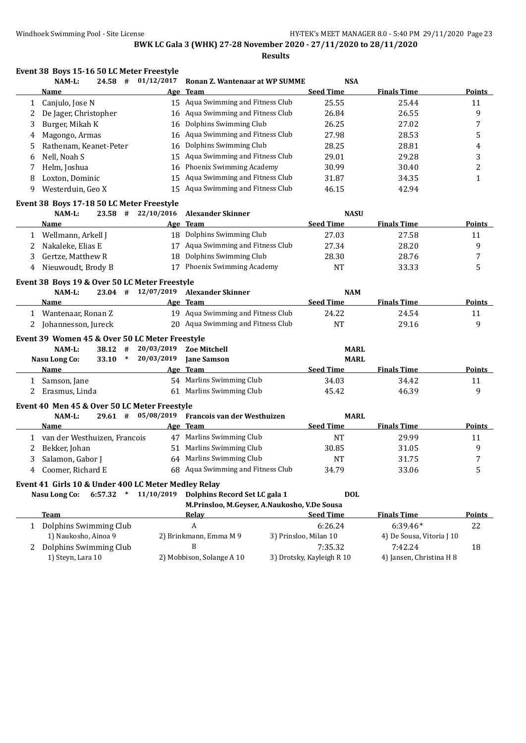**BWK LC Gala 3 (WHK) 27-28 November 2020 - 27/11/2020 to 28/11/2020**

**Results**

### Event 38 Boys 15-16 50 LC Meter Freestyle

NAM-L: 24.58 # 01/12/2017 Ronan Z. Wantenaar at WP SUMME NSA

| | Name | Age | Team | Seed Time | Finals Time | Points |
|---|---|---|---|---|---|---|
| 1 | Canjulo, Jose N | 15 | Aqua Swimming and Fitness Club | 25.55 | 25.44 | 11 |
| 2 | De Jager, Christopher | 16 | Aqua Swimming and Fitness Club | 26.84 | 26.55 | 9 |
| 3 | Burger, Mikah K | 16 | Dolphins Swimming Club | 26.25 | 27.02 | 7 |
| 4 | Magongo, Armas | 16 | Aqua Swimming and Fitness Club | 27.98 | 28.53 | 5 |
| 5 | Rathenam, Keanet-Peter | 16 | Dolphins Swimming Club | 28.25 | 28.81 | 4 |
| 6 | Nell, Noah S | 15 | Aqua Swimming and Fitness Club | 29.01 | 29.28 | 3 |
| 7 | Helm, Joshua | 16 | Phoenix Swimming Academy | 30.99 | 30.40 | 2 |
| 8 | Loxton, Dominic | 15 | Aqua Swimming and Fitness Club | 31.87 | 34.35 | 1 |
| 9 | Westerduin, Geo X | 15 | Aqua Swimming and Fitness Club | 46.15 | 42.94 | |

### Event 38 Boys 17-18 50 LC Meter Freestyle

NAM-L: 23.58 # 22/10/2016 Alexander Skinner NASU

| | Name | Age | Team | Seed Time | Finals Time | Points |
|---|---|---|---|---|---|---|
| 1 | Wellmann, Arkell J | 18 | Dolphins Swimming Club | 27.03 | 27.58 | 11 |
| 2 | Nakaleke, Elias E | 17 | Aqua Swimming and Fitness Club | 27.34 | 28.20 | 9 |
| 3 | Gertze, Matthew R | 18 | Dolphins Swimming Club | 28.30 | 28.76 | 7 |
| 4 | Nieuwoudt, Brody B | 17 | Phoenix Swimming Academy | NT | 33.33 | 5 |

### Event 38 Boys 19 & Over 50 LC Meter Freestyle

NAM-L: 23.04 # 12/07/2019 Alexander Skinner NAM

| | Name | Age | Team | Seed Time | Finals Time | Points |
|---|---|---|---|---|---|---|
| 1 | Wantenaar, Ronan Z | 19 | Aqua Swimming and Fitness Club | 24.22 | 24.54 | 11 |
| 2 | Johannesson, Jureck | 20 | Aqua Swimming and Fitness Club | NT | 29.16 | 9 |

### Event 39 Women 45 & Over 50 LC Meter Freestyle

NAM-L: 38.12 # 20/03/2019 Zoe Mitchell MARL

Nasu Long Co: 33.10 * 20/03/2019 Jane Samson MARL

| | Name | Age | Team | Seed Time | Finals Time | Points |
|---|---|---|---|---|---|---|
| 1 | Samson, Jane | 54 | Marlins Swimming Club | 34.03 | 34.42 | 11 |
| 2 | Erasmus, Linda | 61 | Marlins Swimming Club | 45.42 | 46.39 | 9 |

### Event 40 Men 45 & Over 50 LC Meter Freestyle

NAM-L: 29.61 # 05/08/2019 Francois van der Westhuizen MARL

| | Name | Age | Team | Seed Time | Finals Time | Points |
|---|---|---|---|---|---|---|
| 1 | van der Westhuizen, Francois | 47 | Marlins Swimming Club | NT | 29.99 | 11 |
| 2 | Bekker, Johan | 51 | Marlins Swimming Club | 30.85 | 31.05 | 9 |
| 3 | Salamon, Gabor J | 64 | Marlins Swimming Club | NT | 31.75 | 7 |
| 4 | Coomer, Richard E | 68 | Aqua Swimming and Fitness Club | 34.79 | 33.06 | 5 |

### Event 41 Girls 10 & Under 400 LC Meter Medley Relay

Nasu Long Co: 6:57.32 * 11/10/2019 Dolphins Record Set LC gala 1 DOL

M.Prinsloo, M.Geyser, A.Naukosho, V.De Sousa

| | Team | Relay | Seed Time | Finals Time | Points |
|---|---|---|---|---|---|
| 1 | Dolphins Swimming Club | A | 6:26.24 | 6:39.46* | 22 |
| | 1) Naukosho, Ainoa 9 | 2) Brinkmann, Emma M 9 | 3) Prinsloo, Milan 10 | 4) De Sousa, Vitoria J 10 | |
| 2 | Dolphins Swimming Club | B | 7:35.32 | 7:42.24 | 18 |
| | 1) Steyn, Lara 10 | 2) Mobbison, Solange A 10 | 3) Drotsky, Kayleigh R 10 | 4) Jansen, Christina H 8 | |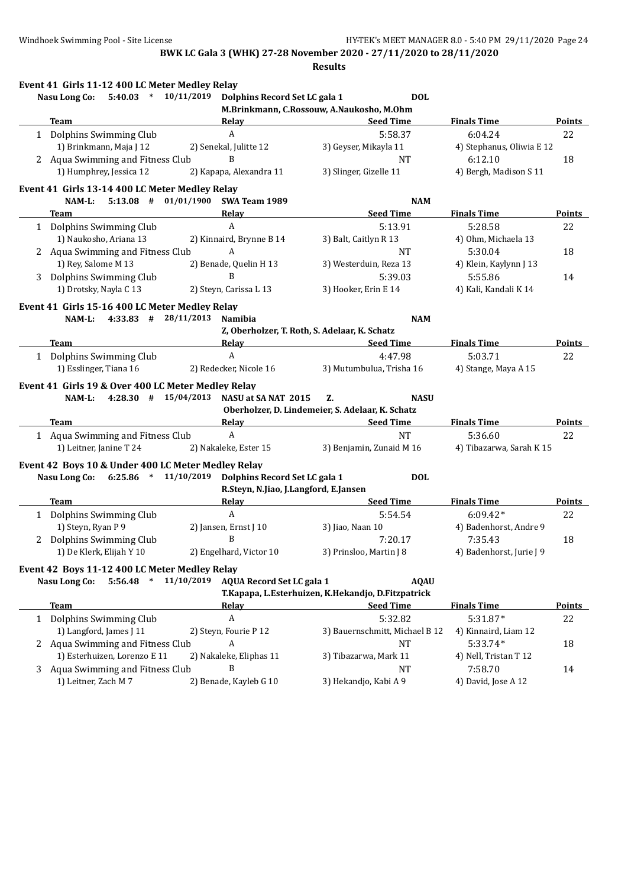**BWK LC Gala 3 (WHK) 27-28 November 2020 - 27/11/2020 to 28/11/2020**

**Results**

### Event 41 Girls 11-12 400 LC Meter Medley Relay

Nasu Long Co: 5:40.03 * 10/11/2019 Dolphins Record Set LC gala 1 DOL
M.Brinkmann, C.Rossouw, A.Naukosho, M.Ohm

| | Team | Relay | Seed Time | Finals Time | Points |
|---|---|---|---|---|---|
| 1 | Dolphins Swimming Club | A | 5:58.37 | 6:04.24 | 22 |
| | 1) Brinkmann, Maja J 12 | 2) Senekal, Julitte 12 | 3) Geyser, Mikayla 11 | 4) Stephanus, Oliwia E 12 | |
| 2 | Aqua Swimming and Fitness Club | B | NT | 6:12.10 | 18 |
| | 1) Humphrey, Jessica 12 | 2) Kapapa, Alexandra 11 | 3) Slinger, Gizelle 11 | 4) Bergh, Madison S 11 | |

### Event 41 Girls 13-14 400 LC Meter Medley Relay

NAM-L: 5:13.08 # 01/01/1900 SWA Team 1989 NAM

| | Team | Relay | Seed Time | Finals Time | Points |
|---|---|---|---|---|---|
| 1 | Dolphins Swimming Club | A | 5:13.91 | 5:28.58 | 22 |
| | 1) Naukosho, Ariana 13 | 2) Kinnaird, Brynne B 14 | 3) Balt, Caitlyn R 13 | 4) Ohm, Michaela 13 | |
| 2 | Aqua Swimming and Fitness Club | A | NT | 5:30.04 | 18 |
| | 1) Rey, Salome M 13 | 2) Benade, Quelin H 13 | 3) Westerduin, Reza 13 | 4) Klein, Kaylynn J 13 | |
| 3 | Dolphins Swimming Club | B | 5:39.03 | 5:55.86 | 14 |
| | 1) Drotsky, Nayla C 13 | 2) Steyn, Carissa L 13 | 3) Hooker, Erin E 14 | 4) Kali, Kandali K 14 | |

### Event 41 Girls 15-16 400 LC Meter Medley Relay

NAM-L: 4:33.83 # 28/11/2013 Namibia NAM
Z, Oberholzer, T. Roth, S. Adelaar, K. Schatz

| | Team | Relay | Seed Time | Finals Time | Points |
|---|---|---|---|---|---|
| 1 | Dolphins Swimming Club | A | 4:47.98 | 5:03.71 | 22 |
| | 1) Esslinger, Tiana 16 | 2) Redecker, Nicole 16 | 3) Mutumbulua, Trisha 16 | 4) Stange, Maya A 15 | |

### Event 41 Girls 19 & Over 400 LC Meter Medley Relay

NAM-L: 4:28.30 # 15/04/2013 NASU at SA NAT 2015 Z. NASU
Oberholzer, D. Lindemeier, S. Adelaar, K. Schatz

| | Team | Relay | Seed Time | Finals Time | Points |
|---|---|---|---|---|---|
| 1 | Aqua Swimming and Fitness Club | A | NT | 5:36.60 | 22 |
| | 1) Leitner, Janine T 24 | 2) Nakaleke, Ester 15 | 3) Benjamin, Zunaid M 16 | 4) Tibazarwa, Sarah K 15 | |

### Event 42 Boys 10 & Under 400 LC Meter Medley Relay

Nasu Long Co: 6:25.86 * 11/10/2019 Dolphins Record Set LC gala 1 DOL
R.Steyn, N.Jiao, J.Langford, E.Jansen

| | Team | Relay | Seed Time | Finals Time | Points |
|---|---|---|---|---|---|
| 1 | Dolphins Swimming Club | A | 5:54.54 | 6:09.42* | 22 |
| | 1) Steyn, Ryan P 9 | 2) Jansen, Ernst J 10 | 3) Jiao, Naan 10 | 4) Badenhorst, Andre 9 | |
| 2 | Dolphins Swimming Club | B | 7:20.17 | 7:35.43 | 18 |
| | 1) De Klerk, Elijah Y 10 | 2) Engelhard, Victor 10 | 3) Prinsloo, Martin J 8 | 4) Badenhorst, Jurie J 9 | |

### Event 42 Boys 11-12 400 LC Meter Medley Relay

Nasu Long Co: 5:56.48 * 11/10/2019 AQUA Record Set LC gala 1 AQAU
T.Kapapa, L.Esterhuizen, K.Hekandjo, D.Fitzpatrick

| | Team | Relay | Seed Time | Finals Time | Points |
|---|---|---|---|---|---|
| 1 | Dolphins Swimming Club | A | 5:32.82 | 5:31.87* | 22 |
| | 1) Langford, James J 11 | 2) Steyn, Fourie P 12 | 3) Bauernschmitt, Michael B 12 | 4) Kinnaird, Liam 12 | |
| 2 | Aqua Swimming and Fitness Club | A | NT | 5:33.74* | 18 |
| | 1) Esterhuizen, Lorenzo E 11 | 2) Nakaleke, Eliphas 11 | 3) Tibazarwa, Mark 11 | 4) Nell, Tristan T 12 | |
| 3 | Aqua Swimming and Fitness Club | B | NT | 7:58.70 | 14 |
| | 1) Leitner, Zach M 7 | 2) Benade, Kayleb G 10 | 3) Hekandjo, Kabi A 9 | 4) David, Jose A 12 | |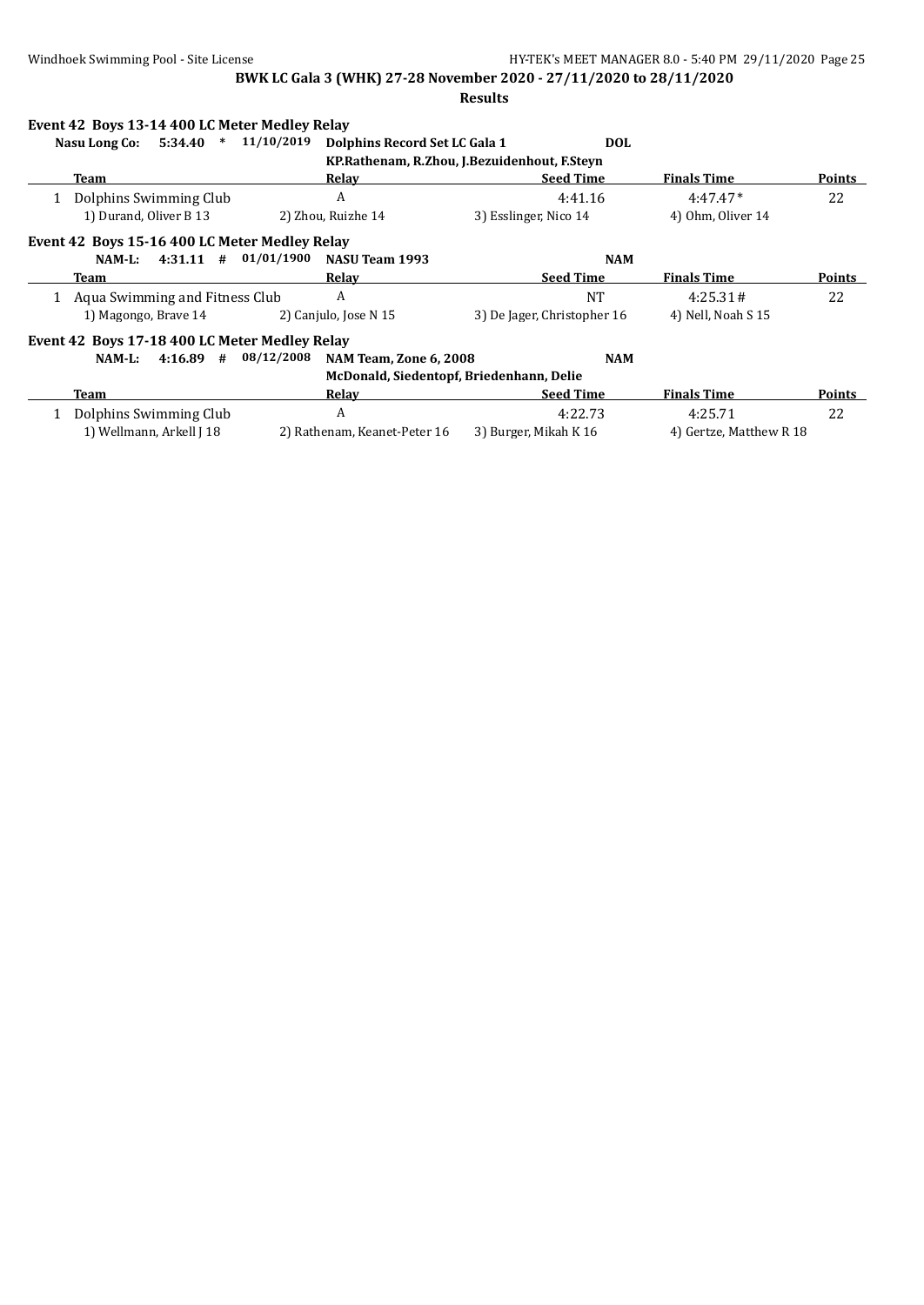**BWK LC Gala 3 (WHK) 27-28 November 2020 - 27/11/2020 to 28/11/2020**

**Results**

### Event 42 Boys 13-14 400 LC Meter Medley Relay

**Nasu Long Co: 5:34.40 * 11/10/2019 Dolphins Record Set LC Gala 1 DOL**
KP.Rathenam, R.Zhou, J.Bezuidenhout, F.Steyn

| | Team | Relay | Seed Time | Finals Time | Points |
|---|---|---|---|---|---|
| 1 | Dolphins Swimming Club | A | 4:41.16 | 4:47.47* | 22 |
| | 1) Durand, Oliver B 13 | 2) Zhou, Ruizhe 14 | 3) Esslinger, Nico 14 | 4) Ohm, Oliver 14 | |

### Event 42 Boys 15-16 400 LC Meter Medley Relay

**NAM-L: 4:31.11 # 01/01/1900 NASU Team 1993 NAM**

| | Team | Relay | Seed Time | Finals Time | Points |
|---|---|---|---|---|---|
| 1 | Aqua Swimming and Fitness Club | A | NT | 4:25.31# | 22 |
| | 1) Magongo, Brave 14 | 2) Canjulo, Jose N 15 | 3) De Jager, Christopher 16 | 4) Nell, Noah S 15 | |

### Event 42 Boys 17-18 400 LC Meter Medley Relay

**NAM-L: 4:16.89 # 08/12/2008 NAM Team, Zone 6, 2008 NAM**
McDonald, Siedentopf, Briedenhann, Delie

| | Team | Relay | Seed Time | Finals Time | Points |
|---|---|---|---|---|---|
| 1 | Dolphins Swimming Club | A | 4:22.73 | 4:25.71 | 22 |
| | 1) Wellmann, Arkell J 18 | 2) Rathenam, Keanet-Peter 16 | 3) Burger, Mikah K 16 | 4) Gertze, Matthew R 18 | |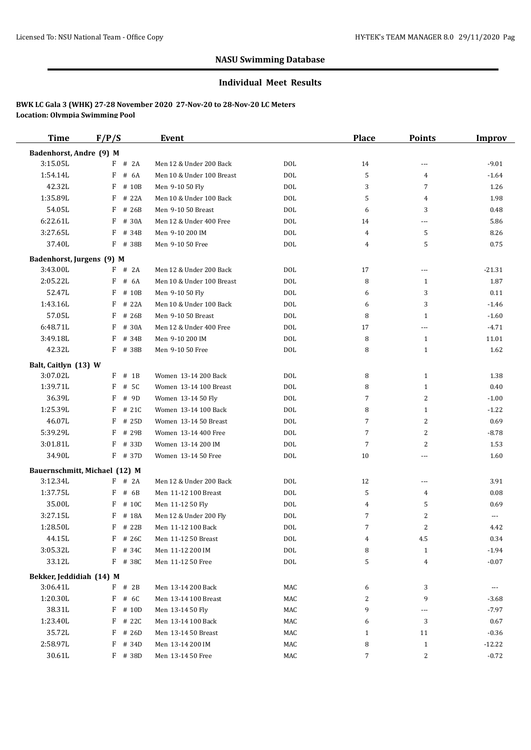## NASU Swimming Database

### Individual Meet Results

**BWK LC Gala 3 (WHK) 27-28 November 2020 27-Nov-20 to 28-Nov-20 LC Meters**
**Location: Olympia Swimming Pool**

| Time | F/P/S | Event | | Place | Points | Improv |
|---|---|---|---|---|---|---|
| **Badenhorst, Andre (9) M** | | | | | | |
| 3:15.05L | F # 2A | Men 12 & Under 200 Back | DOL | 14 | --- | -9.01 |
| 1:54.14L | F # 6A | Men 10 & Under 100 Breast | DOL | 5 | 4 | -1.64 |
| 42.32L | F # 10B | Men 9-10 50 Fly | DOL | 3 | 7 | 1.26 |
| 1:35.89L | F # 22A | Men 10 & Under 100 Back | DOL | 5 | 4 | 1.98 |
| 54.05L | F # 26B | Men 9-10 50 Breast | DOL | 6 | 3 | 0.48 |
| 6:22.61L | F # 30A | Men 12 & Under 400 Free | DOL | 14 | --- | 5.86 |
| 3:27.65L | F # 34B | Men 9-10 200 IM | DOL | 4 | 5 | 8.26 |
| 37.40L | F # 38B | Men 9-10 50 Free | DOL | 4 | 5 | 0.75 |
| **Badenhorst, Jurgens (9) M** | | | | | | |
| 3:43.00L | F # 2A | Men 12 & Under 200 Back | DOL | 17 | --- | -21.31 |
| 2:05.22L | F # 6A | Men 10 & Under 100 Breast | DOL | 8 | 1 | 1.87 |
| 52.47L | F # 10B | Men 9-10 50 Fly | DOL | 6 | 3 | 0.11 |
| 1:43.16L | F # 22A | Men 10 & Under 100 Back | DOL | 6 | 3 | -1.46 |
| 57.05L | F # 26B | Men 9-10 50 Breast | DOL | 8 | 1 | -1.60 |
| 6:48.71L | F # 30A | Men 12 & Under 400 Free | DOL | 17 | --- | -4.71 |
| 3:49.18L | F # 34B | Men 9-10 200 IM | DOL | 8 | 1 | 11.01 |
| 42.32L | F # 38B | Men 9-10 50 Free | DOL | 8 | 1 | 1.62 |
| **Balt, Caitlyn (13) W** | | | | | | |
| 3:07.02L | F # 1B | Women 13-14 200 Back | DOL | 8 | 1 | 1.38 |
| 1:39.71L | F # 5C | Women 13-14 100 Breast | DOL | 8 | 1 | 0.40 |
| 36.39L | F # 9D | Women 13-14 50 Fly | DOL | 7 | 2 | -1.00 |
| 1:25.39L | F # 21C | Women 13-14 100 Back | DOL | 8 | 1 | -1.22 |
| 46.07L | F # 25D | Women 13-14 50 Breast | DOL | 7 | 2 | 0.69 |
| 5:39.29L | F # 29B | Women 13-14 400 Free | DOL | 7 | 2 | -8.78 |
| 3:01.81L | F # 33D | Women 13-14 200 IM | DOL | 7 | 2 | 1.53 |
| 34.90L | F # 37D | Women 13-14 50 Free | DOL | 10 | --- | 1.60 |
| **Bauernschmitt, Michael (12) M** | | | | | | |
| 3:12.34L | F # 2A | Men 12 & Under 200 Back | DOL | 12 | --- | 3.91 |
| 1:37.75L | F # 6B | Men 11-12 100 Breast | DOL | 5 | 4 | 0.08 |
| 35.00L | F # 10C | Men 11-12 50 Fly | DOL | 4 | 5 | 0.69 |
| 3:27.15L | F # 18A | Men 12 & Under 200 Fly | DOL | 7 | 2 | --- |
| 1:28.50L | F # 22B | Men 11-12 100 Back | DOL | 7 | 2 | 4.42 |
| 44.15L | F # 26C | Men 11-12 50 Breast | DOL | 4 | 4.5 | 0.34 |
| 3:05.32L | F # 34C | Men 11-12 200 IM | DOL | 8 | 1 | -1.94 |
| 33.12L | F # 38C | Men 11-12 50 Free | DOL | 5 | 4 | -0.07 |
| **Bekker, Jeddidiah (14) M** | | | | | | |
| 3:06.41L | F # 2B | Men 13-14 200 Back | MAC | 6 | 3 | --- |
| 1:20.30L | F # 6C | Men 13-14 100 Breast | MAC | 2 | 9 | -3.68 |
| 38.31L | F # 10D | Men 13-14 50 Fly | MAC | 9 | --- | -7.97 |
| 1:23.40L | F # 22C | Men 13-14 100 Back | MAC | 6 | 3 | 0.67 |
| 35.72L | F # 26D | Men 13-14 50 Breast | MAC | 1 | 11 | -0.36 |
| 2:58.97L | F # 34D | Men 13-14 200 IM | MAC | 8 | 1 | -12.22 |
| 30.61L | F # 38D | Men 13-14 50 Free | MAC | 7 | 2 | -0.72 |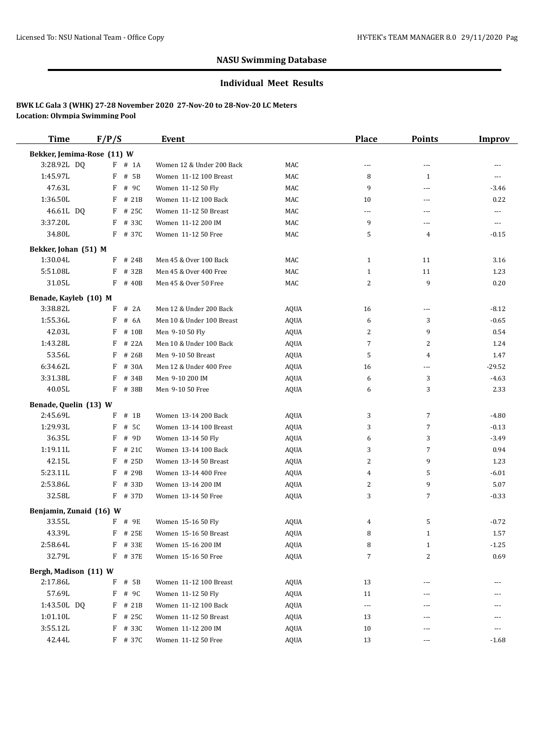## NASU Swimming Database

### Individual Meet Results

**BWK LC Gala 3 (WHK) 27-28 November 2020 27-Nov-20 to 28-Nov-20 LC Meters**
**Location: Olympia Swimming Pool**

| Time | F/P/S | Event | | Place | Points | Improv |
|---|---|---|---|---|---|---|
| **Bekker, Jemima-Rose (11) W** | | | | | | |
| 3:28.92L DQ | F # 1A | Women 12 & Under 200 Back | MAC | --- | --- | --- |
| 1:45.97L | F # 5B | Women 11-12 100 Breast | MAC | 8 | 1 | --- |
| 47.63L | F # 9C | Women 11-12 50 Fly | MAC | 9 | --- | -3.46 |
| 1:36.50L | F # 21B | Women 11-12 100 Back | MAC | 10 | --- | 0.22 |
| 46.61L DQ | F # 25C | Women 11-12 50 Breast | MAC | --- | --- | --- |
| 3:37.20L | F # 33C | Women 11-12 200 IM | MAC | 9 | --- | --- |
| 34.80L | F # 37C | Women 11-12 50 Free | MAC | 5 | 4 | -0.15 |
| **Bekker, Johan (51) M** | | | | | | |
| 1:30.04L | F # 24B | Men 45 & Over 100 Back | MAC | 1 | 11 | 3.16 |
| 5:51.08L | F # 32B | Men 45 & Over 400 Free | MAC | 1 | 11 | 1.23 |
| 31.05L | F # 40B | Men 45 & Over 50 Free | MAC | 2 | 9 | 0.20 |
| **Benade, Kayleb (10) M** | | | | | | |
| 3:38.82L | F # 2A | Men 12 & Under 200 Back | AQUA | 16 | --- | -8.12 |
| 1:55.36L | F # 6A | Men 10 & Under 100 Breast | AQUA | 6 | 3 | -0.65 |
| 42.03L | F # 10B | Men 9-10 50 Fly | AQUA | 2 | 9 | 0.54 |
| 1:43.28L | F # 22A | Men 10 & Under 100 Back | AQUA | 7 | 2 | 1.24 |
| 53.56L | F # 26B | Men 9-10 50 Breast | AQUA | 5 | 4 | 1.47 |
| 6:34.62L | F # 30A | Men 12 & Under 400 Free | AQUA | 16 | --- | -29.52 |
| 3:31.38L | F # 34B | Men 9-10 200 IM | AQUA | 6 | 3 | -4.63 |
| 40.05L | F # 38B | Men 9-10 50 Free | AQUA | 6 | 3 | 2.33 |
| **Benade, Quelin (13) W** | | | | | | |
| 2:45.69L | F # 1B | Women 13-14 200 Back | AQUA | 3 | 7 | -4.80 |
| 1:29.93L | F # 5C | Women 13-14 100 Breast | AQUA | 3 | 7 | -0.13 |
| 36.35L | F # 9D | Women 13-14 50 Fly | AQUA | 6 | 3 | -3.49 |
| 1:19.11L | F # 21C | Women 13-14 100 Back | AQUA | 3 | 7 | 0.94 |
| 42.15L | F # 25D | Women 13-14 50 Breast | AQUA | 2 | 9 | 1.23 |
| 5:23.11L | F # 29B | Women 13-14 400 Free | AQUA | 4 | 5 | -6.01 |
| 2:53.86L | F # 33D | Women 13-14 200 IM | AQUA | 2 | 9 | 5.07 |
| 32.58L | F # 37D | Women 13-14 50 Free | AQUA | 3 | 7 | -0.33 |
| **Benjamin, Zunaid (16) W** | | | | | | |
| 33.55L | F # 9E | Women 15-16 50 Fly | AQUA | 4 | 5 | -0.72 |
| 43.39L | F # 25E | Women 15-16 50 Breast | AQUA | 8 | 1 | 1.57 |
| 2:58.64L | F # 33E | Women 15-16 200 IM | AQUA | 8 | 1 | -1.25 |
| 32.79L | F # 37E | Women 15-16 50 Free | AQUA | 7 | 2 | 0.69 |
| **Bergh, Madison (11) W** | | | | | | |
| 2:17.86L | F # 5B | Women 11-12 100 Breast | AQUA | 13 | --- | --- |
| 57.69L | F # 9C | Women 11-12 50 Fly | AQUA | 11 | --- | --- |
| 1:43.50L DQ | F # 21B | Women 11-12 100 Back | AQUA | --- | --- | --- |
| 1:01.10L | F # 25C | Women 11-12 50 Breast | AQUA | 13 | --- | --- |
| 3:55.12L | F # 33C | Women 11-12 200 IM | AQUA | 10 | --- | --- |
| 42.44L | F # 37C | Women 11-12 50 Free | AQUA | 13 | --- | -1.68 |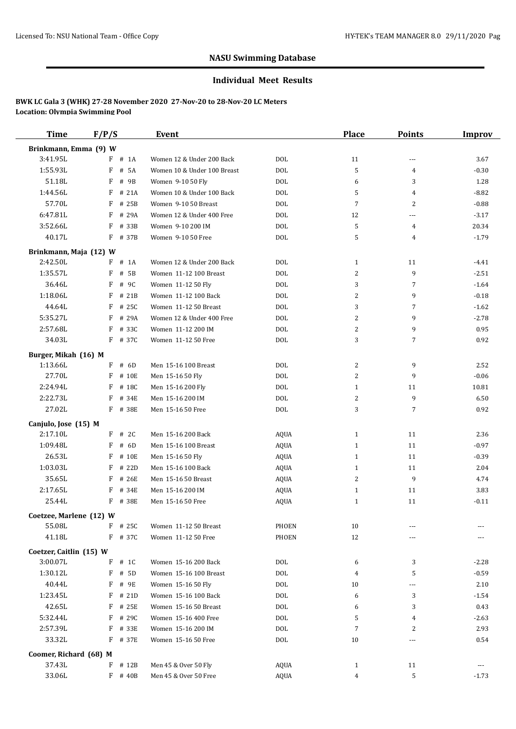## NASU Swimming Database

### Individual Meet Results

**BWK LC Gala 3 (WHK) 27-28 November 2020 27-Nov-20 to 28-Nov-20 LC Meters**
**Location: Olympia Swimming Pool**

| Time | F/P/S | Event | | Place | Points | Improv |
|---|---|---|---|---|---|---|
| **Brinkmann, Emma (9) W** | | | | | | |
| 3:41.95L | F # 1A | Women 12 & Under 200 Back | DOL | 11 | --- | 3.67 |
| 1:55.93L | F # 5A | Women 10 & Under 100 Breast | DOL | 5 | 4 | -0.30 |
| 51.18L | F # 9B | Women 9-10 50 Fly | DOL | 6 | 3 | 1.28 |
| 1:44.56L | F # 21A | Women 10 & Under 100 Back | DOL | 5 | 4 | -8.82 |
| 57.70L | F # 25B | Women 9-10 50 Breast | DOL | 7 | 2 | -0.88 |
| 6:47.81L | F # 29A | Women 12 & Under 400 Free | DOL | 12 | --- | -3.17 |
| 3:52.66L | F # 33B | Women 9-10 200 IM | DOL | 5 | 4 | 20.34 |
| 40.17L | F # 37B | Women 9-10 50 Free | DOL | 5 | 4 | -1.79 |
| **Brinkmann, Maja (12) W** | | | | | | |
| 2:42.50L | F # 1A | Women 12 & Under 200 Back | DOL | 1 | 11 | -4.41 |
| 1:35.57L | F # 5B | Women 11-12 100 Breast | DOL | 2 | 9 | -2.51 |
| 36.46L | F # 9C | Women 11-12 50 Fly | DOL | 3 | 7 | -1.64 |
| 1:18.06L | F # 21B | Women 11-12 100 Back | DOL | 2 | 9 | -0.18 |
| 44.64L | F # 25C | Women 11-12 50 Breast | DOL | 3 | 7 | -1.62 |
| 5:35.27L | F # 29A | Women 12 & Under 400 Free | DOL | 2 | 9 | -2.78 |
| 2:57.68L | F # 33C | Women 11-12 200 IM | DOL | 2 | 9 | 0.95 |
| 34.03L | F # 37C | Women 11-12 50 Free | DOL | 3 | 7 | 0.92 |
| **Burger, Mikah (16) M** | | | | | | |
| 1:13.66L | F # 6D | Men 15-16 100 Breast | DOL | 2 | 9 | 2.52 |
| 27.70L | F # 10E | Men 15-16 50 Fly | DOL | 2 | 9 | -0.06 |
| 2:24.94L | F # 18C | Men 15-16 200 Fly | DOL | 1 | 11 | 10.81 |
| 2:22.73L | F # 34E | Men 15-16 200 IM | DOL | 2 | 9 | 6.50 |
| 27.02L | F # 38E | Men 15-16 50 Free | DOL | 3 | 7 | 0.92 |
| **Canjulo, Jose (15) M** | | | | | | |
| 2:17.10L | F # 2C | Men 15-16 200 Back | AQUA | 1 | 11 | 2.36 |
| 1:09.48L | F # 6D | Men 15-16 100 Breast | AQUA | 1 | 11 | -0.97 |
| 26.53L | F # 10E | Men 15-16 50 Fly | AQUA | 1 | 11 | -0.39 |
| 1:03.03L | F # 22D | Men 15-16 100 Back | AQUA | 1 | 11 | 2.04 |
| 35.65L | F # 26E | Men 15-16 50 Breast | AQUA | 2 | 9 | 4.74 |
| 2:17.65L | F # 34E | Men 15-16 200 IM | AQUA | 1 | 11 | 3.83 |
| 25.44L | F # 38E | Men 15-16 50 Free | AQUA | 1 | 11 | -0.11 |
| **Coetzee, Marlene (12) W** | | | | | | |
| 55.08L | F # 25C | Women 11-12 50 Breast | PHOEN | 10 | --- | --- |
| 41.18L | F # 37C | Women 11-12 50 Free | PHOEN | 12 | --- | --- |
| **Coetzer, Caitlin (15) W** | | | | | | |
| 3:00.07L | F # 1C | Women 15-16 200 Back | DOL | 6 | 3 | -2.28 |
| 1:30.12L | F # 5D | Women 15-16 100 Breast | DOL | 4 | 5 | -0.59 |
| 40.44L | F # 9E | Women 15-16 50 Fly | DOL | 10 | --- | 2.10 |
| 1:23.45L | F # 21D | Women 15-16 100 Back | DOL | 6 | 3 | -1.54 |
| 42.65L | F # 25E | Women 15-16 50 Breast | DOL | 6 | 3 | 0.43 |
| 5:32.44L | F # 29C | Women 15-16 400 Free | DOL | 5 | 4 | -2.63 |
| 2:57.39L | F # 33E | Women 15-16 200 IM | DOL | 7 | 2 | 2.93 |
| 33.32L | F # 37E | Women 15-16 50 Free | DOL | 10 | --- | 0.54 |
| **Coomer, Richard (68) M** | | | | | | |
| 37.43L | F # 12B | Men 45 & Over 50 Fly | AQUA | 1 | 11 | --- |
| 33.06L | F # 40B | Men 45 & Over 50 Free | AQUA | 4 | 5 | -1.73 |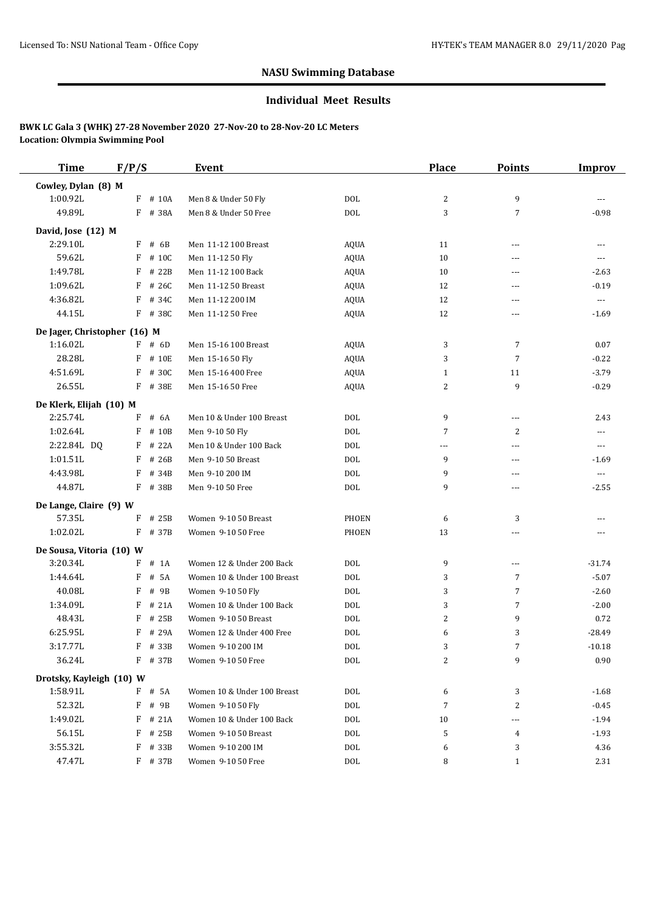## NASU Swimming Database

### Individual Meet Results

**BWK LC Gala 3 (WHK) 27-28 November 2020 27-Nov-20 to 28-Nov-20 LC Meters**
**Location: Olympia Swimming Pool**

| Time | F/P/S | Event | | Place | Points | Improv |
|---|---|---|---|---|---|---|
| **Cowley, Dylan (8) M** | | | | | | |
| 1:00.92L | F # 10A | Men 8 & Under 50 Fly | DOL | 2 | 9 | --- |
| 49.89L | F # 38A | Men 8 & Under 50 Free | DOL | 3 | 7 | -0.98 |
| **David, Jose (12) M** | | | | | | |
| 2:29.10L | F # 6B | Men 11-12 100 Breast | AQUA | 11 | --- | --- |
| 59.62L | F # 10C | Men 11-12 50 Fly | AQUA | 10 | --- | --- |
| 1:49.78L | F # 22B | Men 11-12 100 Back | AQUA | 10 | --- | -2.63 |
| 1:09.62L | F # 26C | Men 11-12 50 Breast | AQUA | 12 | --- | -0.19 |
| 4:36.82L | F # 34C | Men 11-12 200 IM | AQUA | 12 | --- | --- |
| 44.15L | F # 38C | Men 11-12 50 Free | AQUA | 12 | --- | -1.69 |
| **De Jager, Christopher (16) M** | | | | | | |
| 1:16.02L | F # 6D | Men 15-16 100 Breast | AQUA | 3 | 7 | 0.07 |
| 28.28L | F # 10E | Men 15-16 50 Fly | AQUA | 3 | 7 | -0.22 |
| 4:51.69L | F # 30C | Men 15-16 400 Free | AQUA | 1 | 11 | -3.79 |
| 26.55L | F # 38E | Men 15-16 50 Free | AQUA | 2 | 9 | -0.29 |
| **De Klerk, Elijah (10) M** | | | | | | |
| 2:25.74L | F # 6A | Men 10 & Under 100 Breast | DOL | 9 | --- | 2.43 |
| 1:02.64L | F # 10B | Men 9-10 50 Fly | DOL | 7 | 2 | --- |
| 2:22.84L DQ | F # 22A | Men 10 & Under 100 Back | DOL | --- | --- | --- |
| 1:01.51L | F # 26B | Men 9-10 50 Breast | DOL | 9 | --- | -1.69 |
| 4:43.98L | F # 34B | Men 9-10 200 IM | DOL | 9 | --- | --- |
| 44.87L | F # 38B | Men 9-10 50 Free | DOL | 9 | --- | -2.55 |
| **De Lange, Claire (9) W** | | | | | | |
| 57.35L | F # 25B | Women 9-10 50 Breast | PHOEN | 6 | 3 | --- |
| 1:02.02L | F # 37B | Women 9-10 50 Free | PHOEN | 13 | --- | --- |
| **De Sousa, Vitoria (10) W** | | | | | | |
| 3:20.34L | F # 1A | Women 12 & Under 200 Back | DOL | 9 | --- | -31.74 |
| 1:44.64L | F # 5A | Women 10 & Under 100 Breast | DOL | 3 | 7 | -5.07 |
| 40.08L | F # 9B | Women 9-10 50 Fly | DOL | 3 | 7 | -2.60 |
| 1:34.09L | F # 21A | Women 10 & Under 100 Back | DOL | 3 | 7 | -2.00 |
| 48.43L | F # 25B | Women 9-10 50 Breast | DOL | 2 | 9 | 0.72 |
| 6:25.95L | F # 29A | Women 12 & Under 400 Free | DOL | 6 | 3 | -28.49 |
| 3:17.77L | F # 33B | Women 9-10 200 IM | DOL | 3 | 7 | -10.18 |
| 36.24L | F # 37B | Women 9-10 50 Free | DOL | 2 | 9 | 0.90 |
| **Drotsky, Kayleigh (10) W** | | | | | | |
| 1:58.91L | F # 5A | Women 10 & Under 100 Breast | DOL | 6 | 3 | -1.68 |
| 52.32L | F # 9B | Women 9-10 50 Fly | DOL | 7 | 2 | -0.45 |
| 1:49.02L | F # 21A | Women 10 & Under 100 Back | DOL | 10 | --- | -1.94 |
| 56.15L | F # 25B | Women 9-10 50 Breast | DOL | 5 | 4 | -1.93 |
| 3:55.32L | F # 33B | Women 9-10 200 IM | DOL | 6 | 3 | 4.36 |
| 47.47L | F # 37B | Women 9-10 50 Free | DOL | 8 | 1 | 2.31 |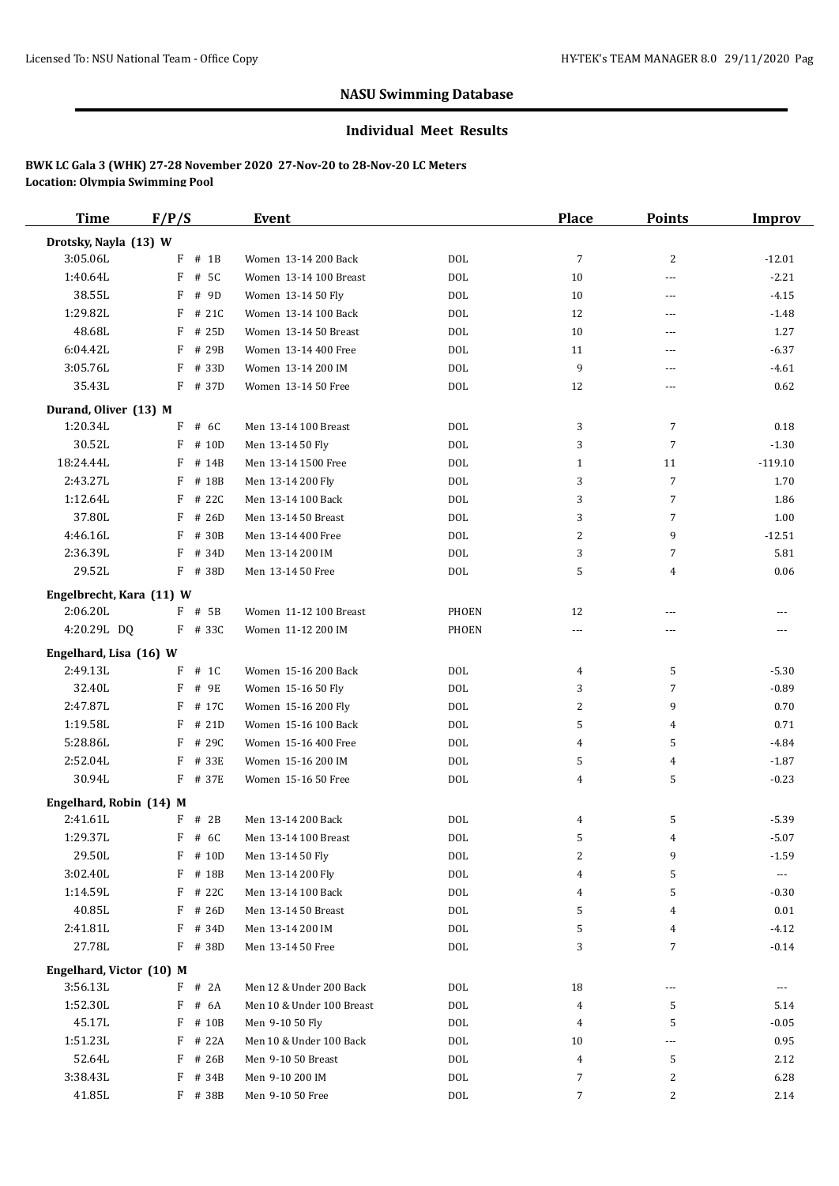## NASU Swimming Database

### Individual Meet Results

**BWK LC Gala 3 (WHK) 27-28 November 2020 27-Nov-20 to 28-Nov-20 LC Meters**
**Location: Olympia Swimming Pool**

| Time | F/P/S | Event | | Place | Points | Improv |
|---|---|---|---|---|---|---|
| **Drotsky, Nayla (13) W** | | | | | | |
| 3:05.06L | F # 1B | Women 13-14 200 Back | DOL | 7 | 2 | -12.01 |
| 1:40.64L | F # 5C | Women 13-14 100 Breast | DOL | 10 | --- | -2.21 |
| 38.55L | F # 9D | Women 13-14 50 Fly | DOL | 10 | --- | -4.15 |
| 1:29.82L | F # 21C | Women 13-14 100 Back | DOL | 12 | --- | -1.48 |
| 48.68L | F # 25D | Women 13-14 50 Breast | DOL | 10 | --- | 1.27 |
| 6:04.42L | F # 29B | Women 13-14 400 Free | DOL | 11 | --- | -6.37 |
| 3:05.76L | F # 33D | Women 13-14 200 IM | DOL | 9 | --- | -4.61 |
| 35.43L | F # 37D | Women 13-14 50 Free | DOL | 12 | --- | 0.62 |
| **Durand, Oliver (13) M** | | | | | | |
| 1:20.34L | F # 6C | Men 13-14 100 Breast | DOL | 3 | 7 | 0.18 |
| 30.52L | F # 10D | Men 13-14 50 Fly | DOL | 3 | 7 | -1.30 |
| 18:24.44L | F # 14B | Men 13-14 1500 Free | DOL | 1 | 11 | -119.10 |
| 2:43.27L | F # 18B | Men 13-14 200 Fly | DOL | 3 | 7 | 1.70 |
| 1:12.64L | F # 22C | Men 13-14 100 Back | DOL | 3 | 7 | 1.86 |
| 37.80L | F # 26D | Men 13-14 50 Breast | DOL | 3 | 7 | 1.00 |
| 4:46.16L | F # 30B | Men 13-14 400 Free | DOL | 2 | 9 | -12.51 |
| 2:36.39L | F # 34D | Men 13-14 200 IM | DOL | 3 | 7 | 5.81 |
| 29.52L | F # 38D | Men 13-14 50 Free | DOL | 5 | 4 | 0.06 |
| **Engelbrecht, Kara (11) W** | | | | | | |
| 2:06.20L | F # 5B | Women 11-12 100 Breast | PHOEN | 12 | --- | --- |
| 4:20.29L DQ | F # 33C | Women 11-12 200 IM | PHOEN | --- | --- | --- |
| **Engelhard, Lisa (16) W** | | | | | | |
| 2:49.13L | F # 1C | Women 15-16 200 Back | DOL | 4 | 5 | -5.30 |
| 32.40L | F # 9E | Women 15-16 50 Fly | DOL | 3 | 7 | -0.89 |
| 2:47.87L | F # 17C | Women 15-16 200 Fly | DOL | 2 | 9 | 0.70 |
| 1:19.58L | F # 21D | Women 15-16 100 Back | DOL | 5 | 4 | 0.71 |
| 5:28.86L | F # 29C | Women 15-16 400 Free | DOL | 4 | 5 | -4.84 |
| 2:52.04L | F # 33E | Women 15-16 200 IM | DOL | 5 | 4 | -1.87 |
| 30.94L | F # 37E | Women 15-16 50 Free | DOL | 4 | 5 | -0.23 |
| **Engelhard, Robin (14) M** | | | | | | |
| 2:41.61L | F # 2B | Men 13-14 200 Back | DOL | 4 | 5 | -5.39 |
| 1:29.37L | F # 6C | Men 13-14 100 Breast | DOL | 5 | 4 | -5.07 |
| 29.50L | F # 10D | Men 13-14 50 Fly | DOL | 2 | 9 | -1.59 |
| 3:02.40L | F # 18B | Men 13-14 200 Fly | DOL | 4 | 5 | --- |
| 1:14.59L | F # 22C | Men 13-14 100 Back | DOL | 4 | 5 | -0.30 |
| 40.85L | F # 26D | Men 13-14 50 Breast | DOL | 5 | 4 | 0.01 |
| 2:41.81L | F # 34D | Men 13-14 200 IM | DOL | 5 | 4 | -4.12 |
| 27.78L | F # 38D | Men 13-14 50 Free | DOL | 3 | 7 | -0.14 |
| **Engelhard, Victor (10) M** | | | | | | |
| 3:56.13L | F # 2A | Men 12 & Under 200 Back | DOL | 18 | --- | --- |
| 1:52.30L | F # 6A | Men 10 & Under 100 Breast | DOL | 4 | 5 | 5.14 |
| 45.17L | F # 10B | Men 9-10 50 Fly | DOL | 4 | 5 | -0.05 |
| 1:51.23L | F # 22A | Men 10 & Under 100 Back | DOL | 10 | --- | 0.95 |
| 52.64L | F # 26B | Men 9-10 50 Breast | DOL | 4 | 5 | 2.12 |
| 3:38.43L | F # 34B | Men 9-10 200 IM | DOL | 7 | 2 | 6.28 |
| 41.85L | F # 38B | Men 9-10 50 Free | DOL | 7 | 2 | 2.14 |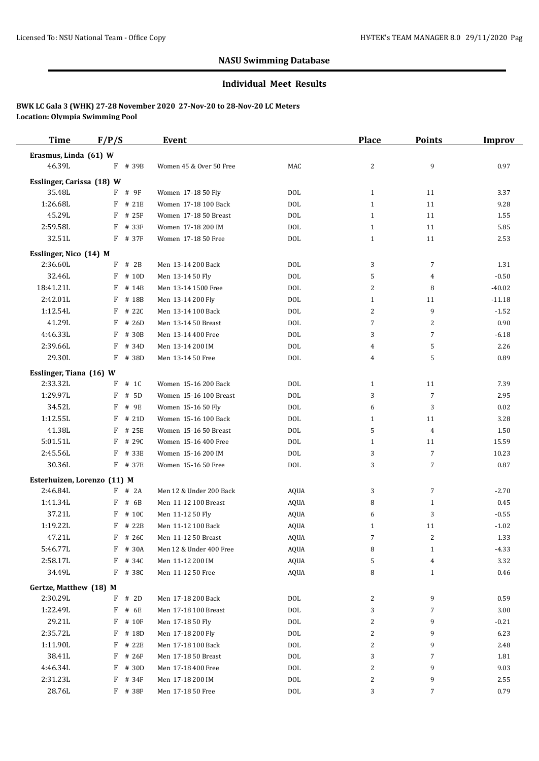## NASU Swimming Database

### Individual Meet Results

**BWK LC Gala 3 (WHK) 27-28 November 2020 27-Nov-20 to 28-Nov-20 LC Meters**
**Location: Olympia Swimming Pool**

| Time | F/P/S | Event | | Place | Points | Improv |
|---|---|---|---|---|---|---|
| **Erasmus, Linda (61) W** | | | | | | |
| 46.39L | F # 39B | Women 45 & Over 50 Free | MAC | 2 | 9 | 0.97 |
| **Esslinger, Carissa (18) W** | | | | | | |
| 35.48L | F # 9F | Women 17-18 50 Fly | DOL | 1 | 11 | 3.37 |
| 1:26.68L | F # 21E | Women 17-18 100 Back | DOL | 1 | 11 | 9.28 |
| 45.29L | F # 25F | Women 17-18 50 Breast | DOL | 1 | 11 | 1.55 |
| 2:59.58L | F # 33F | Women 17-18 200 IM | DOL | 1 | 11 | 5.85 |
| 32.51L | F # 37F | Women 17-18 50 Free | DOL | 1 | 11 | 2.53 |
| **Esslinger, Nico (14) M** | | | | | | |
| 2:36.60L | F # 2B | Men 13-14 200 Back | DOL | 3 | 7 | 1.31 |
| 32.46L | F # 10D | Men 13-14 50 Fly | DOL | 5 | 4 | -0.50 |
| 18:41.21L | F # 14B | Men 13-14 1500 Free | DOL | 2 | 8 | -40.02 |
| 2:42.01L | F # 18B | Men 13-14 200 Fly | DOL | 1 | 11 | -11.18 |
| 1:12.54L | F # 22C | Men 13-14 100 Back | DOL | 2 | 9 | -1.52 |
| 41.29L | F # 26D | Men 13-14 50 Breast | DOL | 7 | 2 | 0.90 |
| 4:46.33L | F # 30B | Men 13-14 400 Free | DOL | 3 | 7 | -6.18 |
| 2:39.66L | F # 34D | Men 13-14 200 IM | DOL | 4 | 5 | 2.26 |
| 29.30L | F # 38D | Men 13-14 50 Free | DOL | 4 | 5 | 0.89 |
| **Esslinger, Tiana (16) W** | | | | | | |
| 2:33.32L | F # 1C | Women 15-16 200 Back | DOL | 1 | 11 | 7.39 |
| 1:29.97L | F # 5D | Women 15-16 100 Breast | DOL | 3 | 7 | 2.95 |
| 34.52L | F # 9E | Women 15-16 50 Fly | DOL | 6 | 3 | 0.02 |
| 1:12.55L | F # 21D | Women 15-16 100 Back | DOL | 1 | 11 | 3.28 |
| 41.38L | F # 25E | Women 15-16 50 Breast | DOL | 5 | 4 | 1.50 |
| 5:01.51L | F # 29C | Women 15-16 400 Free | DOL | 1 | 11 | 15.59 |
| 2:45.56L | F # 33E | Women 15-16 200 IM | DOL | 3 | 7 | 10.23 |
| 30.36L | F # 37E | Women 15-16 50 Free | DOL | 3 | 7 | 0.87 |
| **Esterhuizen, Lorenzo (11) M** | | | | | | |
| 2:46.84L | F # 2A | Men 12 & Under 200 Back | AQUA | 3 | 7 | -2.70 |
| 1:41.34L | F # 6B | Men 11-12 100 Breast | AQUA | 8 | 1 | 0.45 |
| 37.21L | F # 10C | Men 11-12 50 Fly | AQUA | 6 | 3 | -0.55 |
| 1:19.22L | F # 22B | Men 11-12 100 Back | AQUA | 1 | 11 | -1.02 |
| 47.21L | F # 26C | Men 11-12 50 Breast | AQUA | 7 | 2 | 1.33 |
| 5:46.77L | F # 30A | Men 12 & Under 400 Free | AQUA | 8 | 1 | -4.33 |
| 2:58.17L | F # 34C | Men 11-12 200 IM | AQUA | 5 | 4 | 3.32 |
| 34.49L | F # 38C | Men 11-12 50 Free | AQUA | 8 | 1 | 0.46 |
| **Gertze, Matthew (18) M** | | | | | | |
| 2:30.29L | F # 2D | Men 17-18 200 Back | DOL | 2 | 9 | 0.59 |
| 1:22.49L | F # 6E | Men 17-18 100 Breast | DOL | 3 | 7 | 3.00 |
| 29.21L | F # 10F | Men 17-18 50 Fly | DOL | 2 | 9 | -0.21 |
| 2:35.72L | F # 18D | Men 17-18 200 Fly | DOL | 2 | 9 | 6.23 |
| 1:11.90L | F # 22E | Men 17-18 100 Back | DOL | 2 | 9 | 2.48 |
| 38.41L | F # 26F | Men 17-18 50 Breast | DOL | 3 | 7 | 1.81 |
| 4:46.34L | F # 30D | Men 17-18 400 Free | DOL | 2 | 9 | 9.03 |
| 2:31.23L | F # 34F | Men 17-18 200 IM | DOL | 2 | 9 | 2.55 |
| 28.76L | F # 38F | Men 17-18 50 Free | DOL | 3 | 7 | 0.79 |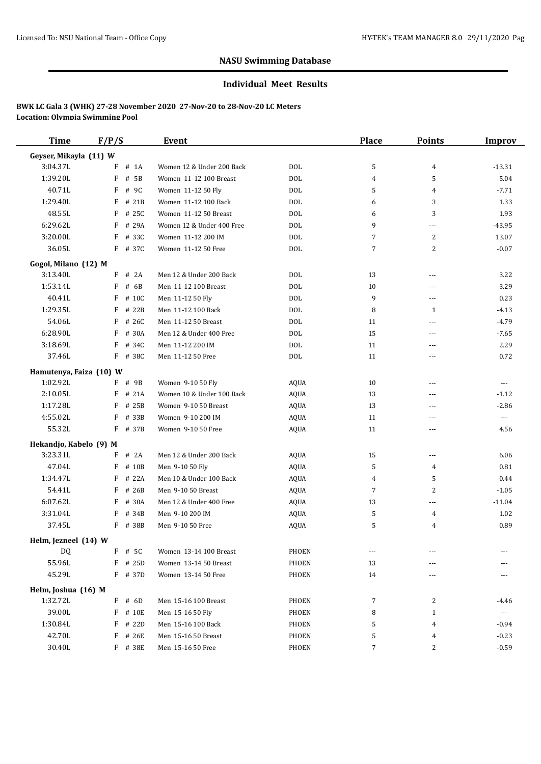Licensed To: NSU National Team - Office Copy

HY-TEK's TEAM MANAGER 8.0 29/11/2020

## NASU Swimming Database

### Individual Meet Results

**BWK LC Gala 3 (WHK) 27-28 November 2020 27-Nov-20 to 28-Nov-20 LC Meters**
**Location: Olympia Swimming Pool**

| Time | F/P/S | | Event | | Place | Points | Improv |
|---|---|---|---|---|---|---|---|
| **Geyser, Mikayla (11) W** | | | | | | | |
| 3:04.37L | F | # 1A | Women 12 & Under 200 Back | DOL | 5 | 4 | -13.31 |
| 1:39.20L | F | # 5B | Women 11-12 100 Breast | DOL | 4 | 5 | -5.04 |
| 40.71L | F | # 9C | Women 11-12 50 Fly | DOL | 5 | 4 | -7.71 |
| 1:29.40L | F | # 21B | Women 11-12 100 Back | DOL | 6 | 3 | 1.33 |
| 48.55L | F | # 25C | Women 11-12 50 Breast | DOL | 6 | 3 | 1.93 |
| 6:29.62L | F | # 29A | Women 12 & Under 400 Free | DOL | 9 | --- | -43.95 |
| 3:20.00L | F | # 33C | Women 11-12 200 IM | DOL | 7 | 2 | 13.07 |
| 36.05L | F | # 37C | Women 11-12 50 Free | DOL | 7 | 2 | -0.07 |
| **Gogol, Milano (12) M** | | | | | | | |
| 3:13.40L | F | # 2A | Men 12 & Under 200 Back | DOL | 13 | --- | 3.22 |
| 1:53.14L | F | # 6B | Men 11-12 100 Breast | DOL | 10 | --- | -3.29 |
| 40.41L | F | # 10C | Men 11-12 50 Fly | DOL | 9 | --- | 0.23 |
| 1:29.35L | F | # 22B | Men 11-12 100 Back | DOL | 8 | 1 | -4.13 |
| 54.06L | F | # 26C | Men 11-12 50 Breast | DOL | 11 | --- | -4.79 |
| 6:28.90L | F | # 30A | Men 12 & Under 400 Free | DOL | 15 | --- | -7.65 |
| 3:18.69L | F | # 34C | Men 11-12 200 IM | DOL | 11 | --- | 2.29 |
| 37.46L | F | # 38C | Men 11-12 50 Free | DOL | 11 | --- | 0.72 |
| **Hamutenya, Faiza (10) W** | | | | | | | |
| 1:02.92L | F | # 9B | Women 9-10 50 Fly | AQUA | 10 | --- | --- |
| 2:10.05L | F | # 21A | Women 10 & Under 100 Back | AQUA | 13 | --- | -1.12 |
| 1:17.28L | F | # 25B | Women 9-10 50 Breast | AQUA | 13 | --- | -2.86 |
| 4:55.02L | F | # 33B | Women 9-10 200 IM | AQUA | 11 | --- | --- |
| 55.32L | F | # 37B | Women 9-10 50 Free | AQUA | 11 | --- | 4.56 |
| **Hekandjo, Kabelo (9) M** | | | | | | | |
| 3:23.31L | F | # 2A | Men 12 & Under 200 Back | AQUA | 15 | --- | 6.06 |
| 47.04L | F | # 10B | Men 9-10 50 Fly | AQUA | 5 | 4 | 0.81 |
| 1:34.47L | F | # 22A | Men 10 & Under 100 Back | AQUA | 4 | 5 | -0.44 |
| 54.41L | F | # 26B | Men 9-10 50 Breast | AQUA | 7 | 2 | -1.05 |
| 6:07.62L | F | # 30A | Men 12 & Under 400 Free | AQUA | 13 | --- | -11.04 |
| 3:31.04L | F | # 34B | Men 9-10 200 IM | AQUA | 5 | 4 | 1.02 |
| 37.45L | F | # 38B | Men 9-10 50 Free | AQUA | 5 | 4 | 0.89 |
| **Helm, Jezneel (14) W** | | | | | | | |
| DQ | F | # 5C | Women 13-14 100 Breast | PHOEN | --- | --- | --- |
| 55.96L | F | # 25D | Women 13-14 50 Breast | PHOEN | 13 | --- | --- |
| 45.29L | F | # 37D | Women 13-14 50 Free | PHOEN | 14 | --- | --- |
| **Helm, Joshua (16) M** | | | | | | | |
| 1:32.72L | F | # 6D | Men 15-16 100 Breast | PHOEN | 7 | 2 | -4.46 |
| 39.00L | F | # 10E | Men 15-16 50 Fly | PHOEN | 8 | 1 | --- |
| 1:30.84L | F | # 22D | Men 15-16 100 Back | PHOEN | 5 | 4 | -0.94 |
| 42.70L | F | # 26E | Men 15-16 50 Breast | PHOEN | 5 | 4 | -0.23 |
| 30.40L | F | # 38E | Men 15-16 50 Free | PHOEN | 7 | 2 | -0.59 |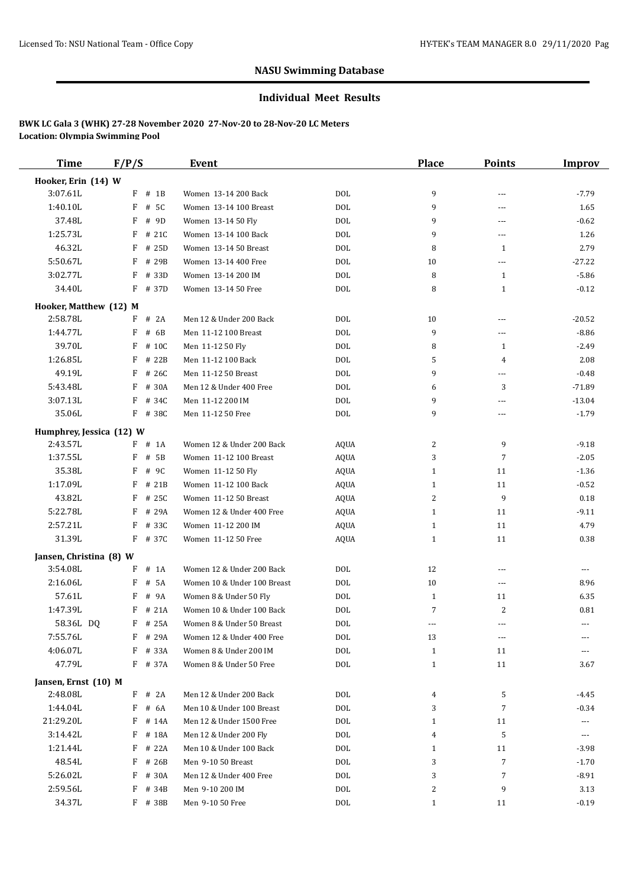## NASU Swimming Database

### Individual Meet Results

**BWK LC Gala 3 (WHK) 27-28 November 2020 27-Nov-20 to 28-Nov-20 LC Meters**
**Location: Olympia Swimming Pool**

| Time | F/P/S | Event | | Place | Points | Improv |
|---|---|---|---|---|---|---|
| **Hooker, Erin (14) W** | | | | | | |
| 3:07.61L | F # 1B | Women 13-14 200 Back | DOL | 9 | --- | -7.79 |
| 1:40.10L | F # 5C | Women 13-14 100 Breast | DOL | 9 | --- | 1.65 |
| 37.48L | F # 9D | Women 13-14 50 Fly | DOL | 9 | --- | -0.62 |
| 1:25.73L | F # 21C | Women 13-14 100 Back | DOL | 9 | --- | 1.26 |
| 46.32L | F # 25D | Women 13-14 50 Breast | DOL | 8 | 1 | 2.79 |
| 5:50.67L | F # 29B | Women 13-14 400 Free | DOL | 10 | --- | -27.22 |
| 3:02.77L | F # 33D | Women 13-14 200 IM | DOL | 8 | 1 | -5.86 |
| 34.40L | F # 37D | Women 13-14 50 Free | DOL | 8 | 1 | -0.12 |
| **Hooker, Matthew (12) M** | | | | | | |
| 2:58.78L | F # 2A | Men 12 & Under 200 Back | DOL | 10 | --- | -20.52 |
| 1:44.77L | F # 6B | Men 11-12 100 Breast | DOL | 9 | --- | -8.86 |
| 39.70L | F # 10C | Men 11-12 50 Fly | DOL | 8 | 1 | -2.49 |
| 1:26.85L | F # 22B | Men 11-12 100 Back | DOL | 5 | 4 | 2.08 |
| 49.19L | F # 26C | Men 11-12 50 Breast | DOL | 9 | --- | -0.48 |
| 5:43.48L | F # 30A | Men 12 & Under 400 Free | DOL | 6 | 3 | -71.89 |
| 3:07.13L | F # 34C | Men 11-12 200 IM | DOL | 9 | --- | -13.04 |
| 35.06L | F # 38C | Men 11-12 50 Free | DOL | 9 | --- | -1.79 |
| **Humphrey, Jessica (12) W** | | | | | | |
| 2:43.57L | F # 1A | Women 12 & Under 200 Back | AQUA | 2 | 9 | -9.18 |
| 1:37.55L | F # 5B | Women 11-12 100 Breast | AQUA | 3 | 7 | -2.05 |
| 35.38L | F # 9C | Women 11-12 50 Fly | AQUA | 1 | 11 | -1.36 |
| 1:17.09L | F # 21B | Women 11-12 100 Back | AQUA | 1 | 11 | -0.52 |
| 43.82L | F # 25C | Women 11-12 50 Breast | AQUA | 2 | 9 | 0.18 |
| 5:22.78L | F # 29A | Women 12 & Under 400 Free | AQUA | 1 | 11 | -9.11 |
| 2:57.21L | F # 33C | Women 11-12 200 IM | AQUA | 1 | 11 | 4.79 |
| 31.39L | F # 37C | Women 11-12 50 Free | AQUA | 1 | 11 | 0.38 |
| **Jansen, Christina (8) W** | | | | | | |
| 3:54.08L | F # 1A | Women 12 & Under 200 Back | DOL | 12 | --- | --- |
| 2:16.06L | F # 5A | Women 10 & Under 100 Breast | DOL | 10 | --- | 8.96 |
| 57.61L | F # 9A | Women 8 & Under 50 Fly | DOL | 1 | 11 | 6.35 |
| 1:47.39L | F # 21A | Women 10 & Under 100 Back | DOL | 7 | 2 | 0.81 |
| 58.36L DQ | F # 25A | Women 8 & Under 50 Breast | DOL | --- | --- | --- |
| 7:55.76L | F # 29A | Women 12 & Under 400 Free | DOL | 13 | --- | --- |
| 4:06.07L | F # 33A | Women 8 & Under 200 IM | DOL | 1 | 11 | --- |
| 47.79L | F # 37A | Women 8 & Under 50 Free | DOL | 1 | 11 | 3.67 |
| **Jansen, Ernst (10) M** | | | | | | |
| 2:48.08L | F # 2A | Men 12 & Under 200 Back | DOL | 4 | 5 | -4.45 |
| 1:44.04L | F # 6A | Men 10 & Under 100 Breast | DOL | 3 | 7 | -0.34 |
| 21:29.20L | F # 14A | Men 12 & Under 1500 Free | DOL | 1 | 11 | --- |
| 3:14.42L | F # 18A | Men 12 & Under 200 Fly | DOL | 4 | 5 | --- |
| 1:21.44L | F # 22A | Men 10 & Under 100 Back | DOL | 1 | 11 | -3.98 |
| 48.54L | F # 26B | Men 9-10 50 Breast | DOL | 3 | 7 | -1.70 |
| 5:26.02L | F # 30A | Men 12 & Under 400 Free | DOL | 3 | 7 | -8.91 |
| 2:59.56L | F # 34B | Men 9-10 200 IM | DOL | 2 | 9 | 3.13 |
| 34.37L | F # 38B | Men 9-10 50 Free | DOL | 1 | 11 | -0.19 |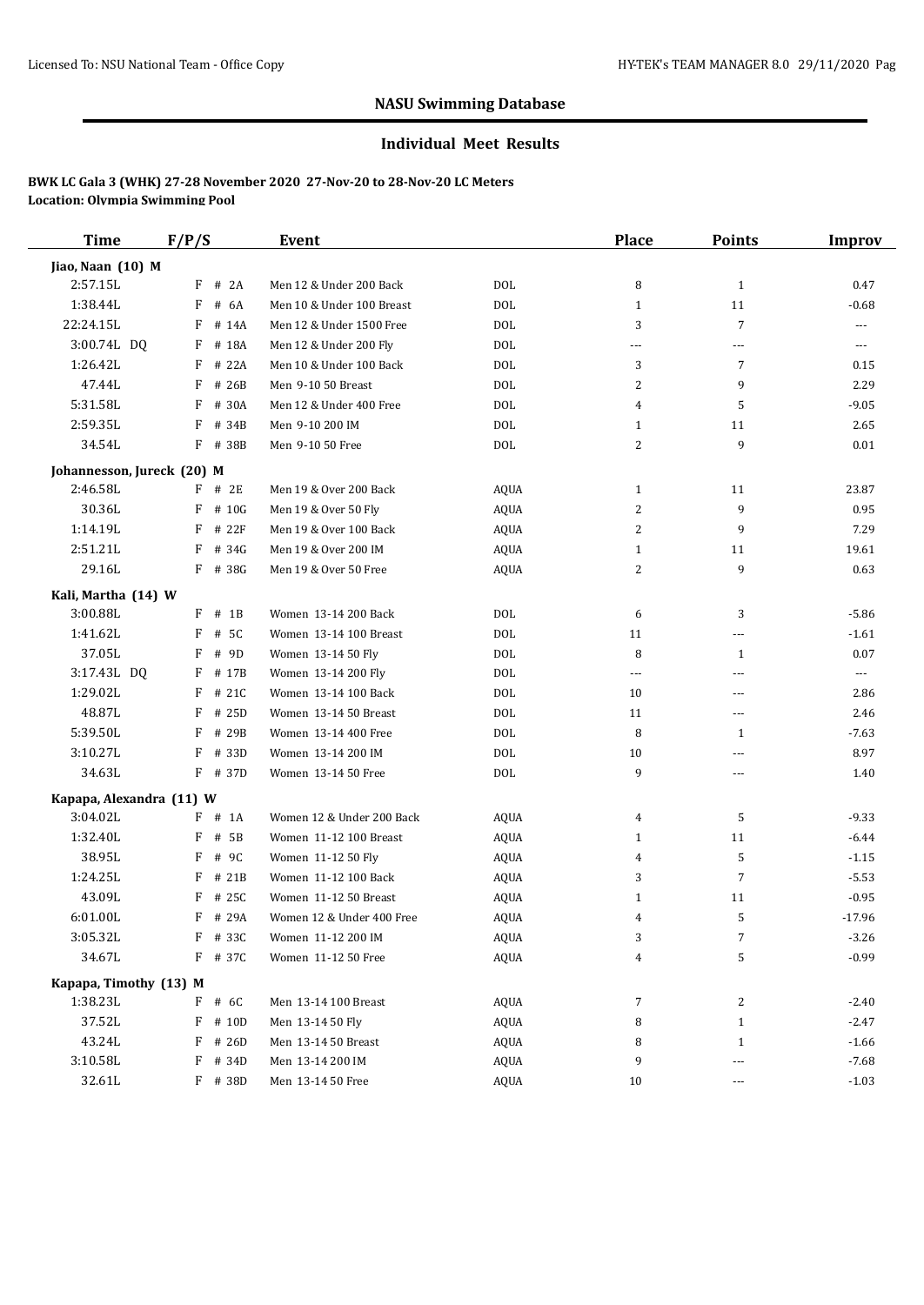## NASU Swimming Database

### Individual Meet Results

**BWK LC Gala 3 (WHK) 27-28 November 2020 27-Nov-20 to 28-Nov-20 LC Meters**
**Location: Olympia Swimming Pool**

| Time | F/P/S | Event | | Place | Points | Improv |
|---|---|---|---|---|---|---|
| **Jiao, Naan (10) M** | | | | | | |
| 2:57.15L | F # 2A | Men 12 & Under 200 Back | DOL | 8 | 1 | 0.47 |
| 1:38.44L | F # 6A | Men 10 & Under 100 Breast | DOL | 1 | 11 | -0.68 |
| 22:24.15L | F # 14A | Men 12 & Under 1500 Free | DOL | 3 | 7 | --- |
| 3:00.74L DQ | F # 18A | Men 12 & Under 200 Fly | DOL | --- | --- | --- |
| 1:26.42L | F # 22A | Men 10 & Under 100 Back | DOL | 3 | 7 | 0.15 |
| 47.44L | F # 26B | Men 9-10 50 Breast | DOL | 2 | 9 | 2.29 |
| 5:31.58L | F # 30A | Men 12 & Under 400 Free | DOL | 4 | 5 | -9.05 |
| 2:59.35L | F # 34B | Men 9-10 200 IM | DOL | 1 | 11 | 2.65 |
| 34.54L | F # 38B | Men 9-10 50 Free | DOL | 2 | 9 | 0.01 |
| **Johannesson, Jureck (20) M** | | | | | | |
| 2:46.58L | F # 2E | Men 19 & Over 200 Back | AQUA | 1 | 11 | 23.87 |
| 30.36L | F # 10G | Men 19 & Over 50 Fly | AQUA | 2 | 9 | 0.95 |
| 1:14.19L | F # 22F | Men 19 & Over 100 Back | AQUA | 2 | 9 | 7.29 |
| 2:51.21L | F # 34G | Men 19 & Over 200 IM | AQUA | 1 | 11 | 19.61 |
| 29.16L | F # 38G | Men 19 & Over 50 Free | AQUA | 2 | 9 | 0.63 |
| **Kali, Martha (14) W** | | | | | | |
| 3:00.88L | F # 1B | Women 13-14 200 Back | DOL | 6 | 3 | -5.86 |
| 1:41.62L | F # 5C | Women 13-14 100 Breast | DOL | 11 | --- | -1.61 |
| 37.05L | F # 9D | Women 13-14 50 Fly | DOL | 8 | 1 | 0.07 |
| 3:17.43L DQ | F # 17B | Women 13-14 200 Fly | DOL | --- | --- | --- |
| 1:29.02L | F # 21C | Women 13-14 100 Back | DOL | 10 | --- | 2.86 |
| 48.87L | F # 25D | Women 13-14 50 Breast | DOL | 11 | --- | 2.46 |
| 5:39.50L | F # 29B | Women 13-14 400 Free | DOL | 8 | 1 | -7.63 |
| 3:10.27L | F # 33D | Women 13-14 200 IM | DOL | 10 | --- | 8.97 |
| 34.63L | F # 37D | Women 13-14 50 Free | DOL | 9 | --- | 1.40 |
| **Kapapa, Alexandra (11) W** | | | | | | |
| 3:04.02L | F # 1A | Women 12 & Under 200 Back | AQUA | 4 | 5 | -9.33 |
| 1:32.40L | F # 5B | Women 11-12 100 Breast | AQUA | 1 | 11 | -6.44 |
| 38.95L | F # 9C | Women 11-12 50 Fly | AQUA | 4 | 5 | -1.15 |
| 1:24.25L | F # 21B | Women 11-12 100 Back | AQUA | 3 | 7 | -5.53 |
| 43.09L | F # 25C | Women 11-12 50 Breast | AQUA | 1 | 11 | -0.95 |
| 6:01.00L | F # 29A | Women 12 & Under 400 Free | AQUA | 4 | 5 | -17.96 |
| 3:05.32L | F # 33C | Women 11-12 200 IM | AQUA | 3 | 7 | -3.26 |
| 34.67L | F # 37C | Women 11-12 50 Free | AQUA | 4 | 5 | -0.99 |
| **Kapapa, Timothy (13) M** | | | | | | |
| 1:38.23L | F # 6C | Men 13-14 100 Breast | AQUA | 7 | 2 | -2.40 |
| 37.52L | F # 10D | Men 13-14 50 Fly | AQUA | 8 | 1 | -2.47 |
| 43.24L | F # 26D | Men 13-14 50 Breast | AQUA | 8 | 1 | -1.66 |
| 3:10.58L | F # 34D | Men 13-14 200 IM | AQUA | 9 | --- | -7.68 |
| 32.61L | F # 38D | Men 13-14 50 Free | AQUA | 10 | --- | -1.03 |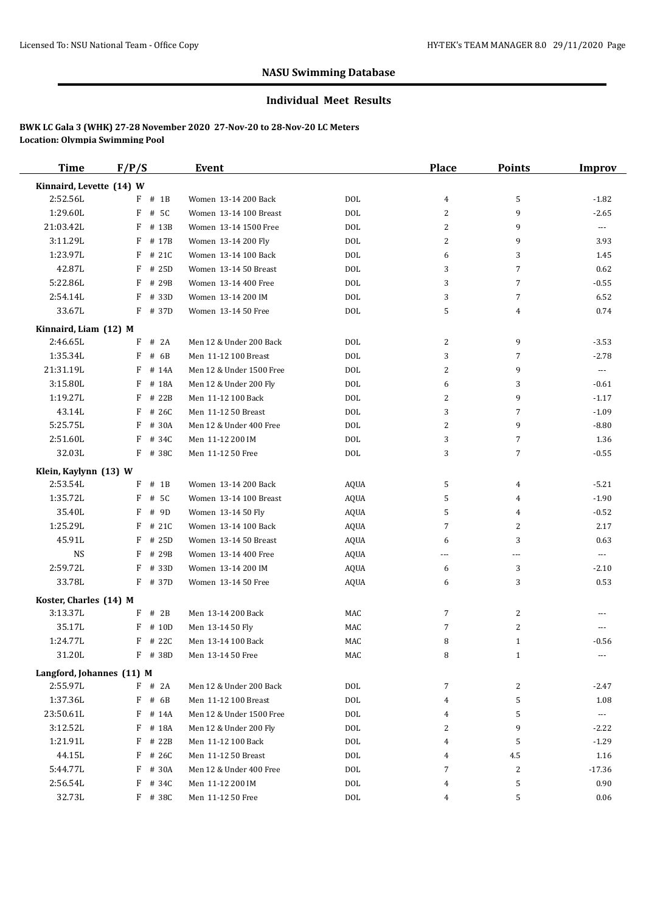## NASU Swimming Database

### Individual Meet Results

**BWK LC Gala 3 (WHK) 27-28 November 2020 27-Nov-20 to 28-Nov-20 LC Meters**
**Location: Olympia Swimming Pool**

| Time | F/P/S | Event | | Place | Points | Improv |
|---|---|---|---|---|---|---|
| **Kinnaird, Levette (14) W** | | | | | | |
| 2:52.56L | F # 1B | Women 13-14 200 Back | DOL | 4 | 5 | -1.82 |
| 1:29.60L | F # 5C | Women 13-14 100 Breast | DOL | 2 | 9 | -2.65 |
| 21:03.42L | F # 13B | Women 13-14 1500 Free | DOL | 2 | 9 | --- |
| 3:11.29L | F # 17B | Women 13-14 200 Fly | DOL | 2 | 9 | 3.93 |
| 1:23.97L | F # 21C | Women 13-14 100 Back | DOL | 6 | 3 | 1.45 |
| 42.87L | F # 25D | Women 13-14 50 Breast | DOL | 3 | 7 | 0.62 |
| 5:22.86L | F # 29B | Women 13-14 400 Free | DOL | 3 | 7 | -0.55 |
| 2:54.14L | F # 33D | Women 13-14 200 IM | DOL | 3 | 7 | 6.52 |
| 33.67L | F # 37D | Women 13-14 50 Free | DOL | 5 | 4 | 0.74 |
| **Kinnaird, Liam (12) M** | | | | | | |
| 2:46.65L | F # 2A | Men 12 & Under 200 Back | DOL | 2 | 9 | -3.53 |
| 1:35.34L | F # 6B | Men 11-12 100 Breast | DOL | 3 | 7 | -2.78 |
| 21:31.19L | F # 14A | Men 12 & Under 1500 Free | DOL | 2 | 9 | --- |
| 3:15.80L | F # 18A | Men 12 & Under 200 Fly | DOL | 6 | 3 | -0.61 |
| 1:19.27L | F # 22B | Men 11-12 100 Back | DOL | 2 | 9 | -1.17 |
| 43.14L | F # 26C | Men 11-12 50 Breast | DOL | 3 | 7 | -1.09 |
| 5:25.75L | F # 30A | Men 12 & Under 400 Free | DOL | 2 | 9 | -8.80 |
| 2:51.60L | F # 34C | Men 11-12 200 IM | DOL | 3 | 7 | 1.36 |
| 32.03L | F # 38C | Men 11-12 50 Free | DOL | 3 | 7 | -0.55 |
| **Klein, Kaylynn (13) W** | | | | | | |
| 2:53.54L | F # 1B | Women 13-14 200 Back | AQUA | 5 | 4 | -5.21 |
| 1:35.72L | F # 5C | Women 13-14 100 Breast | AQUA | 5 | 4 | -1.90 |
| 35.40L | F # 9D | Women 13-14 50 Fly | AQUA | 5 | 4 | -0.52 |
| 1:25.29L | F # 21C | Women 13-14 100 Back | AQUA | 7 | 2 | 2.17 |
| 45.91L | F # 25D | Women 13-14 50 Breast | AQUA | 6 | 3 | 0.63 |
| NS | F # 29B | Women 13-14 400 Free | AQUA | --- | --- | --- |
| 2:59.72L | F # 33D | Women 13-14 200 IM | AQUA | 6 | 3 | -2.10 |
| 33.78L | F # 37D | Women 13-14 50 Free | AQUA | 6 | 3 | 0.53 |
| **Koster, Charles (14) M** | | | | | | |
| 3:13.37L | F # 2B | Men 13-14 200 Back | MAC | 7 | 2 | --- |
| 35.17L | F # 10D | Men 13-14 50 Fly | MAC | 7 | 2 | --- |
| 1:24.77L | F # 22C | Men 13-14 100 Back | MAC | 8 | 1 | -0.56 |
| 31.20L | F # 38D | Men 13-14 50 Free | MAC | 8 | 1 | --- |
| **Langford, Johannes (11) M** | | | | | | |
| 2:55.97L | F # 2A | Men 12 & Under 200 Back | DOL | 7 | 2 | -2.47 |
| 1:37.36L | F # 6B | Men 11-12 100 Breast | DOL | 4 | 5 | 1.08 |
| 23:50.61L | F # 14A | Men 12 & Under 1500 Free | DOL | 4 | 5 | --- |
| 3:12.52L | F # 18A | Men 12 & Under 200 Fly | DOL | 2 | 9 | -2.22 |
| 1:21.91L | F # 22B | Men 11-12 100 Back | DOL | 4 | 5 | -1.29 |
| 44.15L | F # 26C | Men 11-12 50 Breast | DOL | 4 | 4.5 | 1.16 |
| 5:44.77L | F # 30A | Men 12 & Under 400 Free | DOL | 7 | 2 | -17.36 |
| 2:56.54L | F # 34C | Men 11-12 200 IM | DOL | 4 | 5 | 0.90 |
| 32.73L | F # 38C | Men 11-12 50 Free | DOL | 4 | 5 | 0.06 |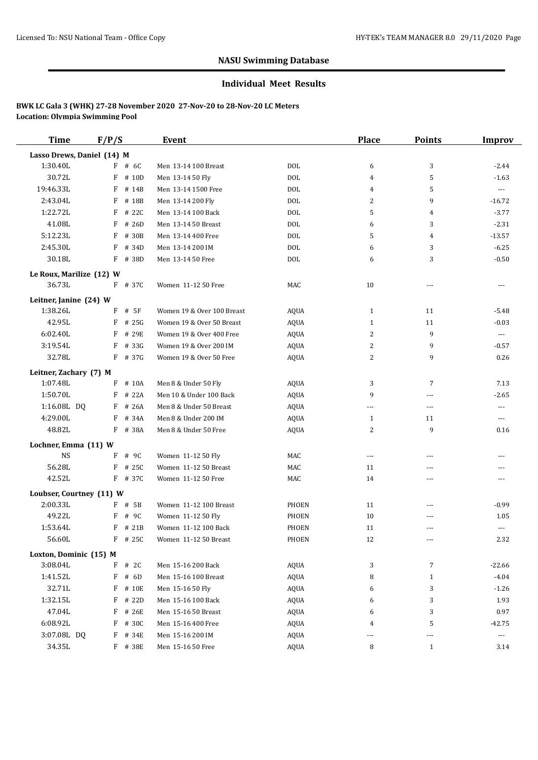## NASU Swimming Database

### Individual Meet Results

**BWK LC Gala 3 (WHK) 27-28 November 2020 27-Nov-20 to 28-Nov-20 LC Meters**
**Location: Olympia Swimming Pool**

| Time | F/P/S | Event | | Place | Points | Improv |
|---|---|---|---|---|---|---|
| **Lasso Drews, Daniel (14) M** | | | | | | |
| 1:30.40L | F # 6C | Men 13-14 100 Breast | DOL | 6 | 3 | -2.44 |
| 30.72L | F # 10D | Men 13-14 50 Fly | DOL | 4 | 5 | -1.63 |
| 19:46.33L | F # 14B | Men 13-14 1500 Free | DOL | 4 | 5 | --- |
| 2:43.04L | F # 18B | Men 13-14 200 Fly | DOL | 2 | 9 | -16.72 |
| 1:22.72L | F # 22C | Men 13-14 100 Back | DOL | 5 | 4 | -3.77 |
| 41.08L | F # 26D | Men 13-14 50 Breast | DOL | 6 | 3 | -2.31 |
| 5:12.23L | F # 30B | Men 13-14 400 Free | DOL | 5 | 4 | -13.57 |
| 2:45.30L | F # 34D | Men 13-14 200 IM | DOL | 6 | 3 | -6.25 |
| 30.18L | F # 38D | Men 13-14 50 Free | DOL | 6 | 3 | -0.50 |
| **Le Roux, Marilize (12) W** | | | | | | |
| 36.73L | F # 37C | Women 11-12 50 Free | MAC | 10 | --- | --- |
| **Leitner, Janine (24) W** | | | | | | |
| 1:38.26L | F # 5F | Women 19 & Over 100 Breast | AQUA | 1 | 11 | -5.48 |
| 42.95L | F # 25G | Women 19 & Over 50 Breast | AQUA | 1 | 11 | -0.03 |
| 6:02.40L | F # 29E | Women 19 & Over 400 Free | AQUA | 2 | 9 | --- |
| 3:19.54L | F # 33G | Women 19 & Over 200 IM | AQUA | 2 | 9 | -0.57 |
| 32.78L | F # 37G | Women 19 & Over 50 Free | AQUA | 2 | 9 | 0.26 |
| **Leitner, Zachary (7) M** | | | | | | |
| 1:07.48L | F # 10A | Men 8 & Under 50 Fly | AQUA | 3 | 7 | 7.13 |
| 1:50.70L | F # 22A | Men 10 & Under 100 Back | AQUA | 9 | --- | -2.65 |
| 1:16.08L DQ | F # 26A | Men 8 & Under 50 Breast | AQUA | --- | --- | --- |
| 4:29.00L | F # 34A | Men 8 & Under 200 IM | AQUA | 1 | 11 | --- |
| 48.82L | F # 38A | Men 8 & Under 50 Free | AQUA | 2 | 9 | 0.16 |
| **Lochner, Emma (11) W** | | | | | | |
| NS | F # 9C | Women 11-12 50 Fly | MAC | --- | --- | --- |
| 56.28L | F # 25C | Women 11-12 50 Breast | MAC | 11 | --- | --- |
| 42.52L | F # 37C | Women 11-12 50 Free | MAC | 14 | --- | --- |
| **Loubser, Courtney (11) W** | | | | | | |
| 2:00.33L | F # 5B | Women 11-12 100 Breast | PHOEN | 11 | --- | -0.99 |
| 49.22L | F # 9C | Women 11-12 50 Fly | PHOEN | 10 | --- | 1.05 |
| 1:53.64L | F # 21B | Women 11-12 100 Back | PHOEN | 11 | --- | --- |
| 56.60L | F # 25C | Women 11-12 50 Breast | PHOEN | 12 | --- | 2.32 |
| **Loxton, Dominic (15) M** | | | | | | |
| 3:08.04L | F # 2C | Men 15-16 200 Back | AQUA | 3 | 7 | -22.66 |
| 1:41.52L | F # 6D | Men 15-16 100 Breast | AQUA | 8 | 1 | -4.04 |
| 32.71L | F # 10E | Men 15-16 50 Fly | AQUA | 6 | 3 | -1.26 |
| 1:32.15L | F # 22D | Men 15-16 100 Back | AQUA | 6 | 3 | 1.93 |
| 47.04L | F # 26E | Men 15-16 50 Breast | AQUA | 6 | 3 | 0.97 |
| 6:08.92L | F # 30C | Men 15-16 400 Free | AQUA | 4 | 5 | -42.75 |
| 3:07.08L DQ | F # 34E | Men 15-16 200 IM | AQUA | --- | --- | --- |
| 34.35L | F # 38E | Men 15-16 50 Free | AQUA | 8 | 1 | 3.14 |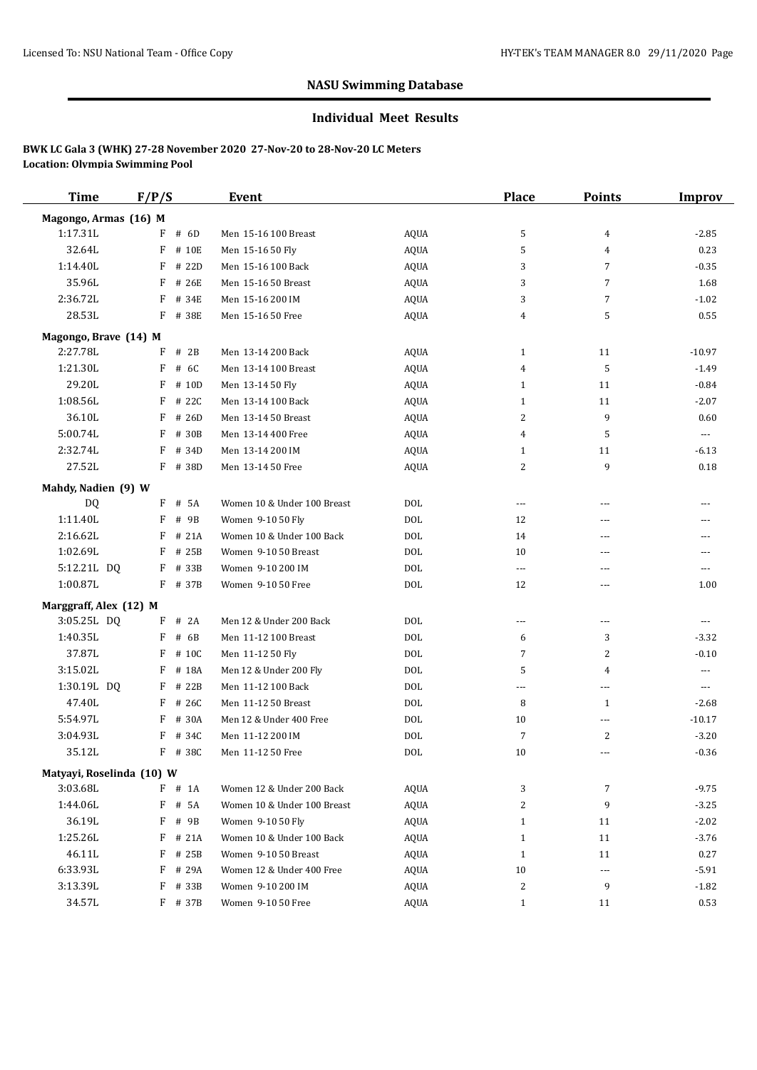## NASU Swimming Database

### Individual Meet Results

**BWK LC Gala 3 (WHK) 27-28 November 2020 27-Nov-20 to 28-Nov-20 LC Meters**
**Location: Olympia Swimming Pool**

| Time | F/P/S | | Event | | Place | Points | Improv |
|---|---|---|---|---|---|---|---|
| **Magongo, Armas (16) M** | | | | | | | |
| 1:17.31L | F | # 6D | Men 15-16 100 Breast | AQUA | 5 | 4 | -2.85 |
| 32.64L | F | # 10E | Men 15-16 50 Fly | AQUA | 5 | 4 | 0.23 |
| 1:14.40L | F | # 22D | Men 15-16 100 Back | AQUA | 3 | 7 | -0.35 |
| 35.96L | F | # 26E | Men 15-16 50 Breast | AQUA | 3 | 7 | 1.68 |
| 2:36.72L | F | # 34E | Men 15-16 200 IM | AQUA | 3 | 7 | -1.02 |
| 28.53L | F | # 38E | Men 15-16 50 Free | AQUA | 4 | 5 | 0.55 |
| **Magongo, Brave (14) M** | | | | | | | |
| 2:27.78L | F | # 2B | Men 13-14 200 Back | AQUA | 1 | 11 | -10.97 |
| 1:21.30L | F | # 6C | Men 13-14 100 Breast | AQUA | 4 | 5 | -1.49 |
| 29.20L | F | # 10D | Men 13-14 50 Fly | AQUA | 1 | 11 | -0.84 |
| 1:08.56L | F | # 22C | Men 13-14 100 Back | AQUA | 1 | 11 | -2.07 |
| 36.10L | F | # 26D | Men 13-14 50 Breast | AQUA | 2 | 9 | 0.60 |
| 5:00.74L | F | # 30B | Men 13-14 400 Free | AQUA | 4 | 5 | --- |
| 2:32.74L | F | # 34D | Men 13-14 200 IM | AQUA | 1 | 11 | -6.13 |
| 27.52L | F | # 38D | Men 13-14 50 Free | AQUA | 2 | 9 | 0.18 |
| **Mahdy, Nadien (9) W** | | | | | | | |
| DQ | F | # 5A | Women 10 & Under 100 Breast | DOL | --- | --- | --- |
| 1:11.40L | F | # 9B | Women 9-10 50 Fly | DOL | 12 | --- | --- |
| 2:16.62L | F | # 21A | Women 10 & Under 100 Back | DOL | 14 | --- | --- |
| 1:02.69L | F | # 25B | Women 9-10 50 Breast | DOL | 10 | --- | --- |
| 5:12.21L DQ | F | # 33B | Women 9-10 200 IM | DOL | --- | --- | --- |
| 1:00.87L | F | # 37B | Women 9-10 50 Free | DOL | 12 | --- | 1.00 |
| **Marggraff, Alex (12) M** | | | | | | | |
| 3:05.25L DQ | F | # 2A | Men 12 & Under 200 Back | DOL | --- | --- | --- |
| 1:40.35L | F | # 6B | Men 11-12 100 Breast | DOL | 6 | 3 | -3.32 |
| 37.87L | F | # 10C | Men 11-12 50 Fly | DOL | 7 | 2 | -0.10 |
| 3:15.02L | F | # 18A | Men 12 & Under 200 Fly | DOL | 5 | 4 | --- |
| 1:30.19L DQ | F | # 22B | Men 11-12 100 Back | DOL | --- | --- | --- |
| 47.40L | F | # 26C | Men 11-12 50 Breast | DOL | 8 | 1 | -2.68 |
| 5:54.97L | F | # 30A | Men 12 & Under 400 Free | DOL | 10 | --- | -10.17 |
| 3:04.93L | F | # 34C | Men 11-12 200 IM | DOL | 7 | 2 | -3.20 |
| 35.12L | F | # 38C | Men 11-12 50 Free | DOL | 10 | --- | -0.36 |
| **Matyayi, Roselinda (10) W** | | | | | | | |
| 3:03.68L | F | # 1A | Women 12 & Under 200 Back | AQUA | 3 | 7 | -9.75 |
| 1:44.06L | F | # 5A | Women 10 & Under 100 Breast | AQUA | 2 | 9 | -3.25 |
| 36.19L | F | # 9B | Women 9-10 50 Fly | AQUA | 1 | 11 | -2.02 |
| 1:25.26L | F | # 21A | Women 10 & Under 100 Back | AQUA | 1 | 11 | -3.76 |
| 46.11L | F | # 25B | Women 9-10 50 Breast | AQUA | 1 | 11 | 0.27 |
| 6:33.93L | F | # 29A | Women 12 & Under 400 Free | AQUA | 10 | --- | -5.91 |
| 3:13.39L | F | # 33B | Women 9-10 200 IM | AQUA | 2 | 9 | -1.82 |
| 34.57L | F | # 37B | Women 9-10 50 Free | AQUA | 1 | 11 | 0.53 |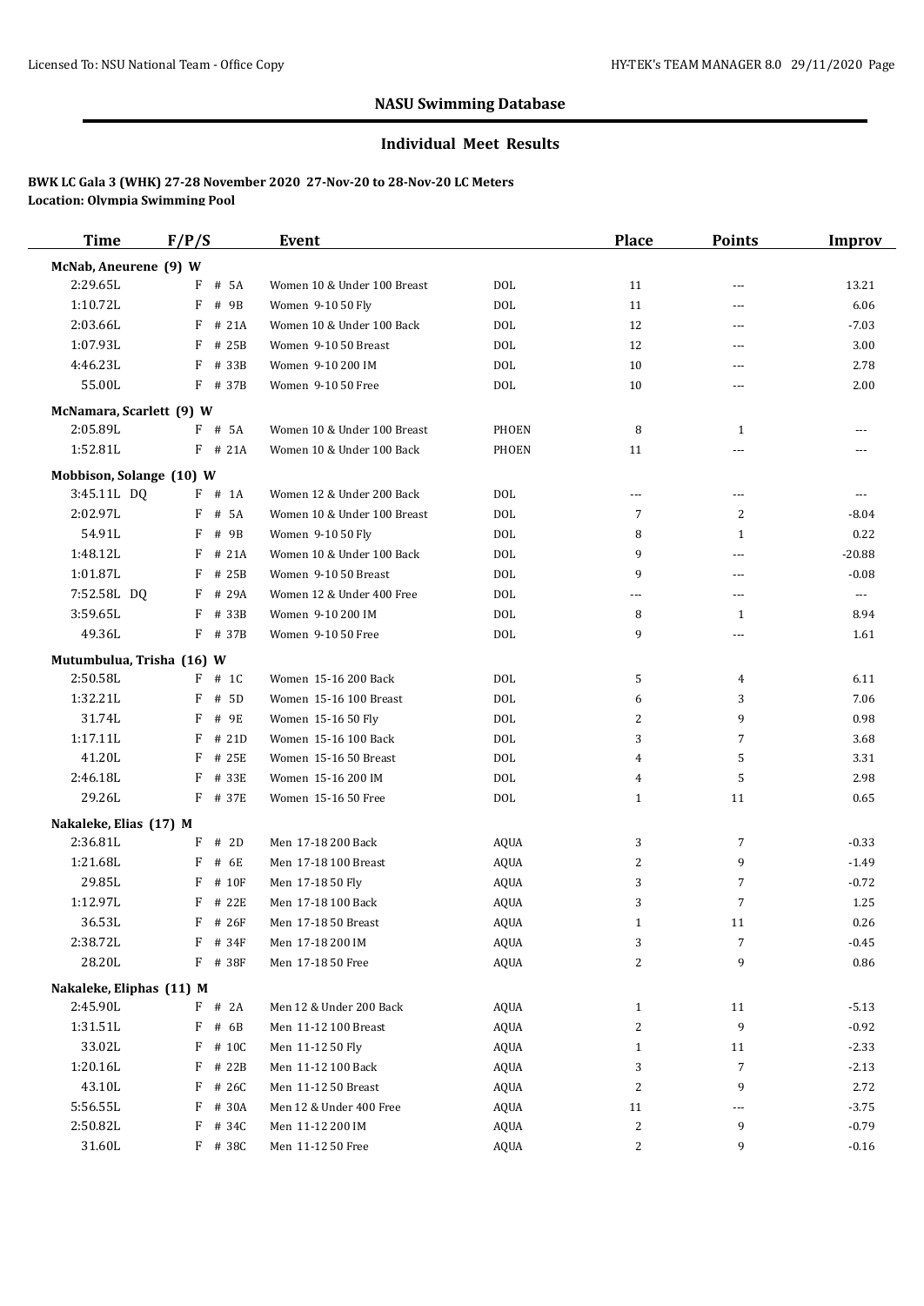## NASU Swimming Database

### Individual Meet Results

**BWK LC Gala 3 (WHK) 27-28 November 2020 27-Nov-20 to 28-Nov-20 LC Meters**
**Location: Olympia Swimming Pool**

| Time | F/P/S | | Event | | Place | Points | Improv |
|---|---|---|---|---|---|---|---|
| **McNab, Aneurene (9) W** | | | | | | | |
| 2:29.65L | F | # 5A | Women 10 & Under 100 Breast | DOL | 11 | --- | 13.21 |
| 1:10.72L | F | # 9B | Women 9-10 50 Fly | DOL | 11 | --- | 6.06 |
| 2:03.66L | F | # 21A | Women 10 & Under 100 Back | DOL | 12 | --- | -7.03 |
| 1:07.93L | F | # 25B | Women 9-10 50 Breast | DOL | 12 | --- | 3.00 |
| 4:46.23L | F | # 33B | Women 9-10 200 IM | DOL | 10 | --- | 2.78 |
| 55.00L | F | # 37B | Women 9-10 50 Free | DOL | 10 | --- | 2.00 |
| **McNamara, Scarlett (9) W** | | | | | | | |
| 2:05.89L | F | # 5A | Women 10 & Under 100 Breast | PHOEN | 8 | 1 | --- |
| 1:52.81L | F | # 21A | Women 10 & Under 100 Back | PHOEN | 11 | --- | --- |
| **Mobbison, Solange (10) W** | | | | | | | |
| 3:45.11L DQ | F | # 1A | Women 12 & Under 200 Back | DOL | --- | --- | --- |
| 2:02.97L | F | # 5A | Women 10 & Under 100 Breast | DOL | 7 | 2 | -8.04 |
| 54.91L | F | # 9B | Women 9-10 50 Fly | DOL | 8 | 1 | 0.22 |
| 1:48.12L | F | # 21A | Women 10 & Under 100 Back | DOL | 9 | --- | -20.88 |
| 1:01.87L | F | # 25B | Women 9-10 50 Breast | DOL | 9 | --- | -0.08 |
| 7:52.58L DQ | F | # 29A | Women 12 & Under 400 Free | DOL | --- | --- | --- |
| 3:59.65L | F | # 33B | Women 9-10 200 IM | DOL | 8 | 1 | 8.94 |
| 49.36L | F | # 37B | Women 9-10 50 Free | DOL | 9 | --- | 1.61 |
| **Mutumbulua, Trisha (16) W** | | | | | | | |
| 2:50.58L | F | # 1C | Women 15-16 200 Back | DOL | 5 | 4 | 6.11 |
| 1:32.21L | F | # 5D | Women 15-16 100 Breast | DOL | 6 | 3 | 7.06 |
| 31.74L | F | # 9E | Women 15-16 50 Fly | DOL | 2 | 9 | 0.98 |
| 1:17.11L | F | # 21D | Women 15-16 100 Back | DOL | 3 | 7 | 3.68 |
| 41.20L | F | # 25E | Women 15-16 50 Breast | DOL | 4 | 5 | 3.31 |
| 2:46.18L | F | # 33E | Women 15-16 200 IM | DOL | 4 | 5 | 2.98 |
| 29.26L | F | # 37E | Women 15-16 50 Free | DOL | 1 | 11 | 0.65 |
| **Nakaleke, Elias (17) M** | | | | | | | |
| 2:36.81L | F | # 2D | Men 17-18 200 Back | AQUA | 3 | 7 | -0.33 |
| 1:21.68L | F | # 6E | Men 17-18 100 Breast | AQUA | 2 | 9 | -1.49 |
| 29.85L | F | # 10F | Men 17-18 50 Fly | AQUA | 3 | 7 | -0.72 |
| 1:12.97L | F | # 22E | Men 17-18 100 Back | AQUA | 3 | 7 | 1.25 |
| 36.53L | F | # 26F | Men 17-18 50 Breast | AQUA | 1 | 11 | 0.26 |
| 2:38.72L | F | # 34F | Men 17-18 200 IM | AQUA | 3 | 7 | -0.45 |
| 28.20L | F | # 38F | Men 17-18 50 Free | AQUA | 2 | 9 | 0.86 |
| **Nakaleke, Eliphas (11) M** | | | | | | | |
| 2:45.90L | F | # 2A | Men 12 & Under 200 Back | AQUA | 1 | 11 | -5.13 |
| 1:31.51L | F | # 6B | Men 11-12 100 Breast | AQUA | 2 | 9 | -0.92 |
| 33.02L | F | # 10C | Men 11-12 50 Fly | AQUA | 1 | 11 | -2.33 |
| 1:20.16L | F | # 22B | Men 11-12 100 Back | AQUA | 3 | 7 | -2.13 |
| 43.10L | F | # 26C | Men 11-12 50 Breast | AQUA | 2 | 9 | 2.72 |
| 5:56.55L | F | # 30A | Men 12 & Under 400 Free | AQUA | 11 | --- | -3.75 |
| 2:50.82L | F | # 34C | Men 11-12 200 IM | AQUA | 2 | 9 | -0.79 |
| 31.60L | F | # 38C | Men 11-12 50 Free | AQUA | 2 | 9 | -0.16 |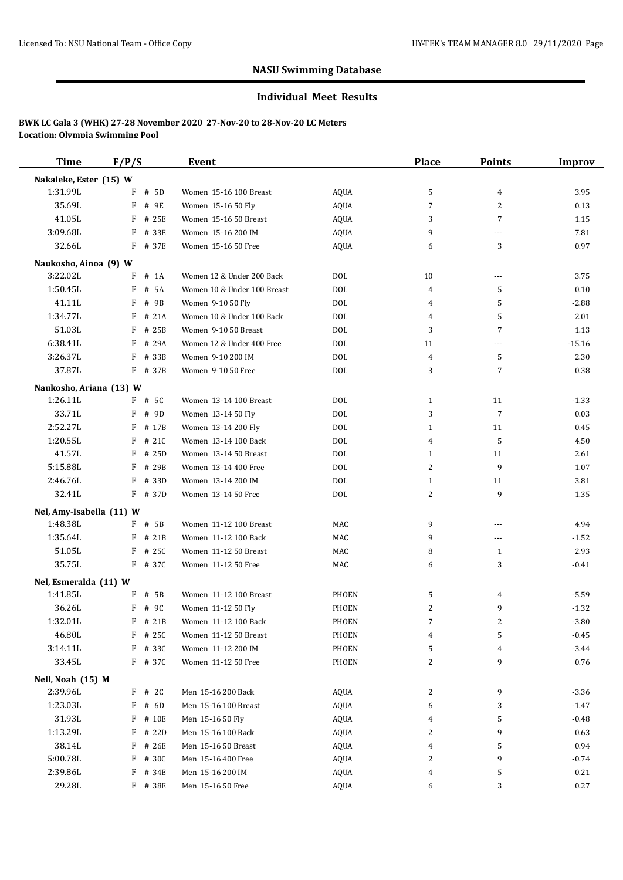## NASU Swimming Database

### Individual Meet Results

**BWK LC Gala 3 (WHK) 27-28 November 2020 27-Nov-20 to 28-Nov-20 LC Meters**
**Location: Olympia Swimming Pool**

| Time | F/P/S | | Event | | Place | Points | Improv |
|---|---|---|---|---|---|---|---|
| **Nakaleke, Ester (15) W** | | | | | | | |
| 1:31.99L | F | # 5D | Women 15-16 100 Breast | AQUA | 5 | 4 | 3.95 |
| 35.69L | F | # 9E | Women 15-16 50 Fly | AQUA | 7 | 2 | 0.13 |
| 41.05L | F | # 25E | Women 15-16 50 Breast | AQUA | 3 | 7 | 1.15 |
| 3:09.68L | F | # 33E | Women 15-16 200 IM | AQUA | 9 | --- | 7.81 |
| 32.66L | F | # 37E | Women 15-16 50 Free | AQUA | 6 | 3 | 0.97 |
| **Naukosho, Ainoa (9) W** | | | | | | | |
| 3:22.02L | F | # 1A | Women 12 & Under 200 Back | DOL | 10 | --- | 3.75 |
| 1:50.45L | F | # 5A | Women 10 & Under 100 Breast | DOL | 4 | 5 | 0.10 |
| 41.11L | F | # 9B | Women 9-10 50 Fly | DOL | 4 | 5 | -2.88 |
| 1:34.77L | F | # 21A | Women 10 & Under 100 Back | DOL | 4 | 5 | 2.01 |
| 51.03L | F | # 25B | Women 9-10 50 Breast | DOL | 3 | 7 | 1.13 |
| 6:38.41L | F | # 29A | Women 12 & Under 400 Free | DOL | 11 | --- | -15.16 |
| 3:26.37L | F | # 33B | Women 9-10 200 IM | DOL | 4 | 5 | 2.30 |
| 37.87L | F | # 37B | Women 9-10 50 Free | DOL | 3 | 7 | 0.38 |
| **Naukosho, Ariana (13) W** | | | | | | | |
| 1:26.11L | F | # 5C | Women 13-14 100 Breast | DOL | 1 | 11 | -1.33 |
| 33.71L | F | # 9D | Women 13-14 50 Fly | DOL | 3 | 7 | 0.03 |
| 2:52.27L | F | # 17B | Women 13-14 200 Fly | DOL | 1 | 11 | 0.45 |
| 1:20.55L | F | # 21C | Women 13-14 100 Back | DOL | 4 | 5 | 4.50 |
| 41.57L | F | # 25D | Women 13-14 50 Breast | DOL | 1 | 11 | 2.61 |
| 5:15.88L | F | # 29B | Women 13-14 400 Free | DOL | 2 | 9 | 1.07 |
| 2:46.76L | F | # 33D | Women 13-14 200 IM | DOL | 1 | 11 | 3.81 |
| 32.41L | F | # 37D | Women 13-14 50 Free | DOL | 2 | 9 | 1.35 |
| **Nel, Amy-Isabella (11) W** | | | | | | | |
| 1:48.38L | F | # 5B | Women 11-12 100 Breast | MAC | 9 | --- | 4.94 |
| 1:35.64L | F | # 21B | Women 11-12 100 Back | MAC | 9 | --- | -1.52 |
| 51.05L | F | # 25C | Women 11-12 50 Breast | MAC | 8 | 1 | 2.93 |
| 35.75L | F | # 37C | Women 11-12 50 Free | MAC | 6 | 3 | -0.41 |
| **Nel, Esmeralda (11) W** | | | | | | | |
| 1:41.85L | F | # 5B | Women 11-12 100 Breast | PHOEN | 5 | 4 | -5.59 |
| 36.26L | F | # 9C | Women 11-12 50 Fly | PHOEN | 2 | 9 | -1.32 |
| 1:32.01L | F | # 21B | Women 11-12 100 Back | PHOEN | 7 | 2 | -3.80 |
| 46.80L | F | # 25C | Women 11-12 50 Breast | PHOEN | 4 | 5 | -0.45 |
| 3:14.11L | F | # 33C | Women 11-12 200 IM | PHOEN | 5 | 4 | -3.44 |
| 33.45L | F | # 37C | Women 11-12 50 Free | PHOEN | 2 | 9 | 0.76 |
| **Nell, Noah (15) M** | | | | | | | |
| 2:39.96L | F | # 2C | Men 15-16 200 Back | AQUA | 2 | 9 | -3.36 |
| 1:23.03L | F | # 6D | Men 15-16 100 Breast | AQUA | 6 | 3 | -1.47 |
| 31.93L | F | # 10E | Men 15-16 50 Fly | AQUA | 4 | 5 | -0.48 |
| 1:13.29L | F | # 22D | Men 15-16 100 Back | AQUA | 2 | 9 | 0.63 |
| 38.14L | F | # 26E | Men 15-16 50 Breast | AQUA | 4 | 5 | 0.94 |
| 5:00.78L | F | # 30C | Men 15-16 400 Free | AQUA | 2 | 9 | -0.74 |
| 2:39.86L | F | # 34E | Men 15-16 200 IM | AQUA | 4 | 5 | 0.21 |
| 29.28L | F | # 38E | Men 15-16 50 Free | AQUA | 6 | 3 | 0.27 |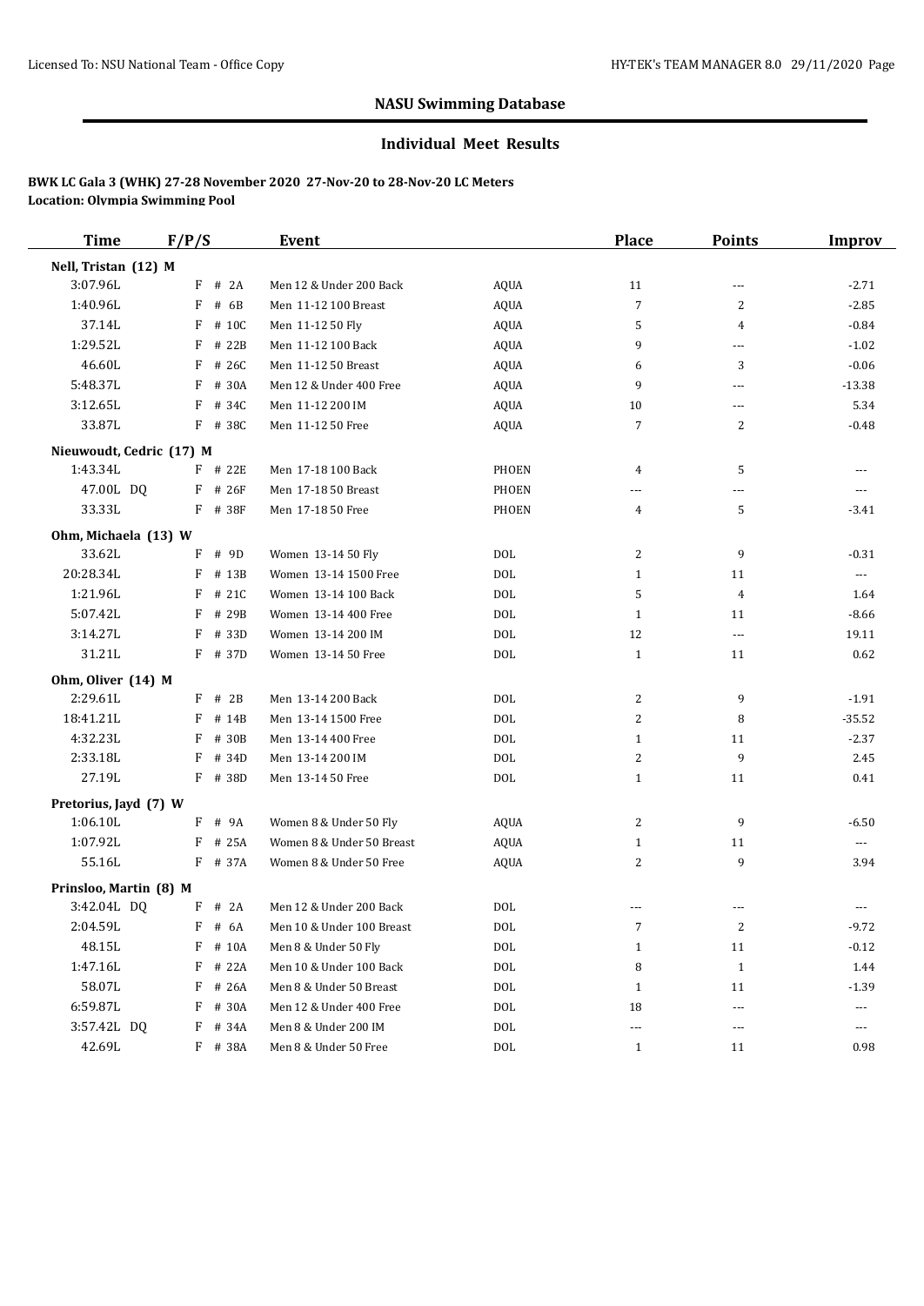## NASU Swimming Database

### Individual Meet Results

**BWK LC Gala 3 (WHK) 27-28 November 2020 27-Nov-20 to 28-Nov-20 LC Meters**
**Location: Olympia Swimming Pool**

| Time | F/P/S | Event | | Place | Points | Improv |
|---|---|---|---|---|---|---|
| **Nell, Tristan (12) M** | | | | | | |
| 3:07.96L | F # 2A | Men 12 & Under 200 Back | AQUA | 11 | --- | -2.71 |
| 1:40.96L | F # 6B | Men 11-12 100 Breast | AQUA | 7 | 2 | -2.85 |
| 37.14L | F # 10C | Men 11-12 50 Fly | AQUA | 5 | 4 | -0.84 |
| 1:29.52L | F # 22B | Men 11-12 100 Back | AQUA | 9 | --- | -1.02 |
| 46.60L | F # 26C | Men 11-12 50 Breast | AQUA | 6 | 3 | -0.06 |
| 5:48.37L | F # 30A | Men 12 & Under 400 Free | AQUA | 9 | --- | -13.38 |
| 3:12.65L | F # 34C | Men 11-12 200 IM | AQUA | 10 | --- | 5.34 |
| 33.87L | F # 38C | Men 11-12 50 Free | AQUA | 7 | 2 | -0.48 |
| **Nieuwoudt, Cedric (17) M** | | | | | | |
| 1:43.34L | F # 22E | Men 17-18 100 Back | PHOEN | 4 | 5 | --- |
| 47.00L DQ | F # 26F | Men 17-18 50 Breast | PHOEN | --- | --- | --- |
| 33.33L | F # 38F | Men 17-18 50 Free | PHOEN | 4 | 5 | -3.41 |
| **Ohm, Michaela (13) W** | | | | | | |
| 33.62L | F # 9D | Women 13-14 50 Fly | DOL | 2 | 9 | -0.31 |
| 20:28.34L | F # 13B | Women 13-14 1500 Free | DOL | 1 | 11 | --- |
| 1:21.96L | F # 21C | Women 13-14 100 Back | DOL | 5 | 4 | 1.64 |
| 5:07.42L | F # 29B | Women 13-14 400 Free | DOL | 1 | 11 | -8.66 |
| 3:14.27L | F # 33D | Women 13-14 200 IM | DOL | 12 | --- | 19.11 |
| 31.21L | F # 37D | Women 13-14 50 Free | DOL | 1 | 11 | 0.62 |
| **Ohm, Oliver (14) M** | | | | | | |
| 2:29.61L | F # 2B | Men 13-14 200 Back | DOL | 2 | 9 | -1.91 |
| 18:41.21L | F # 14B | Men 13-14 1500 Free | DOL | 2 | 8 | -35.52 |
| 4:32.23L | F # 30B | Men 13-14 400 Free | DOL | 1 | 11 | -2.37 |
| 2:33.18L | F # 34D | Men 13-14 200 IM | DOL | 2 | 9 | 2.45 |
| 27.19L | F # 38D | Men 13-14 50 Free | DOL | 1 | 11 | 0.41 |
| **Pretorius, Jayd (7) W** | | | | | | |
| 1:06.10L | F # 9A | Women 8 & Under 50 Fly | AQUA | 2 | 9 | -6.50 |
| 1:07.92L | F # 25A | Women 8 & Under 50 Breast | AQUA | 1 | 11 | --- |
| 55.16L | F # 37A | Women 8 & Under 50 Free | AQUA | 2 | 9 | 3.94 |
| **Prinsloo, Martin (8) M** | | | | | | |
| 3:42.04L DQ | F # 2A | Men 12 & Under 200 Back | DOL | --- | --- | --- |
| 2:04.59L | F # 6A | Men 10 & Under 100 Breast | DOL | 7 | 2 | -9.72 |
| 48.15L | F # 10A | Men 8 & Under 50 Fly | DOL | 1 | 11 | -0.12 |
| 1:47.16L | F # 22A | Men 10 & Under 100 Back | DOL | 8 | 1 | 1.44 |
| 58.07L | F # 26A | Men 8 & Under 50 Breast | DOL | 1 | 11 | -1.39 |
| 6:59.87L | F # 30A | Men 12 & Under 400 Free | DOL | 18 | --- | --- |
| 3:57.42L DQ | F # 34A | Men 8 & Under 200 IM | DOL | --- | --- | --- |
| 42.69L | F # 38A | Men 8 & Under 50 Free | DOL | 1 | 11 | 0.98 |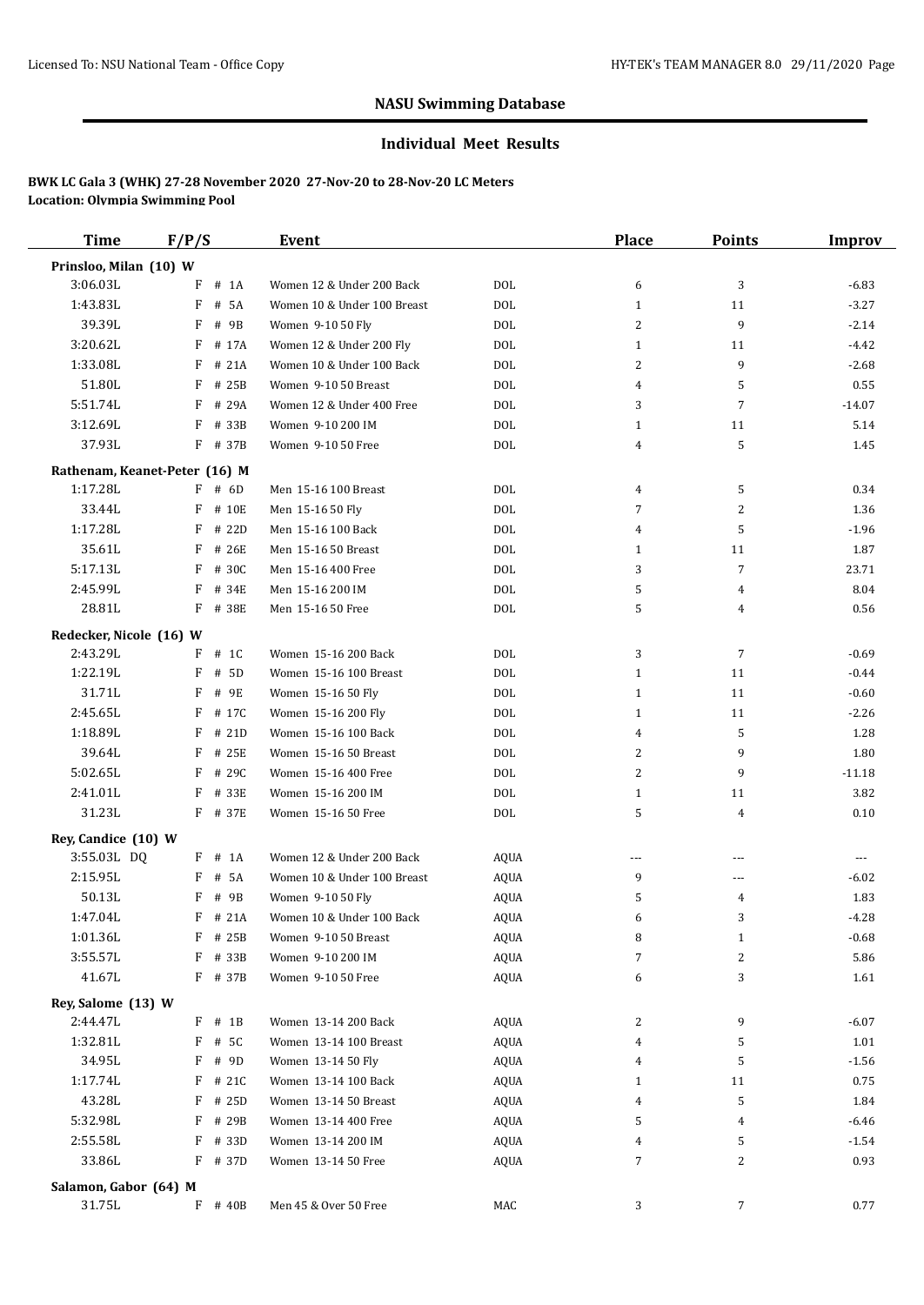## NASU Swimming Database

### Individual Meet Results

**BWK LC Gala 3 (WHK) 27-28 November 2020 27-Nov-20 to 28-Nov-20 LC Meters**
**Location: Olympia Swimming Pool**

| Time | F/P/S | | Event | | Place | Points | Improv |
|---|---|---|---|---|---|---|---|
| **Prinsloo, Milan (10) W** | | | | | | | |
| 3:06.03L | F | # 1A | Women 12 & Under 200 Back | DOL | 6 | 3 | -6.83 |
| 1:43.83L | F | # 5A | Women 10 & Under 100 Breast | DOL | 1 | 11 | -3.27 |
| 39.39L | F | # 9B | Women 9-10 50 Fly | DOL | 2 | 9 | -2.14 |
| 3:20.62L | F | # 17A | Women 12 & Under 200 Fly | DOL | 1 | 11 | -4.42 |
| 1:33.08L | F | # 21A | Women 10 & Under 100 Back | DOL | 2 | 9 | -2.68 |
| 51.80L | F | # 25B | Women 9-10 50 Breast | DOL | 4 | 5 | 0.55 |
| 5:51.74L | F | # 29A | Women 12 & Under 400 Free | DOL | 3 | 7 | -14.07 |
| 3:12.69L | F | # 33B | Women 9-10 200 IM | DOL | 1 | 11 | 5.14 |
| 37.93L | F | # 37B | Women 9-10 50 Free | DOL | 4 | 5 | 1.45 |
| **Rathenam, Keanet-Peter (16) M** | | | | | | | |
| 1:17.28L | F | # 6D | Men 15-16 100 Breast | DOL | 4 | 5 | 0.34 |
| 33.44L | F | # 10E | Men 15-16 50 Fly | DOL | 7 | 2 | 1.36 |
| 1:17.28L | F | # 22D | Men 15-16 100 Back | DOL | 4 | 5 | -1.96 |
| 35.61L | F | # 26E | Men 15-16 50 Breast | DOL | 1 | 11 | 1.87 |
| 5:17.13L | F | # 30C | Men 15-16 400 Free | DOL | 3 | 7 | 23.71 |
| 2:45.99L | F | # 34E | Men 15-16 200 IM | DOL | 5 | 4 | 8.04 |
| 28.81L | F | # 38E | Men 15-16 50 Free | DOL | 5 | 4 | 0.56 |
| **Redecker, Nicole (16) W** | | | | | | | |
| 2:43.29L | F | # 1C | Women 15-16 200 Back | DOL | 3 | 7 | -0.69 |
| 1:22.19L | F | # 5D | Women 15-16 100 Breast | DOL | 1 | 11 | -0.44 |
| 31.71L | F | # 9E | Women 15-16 50 Fly | DOL | 1 | 11 | -0.60 |
| 2:45.65L | F | # 17C | Women 15-16 200 Fly | DOL | 1 | 11 | -2.26 |
| 1:18.89L | F | # 21D | Women 15-16 100 Back | DOL | 4 | 5 | 1.28 |
| 39.64L | F | # 25E | Women 15-16 50 Breast | DOL | 2 | 9 | 1.80 |
| 5:02.65L | F | # 29C | Women 15-16 400 Free | DOL | 2 | 9 | -11.18 |
| 2:41.01L | F | # 33E | Women 15-16 200 IM | DOL | 1 | 11 | 3.82 |
| 31.23L | F | # 37E | Women 15-16 50 Free | DOL | 5 | 4 | 0.10 |
| **Rey, Candice (10) W** | | | | | | | |
| 3:55.03L DQ | F | # 1A | Women 12 & Under 200 Back | AQUA | --- | --- | --- |
| 2:15.95L | F | # 5A | Women 10 & Under 100 Breast | AQUA | 9 | --- | -6.02 |
| 50.13L | F | # 9B | Women 9-10 50 Fly | AQUA | 5 | 4 | 1.83 |
| 1:47.04L | F | # 21A | Women 10 & Under 100 Back | AQUA | 6 | 3 | -4.28 |
| 1:01.36L | F | # 25B | Women 9-10 50 Breast | AQUA | 8 | 1 | -0.68 |
| 3:55.57L | F | # 33B | Women 9-10 200 IM | AQUA | 7 | 2 | 5.86 |
| 41.67L | F | # 37B | Women 9-10 50 Free | AQUA | 6 | 3 | 1.61 |
| **Rey, Salome (13) W** | | | | | | | |
| 2:44.47L | F | # 1B | Women 13-14 200 Back | AQUA | 2 | 9 | -6.07 |
| 1:32.81L | F | # 5C | Women 13-14 100 Breast | AQUA | 4 | 5 | 1.01 |
| 34.95L | F | # 9D | Women 13-14 50 Fly | AQUA | 4 | 5 | -1.56 |
| 1:17.74L | F | # 21C | Women 13-14 100 Back | AQUA | 1 | 11 | 0.75 |
| 43.28L | F | # 25D | Women 13-14 50 Breast | AQUA | 4 | 5 | 1.84 |
| 5:32.98L | F | # 29B | Women 13-14 400 Free | AQUA | 5 | 4 | -6.46 |
| 2:55.58L | F | # 33D | Women 13-14 200 IM | AQUA | 4 | 5 | -1.54 |
| 33.86L | F | # 37D | Women 13-14 50 Free | AQUA | 7 | 2 | 0.93 |
| **Salamon, Gabor (64) M** | | | | | | | |
| 31.75L | F | # 40B | Men 45 & Over 50 Free | MAC | 3 | 7 | 0.77 |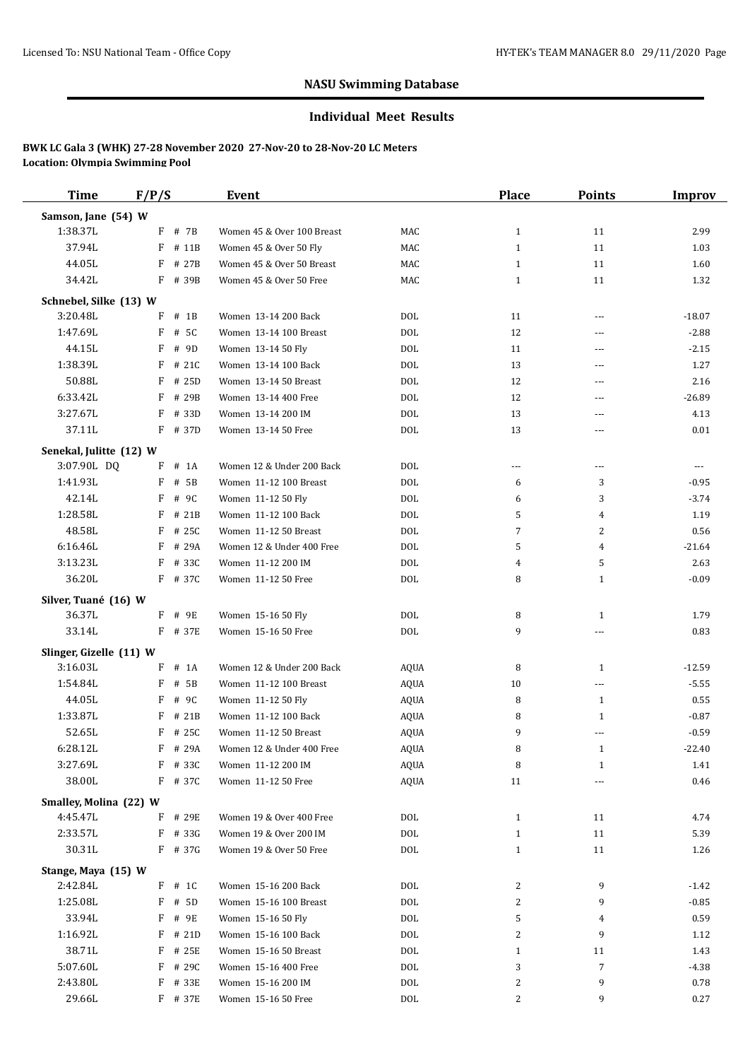## NASU Swimming Database

### Individual Meet Results

**BWK LC Gala 3 (WHK) 27-28 November 2020 27-Nov-20 to 28-Nov-20 LC Meters**
**Location: Olympia Swimming Pool**

| Time | F/P/S | | Event | | Place | Points | Improv |
|---|---|---|---|---|---|---|---|
| **Samson, Jane (54) W** | | | | | | | |
| 1:38.37L | F | # 7B | Women 45 & Over 100 Breast | MAC | 1 | 11 | 2.99 |
| 37.94L | F | # 11B | Women 45 & Over 50 Fly | MAC | 1 | 11 | 1.03 |
| 44.05L | F | # 27B | Women 45 & Over 50 Breast | MAC | 1 | 11 | 1.60 |
| 34.42L | F | # 39B | Women 45 & Over 50 Free | MAC | 1 | 11 | 1.32 |
| **Schnebel, Silke (13) W** | | | | | | | |
| 3:20.48L | F | # 1B | Women 13-14 200 Back | DOL | 11 | --- | -18.07 |
| 1:47.69L | F | # 5C | Women 13-14 100 Breast | DOL | 12 | --- | -2.88 |
| 44.15L | F | # 9D | Women 13-14 50 Fly | DOL | 11 | --- | -2.15 |
| 1:38.39L | F | # 21C | Women 13-14 100 Back | DOL | 13 | --- | 1.27 |
| 50.88L | F | # 25D | Women 13-14 50 Breast | DOL | 12 | --- | 2.16 |
| 6:33.42L | F | # 29B | Women 13-14 400 Free | DOL | 12 | --- | -26.89 |
| 3:27.67L | F | # 33D | Women 13-14 200 IM | DOL | 13 | --- | 4.13 |
| 37.11L | F | # 37D | Women 13-14 50 Free | DOL | 13 | --- | 0.01 |
| **Senekal, Julitte (12) W** | | | | | | | |
| 3:07.90L DQ | F | # 1A | Women 12 & Under 200 Back | DOL | --- | --- | --- |
| 1:41.93L | F | # 5B | Women 11-12 100 Breast | DOL | 6 | 3 | -0.95 |
| 42.14L | F | # 9C | Women 11-12 50 Fly | DOL | 6 | 3 | -3.74 |
| 1:28.58L | F | # 21B | Women 11-12 100 Back | DOL | 5 | 4 | 1.19 |
| 48.58L | F | # 25C | Women 11-12 50 Breast | DOL | 7 | 2 | 0.56 |
| 6:16.46L | F | # 29A | Women 12 & Under 400 Free | DOL | 5 | 4 | -21.64 |
| 3:13.23L | F | # 33C | Women 11-12 200 IM | DOL | 4 | 5 | 2.63 |
| 36.20L | F | # 37C | Women 11-12 50 Free | DOL | 8 | 1 | -0.09 |
| **Silver, Tuané (16) W** | | | | | | | |
| 36.37L | F | # 9E | Women 15-16 50 Fly | DOL | 8 | 1 | 1.79 |
| 33.14L | F | # 37E | Women 15-16 50 Free | DOL | 9 | --- | 0.83 |
| **Slinger, Gizelle (11) W** | | | | | | | |
| 3:16.03L | F | # 1A | Women 12 & Under 200 Back | AQUA | 8 | 1 | -12.59 |
| 1:54.84L | F | # 5B | Women 11-12 100 Breast | AQUA | 10 | --- | -5.55 |
| 44.05L | F | # 9C | Women 11-12 50 Fly | AQUA | 8 | 1 | 0.55 |
| 1:33.87L | F | # 21B | Women 11-12 100 Back | AQUA | 8 | 1 | -0.87 |
| 52.65L | F | # 25C | Women 11-12 50 Breast | AQUA | 9 | --- | -0.59 |
| 6:28.12L | F | # 29A | Women 12 & Under 400 Free | AQUA | 8 | 1 | -22.40 |
| 3:27.69L | F | # 33C | Women 11-12 200 IM | AQUA | 8 | 1 | 1.41 |
| 38.00L | F | # 37C | Women 11-12 50 Free | AQUA | 11 | --- | 0.46 |
| **Smalley, Molina (22) W** | | | | | | | |
| 4:45.47L | F | # 29E | Women 19 & Over 400 Free | DOL | 1 | 11 | 4.74 |
| 2:33.57L | F | # 33G | Women 19 & Over 200 IM | DOL | 1 | 11 | 5.39 |
| 30.31L | F | # 37G | Women 19 & Over 50 Free | DOL | 1 | 11 | 1.26 |
| **Stange, Maya (15) W** | | | | | | | |
| 2:42.84L | F | # 1C | Women 15-16 200 Back | DOL | 2 | 9 | -1.42 |
| 1:25.08L | F | # 5D | Women 15-16 100 Breast | DOL | 2 | 9 | -0.85 |
| 33.94L | F | # 9E | Women 15-16 50 Fly | DOL | 5 | 4 | 0.59 |
| 1:16.92L | F | # 21D | Women 15-16 100 Back | DOL | 2 | 9 | 1.12 |
| 38.71L | F | # 25E | Women 15-16 50 Breast | DOL | 1 | 11 | 1.43 |
| 5:07.60L | F | # 29C | Women 15-16 400 Free | DOL | 3 | 7 | -4.38 |
| 2:43.80L | F | # 33E | Women 15-16 200 IM | DOL | 2 | 9 | 0.78 |
| 29.66L | F | # 37E | Women 15-16 50 Free | DOL | 2 | 9 | 0.27 |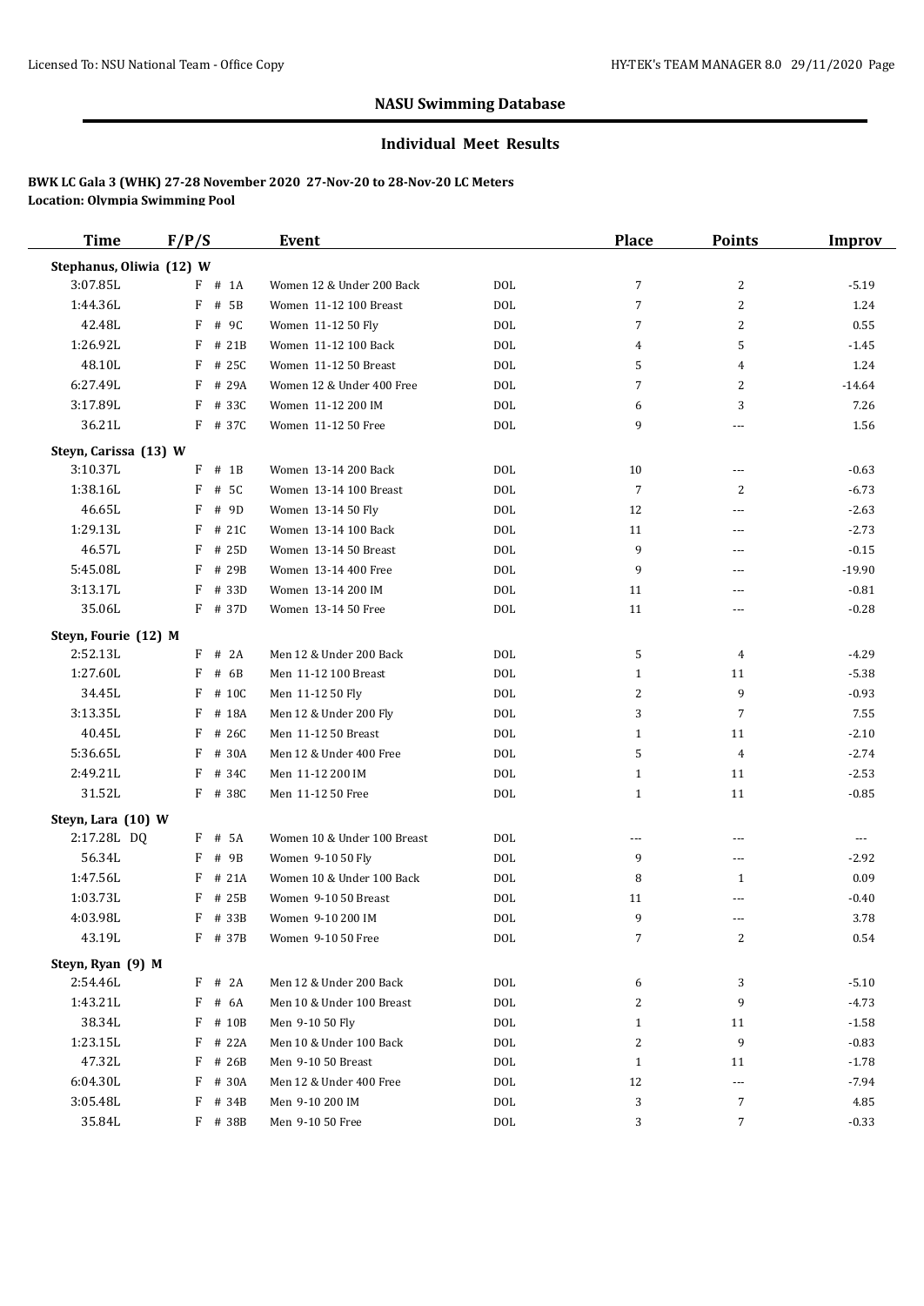## NASU Swimming Database

### Individual Meet Results

**BWK LC Gala 3 (WHK) 27-28 November 2020 27-Nov-20 to 28-Nov-20 LC Meters**
**Location: Olympia Swimming Pool**

| Time | F/P/S | Event | | Place | Points | Improv |
|---|---|---|---|---|---|---|
| **Stephanus, Oliwia (12) W** | | | | | | |
| 3:07.85L | F # 1A | Women 12 & Under 200 Back | DOL | 7 | 2 | -5.19 |
| 1:44.36L | F # 5B | Women 11-12 100 Breast | DOL | 7 | 2 | 1.24 |
| 42.48L | F # 9C | Women 11-12 50 Fly | DOL | 7 | 2 | 0.55 |
| 1:26.92L | F # 21B | Women 11-12 100 Back | DOL | 4 | 5 | -1.45 |
| 48.10L | F # 25C | Women 11-12 50 Breast | DOL | 5 | 4 | 1.24 |
| 6:27.49L | F # 29A | Women 12 & Under 400 Free | DOL | 7 | 2 | -14.64 |
| 3:17.89L | F # 33C | Women 11-12 200 IM | DOL | 6 | 3 | 7.26 |
| 36.21L | F # 37C | Women 11-12 50 Free | DOL | 9 | --- | 1.56 |
| **Steyn, Carissa (13) W** | | | | | | |
| 3:10.37L | F # 1B | Women 13-14 200 Back | DOL | 10 | --- | -0.63 |
| 1:38.16L | F # 5C | Women 13-14 100 Breast | DOL | 7 | 2 | -6.73 |
| 46.65L | F # 9D | Women 13-14 50 Fly | DOL | 12 | --- | -2.63 |
| 1:29.13L | F # 21C | Women 13-14 100 Back | DOL | 11 | --- | -2.73 |
| 46.57L | F # 25D | Women 13-14 50 Breast | DOL | 9 | --- | -0.15 |
| 5:45.08L | F # 29B | Women 13-14 400 Free | DOL | 9 | --- | -19.90 |
| 3:13.17L | F # 33D | Women 13-14 200 IM | DOL | 11 | --- | -0.81 |
| 35.06L | F # 37D | Women 13-14 50 Free | DOL | 11 | --- | -0.28 |
| **Steyn, Fourie (12) M** | | | | | | |
| 2:52.13L | F # 2A | Men 12 & Under 200 Back | DOL | 5 | 4 | -4.29 |
| 1:27.60L | F # 6B | Men 11-12 100 Breast | DOL | 1 | 11 | -5.38 |
| 34.45L | F # 10C | Men 11-12 50 Fly | DOL | 2 | 9 | -0.93 |
| 3:13.35L | F # 18A | Men 12 & Under 200 Fly | DOL | 3 | 7 | 7.55 |
| 40.45L | F # 26C | Men 11-12 50 Breast | DOL | 1 | 11 | -2.10 |
| 5:36.65L | F # 30A | Men 12 & Under 400 Free | DOL | 5 | 4 | -2.74 |
| 2:49.21L | F # 34C | Men 11-12 200 IM | DOL | 1 | 11 | -2.53 |
| 31.52L | F # 38C | Men 11-12 50 Free | DOL | 1 | 11 | -0.85 |
| **Steyn, Lara (10) W** | | | | | | |
| 2:17.28L DQ | F # 5A | Women 10 & Under 100 Breast | DOL | --- | --- | --- |
| 56.34L | F # 9B | Women 9-10 50 Fly | DOL | 9 | --- | -2.92 |
| 1:47.56L | F # 21A | Women 10 & Under 100 Back | DOL | 8 | 1 | 0.09 |
| 1:03.73L | F # 25B | Women 9-10 50 Breast | DOL | 11 | --- | -0.40 |
| 4:03.98L | F # 33B | Women 9-10 200 IM | DOL | 9 | --- | 3.78 |
| 43.19L | F # 37B | Women 9-10 50 Free | DOL | 7 | 2 | 0.54 |
| **Steyn, Ryan (9) M** | | | | | | |
| 2:54.46L | F # 2A | Men 12 & Under 200 Back | DOL | 6 | 3 | -5.10 |
| 1:43.21L | F # 6A | Men 10 & Under 100 Breast | DOL | 2 | 9 | -4.73 |
| 38.34L | F # 10B | Men 9-10 50 Fly | DOL | 1 | 11 | -1.58 |
| 1:23.15L | F # 22A | Men 10 & Under 100 Back | DOL | 2 | 9 | -0.83 |
| 47.32L | F # 26B | Men 9-10 50 Breast | DOL | 1 | 11 | -1.78 |
| 6:04.30L | F # 30A | Men 12 & Under 400 Free | DOL | 12 | --- | -7.94 |
| 3:05.48L | F # 34B | Men 9-10 200 IM | DOL | 3 | 7 | 4.85 |
| 35.84L | F # 38B | Men 9-10 50 Free | DOL | 3 | 7 | -0.33 |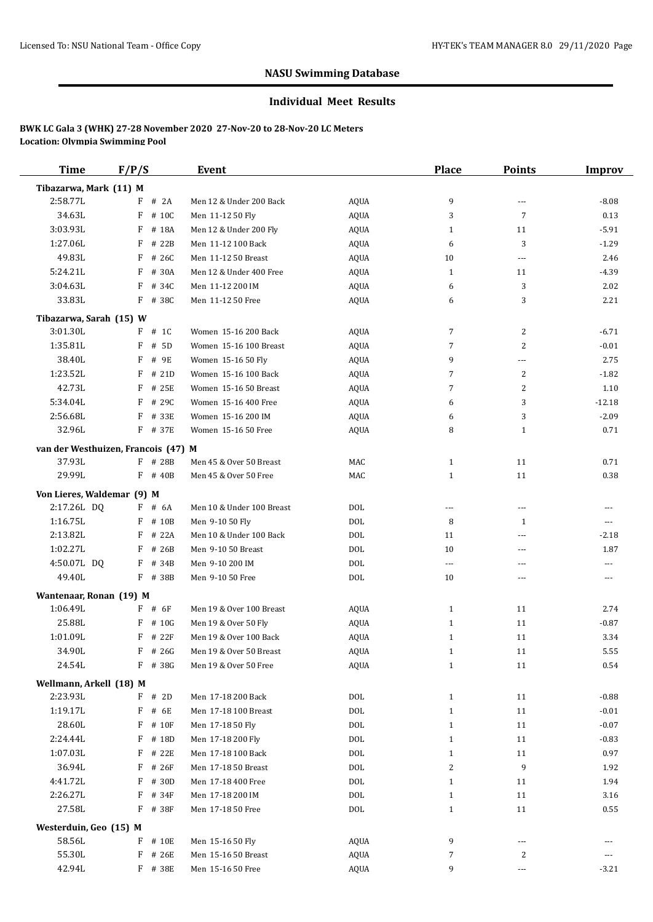**NASU Swimming Database**

**Individual Meet Results**

**BWK LC Gala 3 (WHK) 27-28 November 2020 27-Nov-20 to 28-Nov-20 LC Meters**
**Location: Olympia Swimming Pool**

| Time | F/P/S | Event | | Place | Points | Improv |
|---|---|---|---|---|---|---|
| **Tibazarwa, Mark (11) M** | | | | | | |
| 2:58.77L | F # 2A | Men 12 & Under 200 Back | AQUA | 9 | --- | -8.08 |
| 34.63L | F # 10C | Men 11-12 50 Fly | AQUA | 3 | 7 | 0.13 |
| 3:03.93L | F # 18A | Men 12 & Under 200 Fly | AQUA | 1 | 11 | -5.91 |
| 1:27.06L | F # 22B | Men 11-12 100 Back | AQUA | 6 | 3 | -1.29 |
| 49.83L | F # 26C | Men 11-12 50 Breast | AQUA | 10 | --- | 2.46 |
| 5:24.21L | F # 30A | Men 12 & Under 400 Free | AQUA | 1 | 11 | -4.39 |
| 3:04.63L | F # 34C | Men 11-12 200 IM | AQUA | 6 | 3 | 2.02 |
| 33.83L | F # 38C | Men 11-12 50 Free | AQUA | 6 | 3 | 2.21 |
| **Tibazarwa, Sarah (15) W** | | | | | | |
| 3:01.30L | F # 1C | Women 15-16 200 Back | AQUA | 7 | 2 | -6.71 |
| 1:35.81L | F # 5D | Women 15-16 100 Breast | AQUA | 7 | 2 | -0.01 |
| 38.40L | F # 9E | Women 15-16 50 Fly | AQUA | 9 | --- | 2.75 |
| 1:23.52L | F # 21D | Women 15-16 100 Back | AQUA | 7 | 2 | -1.82 |
| 42.73L | F # 25E | Women 15-16 50 Breast | AQUA | 7 | 2 | 1.10 |
| 5:34.04L | F # 29C | Women 15-16 400 Free | AQUA | 6 | 3 | -12.18 |
| 2:56.68L | F # 33E | Women 15-16 200 IM | AQUA | 6 | 3 | -2.09 |
| 32.96L | F # 37E | Women 15-16 50 Free | AQUA | 8 | 1 | 0.71 |
| **van der Westhuizen, Francois (47) M** | | | | | | |
| 37.93L | F # 28B | Men 45 & Over 50 Breast | MAC | 1 | 11 | 0.71 |
| 29.99L | F # 40B | Men 45 & Over 50 Free | MAC | 1 | 11 | 0.38 |
| **Von Lieres, Waldemar (9) M** | | | | | | |
| 2:17.26L DQ | F # 6A | Men 10 & Under 100 Breast | DOL | --- | --- | --- |
| 1:16.75L | F # 10B | Men 9-10 50 Fly | DOL | 8 | 1 | --- |
| 2:13.82L | F # 22A | Men 10 & Under 100 Back | DOL | 11 | --- | -2.18 |
| 1:02.27L | F # 26B | Men 9-10 50 Breast | DOL | 10 | --- | 1.87 |
| 4:50.07L DQ | F # 34B | Men 9-10 200 IM | DOL | --- | --- | --- |
| 49.40L | F # 38B | Men 9-10 50 Free | DOL | 10 | --- | --- |
| **Wantenaar, Ronan (19) M** | | | | | | |
| 1:06.49L | F # 6F | Men 19 & Over 100 Breast | AQUA | 1 | 11 | 2.74 |
| 25.88L | F # 10G | Men 19 & Over 50 Fly | AQUA | 1 | 11 | -0.87 |
| 1:01.09L | F # 22F | Men 19 & Over 100 Back | AQUA | 1 | 11 | 3.34 |
| 34.90L | F # 26G | Men 19 & Over 50 Breast | AQUA | 1 | 11 | 5.55 |
| 24.54L | F # 38G | Men 19 & Over 50 Free | AQUA | 1 | 11 | 0.54 |
| **Wellmann, Arkell (18) M** | | | | | | |
| 2:23.93L | F # 2D | Men 17-18 200 Back | DOL | 1 | 11 | -0.88 |
| 1:19.17L | F # 6E | Men 17-18 100 Breast | DOL | 1 | 11 | -0.01 |
| 28.60L | F # 10F | Men 17-18 50 Fly | DOL | 1 | 11 | -0.07 |
| 2:24.44L | F # 18D | Men 17-18 200 Fly | DOL | 1 | 11 | -0.83 |
| 1:07.03L | F # 22E | Men 17-18 100 Back | DOL | 1 | 11 | 0.97 |
| 36.94L | F # 26F | Men 17-18 50 Breast | DOL | 2 | 9 | 1.92 |
| 4:41.72L | F # 30D | Men 17-18 400 Free | DOL | 1 | 11 | 1.94 |
| 2:26.27L | F # 34F | Men 17-18 200 IM | DOL | 1 | 11 | 3.16 |
| 27.58L | F # 38F | Men 17-18 50 Free | DOL | 1 | 11 | 0.55 |
| **Westerduin, Geo (15) M** | | | | | | |
| 58.56L | F # 10E | Men 15-16 50 Fly | AQUA | 9 | --- | --- |
| 55.30L | F # 26E | Men 15-16 50 Breast | AQUA | 7 | 2 | --- |
| 42.94L | F # 38E | Men 15-16 50 Free | AQUA | 9 | --- | -3.21 |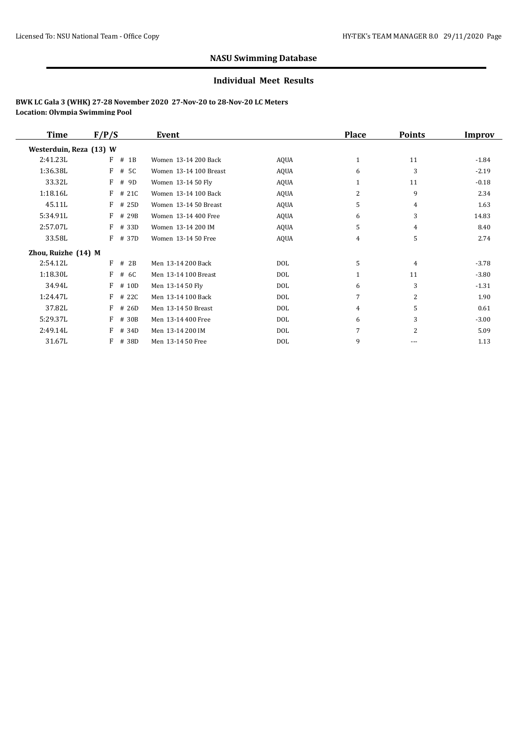## NASU Swimming Database

### Individual Meet Results

**BWK LC Gala 3 (WHK) 27-28 November 2020 27-Nov-20 to 28-Nov-20 LC Meters**
**Location: Olympia Swimming Pool**

| Time | F/P/S | Event | | Place | Points | Improv |
|---|---|---|---|---|---|---|
| **Westerduin, Reza (13) W** | | | | | | |
| 2:41.23L | F # 1B | Women 13-14 200 Back | AQUA | 1 | 11 | -1.84 |
| 1:36.38L | F # 5C | Women 13-14 100 Breast | AQUA | 6 | 3 | -2.19 |
| 33.32L | F # 9D | Women 13-14 50 Fly | AQUA | 1 | 11 | -0.18 |
| 1:18.16L | F # 21C | Women 13-14 100 Back | AQUA | 2 | 9 | 2.34 |
| 45.11L | F # 25D | Women 13-14 50 Breast | AQUA | 5 | 4 | 1.63 |
| 5:34.91L | F # 29B | Women 13-14 400 Free | AQUA | 6 | 3 | 14.83 |
| 2:57.07L | F # 33D | Women 13-14 200 IM | AQUA | 5 | 4 | 8.40 |
| 33.58L | F # 37D | Women 13-14 50 Free | AQUA | 4 | 5 | 2.74 |
| **Zhou, Ruizhe (14) M** | | | | | | |
| 2:54.12L | F # 2B | Men 13-14 200 Back | DOL | 5 | 4 | -3.78 |
| 1:18.30L | F # 6C | Men 13-14 100 Breast | DOL | 1 | 11 | -3.80 |
| 34.94L | F # 10D | Men 13-14 50 Fly | DOL | 6 | 3 | -1.31 |
| 1:24.47L | F # 22C | Men 13-14 100 Back | DOL | 7 | 2 | 1.90 |
| 37.82L | F # 26D | Men 13-14 50 Breast | DOL | 4 | 5 | 0.61 |
| 5:29.37L | F # 30B | Men 13-14 400 Free | DOL | 6 | 3 | -3.00 |
| 2:49.14L | F # 34D | Men 13-14 200 IM | DOL | 7 | 2 | 5.09 |
| 31.67L | F # 38D | Men 13-14 50 Free | DOL | 9 | --- | 1.13 |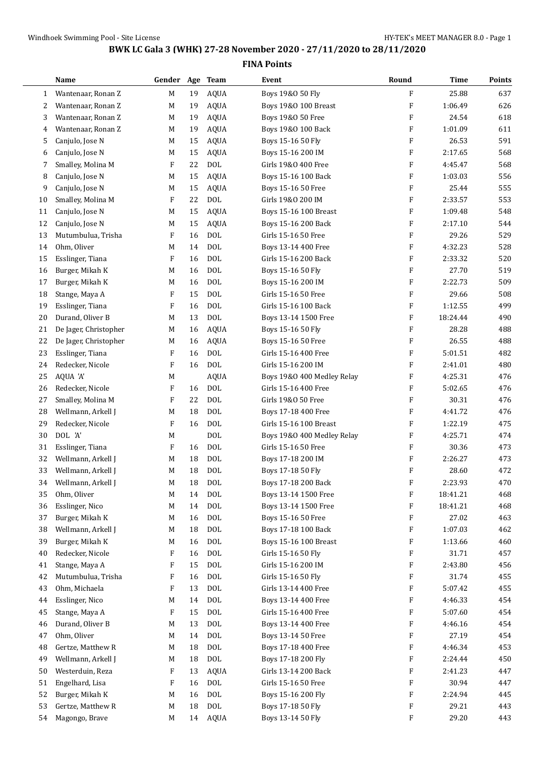# BWK LC Gala 3 (WHK) 27-28 November 2020 - 27/11/2020 to 28/11/2020

## FINA Points

| | Name | Gender | Age | Team | Event | Round | Time | Points |
|---|---|---|---|---|---|---|---|---|
| 1 | Wantenaar, Ronan Z | M | 19 | AQUA | Boys 19&O 50 Fly | F | 25.88 | 637 |
| 2 | Wantenaar, Ronan Z | M | 19 | AQUA | Boys 19&O 100 Breast | F | 1:06.49 | 626 |
| 3 | Wantenaar, Ronan Z | M | 19 | AQUA | Boys 19&O 50 Free | F | 24.54 | 618 |
| 4 | Wantenaar, Ronan Z | M | 19 | AQUA | Boys 19&O 100 Back | F | 1:01.09 | 611 |
| 5 | Canjulo, Jose N | M | 15 | AQUA | Boys 15-16 50 Fly | F | 26.53 | 591 |
| 6 | Canjulo, Jose N | M | 15 | AQUA | Boys 15-16 200 IM | F | 2:17.65 | 568 |
| 7 | Smalley, Molina M | F | 22 | DOL | Girls 19&O 400 Free | F | 4:45.47 | 568 |
| 8 | Canjulo, Jose N | M | 15 | AQUA | Boys 15-16 100 Back | F | 1:03.03 | 556 |
| 9 | Canjulo, Jose N | M | 15 | AQUA | Boys 15-16 50 Free | F | 25.44 | 555 |
| 10 | Smalley, Molina M | F | 22 | DOL | Girls 19&O 200 IM | F | 2:33.57 | 553 |
| 11 | Canjulo, Jose N | M | 15 | AQUA | Boys 15-16 100 Breast | F | 1:09.48 | 548 |
| 12 | Canjulo, Jose N | M | 15 | AQUA | Boys 15-16 200 Back | F | 2:17.10 | 544 |
| 13 | Mutumbulua, Trisha | F | 16 | DOL | Girls 15-16 50 Free | F | 29.26 | 529 |
| 14 | Ohm, Oliver | M | 14 | DOL | Boys 13-14 400 Free | F | 4:32.23 | 528 |
| 15 | Esslinger, Tiana | F | 16 | DOL | Girls 15-16 200 Back | F | 2:33.32 | 520 |
| 16 | Burger, Mikah K | M | 16 | DOL | Boys 15-16 50 Fly | F | 27.70 | 519 |
| 17 | Burger, Mikah K | M | 16 | DOL | Boys 15-16 200 IM | F | 2:22.73 | 509 |
| 18 | Stange, Maya A | F | 15 | DOL | Girls 15-16 50 Free | F | 29.66 | 508 |
| 19 | Esslinger, Tiana | F | 16 | DOL | Girls 15-16 100 Back | F | 1:12.55 | 499 |
| 20 | Durand, Oliver B | M | 13 | DOL | Boys 13-14 1500 Free | F | 18:24.44 | 490 |
| 21 | De Jager, Christopher | M | 16 | AQUA | Boys 15-16 50 Fly | F | 28.28 | 488 |
| 22 | De Jager, Christopher | M | 16 | AQUA | Boys 15-16 50 Free | F | 26.55 | 488 |
| 23 | Esslinger, Tiana | F | 16 | DOL | Girls 15-16 400 Free | F | 5:01.51 | 482 |
| 24 | Redecker, Nicole | F | 16 | DOL | Girls 15-16 200 IM | F | 2:41.01 | 480 |
| 25 | AQUA 'A' | M | | AQUA | Boys 19&O 400 Medley Relay | F | 4:25.31 | 476 |
| 26 | Redecker, Nicole | F | 16 | DOL | Girls 15-16 400 Free | F | 5:02.65 | 476 |
| 27 | Smalley, Molina M | F | 22 | DOL | Girls 19&O 50 Free | F | 30.31 | 476 |
| 28 | Wellmann, Arkell J | M | 18 | DOL | Boys 17-18 400 Free | F | 4:41.72 | 476 |
| 29 | Redecker, Nicole | F | 16 | DOL | Girls 15-16 100 Breast | F | 1:22.19 | 475 |
| 30 | DOL 'A' | M | | DOL | Boys 19&O 400 Medley Relay | F | 4:25.71 | 474 |
| 31 | Esslinger, Tiana | F | 16 | DOL | Girls 15-16 50 Free | F | 30.36 | 473 |
| 32 | Wellmann, Arkell J | M | 18 | DOL | Boys 17-18 200 IM | F | 2:26.27 | 473 |
| 33 | Wellmann, Arkell J | M | 18 | DOL | Boys 17-18 50 Fly | F | 28.60 | 472 |
| 34 | Wellmann, Arkell J | M | 18 | DOL | Boys 17-18 200 Back | F | 2:23.93 | 470 |
| 35 | Ohm, Oliver | M | 14 | DOL | Boys 13-14 1500 Free | F | 18:41.21 | 468 |
| 36 | Esslinger, Nico | M | 14 | DOL | Boys 13-14 1500 Free | F | 18:41.21 | 468 |
| 37 | Burger, Mikah K | M | 16 | DOL | Boys 15-16 50 Free | F | 27.02 | 463 |
| 38 | Wellmann, Arkell J | M | 18 | DOL | Boys 17-18 100 Back | F | 1:07.03 | 462 |
| 39 | Burger, Mikah K | M | 16 | DOL | Boys 15-16 100 Breast | F | 1:13.66 | 460 |
| 40 | Redecker, Nicole | F | 16 | DOL | Girls 15-16 50 Fly | F | 31.71 | 457 |
| 41 | Stange, Maya A | F | 15 | DOL | Girls 15-16 200 IM | F | 2:43.80 | 456 |
| 42 | Mutumbulua, Trisha | F | 16 | DOL | Girls 15-16 50 Fly | F | 31.74 | 455 |
| 43 | Ohm, Michaela | F | 13 | DOL | Girls 13-14 400 Free | F | 5:07.42 | 455 |
| 44 | Esslinger, Nico | M | 14 | DOL | Boys 13-14 400 Free | F | 4:46.33 | 454 |
| 45 | Stange, Maya A | F | 15 | DOL | Girls 15-16 400 Free | F | 5:07.60 | 454 |
| 46 | Durand, Oliver B | M | 13 | DOL | Boys 13-14 400 Free | F | 4:46.16 | 454 |
| 47 | Ohm, Oliver | M | 14 | DOL | Boys 13-14 50 Free | F | 27.19 | 454 |
| 48 | Gertze, Matthew R | M | 18 | DOL | Boys 17-18 400 Free | F | 4:46.34 | 453 |
| 49 | Wellmann, Arkell J | M | 18 | DOL | Boys 17-18 200 Fly | F | 2:24.44 | 450 |
| 50 | Westerduin, Reza | F | 13 | AQUA | Girls 13-14 200 Back | F | 2:41.23 | 447 |
| 51 | Engelhard, Lisa | F | 16 | DOL | Girls 15-16 50 Free | F | 30.94 | 447 |
| 52 | Burger, Mikah K | M | 16 | DOL | Boys 15-16 200 Fly | F | 2:24.94 | 445 |
| 53 | Gertze, Matthew R | M | 18 | DOL | Boys 17-18 50 Fly | F | 29.21 | 443 |
| 54 | Magongo, Brave | M | 14 | AQUA | Boys 13-14 50 Fly | F | 29.20 | 443 |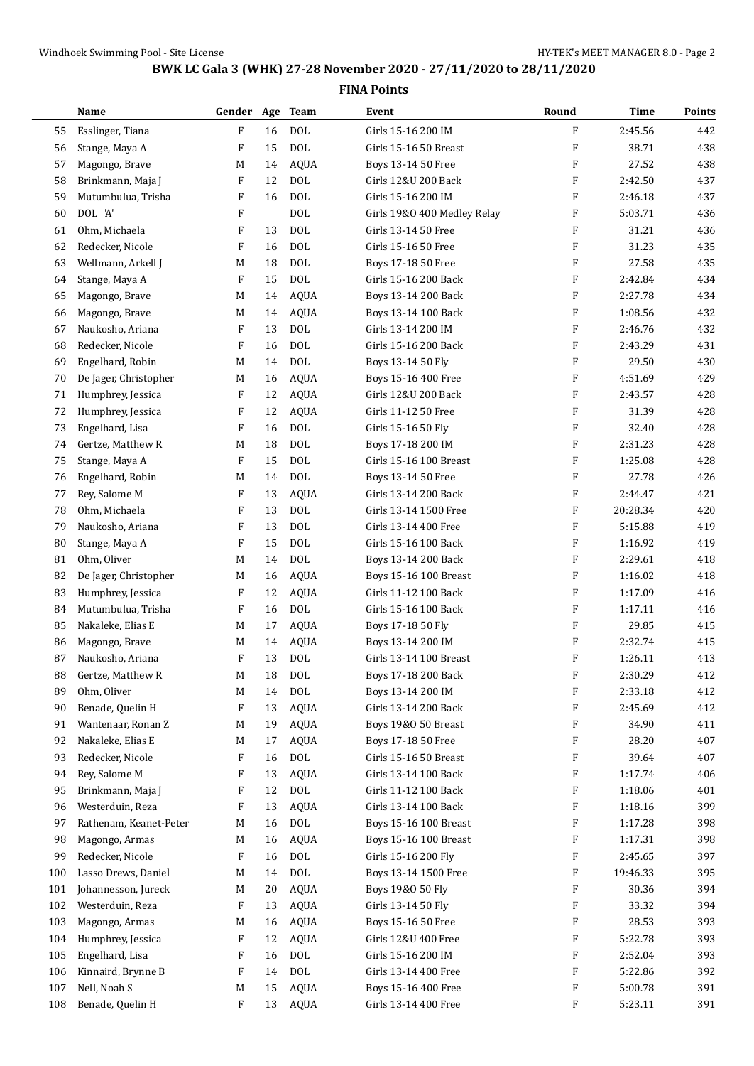# BWK LC Gala 3 (WHK) 27-28 November 2020 - 27/11/2020 to 28/11/2020

## FINA Points

| | Name | Gender | Age | Team | Event | Round | Time | Points |
|---|---|---|---|---|---|---|---|---|
| 55 | Esslinger, Tiana | F | 16 | DOL | Girls 15-16 200 IM | F | 2:45.56 | 442 |
| 56 | Stange, Maya A | F | 15 | DOL | Girls 15-16 50 Breast | F | 38.71 | 438 |
| 57 | Magongo, Brave | M | 14 | AQUA | Boys 13-14 50 Free | F | 27.52 | 438 |
| 58 | Brinkmann, Maja J | F | 12 | DOL | Girls 12&U 200 Back | F | 2:42.50 | 437 |
| 59 | Mutumbulua, Trisha | F | 16 | DOL | Girls 15-16 200 IM | F | 2:46.18 | 437 |
| 60 | DOL 'A' | F | | DOL | Girls 19&O 400 Medley Relay | F | 5:03.71 | 436 |
| 61 | Ohm, Michaela | F | 13 | DOL | Girls 13-14 50 Free | F | 31.21 | 436 |
| 62 | Redecker, Nicole | F | 16 | DOL | Girls 15-16 50 Free | F | 31.23 | 435 |
| 63 | Wellmann, Arkell J | M | 18 | DOL | Boys 17-18 50 Free | F | 27.58 | 435 |
| 64 | Stange, Maya A | F | 15 | DOL | Girls 15-16 200 Back | F | 2:42.84 | 434 |
| 65 | Magongo, Brave | M | 14 | AQUA | Boys 13-14 200 Back | F | 2:27.78 | 434 |
| 66 | Magongo, Brave | M | 14 | AQUA | Boys 13-14 100 Back | F | 1:08.56 | 432 |
| 67 | Naukosho, Ariana | F | 13 | DOL | Girls 13-14 200 IM | F | 2:46.76 | 432 |
| 68 | Redecker, Nicole | F | 16 | DOL | Girls 15-16 200 Back | F | 2:43.29 | 431 |
| 69 | Engelhard, Robin | M | 14 | DOL | Boys 13-14 50 Fly | F | 29.50 | 430 |
| 70 | De Jager, Christopher | M | 16 | AQUA | Boys 15-16 400 Free | F | 4:51.69 | 429 |
| 71 | Humphrey, Jessica | F | 12 | AQUA | Girls 12&U 200 Back | F | 2:43.57 | 428 |
| 72 | Humphrey, Jessica | F | 12 | AQUA | Girls 11-12 50 Free | F | 31.39 | 428 |
| 73 | Engelhard, Lisa | F | 16 | DOL | Girls 15-16 50 Fly | F | 32.40 | 428 |
| 74 | Gertze, Matthew R | M | 18 | DOL | Boys 17-18 200 IM | F | 2:31.23 | 428 |
| 75 | Stange, Maya A | F | 15 | DOL | Girls 15-16 100 Breast | F | 1:25.08 | 428 |
| 76 | Engelhard, Robin | M | 14 | DOL | Boys 13-14 50 Free | F | 27.78 | 426 |
| 77 | Rey, Salome M | F | 13 | AQUA | Girls 13-14 200 Back | F | 2:44.47 | 421 |
| 78 | Ohm, Michaela | F | 13 | DOL | Girls 13-14 1500 Free | F | 20:28.34 | 420 |
| 79 | Naukosho, Ariana | F | 13 | DOL | Girls 13-14 400 Free | F | 5:15.88 | 419 |
| 80 | Stange, Maya A | F | 15 | DOL | Girls 15-16 100 Back | F | 1:16.92 | 419 |
| 81 | Ohm, Oliver | M | 14 | DOL | Boys 13-14 200 Back | F | 2:29.61 | 418 |
| 82 | De Jager, Christopher | M | 16 | AQUA | Boys 15-16 100 Breast | F | 1:16.02 | 418 |
| 83 | Humphrey, Jessica | F | 12 | AQUA | Girls 11-12 100 Back | F | 1:17.09 | 416 |
| 84 | Mutumbulua, Trisha | F | 16 | DOL | Girls 15-16 100 Back | F | 1:17.11 | 416 |
| 85 | Nakaleke, Elias E | M | 17 | AQUA | Boys 17-18 50 Fly | F | 29.85 | 415 |
| 86 | Magongo, Brave | M | 14 | AQUA | Boys 13-14 200 IM | F | 2:32.74 | 415 |
| 87 | Naukosho, Ariana | F | 13 | DOL | Girls 13-14 100 Breast | F | 1:26.11 | 413 |
| 88 | Gertze, Matthew R | M | 18 | DOL | Boys 17-18 200 Back | F | 2:30.29 | 412 |
| 89 | Ohm, Oliver | M | 14 | DOL | Boys 13-14 200 IM | F | 2:33.18 | 412 |
| 90 | Benade, Quelin H | F | 13 | AQUA | Girls 13-14 200 Back | F | 2:45.69 | 412 |
| 91 | Wantenaar, Ronan Z | M | 19 | AQUA | Boys 19&O 50 Breast | F | 34.90 | 411 |
| 92 | Nakaleke, Elias E | M | 17 | AQUA | Boys 17-18 50 Free | F | 28.20 | 407 |
| 93 | Redecker, Nicole | F | 16 | DOL | Girls 15-16 50 Breast | F | 39.64 | 407 |
| 94 | Rey, Salome M | F | 13 | AQUA | Girls 13-14 100 Back | F | 1:17.74 | 406 |
| 95 | Brinkmann, Maja J | F | 12 | DOL | Girls 11-12 100 Back | F | 1:18.06 | 401 |
| 96 | Westerduin, Reza | F | 13 | AQUA | Girls 13-14 100 Back | F | 1:18.16 | 399 |
| 97 | Rathenam, Keanet-Peter | M | 16 | DOL | Boys 15-16 100 Breast | F | 1:17.28 | 398 |
| 98 | Magongo, Armas | M | 16 | AQUA | Boys 15-16 100 Breast | F | 1:17.31 | 398 |
| 99 | Redecker, Nicole | F | 16 | DOL | Girls 15-16 200 Fly | F | 2:45.65 | 397 |
| 100 | Lasso Drews, Daniel | M | 14 | DOL | Boys 13-14 1500 Free | F | 19:46.33 | 395 |
| 101 | Johannesson, Jureck | M | 20 | AQUA | Boys 19&O 50 Fly | F | 30.36 | 394 |
| 102 | Westerduin, Reza | F | 13 | AQUA | Girls 13-14 50 Fly | F | 33.32 | 394 |
| 103 | Magongo, Armas | M | 16 | AQUA | Boys 15-16 50 Free | F | 28.53 | 393 |
| 104 | Humphrey, Jessica | F | 12 | AQUA | Girls 12&U 400 Free | F | 5:22.78 | 393 |
| 105 | Engelhard, Lisa | F | 16 | DOL | Girls 15-16 200 IM | F | 2:52.04 | 393 |
| 106 | Kinnaird, Brynne B | F | 14 | DOL | Girls 13-14 400 Free | F | 5:22.86 | 392 |
| 107 | Nell, Noah S | M | 15 | AQUA | Boys 15-16 400 Free | F | 5:00.78 | 391 |
| 108 | Benade, Quelin H | F | 13 | AQUA | Girls 13-14 400 Free | F | 5:23.11 | 391 |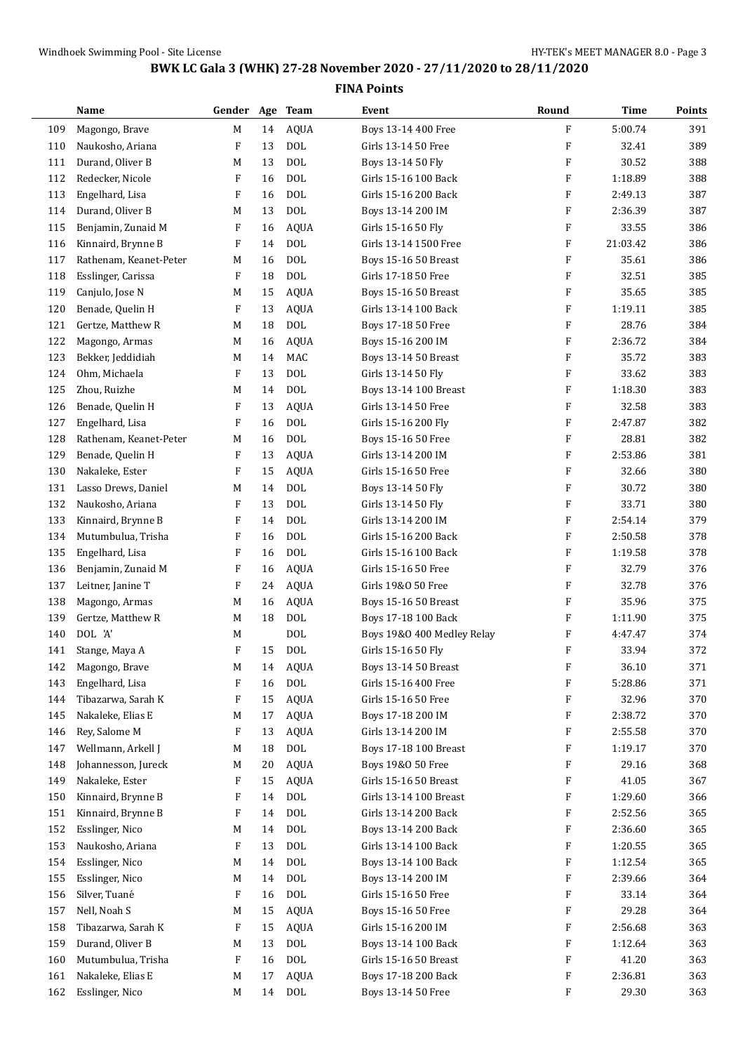# BWK LC Gala 3 (WHK) 27-28 November 2020 - 27/11/2020 to 28/11/2020

## FINA Points

| | Name | Gender | Age | Team | Event | Round | Time | Points |
|---|---|---|---|---|---|---|---|---|
| 109 | Magongo, Brave | M | 14 | AQUA | Boys 13-14 400 Free | F | 5:00.74 | 391 |
| 110 | Naukosho, Ariana | F | 13 | DOL | Girls 13-14 50 Free | F | 32.41 | 389 |
| 111 | Durand, Oliver B | M | 13 | DOL | Boys 13-14 50 Fly | F | 30.52 | 388 |
| 112 | Redecker, Nicole | F | 16 | DOL | Girls 15-16 100 Back | F | 1:18.89 | 388 |
| 113 | Engelhard, Lisa | F | 16 | DOL | Girls 15-16 200 Back | F | 2:49.13 | 387 |
| 114 | Durand, Oliver B | M | 13 | DOL | Boys 13-14 200 IM | F | 2:36.39 | 387 |
| 115 | Benjamin, Zunaid M | F | 16 | AQUA | Girls 15-16 50 Fly | F | 33.55 | 386 |
| 116 | Kinnaird, Brynne B | F | 14 | DOL | Girls 13-14 1500 Free | F | 21:03.42 | 386 |
| 117 | Rathenam, Keanet-Peter | M | 16 | DOL | Boys 15-16 50 Breast | F | 35.61 | 386 |
| 118 | Esslinger, Carissa | F | 18 | DOL | Girls 17-18 50 Free | F | 32.51 | 385 |
| 119 | Canjulo, Jose N | M | 15 | AQUA | Boys 15-16 50 Breast | F | 35.65 | 385 |
| 120 | Benade, Quelin H | F | 13 | AQUA | Girls 13-14 100 Back | F | 1:19.11 | 385 |
| 121 | Gertze, Matthew R | M | 18 | DOL | Boys 17-18 50 Free | F | 28.76 | 384 |
| 122 | Magongo, Armas | M | 16 | AQUA | Boys 15-16 200 IM | F | 2:36.72 | 384 |
| 123 | Bekker, Jeddidiah | M | 14 | MAC | Boys 13-14 50 Breast | F | 35.72 | 383 |
| 124 | Ohm, Michaela | F | 13 | DOL | Girls 13-14 50 Fly | F | 33.62 | 383 |
| 125 | Zhou, Ruizhe | M | 14 | DOL | Boys 13-14 100 Breast | F | 1:18.30 | 383 |
| 126 | Benade, Quelin H | F | 13 | AQUA | Girls 13-14 50 Free | F | 32.58 | 383 |
| 127 | Engelhard, Lisa | F | 16 | DOL | Girls 15-16 200 Fly | F | 2:47.87 | 382 |
| 128 | Rathenam, Keanet-Peter | M | 16 | DOL | Boys 15-16 50 Free | F | 28.81 | 382 |
| 129 | Benade, Quelin H | F | 13 | AQUA | Girls 13-14 200 IM | F | 2:53.86 | 381 |
| 130 | Nakaleke, Ester | F | 15 | AQUA | Girls 15-16 50 Free | F | 32.66 | 380 |
| 131 | Lasso Drews, Daniel | M | 14 | DOL | Boys 13-14 50 Fly | F | 30.72 | 380 |
| 132 | Naukosho, Ariana | F | 13 | DOL | Girls 13-14 50 Fly | F | 33.71 | 380 |
| 133 | Kinnaird, Brynne B | F | 14 | DOL | Girls 13-14 200 IM | F | 2:54.14 | 379 |
| 134 | Mutumbulua, Trisha | F | 16 | DOL | Girls 15-16 200 Back | F | 2:50.58 | 378 |
| 135 | Engelhard, Lisa | F | 16 | DOL | Girls 15-16 100 Back | F | 1:19.58 | 378 |
| 136 | Benjamin, Zunaid M | F | 16 | AQUA | Girls 15-16 50 Free | F | 32.79 | 376 |
| 137 | Leitner, Janine T | F | 24 | AQUA | Girls 19&O 50 Free | F | 32.78 | 376 |
| 138 | Magongo, Armas | M | 16 | AQUA | Boys 15-16 50 Breast | F | 35.96 | 375 |
| 139 | Gertze, Matthew R | M | 18 | DOL | Boys 17-18 100 Back | F | 1:11.90 | 375 |
| 140 | DOL 'A' | M | | DOL | Boys 19&O 400 Medley Relay | F | 4:47.47 | 374 |
| 141 | Stange, Maya A | F | 15 | DOL | Girls 15-16 50 Fly | F | 33.94 | 372 |
| 142 | Magongo, Brave | M | 14 | AQUA | Boys 13-14 50 Breast | F | 36.10 | 371 |
| 143 | Engelhard, Lisa | F | 16 | DOL | Girls 15-16 400 Free | F | 5:28.86 | 371 |
| 144 | Tibazarwa, Sarah K | F | 15 | AQUA | Girls 15-16 50 Free | F | 32.96 | 370 |
| 145 | Nakaleke, Elias E | M | 17 | AQUA | Boys 17-18 200 IM | F | 2:38.72 | 370 |
| 146 | Rey, Salome M | F | 13 | AQUA | Girls 13-14 200 IM | F | 2:55.58 | 370 |
| 147 | Wellmann, Arkell J | M | 18 | DOL | Boys 17-18 100 Breast | F | 1:19.17 | 370 |
| 148 | Johannesson, Jureck | M | 20 | AQUA | Boys 19&O 50 Free | F | 29.16 | 368 |
| 149 | Nakaleke, Ester | F | 15 | AQUA | Girls 15-16 50 Breast | F | 41.05 | 367 |
| 150 | Kinnaird, Brynne B | F | 14 | DOL | Girls 13-14 100 Breast | F | 1:29.60 | 366 |
| 151 | Kinnaird, Brynne B | F | 14 | DOL | Girls 13-14 200 Back | F | 2:52.56 | 365 |
| 152 | Esslinger, Nico | M | 14 | DOL | Boys 13-14 200 Back | F | 2:36.60 | 365 |
| 153 | Naukosho, Ariana | F | 13 | DOL | Girls 13-14 100 Back | F | 1:20.55 | 365 |
| 154 | Esslinger, Nico | M | 14 | DOL | Boys 13-14 100 Back | F | 1:12.54 | 365 |
| 155 | Esslinger, Nico | M | 14 | DOL | Boys 13-14 200 IM | F | 2:39.66 | 364 |
| 156 | Silver, Tuané | F | 16 | DOL | Girls 15-16 50 Free | F | 33.14 | 364 |
| 157 | Nell, Noah S | M | 15 | AQUA | Boys 15-16 50 Free | F | 29.28 | 364 |
| 158 | Tibazarwa, Sarah K | F | 15 | AQUA | Girls 15-16 200 IM | F | 2:56.68 | 363 |
| 159 | Durand, Oliver B | M | 13 | DOL | Boys 13-14 100 Back | F | 1:12.64 | 363 |
| 160 | Mutumbulua, Trisha | F | 16 | DOL | Girls 15-16 50 Breast | F | 41.20 | 363 |
| 161 | Nakaleke, Elias E | M | 17 | AQUA | Boys 17-18 200 Back | F | 2:36.81 | 363 |
| 162 | Esslinger, Nico | M | 14 | DOL | Boys 13-14 50 Free | F | 29.30 | 363 |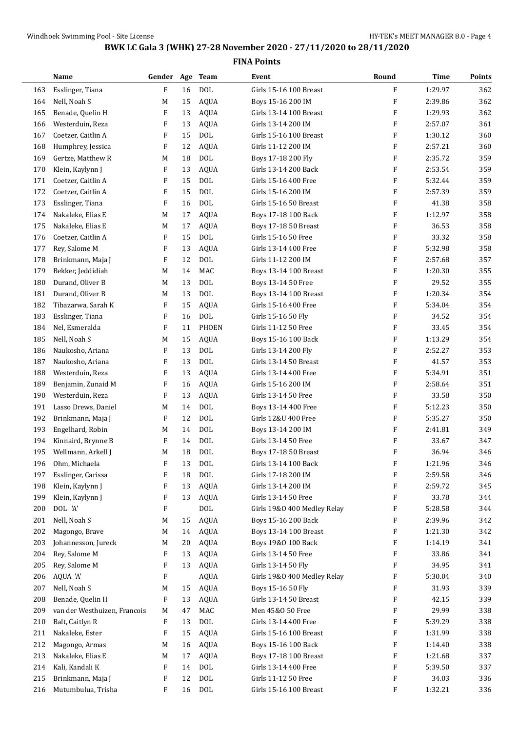## BWK LC Gala 3 (WHK) 27-28 November 2020 - 27/11/2020 to 28/11/2020

### FINA Points

| | Name | Gender | Age | Team | Event | Round | Time | Points |
|---|---|---|---|---|---|---|---|---|
| 163 | Esslinger, Tiana | F | 16 | DOL | Girls 15-16 100 Breast | F | 1:29.97 | 362 |
| 164 | Nell, Noah S | M | 15 | AQUA | Boys 15-16 200 IM | F | 2:39.86 | 362 |
| 165 | Benade, Quelin H | F | 13 | AQUA | Girls 13-14 100 Breast | F | 1:29.93 | 362 |
| 166 | Westerduin, Reza | F | 13 | AQUA | Girls 13-14 200 IM | F | 2:57.07 | 361 |
| 167 | Coetzer, Caitlin A | F | 15 | DOL | Girls 15-16 100 Breast | F | 1:30.12 | 360 |
| 168 | Humphrey, Jessica | F | 12 | AQUA | Girls 11-12 200 IM | F | 2:57.21 | 360 |
| 169 | Gertze, Matthew R | M | 18 | DOL | Boys 17-18 200 Fly | F | 2:35.72 | 359 |
| 170 | Klein, Kaylynn J | F | 13 | AQUA | Girls 13-14 200 Back | F | 2:53.54 | 359 |
| 171 | Coetzer, Caitlin A | F | 15 | DOL | Girls 15-16 400 Free | F | 5:32.44 | 359 |
| 172 | Coetzer, Caitlin A | F | 15 | DOL | Girls 15-16 200 IM | F | 2:57.39 | 359 |
| 173 | Esslinger, Tiana | F | 16 | DOL | Girls 15-16 50 Breast | F | 41.38 | 358 |
| 174 | Nakaleke, Elias E | M | 17 | AQUA | Boys 17-18 100 Back | F | 1:12.97 | 358 |
| 175 | Nakaleke, Elias E | M | 17 | AQUA | Boys 17-18 50 Breast | F | 36.53 | 358 |
| 176 | Coetzer, Caitlin A | F | 15 | DOL | Girls 15-16 50 Free | F | 33.32 | 358 |
| 177 | Rey, Salome M | F | 13 | AQUA | Girls 13-14 400 Free | F | 5:32.98 | 358 |
| 178 | Brinkmann, Maja J | F | 12 | DOL | Girls 11-12 200 IM | F | 2:57.68 | 357 |
| 179 | Bekker, Jeddidiah | M | 14 | MAC | Boys 13-14 100 Breast | F | 1:20.30 | 355 |
| 180 | Durand, Oliver B | M | 13 | DOL | Boys 13-14 50 Free | F | 29.52 | 355 |
| 181 | Durand, Oliver B | M | 13 | DOL | Boys 13-14 100 Breast | F | 1:20.34 | 354 |
| 182 | Tibazarwa, Sarah K | F | 15 | AQUA | Girls 15-16 400 Free | F | 5:34.04 | 354 |
| 183 | Esslinger, Tiana | F | 16 | DOL | Girls 15-16 50 Fly | F | 34.52 | 354 |
| 184 | Nel, Esmeralda | F | 11 | PHOEN | Girls 11-12 50 Free | F | 33.45 | 354 |
| 185 | Nell, Noah S | M | 15 | AQUA | Boys 15-16 100 Back | F | 1:13.29 | 354 |
| 186 | Naukosho, Ariana | F | 13 | DOL | Girls 13-14 200 Fly | F | 2:52.27 | 353 |
| 187 | Naukosho, Ariana | F | 13 | DOL | Girls 13-14 50 Breast | F | 41.57 | 353 |
| 188 | Westerduin, Reza | F | 13 | AQUA | Girls 13-14 400 Free | F | 5:34.91 | 351 |
| 189 | Benjamin, Zunaid M | F | 16 | AQUA | Girls 15-16 200 IM | F | 2:58.64 | 351 |
| 190 | Westerduin, Reza | F | 13 | AQUA | Girls 13-14 50 Free | F | 33.58 | 350 |
| 191 | Lasso Drews, Daniel | M | 14 | DOL | Boys 13-14 400 Free | F | 5:12.23 | 350 |
| 192 | Brinkmann, Maja J | F | 12 | DOL | Girls 12&U 400 Free | F | 5:35.27 | 350 |
| 193 | Engelhard, Robin | M | 14 | DOL | Boys 13-14 200 IM | F | 2:41.81 | 349 |
| 194 | Kinnaird, Brynne B | F | 14 | DOL | Girls 13-14 50 Free | F | 33.67 | 347 |
| 195 | Wellmann, Arkell J | M | 18 | DOL | Boys 17-18 50 Breast | F | 36.94 | 346 |
| 196 | Ohm, Michaela | F | 13 | DOL | Girls 13-14 100 Back | F | 1:21.96 | 346 |
| 197 | Esslinger, Carissa | F | 18 | DOL | Girls 17-18 200 IM | F | 2:59.58 | 346 |
| 198 | Klein, Kaylynn J | F | 13 | AQUA | Girls 13-14 200 IM | F | 2:59.72 | 345 |
| 199 | Klein, Kaylynn J | F | 13 | AQUA | Girls 13-14 50 Free | F | 33.78 | 344 |
| 200 | DOL 'A' | F | | DOL | Girls 19&O 400 Medley Relay | F | 5:28.58 | 344 |
| 201 | Nell, Noah S | M | 15 | AQUA | Boys 15-16 200 Back | F | 2:39.96 | 342 |
| 202 | Magongo, Brave | M | 14 | AQUA | Boys 13-14 100 Breast | F | 1:21.30 | 342 |
| 203 | Johannesson, Jureck | M | 20 | AQUA | Boys 19&O 100 Back | F | 1:14.19 | 341 |
| 204 | Rey, Salome M | F | 13 | AQUA | Girls 13-14 50 Free | F | 33.86 | 341 |
| 205 | Rey, Salome M | F | 13 | AQUA | Girls 13-14 50 Fly | F | 34.95 | 341 |
| 206 | AQUA 'A' | F | | AQUA | Girls 19&O 400 Medley Relay | F | 5:30.04 | 340 |
| 207 | Nell, Noah S | M | 15 | AQUA | Boys 15-16 50 Fly | F | 31.93 | 339 |
| 208 | Benade, Quelin H | F | 13 | AQUA | Girls 13-14 50 Breast | F | 42.15 | 339 |
| 209 | van der Westhuizen, Francois | M | 47 | MAC | Men 45&O 50 Free | F | 29.99 | 338 |
| 210 | Balt, Caitlyn R | F | 13 | DOL | Girls 13-14 400 Free | F | 5:39.29 | 338 |
| 211 | Nakaleke, Ester | F | 15 | AQUA | Girls 15-16 100 Breast | F | 1:31.99 | 338 |
| 212 | Magongo, Armas | M | 16 | AQUA | Boys 15-16 100 Back | F | 1:14.40 | 338 |
| 213 | Nakaleke, Elias E | M | 17 | AQUA | Boys 17-18 100 Breast | F | 1:21.68 | 337 |
| 214 | Kali, Kandali K | F | 14 | DOL | Girls 13-14 400 Free | F | 5:39.50 | 337 |
| 215 | Brinkmann, Maja J | F | 12 | DOL | Girls 11-12 50 Free | F | 34.03 | 336 |
| 216 | Mutumbulua, Trisha | F | 16 | DOL | Girls 15-16 100 Breast | F | 1:32.21 | 336 |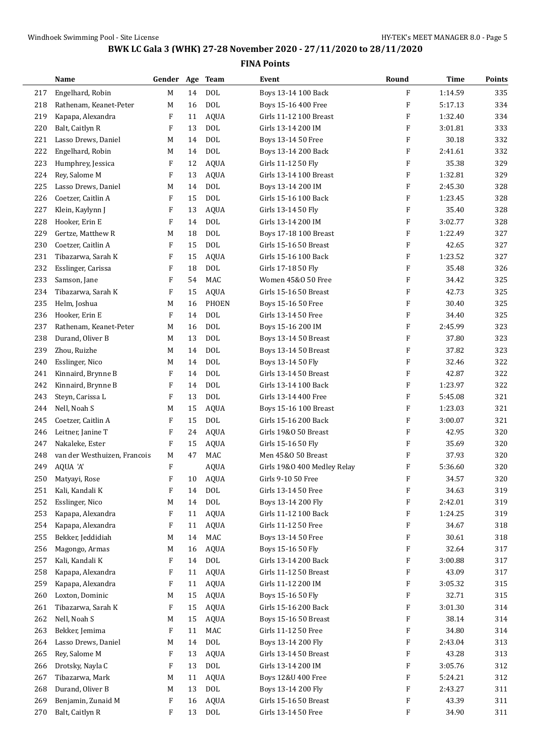# BWK LC Gala 3 (WHK) 27-28 November 2020 - 27/11/2020 to 28/11/2020

## FINA Points

| | Name | Gender | Age | Team | Event | Round | Time | Points |
|---|---|---|---|---|---|---|---|---|
| 217 | Engelhard, Robin | M | 14 | DOL | Boys 13-14 100 Back | F | 1:14.59 | 335 |
| 218 | Rathenam, Keanet-Peter | M | 16 | DOL | Boys 15-16 400 Free | F | 5:17.13 | 334 |
| 219 | Kapapa, Alexandra | F | 11 | AQUA | Girls 11-12 100 Breast | F | 1:32.40 | 334 |
| 220 | Balt, Caitlyn R | F | 13 | DOL | Girls 13-14 200 IM | F | 3:01.81 | 333 |
| 221 | Lasso Drews, Daniel | M | 14 | DOL | Boys 13-14 50 Free | F | 30.18 | 332 |
| 222 | Engelhard, Robin | M | 14 | DOL | Boys 13-14 200 Back | F | 2:41.61 | 332 |
| 223 | Humphrey, Jessica | F | 12 | AQUA | Girls 11-12 50 Fly | F | 35.38 | 329 |
| 224 | Rey, Salome M | F | 13 | AQUA | Girls 13-14 100 Breast | F | 1:32.81 | 329 |
| 225 | Lasso Drews, Daniel | M | 14 | DOL | Boys 13-14 200 IM | F | 2:45.30 | 328 |
| 226 | Coetzer, Caitlin A | F | 15 | DOL | Girls 15-16 100 Back | F | 1:23.45 | 328 |
| 227 | Klein, Kaylynn J | F | 13 | AQUA | Girls 13-14 50 Fly | F | 35.40 | 328 |
| 228 | Hooker, Erin E | F | 14 | DOL | Girls 13-14 200 IM | F | 3:02.77 | 328 |
| 229 | Gertze, Matthew R | M | 18 | DOL | Boys 17-18 100 Breast | F | 1:22.49 | 327 |
| 230 | Coetzer, Caitlin A | F | 15 | DOL | Girls 15-16 50 Breast | F | 42.65 | 327 |
| 231 | Tibazarwa, Sarah K | F | 15 | AQUA | Girls 15-16 100 Back | F | 1:23.52 | 327 |
| 232 | Esslinger, Carissa | F | 18 | DOL | Girls 17-18 50 Fly | F | 35.48 | 326 |
| 233 | Samson, Jane | F | 54 | MAC | Women 45&O 50 Free | F | 34.42 | 325 |
| 234 | Tibazarwa, Sarah K | F | 15 | AQUA | Girls 15-16 50 Breast | F | 42.73 | 325 |
| 235 | Helm, Joshua | M | 16 | PHOEN | Boys 15-16 50 Free | F | 30.40 | 325 |
| 236 | Hooker, Erin E | F | 14 | DOL | Girls 13-14 50 Free | F | 34.40 | 325 |
| 237 | Rathenam, Keanet-Peter | M | 16 | DOL | Boys 15-16 200 IM | F | 2:45.99 | 323 |
| 238 | Durand, Oliver B | M | 13 | DOL | Boys 13-14 50 Breast | F | 37.80 | 323 |
| 239 | Zhou, Ruizhe | M | 14 | DOL | Boys 13-14 50 Breast | F | 37.82 | 323 |
| 240 | Esslinger, Nico | M | 14 | DOL | Boys 13-14 50 Fly | F | 32.46 | 322 |
| 241 | Kinnaird, Brynne B | F | 14 | DOL | Girls 13-14 50 Breast | F | 42.87 | 322 |
| 242 | Kinnaird, Brynne B | F | 14 | DOL | Girls 13-14 100 Back | F | 1:23.97 | 322 |
| 243 | Steyn, Carissa L | F | 13 | DOL | Girls 13-14 400 Free | F | 5:45.08 | 321 |
| 244 | Nell, Noah S | M | 15 | AQUA | Boys 15-16 100 Breast | F | 1:23.03 | 321 |
| 245 | Coetzer, Caitlin A | F | 15 | DOL | Girls 15-16 200 Back | F | 3:00.07 | 321 |
| 246 | Leitner, Janine T | F | 24 | AQUA | Girls 19&O 50 Breast | F | 42.95 | 320 |
| 247 | Nakaleke, Ester | F | 15 | AQUA | Girls 15-16 50 Fly | F | 35.69 | 320 |
| 248 | van der Westhuizen, Francois | M | 47 | MAC | Men 45&O 50 Breast | F | 37.93 | 320 |
| 249 | AQUA 'A' | F | | AQUA | Girls 19&O 400 Medley Relay | F | 5:36.60 | 320 |
| 250 | Matyayi, Rose | F | 10 | AQUA | Girls 9-10 50 Free | F | 34.57 | 320 |
| 251 | Kali, Kandali K | F | 14 | DOL | Girls 13-14 50 Free | F | 34.63 | 319 |
| 252 | Esslinger, Nico | M | 14 | DOL | Boys 13-14 200 Fly | F | 2:42.01 | 319 |
| 253 | Kapapa, Alexandra | F | 11 | AQUA | Girls 11-12 100 Back | F | 1:24.25 | 319 |
| 254 | Kapapa, Alexandra | F | 11 | AQUA | Girls 11-12 50 Free | F | 34.67 | 318 |
| 255 | Bekker, Jeddidiah | M | 14 | MAC | Boys 13-14 50 Free | F | 30.61 | 318 |
| 256 | Magongo, Armas | M | 16 | AQUA | Boys 15-16 50 Fly | F | 32.64 | 317 |
| 257 | Kali, Kandali K | F | 14 | DOL | Girls 13-14 200 Back | F | 3:00.88 | 317 |
| 258 | Kapapa, Alexandra | F | 11 | AQUA | Girls 11-12 50 Breast | F | 43.09 | 317 |
| 259 | Kapapa, Alexandra | F | 11 | AQUA | Girls 11-12 200 IM | F | 3:05.32 | 315 |
| 260 | Loxton, Dominic | M | 15 | AQUA | Boys 15-16 50 Fly | F | 32.71 | 315 |
| 261 | Tibazarwa, Sarah K | F | 15 | AQUA | Girls 15-16 200 Back | F | 3:01.30 | 314 |
| 262 | Nell, Noah S | M | 15 | AQUA | Boys 15-16 50 Breast | F | 38.14 | 314 |
| 263 | Bekker, Jemima | F | 11 | MAC | Girls 11-12 50 Free | F | 34.80 | 314 |
| 264 | Lasso Drews, Daniel | M | 14 | DOL | Boys 13-14 200 Fly | F | 2:43.04 | 313 |
| 265 | Rey, Salome M | F | 13 | AQUA | Girls 13-14 50 Breast | F | 43.28 | 313 |
| 266 | Drotsky, Nayla C | F | 13 | DOL | Girls 13-14 200 IM | F | 3:05.76 | 312 |
| 267 | Tibazarwa, Mark | M | 11 | AQUA | Boys 12&U 400 Free | F | 5:24.21 | 312 |
| 268 | Durand, Oliver B | M | 13 | DOL | Boys 13-14 200 Fly | F | 2:43.27 | 311 |
| 269 | Benjamin, Zunaid M | F | 16 | AQUA | Girls 15-16 50 Breast | F | 43.39 | 311 |
| 270 | Balt, Caitlyn R | F | 13 | DOL | Girls 13-14 50 Free | F | 34.90 | 311 |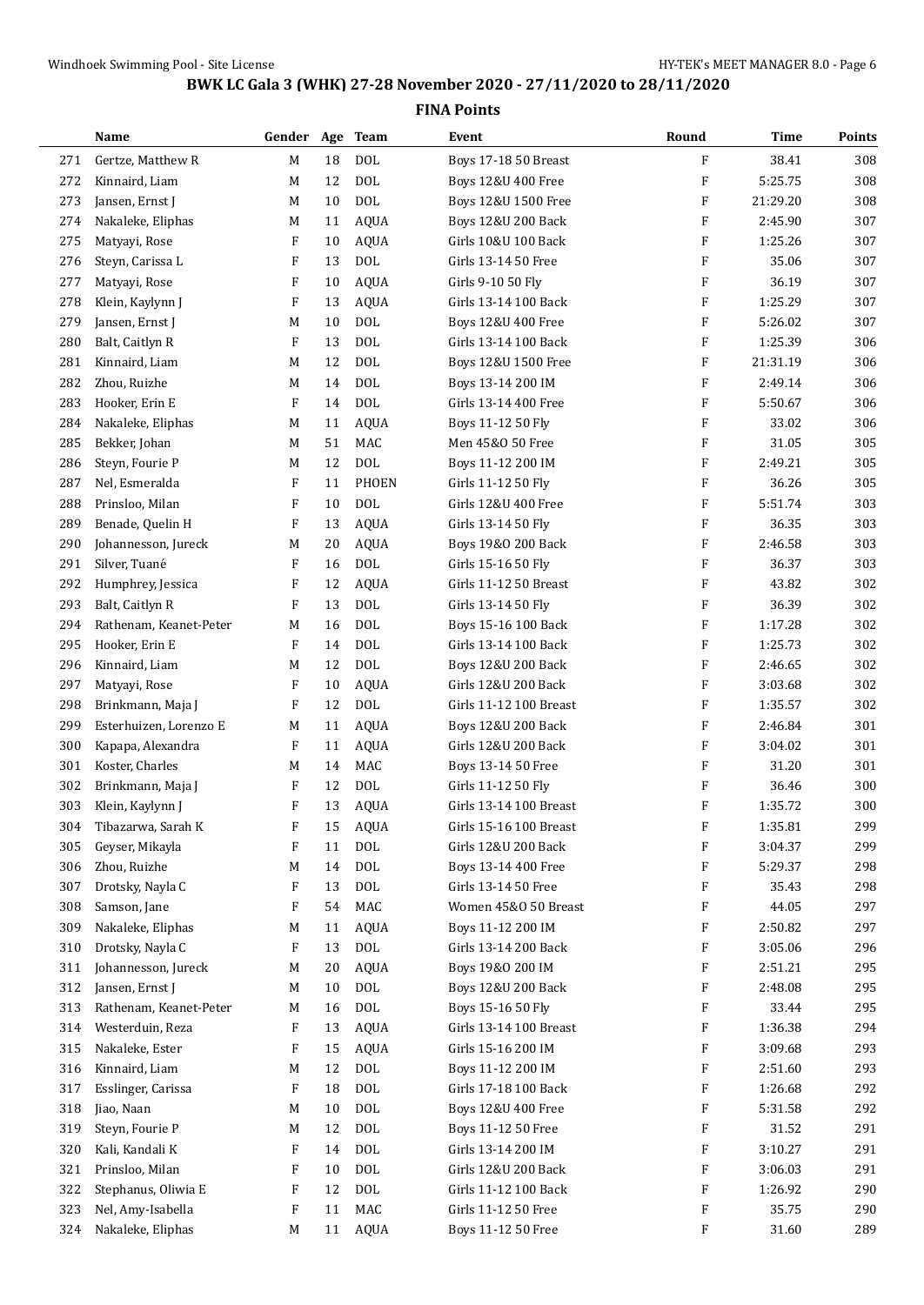# BWK LC Gala 3 (WHK) 27-28 November 2020 - 27/11/2020 to 28/11/2020

## FINA Points

| | Name | Gender | Age | Team | Event | Round | Time | Points |
|---|---|---|---|---|---|---|---|---|
| 271 | Gertze, Matthew R | M | 18 | DOL | Boys 17-18 50 Breast | F | 38.41 | 308 |
| 272 | Kinnaird, Liam | M | 12 | DOL | Boys 12&U 400 Free | F | 5:25.75 | 308 |
| 273 | Jansen, Ernst J | M | 10 | DOL | Boys 12&U 1500 Free | F | 21:29.20 | 308 |
| 274 | Nakaleke, Eliphas | M | 11 | AQUA | Boys 12&U 200 Back | F | 2:45.90 | 307 |
| 275 | Matyayi, Rose | F | 10 | AQUA | Girls 10&U 100 Back | F | 1:25.26 | 307 |
| 276 | Steyn, Carissa L | F | 13 | DOL | Girls 13-14 50 Free | F | 35.06 | 307 |
| 277 | Matyayi, Rose | F | 10 | AQUA | Girls 9-10 50 Fly | F | 36.19 | 307 |
| 278 | Klein, Kaylynn J | F | 13 | AQUA | Girls 13-14 100 Back | F | 1:25.29 | 307 |
| 279 | Jansen, Ernst J | M | 10 | DOL | Boys 12&U 400 Free | F | 5:26.02 | 307 |
| 280 | Balt, Caitlyn R | F | 13 | DOL | Girls 13-14 100 Back | F | 1:25.39 | 306 |
| 281 | Kinnaird, Liam | M | 12 | DOL | Boys 12&U 1500 Free | F | 21:31.19 | 306 |
| 282 | Zhou, Ruizhe | M | 14 | DOL | Boys 13-14 200 IM | F | 2:49.14 | 306 |
| 283 | Hooker, Erin E | F | 14 | DOL | Girls 13-14 400 Free | F | 5:50.67 | 306 |
| 284 | Nakaleke, Eliphas | M | 11 | AQUA | Boys 11-12 50 Fly | F | 33.02 | 306 |
| 285 | Bekker, Johan | M | 51 | MAC | Men 45&O 50 Free | F | 31.05 | 305 |
| 286 | Steyn, Fourie P | M | 12 | DOL | Boys 11-12 200 IM | F | 2:49.21 | 305 |
| 287 | Nel, Esmeralda | F | 11 | PHOEN | Girls 11-12 50 Fly | F | 36.26 | 305 |
| 288 | Prinsloo, Milan | F | 10 | DOL | Girls 12&U 400 Free | F | 5:51.74 | 303 |
| 289 | Benade, Quelin H | F | 13 | AQUA | Girls 13-14 50 Fly | F | 36.35 | 303 |
| 290 | Johannesson, Jureck | M | 20 | AQUA | Boys 19&O 200 Back | F | 2:46.58 | 303 |
| 291 | Silver, Tuané | F | 16 | DOL | Girls 15-16 50 Fly | F | 36.37 | 303 |
| 292 | Humphrey, Jessica | F | 12 | AQUA | Girls 11-12 50 Breast | F | 43.82 | 302 |
| 293 | Balt, Caitlyn R | F | 13 | DOL | Girls 13-14 50 Fly | F | 36.39 | 302 |
| 294 | Rathenam, Keanet-Peter | M | 16 | DOL | Boys 15-16 100 Back | F | 1:17.28 | 302 |
| 295 | Hooker, Erin E | F | 14 | DOL | Girls 13-14 100 Back | F | 1:25.73 | 302 |
| 296 | Kinnaird, Liam | M | 12 | DOL | Boys 12&U 200 Back | F | 2:46.65 | 302 |
| 297 | Matyayi, Rose | F | 10 | AQUA | Girls 12&U 200 Back | F | 3:03.68 | 302 |
| 298 | Brinkmann, Maja J | F | 12 | DOL | Girls 11-12 100 Breast | F | 1:35.57 | 302 |
| 299 | Esterhuizen, Lorenzo E | M | 11 | AQUA | Boys 12&U 200 Back | F | 2:46.84 | 301 |
| 300 | Kapapa, Alexandra | F | 11 | AQUA | Girls 12&U 200 Back | F | 3:04.02 | 301 |
| 301 | Koster, Charles | M | 14 | MAC | Boys 13-14 50 Free | F | 31.20 | 301 |
| 302 | Brinkmann, Maja J | F | 12 | DOL | Girls 11-12 50 Fly | F | 36.46 | 300 |
| 303 | Klein, Kaylynn J | F | 13 | AQUA | Girls 13-14 100 Breast | F | 1:35.72 | 300 |
| 304 | Tibazarwa, Sarah K | F | 15 | AQUA | Girls 15-16 100 Breast | F | 1:35.81 | 299 |
| 305 | Geyser, Mikayla | F | 11 | DOL | Girls 12&U 200 Back | F | 3:04.37 | 299 |
| 306 | Zhou, Ruizhe | M | 14 | DOL | Boys 13-14 400 Free | F | 5:29.37 | 298 |
| 307 | Drotsky, Nayla C | F | 13 | DOL | Girls 13-14 50 Free | F | 35.43 | 298 |
| 308 | Samson, Jane | F | 54 | MAC | Women 45&O 50 Breast | F | 44.05 | 297 |
| 309 | Nakaleke, Eliphas | M | 11 | AQUA | Boys 11-12 200 IM | F | 2:50.82 | 297 |
| 310 | Drotsky, Nayla C | F | 13 | DOL | Girls 13-14 200 Back | F | 3:05.06 | 296 |
| 311 | Johannesson, Jureck | M | 20 | AQUA | Boys 19&O 200 IM | F | 2:51.21 | 295 |
| 312 | Jansen, Ernst J | M | 10 | DOL | Boys 12&U 200 Back | F | 2:48.08 | 295 |
| 313 | Rathenam, Keanet-Peter | M | 16 | DOL | Boys 15-16 50 Fly | F | 33.44 | 295 |
| 314 | Westerduin, Reza | F | 13 | AQUA | Girls 13-14 100 Breast | F | 1:36.38 | 294 |
| 315 | Nakaleke, Ester | F | 15 | AQUA | Girls 15-16 200 IM | F | 3:09.68 | 293 |
| 316 | Kinnaird, Liam | M | 12 | DOL | Boys 11-12 200 IM | F | 2:51.60 | 293 |
| 317 | Esslinger, Carissa | F | 18 | DOL | Girls 17-18 100 Back | F | 1:26.68 | 292 |
| 318 | Jiao, Naan | M | 10 | DOL | Boys 12&U 400 Free | F | 5:31.58 | 292 |
| 319 | Steyn, Fourie P | M | 12 | DOL | Boys 11-12 50 Free | F | 31.52 | 291 |
| 320 | Kali, Kandali K | F | 14 | DOL | Girls 13-14 200 IM | F | 3:10.27 | 291 |
| 321 | Prinsloo, Milan | F | 10 | DOL | Girls 12&U 200 Back | F | 3:06.03 | 291 |
| 322 | Stephanus, Oliwia E | F | 12 | DOL | Girls 11-12 100 Back | F | 1:26.92 | 290 |
| 323 | Nel, Amy-Isabella | F | 11 | MAC | Girls 11-12 50 Free | F | 35.75 | 290 |
| 324 | Nakaleke, Eliphas | M | 11 | AQUA | Boys 11-12 50 Free | F | 31.60 | 289 |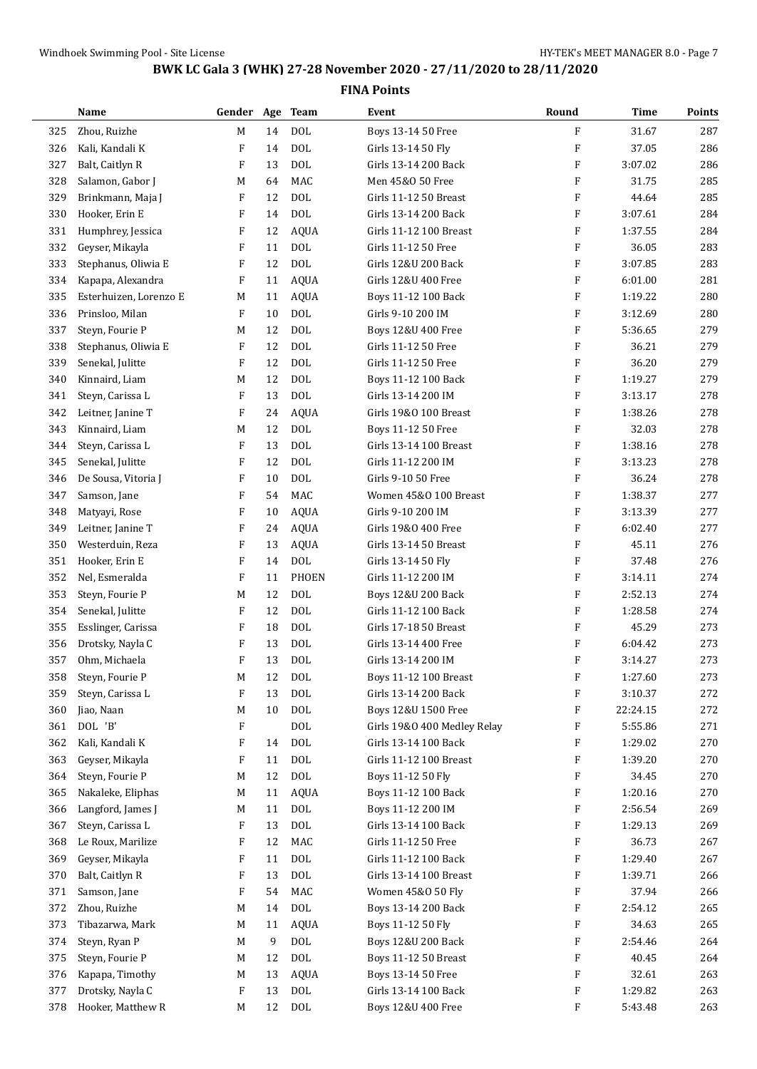# BWK LC Gala 3 (WHK) 27-28 November 2020 - 27/11/2020 to 28/11/2020

## FINA Points

| | Name | Gender | Age | Team | Event | Round | Time | Points |
|---|---|---|---|---|---|---|---|---|
| 325 | Zhou, Ruizhe | M | 14 | DOL | Boys 13-14 50 Free | F | 31.67 | 287 |
| 326 | Kali, Kandali K | F | 14 | DOL | Girls 13-14 50 Fly | F | 37.05 | 286 |
| 327 | Balt, Caitlyn R | F | 13 | DOL | Girls 13-14 200 Back | F | 3:07.02 | 286 |
| 328 | Salamon, Gabor J | M | 64 | MAC | Men 45&O 50 Free | F | 31.75 | 285 |
| 329 | Brinkmann, Maja J | F | 12 | DOL | Girls 11-12 50 Breast | F | 44.64 | 285 |
| 330 | Hooker, Erin E | F | 14 | DOL | Girls 13-14 200 Back | F | 3:07.61 | 284 |
| 331 | Humphrey, Jessica | F | 12 | AQUA | Girls 11-12 100 Breast | F | 1:37.55 | 284 |
| 332 | Geyser, Mikayla | F | 11 | DOL | Girls 11-12 50 Free | F | 36.05 | 283 |
| 333 | Stephanus, Oliwia E | F | 12 | DOL | Girls 12&U 200 Back | F | 3:07.85 | 283 |
| 334 | Kapapa, Alexandra | F | 11 | AQUA | Girls 12&U 400 Free | F | 6:01.00 | 281 |
| 335 | Esterhuizen, Lorenzo E | M | 11 | AQUA | Boys 11-12 100 Back | F | 1:19.22 | 280 |
| 336 | Prinsloo, Milan | F | 10 | DOL | Girls 9-10 200 IM | F | 3:12.69 | 280 |
| 337 | Steyn, Fourie P | M | 12 | DOL | Boys 12&U 400 Free | F | 5:36.65 | 279 |
| 338 | Stephanus, Oliwia E | F | 12 | DOL | Girls 11-12 50 Free | F | 36.21 | 279 |
| 339 | Senekal, Julitte | F | 12 | DOL | Girls 11-12 50 Free | F | 36.20 | 279 |
| 340 | Kinnaird, Liam | M | 12 | DOL | Boys 11-12 100 Back | F | 1:19.27 | 279 |
| 341 | Steyn, Carissa L | F | 13 | DOL | Girls 13-14 200 IM | F | 3:13.17 | 278 |
| 342 | Leitner, Janine T | F | 24 | AQUA | Girls 19&O 100 Breast | F | 1:38.26 | 278 |
| 343 | Kinnaird, Liam | M | 12 | DOL | Boys 11-12 50 Free | F | 32.03 | 278 |
| 344 | Steyn, Carissa L | F | 13 | DOL | Girls 13-14 100 Breast | F | 1:38.16 | 278 |
| 345 | Senekal, Julitte | F | 12 | DOL | Girls 11-12 200 IM | F | 3:13.23 | 278 |
| 346 | De Sousa, Vitoria J | F | 10 | DOL | Girls 9-10 50 Free | F | 36.24 | 278 |
| 347 | Samson, Jane | F | 54 | MAC | Women 45&O 100 Breast | F | 1:38.37 | 277 |
| 348 | Matyayi, Rose | F | 10 | AQUA | Girls 9-10 200 IM | F | 3:13.39 | 277 |
| 349 | Leitner, Janine T | F | 24 | AQUA | Girls 19&O 400 Free | F | 6:02.40 | 277 |
| 350 | Westerduin, Reza | F | 13 | AQUA | Girls 13-14 50 Breast | F | 45.11 | 276 |
| 351 | Hooker, Erin E | F | 14 | DOL | Girls 13-14 50 Fly | F | 37.48 | 276 |
| 352 | Nel, Esmeralda | F | 11 | PHOEN | Girls 11-12 200 IM | F | 3:14.11 | 274 |
| 353 | Steyn, Fourie P | M | 12 | DOL | Boys 12&U 200 Back | F | 2:52.13 | 274 |
| 354 | Senekal, Julitte | F | 12 | DOL | Girls 11-12 100 Back | F | 1:28.58 | 274 |
| 355 | Esslinger, Carissa | F | 18 | DOL | Girls 17-18 50 Breast | F | 45.29 | 273 |
| 356 | Drotsky, Nayla C | F | 13 | DOL | Girls 13-14 400 Free | F | 6:04.42 | 273 |
| 357 | Ohm, Michaela | F | 13 | DOL | Girls 13-14 200 IM | F | 3:14.27 | 273 |
| 358 | Steyn, Fourie P | M | 12 | DOL | Boys 11-12 100 Breast | F | 1:27.60 | 273 |
| 359 | Steyn, Carissa L | F | 13 | DOL | Girls 13-14 200 Back | F | 3:10.37 | 272 |
| 360 | Jiao, Naan | M | 10 | DOL | Boys 12&U 1500 Free | F | 22:24.15 | 272 |
| 361 | DOL 'B' | F | | DOL | Girls 19&O 400 Medley Relay | F | 5:55.86 | 271 |
| 362 | Kali, Kandali K | F | 14 | DOL | Girls 13-14 100 Back | F | 1:29.02 | 270 |
| 363 | Geyser, Mikayla | F | 11 | DOL | Girls 11-12 100 Breast | F | 1:39.20 | 270 |
| 364 | Steyn, Fourie P | M | 12 | DOL | Boys 11-12 50 Fly | F | 34.45 | 270 |
| 365 | Nakaleke, Eliphas | M | 11 | AQUA | Boys 11-12 100 Back | F | 1:20.16 | 270 |
| 366 | Langford, James J | M | 11 | DOL | Boys 11-12 200 IM | F | 2:56.54 | 269 |
| 367 | Steyn, Carissa L | F | 13 | DOL | Girls 13-14 100 Back | F | 1:29.13 | 269 |
| 368 | Le Roux, Marilize | F | 12 | MAC | Girls 11-12 50 Free | F | 36.73 | 267 |
| 369 | Geyser, Mikayla | F | 11 | DOL | Girls 11-12 100 Back | F | 1:29.40 | 267 |
| 370 | Balt, Caitlyn R | F | 13 | DOL | Girls 13-14 100 Breast | F | 1:39.71 | 266 |
| 371 | Samson, Jane | F | 54 | MAC | Women 45&O 50 Fly | F | 37.94 | 266 |
| 372 | Zhou, Ruizhe | M | 14 | DOL | Boys 13-14 200 Back | F | 2:54.12 | 265 |
| 373 | Tibazarwa, Mark | M | 11 | AQUA | Boys 11-12 50 Fly | F | 34.63 | 265 |
| 374 | Steyn, Ryan P | M | 9 | DOL | Boys 12&U 200 Back | F | 2:54.46 | 264 |
| 375 | Steyn, Fourie P | M | 12 | DOL | Boys 11-12 50 Breast | F | 40.45 | 264 |
| 376 | Kapapa, Timothy | M | 13 | AQUA | Boys 13-14 50 Free | F | 32.61 | 263 |
| 377 | Drotsky, Nayla C | F | 13 | DOL | Girls 13-14 100 Back | F | 1:29.82 | 263 |
| 378 | Hooker, Matthew R | M | 12 | DOL | Boys 12&U 400 Free | F | 5:43.48 | 263 |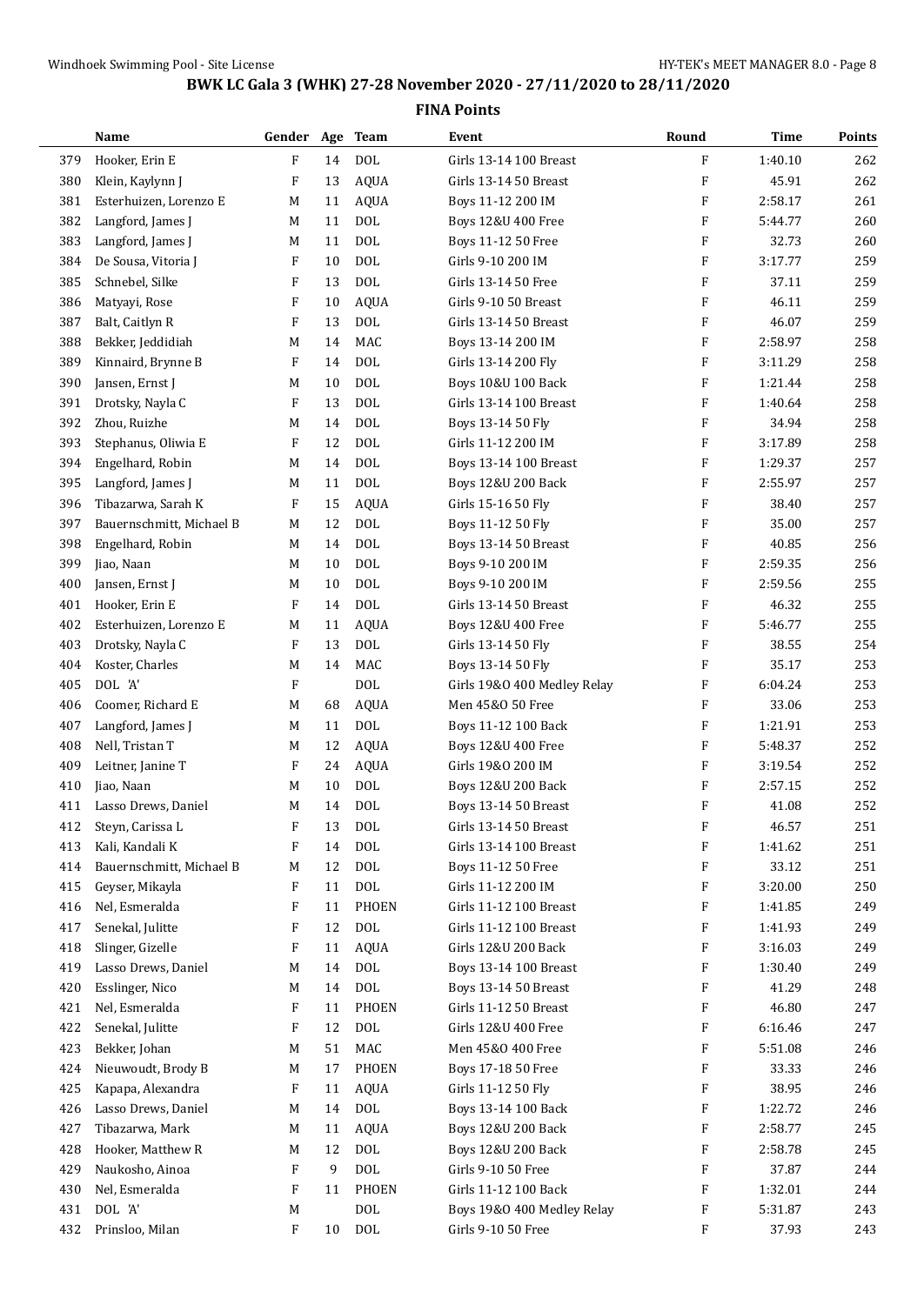# BWK LC Gala 3 (WHK) 27-28 November 2020 - 27/11/2020 to 28/11/2020

## FINA Points

| | Name | Gender | Age | Team | Event | Round | Time | Points |
|---|---|---|---|---|---|---|---|---|
| 379 | Hooker, Erin E | F | 14 | DOL | Girls 13-14 100 Breast | F | 1:40.10 | 262 |
| 380 | Klein, Kaylynn J | F | 13 | AQUA | Girls 13-14 50 Breast | F | 45.91 | 262 |
| 381 | Esterhuizen, Lorenzo E | M | 11 | AQUA | Boys 11-12 200 IM | F | 2:58.17 | 261 |
| 382 | Langford, James J | M | 11 | DOL | Boys 12&U 400 Free | F | 5:44.77 | 260 |
| 383 | Langford, James J | M | 11 | DOL | Boys 11-12 50 Free | F | 32.73 | 260 |
| 384 | De Sousa, Vitoria J | F | 10 | DOL | Girls 9-10 200 IM | F | 3:17.77 | 259 |
| 385 | Schnebel, Silke | F | 13 | DOL | Girls 13-14 50 Free | F | 37.11 | 259 |
| 386 | Matyayi, Rose | F | 10 | AQUA | Girls 9-10 50 Breast | F | 46.11 | 259 |
| 387 | Balt, Caitlyn R | F | 13 | DOL | Girls 13-14 50 Breast | F | 46.07 | 259 |
| 388 | Bekker, Jeddidiah | M | 14 | MAC | Boys 13-14 200 IM | F | 2:58.97 | 258 |
| 389 | Kinnaird, Brynne B | F | 14 | DOL | Girls 13-14 200 Fly | F | 3:11.29 | 258 |
| 390 | Jansen, Ernst J | M | 10 | DOL | Boys 10&U 100 Back | F | 1:21.44 | 258 |
| 391 | Drotsky, Nayla C | F | 13 | DOL | Girls 13-14 100 Breast | F | 1:40.64 | 258 |
| 392 | Zhou, Ruizhe | M | 14 | DOL | Boys 13-14 50 Fly | F | 34.94 | 258 |
| 393 | Stephanus, Oliwia E | F | 12 | DOL | Girls 11-12 200 IM | F | 3:17.89 | 258 |
| 394 | Engelhard, Robin | M | 14 | DOL | Boys 13-14 100 Breast | F | 1:29.37 | 257 |
| 395 | Langford, James J | M | 11 | DOL | Boys 12&U 200 Back | F | 2:55.97 | 257 |
| 396 | Tibazarwa, Sarah K | F | 15 | AQUA | Girls 15-16 50 Fly | F | 38.40 | 257 |
| 397 | Bauernschmitt, Michael B | M | 12 | DOL | Boys 11-12 50 Fly | F | 35.00 | 257 |
| 398 | Engelhard, Robin | M | 14 | DOL | Boys 13-14 50 Breast | F | 40.85 | 256 |
| 399 | Jiao, Naan | M | 10 | DOL | Boys 9-10 200 IM | F | 2:59.35 | 256 |
| 400 | Jansen, Ernst J | M | 10 | DOL | Boys 9-10 200 IM | F | 2:59.56 | 255 |
| 401 | Hooker, Erin E | F | 14 | DOL | Girls 13-14 50 Breast | F | 46.32 | 255 |
| 402 | Esterhuizen, Lorenzo E | M | 11 | AQUA | Boys 12&U 400 Free | F | 5:46.77 | 255 |
| 403 | Drotsky, Nayla C | F | 13 | DOL | Girls 13-14 50 Fly | F | 38.55 | 254 |
| 404 | Koster, Charles | M | 14 | MAC | Boys 13-14 50 Fly | F | 35.17 | 253 |
| 405 | DOL 'A' | F | | DOL | Girls 19&O 400 Medley Relay | F | 6:04.24 | 253 |
| 406 | Coomer, Richard E | M | 68 | AQUA | Men 45&O 50 Free | F | 33.06 | 253 |
| 407 | Langford, James J | M | 11 | DOL | Boys 11-12 100 Back | F | 1:21.91 | 253 |
| 408 | Nell, Tristan T | M | 12 | AQUA | Boys 12&U 400 Free | F | 5:48.37 | 252 |
| 409 | Leitner, Janine T | F | 24 | AQUA | Girls 19&O 200 IM | F | 3:19.54 | 252 |
| 410 | Jiao, Naan | M | 10 | DOL | Boys 12&U 200 Back | F | 2:57.15 | 252 |
| 411 | Lasso Drews, Daniel | M | 14 | DOL | Boys 13-14 50 Breast | F | 41.08 | 252 |
| 412 | Steyn, Carissa L | F | 13 | DOL | Girls 13-14 50 Breast | F | 46.57 | 251 |
| 413 | Kali, Kandali K | F | 14 | DOL | Girls 13-14 100 Breast | F | 1:41.62 | 251 |
| 414 | Bauernschmitt, Michael B | M | 12 | DOL | Boys 11-12 50 Free | F | 33.12 | 251 |
| 415 | Geyser, Mikayla | F | 11 | DOL | Girls 11-12 200 IM | F | 3:20.00 | 250 |
| 416 | Nel, Esmeralda | F | 11 | PHOEN | Girls 11-12 100 Breast | F | 1:41.85 | 249 |
| 417 | Senekal, Julitte | F | 12 | DOL | Girls 11-12 100 Breast | F | 1:41.93 | 249 |
| 418 | Slinger, Gizelle | F | 11 | AQUA | Girls 12&U 200 Back | F | 3:16.03 | 249 |
| 419 | Lasso Drews, Daniel | M | 14 | DOL | Boys 13-14 100 Breast | F | 1:30.40 | 249 |
| 420 | Esslinger, Nico | M | 14 | DOL | Boys 13-14 50 Breast | F | 41.29 | 248 |
| 421 | Nel, Esmeralda | F | 11 | PHOEN | Girls 11-12 50 Breast | F | 46.80 | 247 |
| 422 | Senekal, Julitte | F | 12 | DOL | Girls 12&U 400 Free | F | 6:16.46 | 247 |
| 423 | Bekker, Johan | M | 51 | MAC | Men 45&O 400 Free | F | 5:51.08 | 246 |
| 424 | Nieuwoudt, Brody B | M | 17 | PHOEN | Boys 17-18 50 Free | F | 33.33 | 246 |
| 425 | Kapapa, Alexandra | F | 11 | AQUA | Girls 11-12 50 Fly | F | 38.95 | 246 |
| 426 | Lasso Drews, Daniel | M | 14 | DOL | Boys 13-14 100 Back | F | 1:22.72 | 246 |
| 427 | Tibazarwa, Mark | M | 11 | AQUA | Boys 12&U 200 Back | F | 2:58.77 | 245 |
| 428 | Hooker, Matthew R | M | 12 | DOL | Boys 12&U 200 Back | F | 2:58.78 | 245 |
| 429 | Naukosho, Ainoa | F | 9 | DOL | Girls 9-10 50 Free | F | 37.87 | 244 |
| 430 | Nel, Esmeralda | F | 11 | PHOEN | Girls 11-12 100 Back | F | 1:32.01 | 244 |
| 431 | DOL 'A' | M | | DOL | Boys 19&O 400 Medley Relay | F | 5:31.87 | 243 |
| 432 | Prinsloo, Milan | F | 10 | DOL | Girls 9-10 50 Free | F | 37.93 | 243 |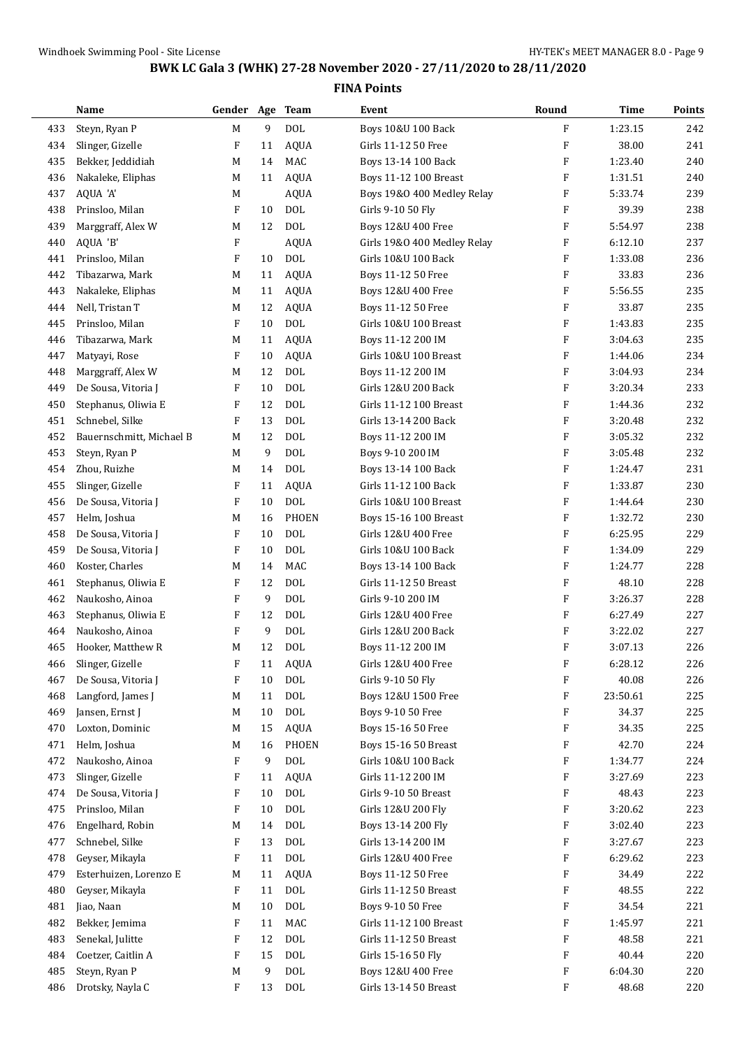## BWK LC Gala 3 (WHK) 27-28 November 2020 - 27/11/2020 to 28/11/2020

### FINA Points

| | Name | Gender | Age | Team | Event | Round | Time | Points |
|---|---|---|---|---|---|---|---|---|
| 433 | Steyn, Ryan P | M | 9 | DOL | Boys 10&U 100 Back | F | 1:23.15 | 242 |
| 434 | Slinger, Gizelle | F | 11 | AQUA | Girls 11-12 50 Free | F | 38.00 | 241 |
| 435 | Bekker, Jeddidiah | M | 14 | MAC | Boys 13-14 100 Back | F | 1:23.40 | 240 |
| 436 | Nakaleke, Eliphas | M | 11 | AQUA | Boys 11-12 100 Breast | F | 1:31.51 | 240 |
| 437 | AQUA 'A' | M | | AQUA | Boys 19&O 400 Medley Relay | F | 5:33.74 | 239 |
| 438 | Prinsloo, Milan | F | 10 | DOL | Girls 9-10 50 Fly | F | 39.39 | 238 |
| 439 | Marggraff, Alex W | M | 12 | DOL | Boys 12&U 400 Free | F | 5:54.97 | 238 |
| 440 | AQUA 'B' | F | | AQUA | Girls 19&O 400 Medley Relay | F | 6:12.10 | 237 |
| 441 | Prinsloo, Milan | F | 10 | DOL | Girls 10&U 100 Back | F | 1:33.08 | 236 |
| 442 | Tibazarwa, Mark | M | 11 | AQUA | Boys 11-12 50 Free | F | 33.83 | 236 |
| 443 | Nakaleke, Eliphas | M | 11 | AQUA | Boys 12&U 400 Free | F | 5:56.55 | 235 |
| 444 | Nell, Tristan T | M | 12 | AQUA | Boys 11-12 50 Free | F | 33.87 | 235 |
| 445 | Prinsloo, Milan | F | 10 | DOL | Girls 10&U 100 Breast | F | 1:43.83 | 235 |
| 446 | Tibazarwa, Mark | M | 11 | AQUA | Boys 11-12 200 IM | F | 3:04.63 | 235 |
| 447 | Matyayi, Rose | F | 10 | AQUA | Girls 10&U 100 Breast | F | 1:44.06 | 234 |
| 448 | Marggraff, Alex W | M | 12 | DOL | Boys 11-12 200 IM | F | 3:04.93 | 234 |
| 449 | De Sousa, Vitoria J | F | 10 | DOL | Girls 12&U 200 Back | F | 3:20.34 | 233 |
| 450 | Stephanus, Oliwia E | F | 12 | DOL | Girls 11-12 100 Breast | F | 1:44.36 | 232 |
| 451 | Schnebel, Silke | F | 13 | DOL | Girls 13-14 200 Back | F | 3:20.48 | 232 |
| 452 | Bauernschmitt, Michael B | M | 12 | DOL | Boys 11-12 200 IM | F | 3:05.32 | 232 |
| 453 | Steyn, Ryan P | M | 9 | DOL | Boys 9-10 200 IM | F | 3:05.48 | 232 |
| 454 | Zhou, Ruizhe | M | 14 | DOL | Boys 13-14 100 Back | F | 1:24.47 | 231 |
| 455 | Slinger, Gizelle | F | 11 | AQUA | Girls 11-12 100 Back | F | 1:33.87 | 230 |
| 456 | De Sousa, Vitoria J | F | 10 | DOL | Girls 10&U 100 Breast | F | 1:44.64 | 230 |
| 457 | Helm, Joshua | M | 16 | PHOEN | Boys 15-16 100 Breast | F | 1:32.72 | 230 |
| 458 | De Sousa, Vitoria J | F | 10 | DOL | Girls 12&U 400 Free | F | 6:25.95 | 229 |
| 459 | De Sousa, Vitoria J | F | 10 | DOL | Girls 10&U 100 Back | F | 1:34.09 | 229 |
| 460 | Koster, Charles | M | 14 | MAC | Boys 13-14 100 Back | F | 1:24.77 | 228 |
| 461 | Stephanus, Oliwia E | F | 12 | DOL | Girls 11-12 50 Breast | F | 48.10 | 228 |
| 462 | Naukosho, Ainoa | F | 9 | DOL | Girls 9-10 200 IM | F | 3:26.37 | 228 |
| 463 | Stephanus, Oliwia E | F | 12 | DOL | Girls 12&U 400 Free | F | 6:27.49 | 227 |
| 464 | Naukosho, Ainoa | F | 9 | DOL | Girls 12&U 200 Back | F | 3:22.02 | 227 |
| 465 | Hooker, Matthew R | M | 12 | DOL | Boys 11-12 200 IM | F | 3:07.13 | 226 |
| 466 | Slinger, Gizelle | F | 11 | AQUA | Girls 12&U 400 Free | F | 6:28.12 | 226 |
| 467 | De Sousa, Vitoria J | F | 10 | DOL | Girls 9-10 50 Fly | F | 40.08 | 226 |
| 468 | Langford, James J | M | 11 | DOL | Boys 12&U 1500 Free | F | 23:50.61 | 225 |
| 469 | Jansen, Ernst J | M | 10 | DOL | Boys 9-10 50 Free | F | 34.37 | 225 |
| 470 | Loxton, Dominic | M | 15 | AQUA | Boys 15-16 50 Free | F | 34.35 | 225 |
| 471 | Helm, Joshua | M | 16 | PHOEN | Boys 15-16 50 Breast | F | 42.70 | 224 |
| 472 | Naukosho, Ainoa | F | 9 | DOL | Girls 10&U 100 Back | F | 1:34.77 | 224 |
| 473 | Slinger, Gizelle | F | 11 | AQUA | Girls 11-12 200 IM | F | 3:27.69 | 223 |
| 474 | De Sousa, Vitoria J | F | 10 | DOL | Girls 9-10 50 Breast | F | 48.43 | 223 |
| 475 | Prinsloo, Milan | F | 10 | DOL | Girls 12&U 200 Fly | F | 3:20.62 | 223 |
| 476 | Engelhard, Robin | M | 14 | DOL | Boys 13-14 200 Fly | F | 3:02.40 | 223 |
| 477 | Schnebel, Silke | F | 13 | DOL | Girls 13-14 200 IM | F | 3:27.67 | 223 |
| 478 | Geyser, Mikayla | F | 11 | DOL | Girls 12&U 400 Free | F | 6:29.62 | 223 |
| 479 | Esterhuizen, Lorenzo E | M | 11 | AQUA | Boys 11-12 50 Free | F | 34.49 | 222 |
| 480 | Geyser, Mikayla | F | 11 | DOL | Girls 11-12 50 Breast | F | 48.55 | 222 |
| 481 | Jiao, Naan | M | 10 | DOL | Boys 9-10 50 Free | F | 34.54 | 221 |
| 482 | Bekker, Jemima | F | 11 | MAC | Girls 11-12 100 Breast | F | 1:45.97 | 221 |
| 483 | Senekal, Julitte | F | 12 | DOL | Girls 11-12 50 Breast | F | 48.58 | 221 |
| 484 | Coetzer, Caitlin A | F | 15 | DOL | Girls 15-16 50 Fly | F | 40.44 | 220 |
| 485 | Steyn, Ryan P | M | 9 | DOL | Boys 12&U 400 Free | F | 6:04.30 | 220 |
| 486 | Drotsky, Nayla C | F | 13 | DOL | Girls 13-14 50 Breast | F | 48.68 | 220 |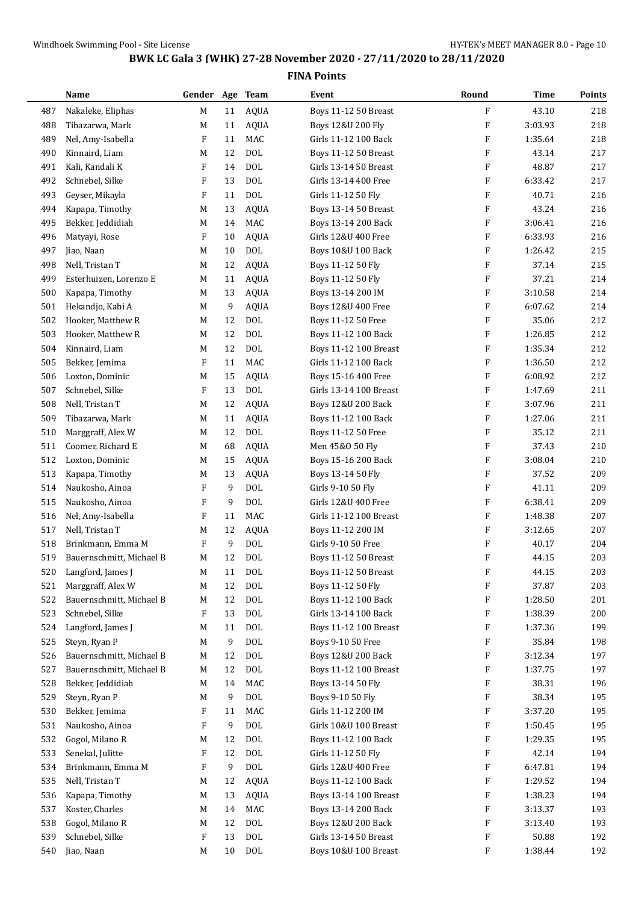## BWK LC Gala 3 (WHK) 27-28 November 2020 - 27/11/2020 to 28/11/2020

### FINA Points

| | Name | Gender | Age | Team | Event | Round | Time | Points |
|---|---|---|---|---|---|---|---|---|
| 487 | Nakaleke, Eliphas | M | 11 | AQUA | Boys 11-12 50 Breast | F | 43.10 | 218 |
| 488 | Tibazarwa, Mark | M | 11 | AQUA | Boys 12&U 200 Fly | F | 3:03.93 | 218 |
| 489 | Nel, Amy-Isabella | F | 11 | MAC | Girls 11-12 100 Back | F | 1:35.64 | 218 |
| 490 | Kinnaird, Liam | M | 12 | DOL | Boys 11-12 50 Breast | F | 43.14 | 217 |
| 491 | Kali, Kandali K | F | 14 | DOL | Girls 13-14 50 Breast | F | 48.87 | 217 |
| 492 | Schnebel, Silke | F | 13 | DOL | Girls 13-14 400 Free | F | 6:33.42 | 217 |
| 493 | Geyser, Mikayla | F | 11 | DOL | Girls 11-12 50 Fly | F | 40.71 | 216 |
| 494 | Kapapa, Timothy | M | 13 | AQUA | Boys 13-14 50 Breast | F | 43.24 | 216 |
| 495 | Bekker, Jeddidiah | M | 14 | MAC | Boys 13-14 200 Back | F | 3:06.41 | 216 |
| 496 | Matyayi, Rose | F | 10 | AQUA | Girls 12&U 400 Free | F | 6:33.93 | 216 |
| 497 | Jiao, Naan | M | 10 | DOL | Boys 10&U 100 Back | F | 1:26.42 | 215 |
| 498 | Nell, Tristan T | M | 12 | AQUA | Boys 11-12 50 Fly | F | 37.14 | 215 |
| 499 | Esterhuizen, Lorenzo E | M | 11 | AQUA | Boys 11-12 50 Fly | F | 37.21 | 214 |
| 500 | Kapapa, Timothy | M | 13 | AQUA | Boys 13-14 200 IM | F | 3:10.58 | 214 |
| 501 | Hekandjo, Kabi A | M | 9 | AQUA | Boys 12&U 400 Free | F | 6:07.62 | 214 |
| 502 | Hooker, Matthew R | M | 12 | DOL | Boys 11-12 50 Free | F | 35.06 | 212 |
| 503 | Hooker, Matthew R | M | 12 | DOL | Boys 11-12 100 Back | F | 1:26.85 | 212 |
| 504 | Kinnaird, Liam | M | 12 | DOL | Boys 11-12 100 Breast | F | 1:35.34 | 212 |
| 505 | Bekker, Jemima | F | 11 | MAC | Girls 11-12 100 Back | F | 1:36.50 | 212 |
| 506 | Loxton, Dominic | M | 15 | AQUA | Boys 15-16 400 Free | F | 6:08.92 | 212 |
| 507 | Schnebel, Silke | F | 13 | DOL | Girls 13-14 100 Breast | F | 1:47.69 | 211 |
| 508 | Nell, Tristan T | M | 12 | AQUA | Boys 12&U 200 Back | F | 3:07.96 | 211 |
| 509 | Tibazarwa, Mark | M | 11 | AQUA | Boys 11-12 100 Back | F | 1:27.06 | 211 |
| 510 | Marggraff, Alex W | M | 12 | DOL | Boys 11-12 50 Free | F | 35.12 | 211 |
| 511 | Coomer, Richard E | M | 68 | AQUA | Men 45&O 50 Fly | F | 37.43 | 210 |
| 512 | Loxton, Dominic | M | 15 | AQUA | Boys 15-16 200 Back | F | 3:08.04 | 210 |
| 513 | Kapapa, Timothy | M | 13 | AQUA | Boys 13-14 50 Fly | F | 37.52 | 209 |
| 514 | Naukosho, Ainoa | F | 9 | DOL | Girls 9-10 50 Fly | F | 41.11 | 209 |
| 515 | Naukosho, Ainoa | F | 9 | DOL | Girls 12&U 400 Free | F | 6:38.41 | 209 |
| 516 | Nel, Amy-Isabella | F | 11 | MAC | Girls 11-12 100 Breast | F | 1:48.38 | 207 |
| 517 | Nell, Tristan T | M | 12 | AQUA | Boys 11-12 200 IM | F | 3:12.65 | 207 |
| 518 | Brinkmann, Emma M | F | 9 | DOL | Girls 9-10 50 Free | F | 40.17 | 204 |
| 519 | Bauernschmitt, Michael B | M | 12 | DOL | Boys 11-12 50 Breast | F | 44.15 | 203 |
| 520 | Langford, James J | M | 11 | DOL | Boys 11-12 50 Breast | F | 44.15 | 203 |
| 521 | Marggraff, Alex W | M | 12 | DOL | Boys 11-12 50 Fly | F | 37.87 | 203 |
| 522 | Bauernschmitt, Michael B | M | 12 | DOL | Boys 11-12 100 Back | F | 1:28.50 | 201 |
| 523 | Schnebel, Silke | F | 13 | DOL | Girls 13-14 100 Back | F | 1:38.39 | 200 |
| 524 | Langford, James J | M | 11 | DOL | Boys 11-12 100 Breast | F | 1:37.36 | 199 |
| 525 | Steyn, Ryan P | M | 9 | DOL | Boys 9-10 50 Free | F | 35.84 | 198 |
| 526 | Bauernschmitt, Michael B | M | 12 | DOL | Boys 12&U 200 Back | F | 3:12.34 | 197 |
| 527 | Bauernschmitt, Michael B | M | 12 | DOL | Boys 11-12 100 Breast | F | 1:37.75 | 197 |
| 528 | Bekker, Jeddidiah | M | 14 | MAC | Boys 13-14 50 Fly | F | 38.31 | 196 |
| 529 | Steyn, Ryan P | M | 9 | DOL | Boys 9-10 50 Fly | F | 38.34 | 195 |
| 530 | Bekker, Jemima | F | 11 | MAC | Girls 11-12 200 IM | F | 3:37.20 | 195 |
| 531 | Naukosho, Ainoa | F | 9 | DOL | Girls 10&U 100 Breast | F | 1:50.45 | 195 |
| 532 | Gogol, Milano R | M | 12 | DOL | Boys 11-12 100 Back | F | 1:29.35 | 195 |
| 533 | Senekal, Julitte | F | 12 | DOL | Girls 11-12 50 Fly | F | 42.14 | 194 |
| 534 | Brinkmann, Emma M | F | 9 | DOL | Girls 12&U 400 Free | F | 6:47.81 | 194 |
| 535 | Nell, Tristan T | M | 12 | AQUA | Boys 11-12 100 Back | F | 1:29.52 | 194 |
| 536 | Kapapa, Timothy | M | 13 | AQUA | Boys 13-14 100 Breast | F | 1:38.23 | 194 |
| 537 | Koster, Charles | M | 14 | MAC | Boys 13-14 200 Back | F | 3:13.37 | 193 |
| 538 | Gogol, Milano R | M | 12 | DOL | Boys 12&U 200 Back | F | 3:13.40 | 193 |
| 539 | Schnebel, Silke | F | 13 | DOL | Girls 13-14 50 Breast | F | 50.88 | 192 |
| 540 | Jiao, Naan | M | 10 | DOL | Boys 10&U 100 Breast | F | 1:38.44 | 192 |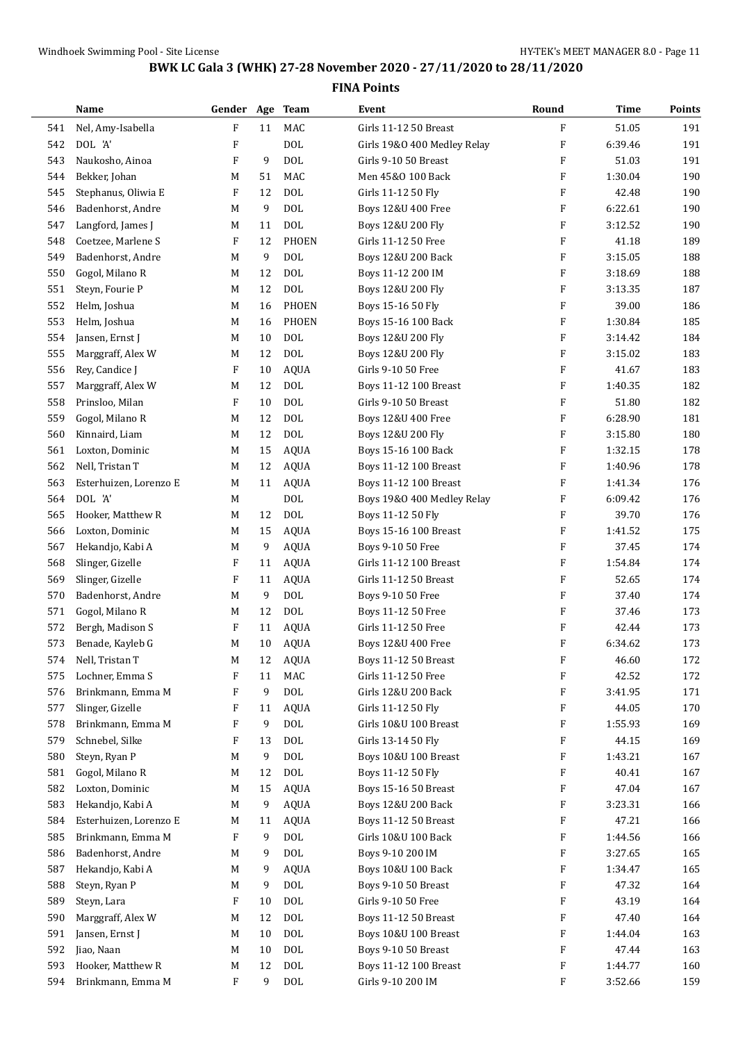## BWK LC Gala 3 (WHK) 27-28 November 2020 - 27/11/2020 to 28/11/2020

### FINA Points

| | Name | Gender | Age | Team | Event | Round | Time | Points |
|---|---|---|---|---|---|---|---|---|
| 541 | Nel, Amy-Isabella | F | 11 | MAC | Girls 11-12 50 Breast | F | 51.05 | 191 |
| 542 | DOL 'A' | F | | DOL | Girls 19&O 400 Medley Relay | F | 6:39.46 | 191 |
| 543 | Naukosho, Ainoa | F | 9 | DOL | Girls 9-10 50 Breast | F | 51.03 | 191 |
| 544 | Bekker, Johan | M | 51 | MAC | Men 45&O 100 Back | F | 1:30.04 | 190 |
| 545 | Stephanus, Oliwia E | F | 12 | DOL | Girls 11-12 50 Fly | F | 42.48 | 190 |
| 546 | Badenhorst, Andre | M | 9 | DOL | Boys 12&U 400 Free | F | 6:22.61 | 190 |
| 547 | Langford, James J | M | 11 | DOL | Boys 12&U 200 Fly | F | 3:12.52 | 190 |
| 548 | Coetzee, Marlene S | F | 12 | PHOEN | Girls 11-12 50 Free | F | 41.18 | 189 |
| 549 | Badenhorst, Andre | M | 9 | DOL | Boys 12&U 200 Back | F | 3:15.05 | 188 |
| 550 | Gogol, Milano R | M | 12 | DOL | Boys 11-12 200 IM | F | 3:18.69 | 188 |
| 551 | Steyn, Fourie P | M | 12 | DOL | Boys 12&U 200 Fly | F | 3:13.35 | 187 |
| 552 | Helm, Joshua | M | 16 | PHOEN | Boys 15-16 50 Fly | F | 39.00 | 186 |
| 553 | Helm, Joshua | M | 16 | PHOEN | Boys 15-16 100 Back | F | 1:30.84 | 185 |
| 554 | Jansen, Ernst J | M | 10 | DOL | Boys 12&U 200 Fly | F | 3:14.42 | 184 |
| 555 | Marggraff, Alex W | M | 12 | DOL | Boys 12&U 200 Fly | F | 3:15.02 | 183 |
| 556 | Rey, Candice J | F | 10 | AQUA | Girls 9-10 50 Free | F | 41.67 | 183 |
| 557 | Marggraff, Alex W | M | 12 | DOL | Boys 11-12 100 Breast | F | 1:40.35 | 182 |
| 558 | Prinsloo, Milan | F | 10 | DOL | Girls 9-10 50 Breast | F | 51.80 | 182 |
| 559 | Gogol, Milano R | M | 12 | DOL | Boys 12&U 400 Free | F | 6:28.90 | 181 |
| 560 | Kinnaird, Liam | M | 12 | DOL | Boys 12&U 200 Fly | F | 3:15.80 | 180 |
| 561 | Loxton, Dominic | M | 15 | AQUA | Boys 15-16 100 Back | F | 1:32.15 | 178 |
| 562 | Nell, Tristan T | M | 12 | AQUA | Boys 11-12 100 Breast | F | 1:40.96 | 178 |
| 563 | Esterhuizen, Lorenzo E | M | 11 | AQUA | Boys 11-12 100 Breast | F | 1:41.34 | 176 |
| 564 | DOL 'A' | M | | DOL | Boys 19&O 400 Medley Relay | F | 6:09.42 | 176 |
| 565 | Hooker, Matthew R | M | 12 | DOL | Boys 11-12 50 Fly | F | 39.70 | 176 |
| 566 | Loxton, Dominic | M | 15 | AQUA | Boys 15-16 100 Breast | F | 1:41.52 | 175 |
| 567 | Hekandjo, Kabi A | M | 9 | AQUA | Boys 9-10 50 Free | F | 37.45 | 174 |
| 568 | Slinger, Gizelle | F | 11 | AQUA | Girls 11-12 100 Breast | F | 1:54.84 | 174 |
| 569 | Slinger, Gizelle | F | 11 | AQUA | Girls 11-12 50 Breast | F | 52.65 | 174 |
| 570 | Badenhorst, Andre | M | 9 | DOL | Boys 9-10 50 Free | F | 37.40 | 174 |
| 571 | Gogol, Milano R | M | 12 | DOL | Boys 11-12 50 Free | F | 37.46 | 173 |
| 572 | Bergh, Madison S | F | 11 | AQUA | Girls 11-12 50 Free | F | 42.44 | 173 |
| 573 | Benade, Kayleb G | M | 10 | AQUA | Boys 12&U 400 Free | F | 6:34.62 | 173 |
| 574 | Nell, Tristan T | M | 12 | AQUA | Boys 11-12 50 Breast | F | 46.60 | 172 |
| 575 | Lochner, Emma S | F | 11 | MAC | Girls 11-12 50 Free | F | 42.52 | 172 |
| 576 | Brinkmann, Emma M | F | 9 | DOL | Girls 12&U 200 Back | F | 3:41.95 | 171 |
| 577 | Slinger, Gizelle | F | 11 | AQUA | Girls 11-12 50 Fly | F | 44.05 | 170 |
| 578 | Brinkmann, Emma M | F | 9 | DOL | Girls 10&U 100 Breast | F | 1:55.93 | 169 |
| 579 | Schnebel, Silke | F | 13 | DOL | Girls 13-14 50 Fly | F | 44.15 | 169 |
| 580 | Steyn, Ryan P | M | 9 | DOL | Boys 10&U 100 Breast | F | 1:43.21 | 167 |
| 581 | Gogol, Milano R | M | 12 | DOL | Boys 11-12 50 Fly | F | 40.41 | 167 |
| 582 | Loxton, Dominic | M | 15 | AQUA | Boys 15-16 50 Breast | F | 47.04 | 167 |
| 583 | Hekandjo, Kabi A | M | 9 | AQUA | Boys 12&U 200 Back | F | 3:23.31 | 166 |
| 584 | Esterhuizen, Lorenzo E | M | 11 | AQUA | Boys 11-12 50 Breast | F | 47.21 | 166 |
| 585 | Brinkmann, Emma M | F | 9 | DOL | Girls 10&U 100 Back | F | 1:44.56 | 166 |
| 586 | Badenhorst, Andre | M | 9 | DOL | Boys 9-10 200 IM | F | 3:27.65 | 165 |
| 587 | Hekandjo, Kabi A | M | 9 | AQUA | Boys 10&U 100 Back | F | 1:34.47 | 165 |
| 588 | Steyn, Ryan P | M | 9 | DOL | Boys 9-10 50 Breast | F | 47.32 | 164 |
| 589 | Steyn, Lara | F | 10 | DOL | Girls 9-10 50 Free | F | 43.19 | 164 |
| 590 | Marggraff, Alex W | M | 12 | DOL | Boys 11-12 50 Breast | F | 47.40 | 164 |
| 591 | Jansen, Ernst J | M | 10 | DOL | Boys 10&U 100 Breast | F | 1:44.04 | 163 |
| 592 | Jiao, Naan | M | 10 | DOL | Boys 9-10 50 Breast | F | 47.44 | 163 |
| 593 | Hooker, Matthew R | M | 12 | DOL | Boys 11-12 100 Breast | F | 1:44.77 | 160 |
| 594 | Brinkmann, Emma M | F | 9 | DOL | Girls 9-10 200 IM | F | 3:52.66 | 159 |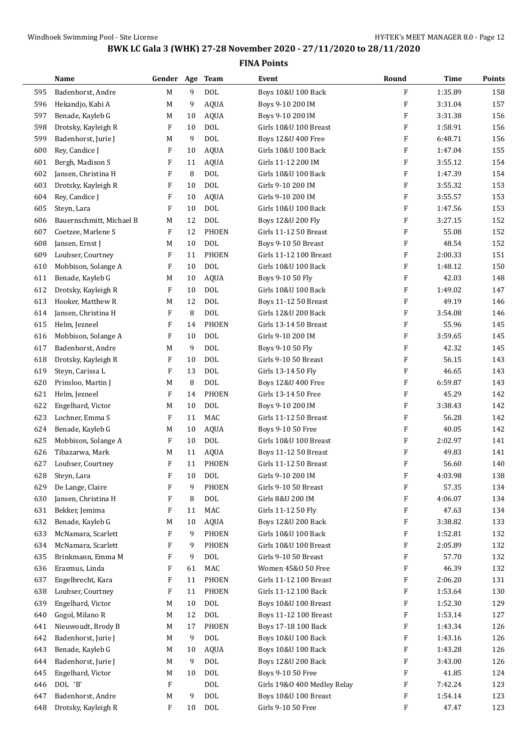# BWK LC Gala 3 (WHK) 27-28 November 2020 - 27/11/2020 to 28/11/2020

## FINA Points

| | Name | Gender | Age | Team | Event | Round | Time | Points |
|---|---|---|---|---|---|---|---|---|
| 595 | Badenhorst, Andre | M | 9 | DOL | Boys 10&U 100 Back | F | 1:35.89 | 158 |
| 596 | Hekandjo, Kabi A | M | 9 | AQUA | Boys 9-10 200 IM | F | 3:31.04 | 157 |
| 597 | Benade, Kayleb G | M | 10 | AQUA | Boys 9-10 200 IM | F | 3:31.38 | 156 |
| 598 | Drotsky, Kayleigh R | F | 10 | DOL | Girls 10&U 100 Breast | F | 1:58.91 | 156 |
| 599 | Badenhorst, Jurie J | M | 9 | DOL | Boys 12&U 400 Free | F | 6:48.71 | 156 |
| 600 | Rey, Candice J | F | 10 | AQUA | Girls 10&U 100 Back | F | 1:47.04 | 155 |
| 601 | Bergh, Madison S | F | 11 | AQUA | Girls 11-12 200 IM | F | 3:55.12 | 154 |
| 602 | Jansen, Christina H | F | 8 | DOL | Girls 10&U 100 Back | F | 1:47.39 | 154 |
| 603 | Drotsky, Kayleigh R | F | 10 | DOL | Girls 9-10 200 IM | F | 3:55.32 | 153 |
| 604 | Rey, Candice J | F | 10 | AQUA | Girls 9-10 200 IM | F | 3:55.57 | 153 |
| 605 | Steyn, Lara | F | 10 | DOL | Girls 10&U 100 Back | F | 1:47.56 | 153 |
| 606 | Bauernschmitt, Michael B | M | 12 | DOL | Boys 12&U 200 Fly | F | 3:27.15 | 152 |
| 607 | Coetzee, Marlene S | F | 12 | PHOEN | Girls 11-12 50 Breast | F | 55.08 | 152 |
| 608 | Jansen, Ernst J | M | 10 | DOL | Boys 9-10 50 Breast | F | 48.54 | 152 |
| 609 | Loubser, Courtney | F | 11 | PHOEN | Girls 11-12 100 Breast | F | 2:00.33 | 151 |
| 610 | Mobbison, Solange A | F | 10 | DOL | Girls 10&U 100 Back | F | 1:48.12 | 150 |
| 611 | Benade, Kayleb G | M | 10 | AQUA | Boys 9-10 50 Fly | F | 42.03 | 148 |
| 612 | Drotsky, Kayleigh R | F | 10 | DOL | Girls 10&U 100 Back | F | 1:49.02 | 147 |
| 613 | Hooker, Matthew R | M | 12 | DOL | Boys 11-12 50 Breast | F | 49.19 | 146 |
| 614 | Jansen, Christina H | F | 8 | DOL | Girls 12&U 200 Back | F | 3:54.08 | 146 |
| 615 | Helm, Jezneel | F | 14 | PHOEN | Girls 13-14 50 Breast | F | 55.96 | 145 |
| 616 | Mobbison, Solange A | F | 10 | DOL | Girls 9-10 200 IM | F | 3:59.65 | 145 |
| 617 | Badenhorst, Andre | M | 9 | DOL | Boys 9-10 50 Fly | F | 42.32 | 145 |
| 618 | Drotsky, Kayleigh R | F | 10 | DOL | Girls 9-10 50 Breast | F | 56.15 | 143 |
| 619 | Steyn, Carissa L | F | 13 | DOL | Girls 13-14 50 Fly | F | 46.65 | 143 |
| 620 | Prinsloo, Martin J | M | 8 | DOL | Boys 12&U 400 Free | F | 6:59.87 | 143 |
| 621 | Helm, Jezneel | F | 14 | PHOEN | Girls 13-14 50 Free | F | 45.29 | 142 |
| 622 | Engelhard, Victor | M | 10 | DOL | Boys 9-10 200 IM | F | 3:38.43 | 142 |
| 623 | Lochner, Emma S | F | 11 | MAC | Girls 11-12 50 Breast | F | 56.28 | 142 |
| 624 | Benade, Kayleb G | M | 10 | AQUA | Boys 9-10 50 Free | F | 40.05 | 142 |
| 625 | Mobbison, Solange A | F | 10 | DOL | Girls 10&U 100 Breast | F | 2:02.97 | 141 |
| 626 | Tibazarwa, Mark | M | 11 | AQUA | Boys 11-12 50 Breast | F | 49.83 | 141 |
| 627 | Loubser, Courtney | F | 11 | PHOEN | Girls 11-12 50 Breast | F | 56.60 | 140 |
| 628 | Steyn, Lara | F | 10 | DOL | Girls 9-10 200 IM | F | 4:03.98 | 138 |
| 629 | De Lange, Claire | F | 9 | PHOEN | Girls 9-10 50 Breast | F | 57.35 | 134 |
| 630 | Jansen, Christina H | F | 8 | DOL | Girls 8&U 200 IM | F | 4:06.07 | 134 |
| 631 | Bekker, Jemima | F | 11 | MAC | Girls 11-12 50 Fly | F | 47.63 | 134 |
| 632 | Benade, Kayleb G | M | 10 | AQUA | Boys 12&U 200 Back | F | 3:38.82 | 133 |
| 633 | McNamara, Scarlett | F | 9 | PHOEN | Girls 10&U 100 Back | F | 1:52.81 | 132 |
| 634 | McNamara, Scarlett | F | 9 | PHOEN | Girls 10&U 100 Breast | F | 2:05.89 | 132 |
| 635 | Brinkmann, Emma M | F | 9 | DOL | Girls 9-10 50 Breast | F | 57.70 | 132 |
| 636 | Erasmus, Linda | F | 61 | MAC | Women 45&O 50 Free | F | 46.39 | 132 |
| 637 | Engelbrecht, Kara | F | 11 | PHOEN | Girls 11-12 100 Breast | F | 2:06.20 | 131 |
| 638 | Loubser, Courtney | F | 11 | PHOEN | Girls 11-12 100 Back | F | 1:53.64 | 130 |
| 639 | Engelhard, Victor | M | 10 | DOL | Boys 10&U 100 Breast | F | 1:52.30 | 129 |
| 640 | Gogol, Milano R | M | 12 | DOL | Boys 11-12 100 Breast | F | 1:53.14 | 127 |
| 641 | Nieuwoudt, Brody B | M | 17 | PHOEN | Boys 17-18 100 Back | F | 1:43.34 | 126 |
| 642 | Badenhorst, Jurie J | M | 9 | DOL | Boys 10&U 100 Back | F | 1:43.16 | 126 |
| 643 | Benade, Kayleb G | M | 10 | AQUA | Boys 10&U 100 Back | F | 1:43.28 | 126 |
| 644 | Badenhorst, Jurie J | M | 9 | DOL | Boys 12&U 200 Back | F | 3:43.00 | 126 |
| 645 | Engelhard, Victor | M | 10 | DOL | Boys 9-10 50 Free | F | 41.85 | 124 |
| 646 | DOL 'B' | F | | DOL | Girls 19&O 400 Medley Relay | F | 7:42.24 | 123 |
| 647 | Badenhorst, Andre | M | 9 | DOL | Boys 10&U 100 Breast | F | 1:54.14 | 123 |
| 648 | Drotsky, Kayleigh R | F | 10 | DOL | Girls 9-10 50 Free | F | 47.47 | 123 |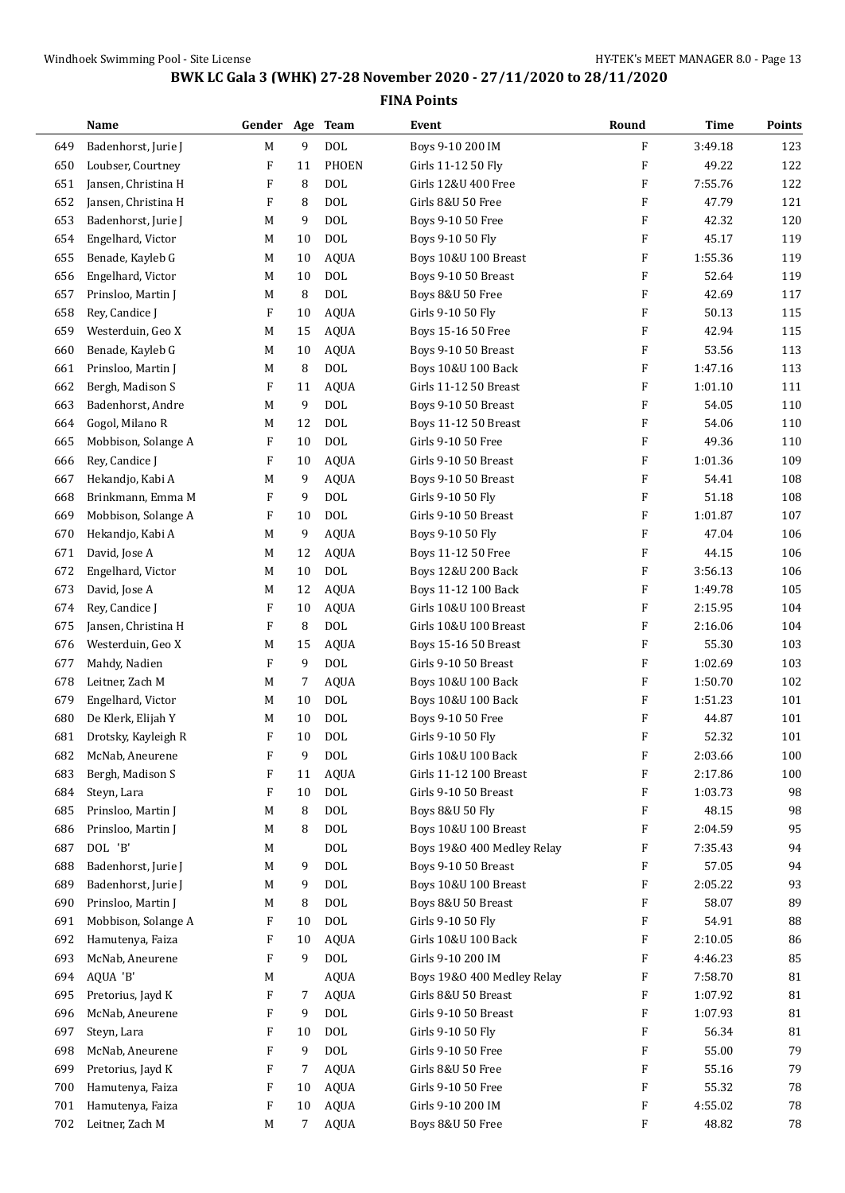## BWK LC Gala 3 (WHK) 27-28 November 2020 - 27/11/2020 to 28/11/2020

### FINA Points

| | Name | Gender | Age | Team | Event | Round | Time | Points |
|---|---|---|---|---|---|---|---|---|
| 649 | Badenhorst, Jurie J | M | 9 | DOL | Boys 9-10 200 IM | F | 3:49.18 | 123 |
| 650 | Loubser, Courtney | F | 11 | PHOEN | Girls 11-12 50 Fly | F | 49.22 | 122 |
| 651 | Jansen, Christina H | F | 8 | DOL | Girls 12&U 400 Free | F | 7:55.76 | 122 |
| 652 | Jansen, Christina H | F | 8 | DOL | Girls 8&U 50 Free | F | 47.79 | 121 |
| 653 | Badenhorst, Jurie J | M | 9 | DOL | Boys 9-10 50 Free | F | 42.32 | 120 |
| 654 | Engelhard, Victor | M | 10 | DOL | Boys 9-10 50 Fly | F | 45.17 | 119 |
| 655 | Benade, Kayleb G | M | 10 | AQUA | Boys 10&U 100 Breast | F | 1:55.36 | 119 |
| 656 | Engelhard, Victor | M | 10 | DOL | Boys 9-10 50 Breast | F | 52.64 | 119 |
| 657 | Prinsloo, Martin J | M | 8 | DOL | Boys 8&U 50 Free | F | 42.69 | 117 |
| 658 | Rey, Candice J | F | 10 | AQUA | Girls 9-10 50 Fly | F | 50.13 | 115 |
| 659 | Westerduin, Geo X | M | 15 | AQUA | Boys 15-16 50 Free | F | 42.94 | 115 |
| 660 | Benade, Kayleb G | M | 10 | AQUA | Boys 9-10 50 Breast | F | 53.56 | 113 |
| 661 | Prinsloo, Martin J | M | 8 | DOL | Boys 10&U 100 Back | F | 1:47.16 | 113 |
| 662 | Bergh, Madison S | F | 11 | AQUA | Girls 11-12 50 Breast | F | 1:01.10 | 111 |
| 663 | Badenhorst, Andre | M | 9 | DOL | Boys 9-10 50 Breast | F | 54.05 | 110 |
| 664 | Gogol, Milano R | M | 12 | DOL | Boys 11-12 50 Breast | F | 54.06 | 110 |
| 665 | Mobbison, Solange A | F | 10 | DOL | Girls 9-10 50 Free | F | 49.36 | 110 |
| 666 | Rey, Candice J | F | 10 | AQUA | Girls 9-10 50 Breast | F | 1:01.36 | 109 |
| 667 | Hekandjo, Kabi A | M | 9 | AQUA | Boys 9-10 50 Breast | F | 54.41 | 108 |
| 668 | Brinkmann, Emma M | F | 9 | DOL | Girls 9-10 50 Fly | F | 51.18 | 108 |
| 669 | Mobbison, Solange A | F | 10 | DOL | Girls 9-10 50 Breast | F | 1:01.87 | 107 |
| 670 | Hekandjo, Kabi A | M | 9 | AQUA | Boys 9-10 50 Fly | F | 47.04 | 106 |
| 671 | David, Jose A | M | 12 | AQUA | Boys 11-12 50 Free | F | 44.15 | 106 |
| 672 | Engelhard, Victor | M | 10 | DOL | Boys 12&U 200 Back | F | 3:56.13 | 106 |
| 673 | David, Jose A | M | 12 | AQUA | Boys 11-12 100 Back | F | 1:49.78 | 105 |
| 674 | Rey, Candice J | F | 10 | AQUA | Girls 10&U 100 Breast | F | 2:15.95 | 104 |
| 675 | Jansen, Christina H | F | 8 | DOL | Girls 10&U 100 Breast | F | 2:16.06 | 104 |
| 676 | Westerduin, Geo X | M | 15 | AQUA | Boys 15-16 50 Breast | F | 55.30 | 103 |
| 677 | Mahdy, Nadien | F | 9 | DOL | Girls 9-10 50 Breast | F | 1:02.69 | 103 |
| 678 | Leitner, Zach M | M | 7 | AQUA | Boys 10&U 100 Back | F | 1:50.70 | 102 |
| 679 | Engelhard, Victor | M | 10 | DOL | Boys 10&U 100 Back | F | 1:51.23 | 101 |
| 680 | De Klerk, Elijah Y | M | 10 | DOL | Boys 9-10 50 Free | F | 44.87 | 101 |
| 681 | Drotsky, Kayleigh R | F | 10 | DOL | Girls 9-10 50 Fly | F | 52.32 | 101 |
| 682 | McNab, Aneurene | F | 9 | DOL | Girls 10&U 100 Back | F | 2:03.66 | 100 |
| 683 | Bergh, Madison S | F | 11 | AQUA | Girls 11-12 100 Breast | F | 2:17.86 | 100 |
| 684 | Steyn, Lara | F | 10 | DOL | Girls 9-10 50 Breast | F | 1:03.73 | 98 |
| 685 | Prinsloo, Martin J | M | 8 | DOL | Boys 8&U 50 Fly | F | 48.15 | 98 |
| 686 | Prinsloo, Martin J | M | 8 | DOL | Boys 10&U 100 Breast | F | 2:04.59 | 95 |
| 687 | DOL 'B' | M | | DOL | Boys 19&O 400 Medley Relay | F | 7:35.43 | 94 |
| 688 | Badenhorst, Jurie J | M | 9 | DOL | Boys 9-10 50 Breast | F | 57.05 | 94 |
| 689 | Badenhorst, Jurie J | M | 9 | DOL | Boys 10&U 100 Breast | F | 2:05.22 | 93 |
| 690 | Prinsloo, Martin J | M | 8 | DOL | Boys 8&U 50 Breast | F | 58.07 | 89 |
| 691 | Mobbison, Solange A | F | 10 | DOL | Girls 9-10 50 Fly | F | 54.91 | 88 |
| 692 | Hamutenya, Faiza | F | 10 | AQUA | Girls 10&U 100 Back | F | 2:10.05 | 86 |
| 693 | McNab, Aneurene | F | 9 | DOL | Girls 9-10 200 IM | F | 4:46.23 | 85 |
| 694 | AQUA 'B' | M | | AQUA | Boys 19&O 400 Medley Relay | F | 7:58.70 | 81 |
| 695 | Pretorius, Jayd K | F | 7 | AQUA | Girls 8&U 50 Breast | F | 1:07.92 | 81 |
| 696 | McNab, Aneurene | F | 9 | DOL | Girls 9-10 50 Breast | F | 1:07.93 | 81 |
| 697 | Steyn, Lara | F | 10 | DOL | Girls 9-10 50 Fly | F | 56.34 | 81 |
| 698 | McNab, Aneurene | F | 9 | DOL | Girls 9-10 50 Free | F | 55.00 | 79 |
| 699 | Pretorius, Jayd K | F | 7 | AQUA | Girls 8&U 50 Free | F | 55.16 | 79 |
| 700 | Hamutenya, Faiza | F | 10 | AQUA | Girls 9-10 50 Free | F | 55.32 | 78 |
| 701 | Hamutenya, Faiza | F | 10 | AQUA | Girls 9-10 200 IM | F | 4:55.02 | 78 |
| 702 | Leitner, Zach M | M | 7 | AQUA | Boys 8&U 50 Free | F | 48.82 | 78 |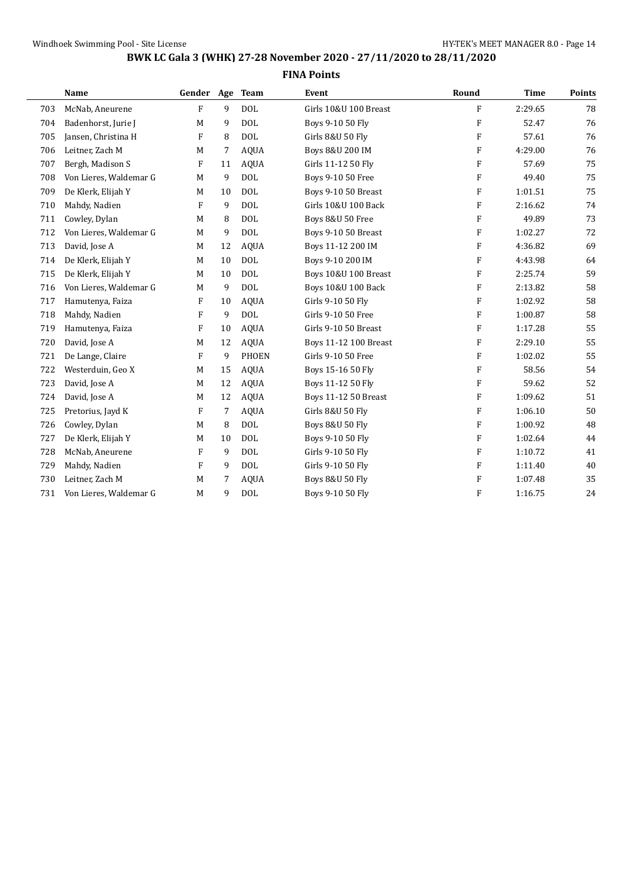## BWK LC Gala 3 (WHK) 27-28 November 2020 - 27/11/2020 to 28/11/2020

### FINA Points

| | Name | Gender | Age | Team | Event | Round | Time | Points |
|---|---|---|---|---|---|---|---|---|
| 703 | McNab, Aneurene | F | 9 | DOL | Girls 10&U 100 Breast | F | 2:29.65 | 78 |
| 704 | Badenhorst, Jurie J | M | 9 | DOL | Boys 9-10 50 Fly | F | 52.47 | 76 |
| 705 | Jansen, Christina H | F | 8 | DOL | Girls 8&U 50 Fly | F | 57.61 | 76 |
| 706 | Leitner, Zach M | M | 7 | AQUA | Boys 8&U 200 IM | F | 4:29.00 | 76 |
| 707 | Bergh, Madison S | F | 11 | AQUA | Girls 11-12 50 Fly | F | 57.69 | 75 |
| 708 | Von Lieres, Waldemar G | M | 9 | DOL | Boys 9-10 50 Free | F | 49.40 | 75 |
| 709 | De Klerk, Elijah Y | M | 10 | DOL | Boys 9-10 50 Breast | F | 1:01.51 | 75 |
| 710 | Mahdy, Nadien | F | 9 | DOL | Girls 10&U 100 Back | F | 2:16.62 | 74 |
| 711 | Cowley, Dylan | M | 8 | DOL | Boys 8&U 50 Free | F | 49.89 | 73 |
| 712 | Von Lieres, Waldemar G | M | 9 | DOL | Boys 9-10 50 Breast | F | 1:02.27 | 72 |
| 713 | David, Jose A | M | 12 | AQUA | Boys 11-12 200 IM | F | 4:36.82 | 69 |
| 714 | De Klerk, Elijah Y | M | 10 | DOL | Boys 9-10 200 IM | F | 4:43.98 | 64 |
| 715 | De Klerk, Elijah Y | M | 10 | DOL | Boys 10&U 100 Breast | F | 2:25.74 | 59 |
| 716 | Von Lieres, Waldemar G | M | 9 | DOL | Boys 10&U 100 Back | F | 2:13.82 | 58 |
| 717 | Hamutenya, Faiza | F | 10 | AQUA | Girls 9-10 50 Fly | F | 1:02.92 | 58 |
| 718 | Mahdy, Nadien | F | 9 | DOL | Girls 9-10 50 Free | F | 1:00.87 | 58 |
| 719 | Hamutenya, Faiza | F | 10 | AQUA | Girls 9-10 50 Breast | F | 1:17.28 | 55 |
| 720 | David, Jose A | M | 12 | AQUA | Boys 11-12 100 Breast | F | 2:29.10 | 55 |
| 721 | De Lange, Claire | F | 9 | PHOEN | Girls 9-10 50 Free | F | 1:02.02 | 55 |
| 722 | Westerduin, Geo X | M | 15 | AQUA | Boys 15-16 50 Fly | F | 58.56 | 54 |
| 723 | David, Jose A | M | 12 | AQUA | Boys 11-12 50 Fly | F | 59.62 | 52 |
| 724 | David, Jose A | M | 12 | AQUA | Boys 11-12 50 Breast | F | 1:09.62 | 51 |
| 725 | Pretorius, Jayd K | F | 7 | AQUA | Girls 8&U 50 Fly | F | 1:06.10 | 50 |
| 726 | Cowley, Dylan | M | 8 | DOL | Boys 8&U 50 Fly | F | 1:00.92 | 48 |
| 727 | De Klerk, Elijah Y | M | 10 | DOL | Boys 9-10 50 Fly | F | 1:02.64 | 44 |
| 728 | McNab, Aneurene | F | 9 | DOL | Girls 9-10 50 Fly | F | 1:10.72 | 41 |
| 729 | Mahdy, Nadien | F | 9 | DOL | Girls 9-10 50 Fly | F | 1:11.40 | 40 |
| 730 | Leitner, Zach M | M | 7 | AQUA | Boys 8&U 50 Fly | F | 1:07.48 | 35 |
| 731 | Von Lieres, Waldemar G | M | 9 | DOL | Boys 9-10 50 Fly | F | 1:16.75 | 24 |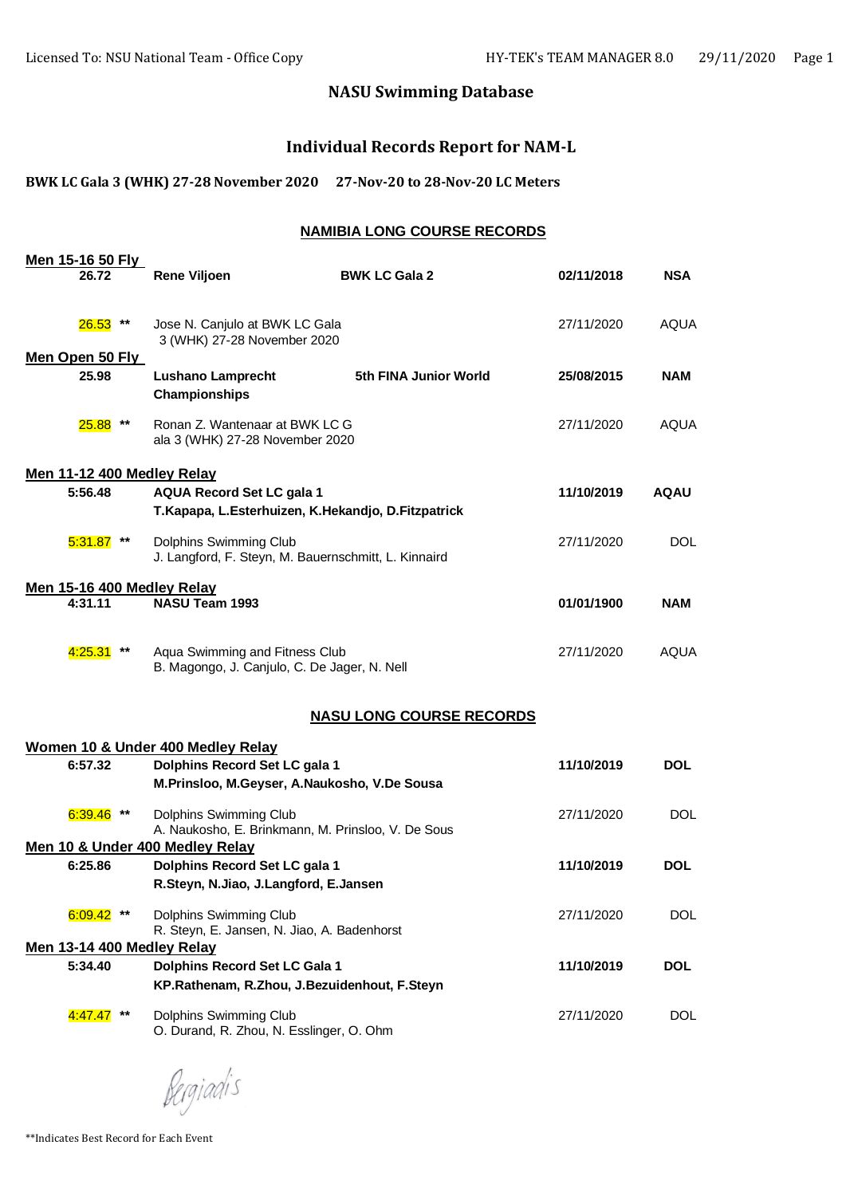## NASU Swimming Database

## Individual Records Report for NAM-L

**BWK LC Gala 3 (WHK) 27-28 November 2020 27-Nov-20 to 28-Nov-20 LC Meters**

### NAMIBIA LONG COURSE RECORDS

**Men 15-16 50 Fly**

| | | | | |
|---|---|---|---|---|
| **26.72** | **Rene Viljoen** | **BWK LC Gala 2** | **02/11/2018** | **NSA** |
| 26.53 ** | Jose N. Canjulo at BWK LC Gala 3 (WHK) 27-28 November 2020 | | 27/11/2020 | AQUA |

**Men Open 50 Fly**

| | | | | |
|---|---|---|---|---|
| **25.98** | **Lushano Lamprecht** | **5th FINA Junior World Championships** | **25/08/2015** | **NAM** |
| 25.88 ** | Ronan Z. Wantenaar at BWK LC Gala 3 (WHK) 27-28 November 2020 | | 27/11/2020 | AQUA |

**Men 11-12 400 Medley Relay**

| | | | |
|---|---|---|---|
| **5:56.48** | **AQUA Record Set LC gala 1** **T.Kapapa, L.Esterhuizen, K.Hekandjo, D.Fitzpatrick** | **11/10/2019** | **AQAU** |
| 5:31.87 ** | Dolphins Swimming Club J. Langford, F. Steyn, M. Bauernschmitt, L. Kinnaird | 27/11/2020 | DOL |

**Men 15-16 400 Medley Relay**

| | | | |
|---|---|---|---|
| **4:31.11** | **NASU Team 1993** | **01/01/1900** | **NAM** |
| 4:25.31 ** | Aqua Swimming and Fitness Club B. Magongo, J. Canjulo, C. De Jager, N. Nell | 27/11/2020 | AQUA |

### NASU LONG COURSE RECORDS

**Women 10 & Under 400 Medley Relay**

| | | | |
|---|---|---|---|
| **6:57.32** | **Dolphins Record Set LC gala 1** **M.Prinsloo, M.Geyser, A.Naukosho, V.De Sousa** | **11/10/2019** | **DOL** |
| 6:39.46 ** | Dolphins Swimming Club A. Naukosho, E. Brinkmann, M. Prinsloo, V. De Sous | 27/11/2020 | DOL |

**Men 10 & Under 400 Medley Relay**

| | | | |
|---|---|---|---|
| **6:25.86** | **Dolphins Record Set LC gala 1** **R.Steyn, N.Jiao, J.Langford, E.Jansen** | **11/10/2019** | **DOL** |
| 6:09.42 ** | Dolphins Swimming Club R. Steyn, E. Jansen, N. Jiao, A. Badenhorst | 27/11/2020 | DOL |

**Men 13-14 400 Medley Relay**

| | | | |
|---|---|---|---|
| **5:34.40** | **Dolphins Record Set LC Gala 1** **KP.Rathenam, R.Zhou, J.Bezuidenhout, F.Steyn** | **11/10/2019** | **DOL** |
| 4:47.47 ** | Dolphins Swimming Club O. Durand, R. Zhou, N. Esslinger, O. Ohm | 27/11/2020 | DOL |

Bergiadis

**Indicates Best Record for Each Event